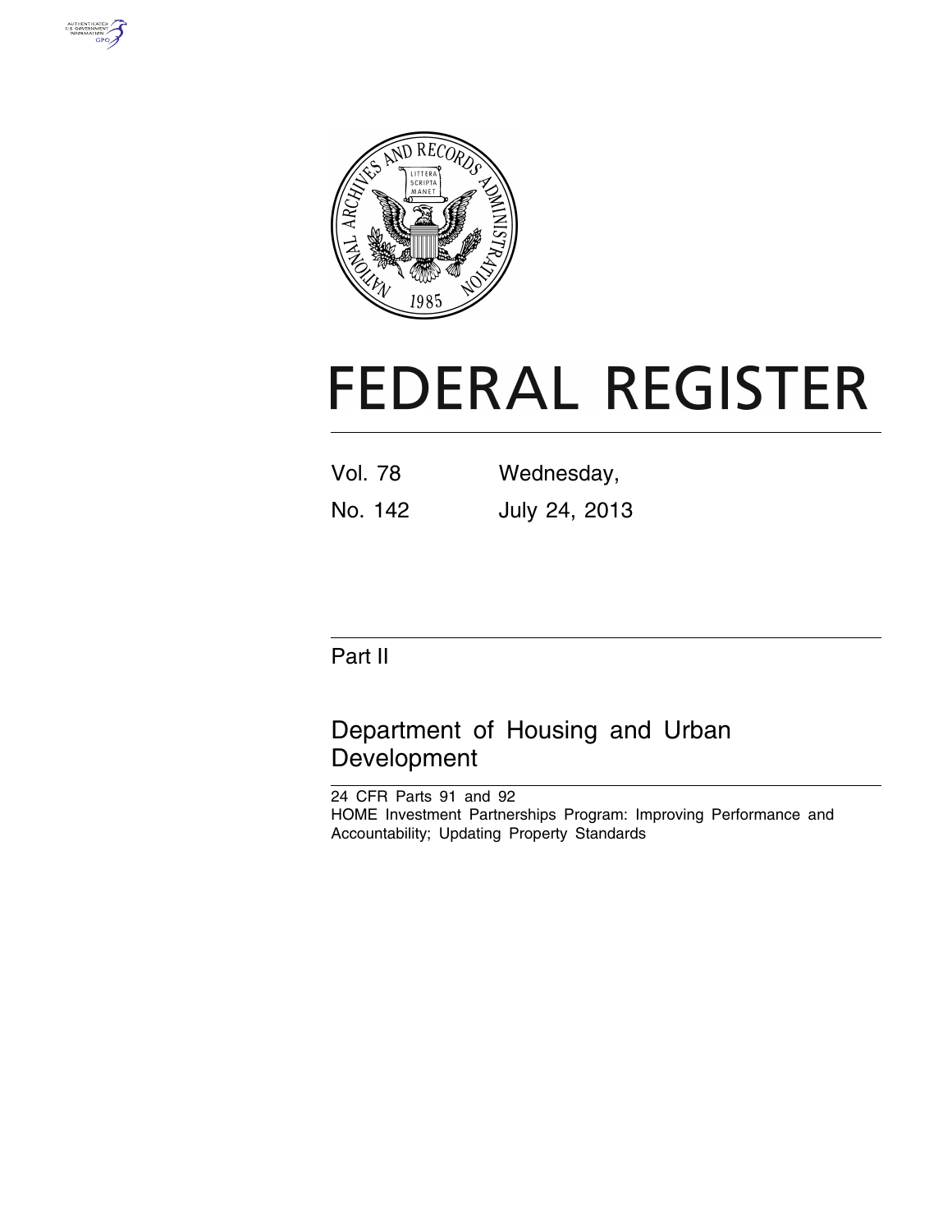# FEDERAL REGISTER

Vol. 78 Wednesday,

No. 142 July 24, 2013

## Part II

## Department of Housing and Urban Development

24 CFR Parts 91 and 92

HOME Investment Partnerships Program: Improving Performance and Accountability; Updating Property Standards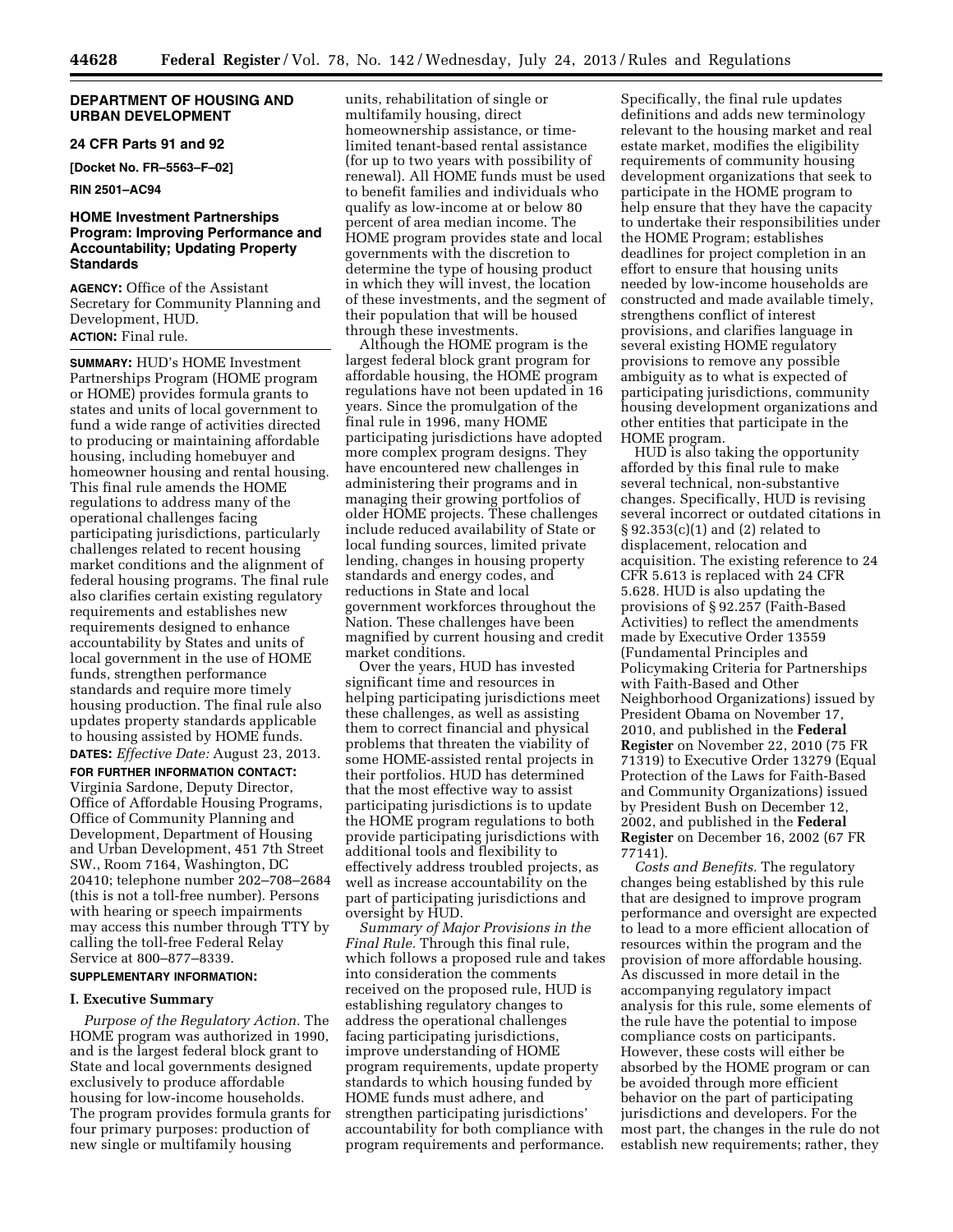**DEPARTMENT OF HOUSING AND URBAN DEVELOPMENT**

**24 CFR Parts 91 and 92**

**[Docket No. FR–5563–F–02]**

**RIN 2501–AC94**

## HOME Investment Partnerships Program: Improving Performance and Accountability; Updating Property Standards

**AGENCY:** Office of the Assistant Secretary for Community Planning and Development, HUD.

**ACTION:** Final rule.

**SUMMARY:** HUD's HOME Investment Partnerships Program (HOME program or HOME) provides formula grants to states and units of local government to fund a wide range of activities directed to producing or maintaining affordable housing, including homebuyer and homeowner housing and rental housing. This final rule amends the HOME regulations to address many of the operational challenges facing participating jurisdictions, particularly challenges related to recent housing market conditions and the alignment of federal housing programs. The final rule also clarifies certain existing regulatory requirements and establishes new requirements designed to enhance accountability by States and units of local government in the use of HOME funds, strengthen performance standards and require more timely housing production. The final rule also updates property standards applicable to housing assisted by HOME funds.

**DATES:** *Effective Date:* August 23, 2013.

**FOR FURTHER INFORMATION CONTACT:** Virginia Sardone, Deputy Director, Office of Affordable Housing Programs, Office of Community Planning and Development, Department of Housing and Urban Development, 451 7th Street SW., Room 7164, Washington, DC 20410; telephone number 202–708–2684 (this is not a toll-free number). Persons with hearing or speech impairments may access this number through TTY by calling the toll-free Federal Relay Service at 800–877–8339.

**SUPPLEMENTARY INFORMATION:**

### I. Executive Summary

*Purpose of the Regulatory Action.* The HOME program was authorized in 1990, and is the largest federal block grant to State and local governments designed exclusively to produce affordable housing for low-income households. The program provides formula grants for four primary purposes: production of new single or multifamily housing units, rehabilitation of single or multifamily housing, direct homeownership assistance, or time-limited tenant-based rental assistance (for up to two years with possibility of renewal). All HOME funds must be used to benefit families and individuals who qualify as low-income at or below 80 percent of area median income. The HOME program provides state and local governments with the discretion to determine the type of housing product in which they will invest, the location of these investments, and the segment of their population that will be housed through these investments.

Although the HOME program is the largest federal block grant program for affordable housing, the HOME program regulations have not been updated in 16 years. Since the promulgation of the final rule in 1996, many HOME participating jurisdictions have adopted more complex program designs. They have encountered new challenges in administering their programs and in managing their growing portfolios of older HOME projects. These challenges include reduced availability of State or local funding sources, limited private lending, changes in housing property standards and energy codes, and reductions in State and local government workforces throughout the Nation. These challenges have been magnified by current housing and credit market conditions.

Over the years, HUD has invested significant time and resources in helping participating jurisdictions meet these challenges, as well as assisting them to correct financial and physical problems that threaten the viability of some HOME-assisted rental projects in their portfolios. HUD has determined that the most effective way to assist participating jurisdictions is to update the HOME program regulations to both provide participating jurisdictions with additional tools and flexibility to effectively address troubled projects, as well as increase accountability on the part of participating jurisdictions and oversight by HUD.

*Summary of Major Provisions in the Final Rule.* Through this final rule, which follows a proposed rule and takes into consideration the comments received on the proposed rule, HUD is establishing regulatory changes to address the operational challenges facing participating jurisdictions, improve understanding of HOME program requirements, update property standards to which housing funded by HOME funds must adhere, and strengthen participating jurisdictions' accountability for both compliance with program requirements and performance. Specifically, the final rule updates definitions and adds new terminology relevant to the housing market and real estate market, modifies the eligibility requirements of community housing development organizations that seek to participate in the HOME program to help ensure that they have the capacity to undertake their responsibilities under the HOME Program; establishes deadlines for project completion in an effort to ensure that housing units needed by low-income households are constructed and made available timely, strengthens conflict of interest provisions, and clarifies language in several existing HOME regulatory provisions to remove any possible ambiguity as to what is expected of participating jurisdictions, community housing development organizations and other entities that participate in the HOME program.

HUD is also taking the opportunity afforded by this final rule to make several technical, non-substantive changes. Specifically, HUD is revising several incorrect or outdated citations in § 92.353(c)(1) and (2) related to displacement, relocation and acquisition. The existing reference to 24 CFR 5.613 is replaced with 24 CFR 5.628. HUD is also updating the provisions of § 92.257 (Faith-Based Activities) to reflect the amendments made by Executive Order 13559 (Fundamental Principles and Policymaking Criteria for Partnerships with Faith-Based and Other Neighborhood Organizations) issued by President Obama on November 17, 2010, and published in the **Federal Register** on November 22, 2010 (75 FR 71319) to Executive Order 13279 (Equal Protection of the Laws for Faith-Based and Community Organizations) issued by President Bush on December 12, 2002, and published in the **Federal Register** on December 16, 2002 (67 FR 77141).

*Costs and Benefits.* The regulatory changes being established by this rule that are designed to improve program performance and oversight are expected to lead to a more efficient allocation of resources within the program and the provision of more affordable housing. As discussed in more detail in the accompanying regulatory impact analysis for this rule, some elements of the rule have the potential to impose compliance costs on participants. However, these costs will either be absorbed by the HOME program or can be avoided through more efficient behavior on the part of participating jurisdictions and developers. For the most part, the changes in the rule do not establish new requirements; rather, they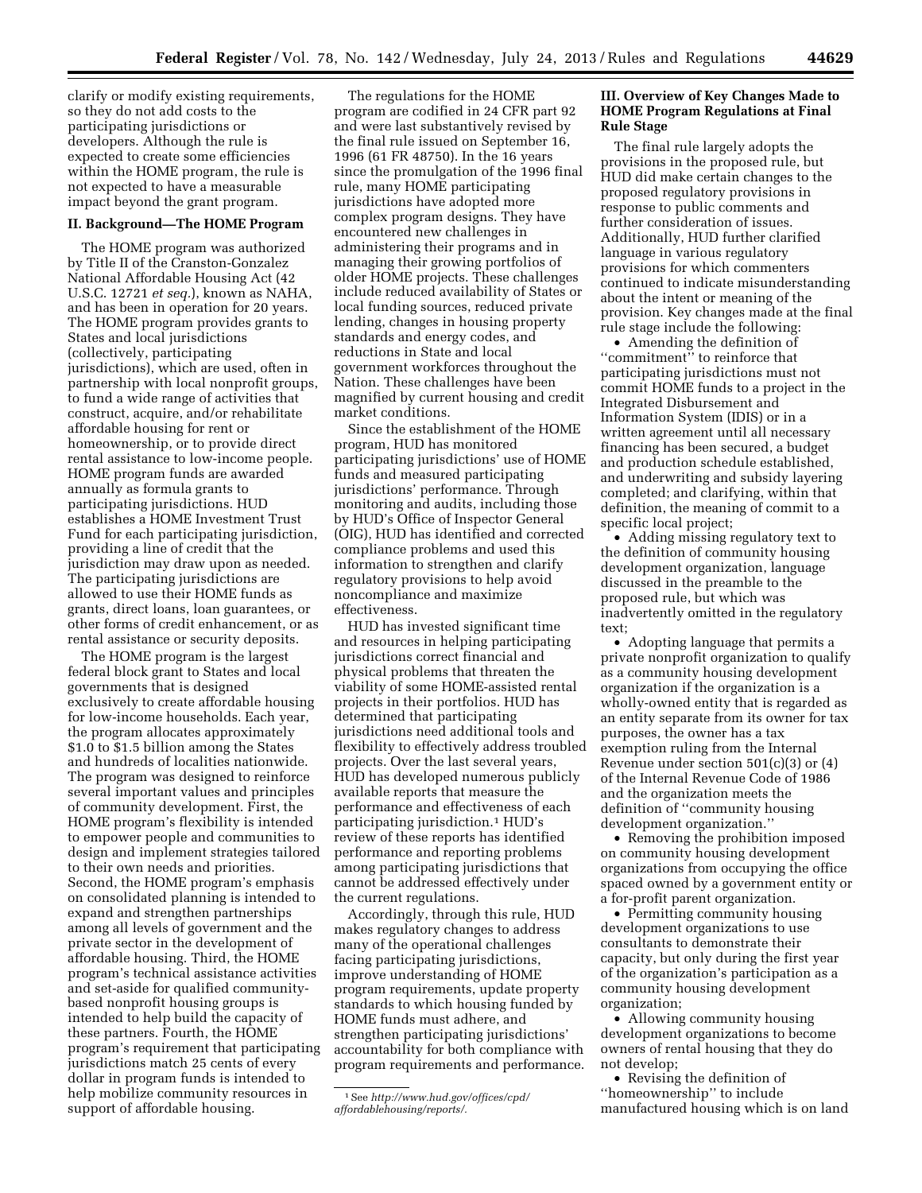clarify or modify existing requirements, so they do not add costs to the participating jurisdictions or developers. Although the rule is expected to create some efficiencies within the HOME program, the rule is not expected to have a measurable impact beyond the grant program.

## II. Background—The HOME Program

The HOME program was authorized by Title II of the Cranston-Gonzalez National Affordable Housing Act (42 U.S.C. 12721 *et seq.*), known as NAHA, and has been in operation for 20 years. The HOME program provides grants to States and local jurisdictions (collectively, participating jurisdictions), which are used, often in partnership with local nonprofit groups, to fund a wide range of activities that construct, acquire, and/or rehabilitate affordable housing for rent or homeownership, or to provide direct rental assistance to low-income people. HOME program funds are awarded annually as formula grants to participating jurisdictions. HUD establishes a HOME Investment Trust Fund for each participating jurisdiction, providing a line of credit that the jurisdiction may draw upon as needed. The participating jurisdictions are allowed to use their HOME funds as grants, direct loans, loan guarantees, or other forms of credit enhancement, or as rental assistance or security deposits.

The HOME program is the largest federal block grant to States and local governments that is designed exclusively to create affordable housing for low-income households. Each year, the program allocates approximately $1.0 to $1.5 billion among the States and hundreds of localities nationwide. The program was designed to reinforce several important values and principles of community development. First, the HOME program's flexibility is intended to empower people and communities to design and implement strategies tailored to their own needs and priorities. Second, the HOME program's emphasis on consolidated planning is intended to expand and strengthen partnerships among all levels of government and the private sector in the development of affordable housing. Third, the HOME program's technical assistance activities and set-aside for qualified community-based nonprofit housing groups is intended to help build the capacity of these partners. Fourth, the HOME program's requirement that participating jurisdictions match 25 cents of every dollar in program funds is intended to help mobilize community resources in support of affordable housing.

The regulations for the HOME program are codified in 24 CFR part 92 and were last substantively revised by the final rule issued on September 16, 1996 (61 FR 48750). In the 16 years since the promulgation of the 1996 final rule, many HOME participating jurisdictions have adopted more complex program designs. They have encountered new challenges in administering their programs and in managing their growing portfolios of older HOME projects. These challenges include reduced availability of States or local funding sources, reduced private lending, changes in housing property standards and energy codes, and reductions in State and local government workforces throughout the Nation. These challenges have been magnified by current housing and credit market conditions.

Since the establishment of the HOME program, HUD has monitored participating jurisdictions' use of HOME funds and measured participating jurisdictions' performance. Through monitoring and audits, including those by HUD's Office of Inspector General (OIG), HUD has identified and corrected compliance problems and used this information to strengthen and clarify regulatory provisions to help avoid noncompliance and maximize effectiveness.

HUD has invested significant time and resources in helping participating jurisdictions correct financial and physical problems that threaten the viability of some HOME-assisted rental projects in their portfolios. HUD has determined that participating jurisdictions need additional tools and flexibility to effectively address troubled projects. Over the last several years, HUD has developed numerous publicly available reports that measure the performance and effectiveness of each participating jurisdiction.[1] HUD's review of these reports has identified performance and reporting problems among participating jurisdictions that cannot be addressed effectively under the current regulations.

Accordingly, through this rule, HUD makes regulatory changes to address many of the operational challenges facing participating jurisdictions, improve understanding of HOME program requirements, update property standards to which housing funded by HOME funds must adhere, and strengthen participating jurisdictions' accountability for both compliance with program requirements and performance.

[1] See *http://www.hud.gov/offices/cpd/affordablehousing/reports/*.

## III. Overview of Key Changes Made to HOME Program Regulations at Final Rule Stage

The final rule largely adopts the provisions in the proposed rule, but HUD did make certain changes to the proposed regulatory provisions in response to public comments and further consideration of issues. Additionally, HUD further clarified language in various regulatory provisions for which commenters continued to indicate misunderstanding about the intent or meaning of the provision. Key changes made at the final rule stage include the following:

- Amending the definition of ''commitment'' to reinforce that participating jurisdictions must not commit HOME funds to a project in the Integrated Disbursement and Information System (IDIS) or in a written agreement until all necessary financing has been secured, a budget and production schedule established, and underwriting and subsidy layering completed; and clarifying, within that definition, the meaning of commit to a specific local project;
- Adding missing regulatory text to the definition of community housing development organization, language discussed in the preamble to the proposed rule, but which was inadvertently omitted in the regulatory text;
- Adopting language that permits a private nonprofit organization to qualify as a community housing development organization if the organization is a wholly-owned entity that is regarded as an entity separate from its owner for tax purposes, the owner has a tax exemption ruling from the Internal Revenue under section 501(c)(3) or (4) of the Internal Revenue Code of 1986 and the organization meets the definition of ''community housing development organization.''
- Removing the prohibition imposed on community housing development organizations from occupying the office spaced owned by a government entity or a for-profit parent organization.
- Permitting community housing development organizations to use consultants to demonstrate their capacity, but only during the first year of the organization's participation as a community housing development organization;
- Allowing community housing development organizations to become owners of rental housing that they do not develop;
- Revising the definition of ''homeownership'' to include manufactured housing which is on land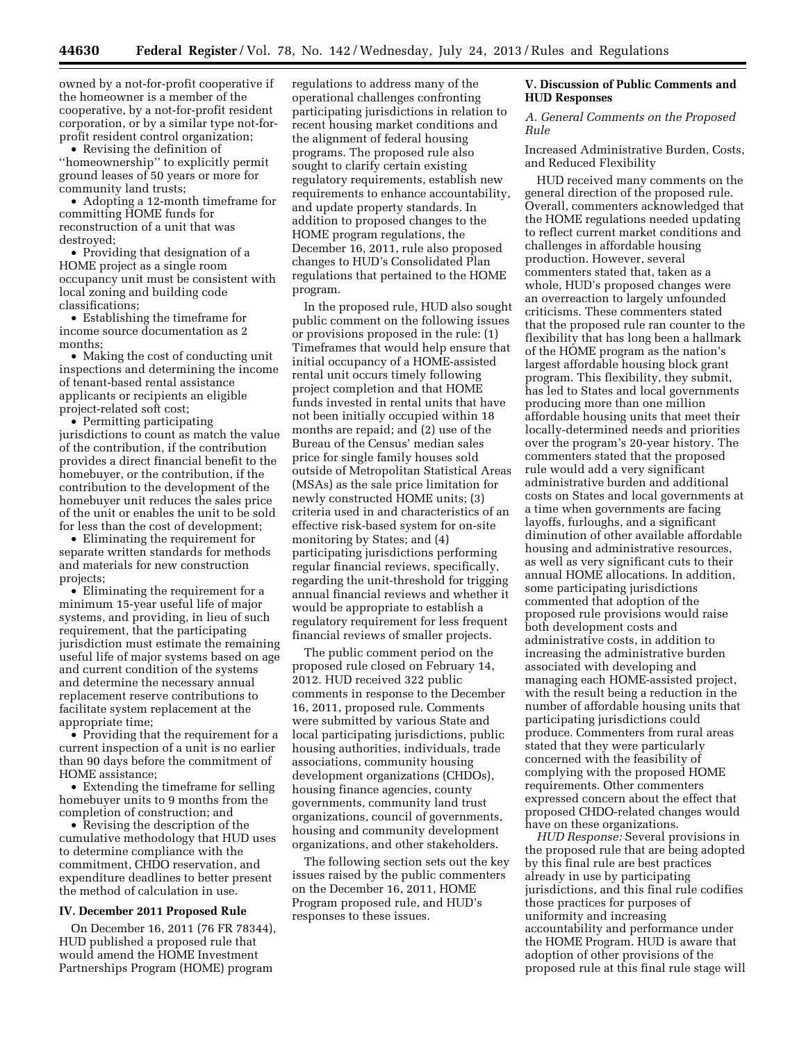owned by a not-for-profit cooperative if the homeowner is a member of the cooperative, by a not-for-profit resident corporation, or by a similar type not-for-profit resident control organization;

- Revising the definition of ''homeownership'' to explicitly permit ground leases of 50 years or more for community land trusts;
- Adopting a 12-month timeframe for committing HOME funds for reconstruction of a unit that was destroyed;
- Providing that designation of a HOME project as a single room occupancy unit must be consistent with local zoning and building code classifications;
- Establishing the timeframe for income source documentation as 2 months;
- Making the cost of conducting unit inspections and determining the income of tenant-based rental assistance applicants or recipients an eligible project-related soft cost;
- Permitting participating jurisdictions to count as match the value of the contribution, if the contribution provides a direct financial benefit to the homebuyer, or the contribution, if the contribution to the development of the homebuyer unit reduces the sales price of the unit or enables the unit to be sold for less than the cost of development;
- Eliminating the requirement for separate written standards for methods and materials for new construction projects;
- Eliminating the requirement for a minimum 15-year useful life of major systems, and providing, in lieu of such requirement, that the participating jurisdiction must estimate the remaining useful life of major systems based on age and current condition of the systems and determine the necessary annual replacement reserve contributions to facilitate system replacement at the appropriate time;
- Providing that the requirement for a current inspection of a unit is no earlier than 90 days before the commitment of HOME assistance;
- Extending the timeframe for selling homebuyer units to 9 months from the completion of construction; and
- Revising the description of the cumulative methodology that HUD uses to determine compliance with the commitment, CHDO reservation, and expenditure deadlines to better present the method of calculation in use.

## IV. December 2011 Proposed Rule

On December 16, 2011 (76 FR 78344), HUD published a proposed rule that would amend the HOME Investment Partnerships Program (HOME) program regulations to address many of the operational challenges confronting participating jurisdictions in relation to recent housing market conditions and the alignment of federal housing programs. The proposed rule also sought to clarify certain existing regulatory requirements, establish new requirements to enhance accountability, and update property standards. In addition to proposed changes to the HOME program regulations, the December 16, 2011, rule also proposed changes to HUD's Consolidated Plan regulations that pertained to the HOME program.

In the proposed rule, HUD also sought public comment on the following issues or provisions proposed in the rule: (1) Timeframes that would help ensure that initial occupancy of a HOME-assisted rental unit occurs timely following project completion and that HOME funds invested in rental units that have not been initially occupied within 18 months are repaid; and (2) use of the Bureau of the Census' median sales price for single family houses sold outside of Metropolitan Statistical Areas (MSAs) as the sale price limitation for newly constructed HOME units; (3) criteria used in and characteristics of an effective risk-based system for on-site monitoring by States; and (4) participating jurisdictions performing regular financial reviews, specifically, regarding the unit-threshold for trigging annual financial reviews and whether it would be appropriate to establish a regulatory requirement for less frequent financial reviews of smaller projects.

The public comment period on the proposed rule closed on February 14, 2012. HUD received 322 public comments in response to the December 16, 2011, proposed rule. Comments were submitted by various State and local participating jurisdictions, public housing authorities, individuals, trade associations, community housing development organizations (CHDOs), housing finance agencies, county governments, community land trust organizations, council of governments, housing and community development organizations, and other stakeholders.

The following section sets out the key issues raised by the public commenters on the December 16, 2011, HOME Program proposed rule, and HUD's responses to these issues.

## V. Discussion of Public Comments and HUD Responses

### *A. General Comments on the Proposed Rule*

Increased Administrative Burden, Costs, and Reduced Flexibility

HUD received many comments on the general direction of the proposed rule. Overall, commenters acknowledged that the HOME regulations needed updating to reflect current market conditions and challenges in affordable housing production. However, several commenters stated that, taken as a whole, HUD's proposed changes were an overreaction to largely unfounded criticisms. These commenters stated that the proposed rule ran counter to the flexibility that has long been a hallmark of the HOME program as the nation's largest affordable housing block grant program. This flexibility, they submit, has led to States and local governments producing more than one million affordable housing units that meet their locally-determined needs and priorities over the program's 20-year history. The commenters stated that the proposed rule would add a very significant administrative burden and additional costs on States and local governments at a time when governments are facing layoffs, furloughs, and a significant diminution of other available affordable housing and administrative resources, as well as very significant cuts to their annual HOME allocations. In addition, some participating jurisdictions commented that adoption of the proposed rule provisions would raise both development costs and administrative costs, in addition to increasing the administrative burden associated with developing and managing each HOME-assisted project, with the result being a reduction in the number of affordable housing units that participating jurisdictions could produce. Commenters from rural areas stated that they were particularly concerned with the feasibility of complying with the proposed HOME requirements. Other commenters expressed concern about the effect that proposed CHDO-related changes would have on these organizations.

*HUD Response:* Several provisions in the proposed rule that are being adopted by this final rule are best practices already in use by participating jurisdictions, and this final rule codifies those practices for purposes of uniformity and increasing accountability and performance under the HOME Program. HUD is aware that adoption of other provisions of the proposed rule at this final rule stage will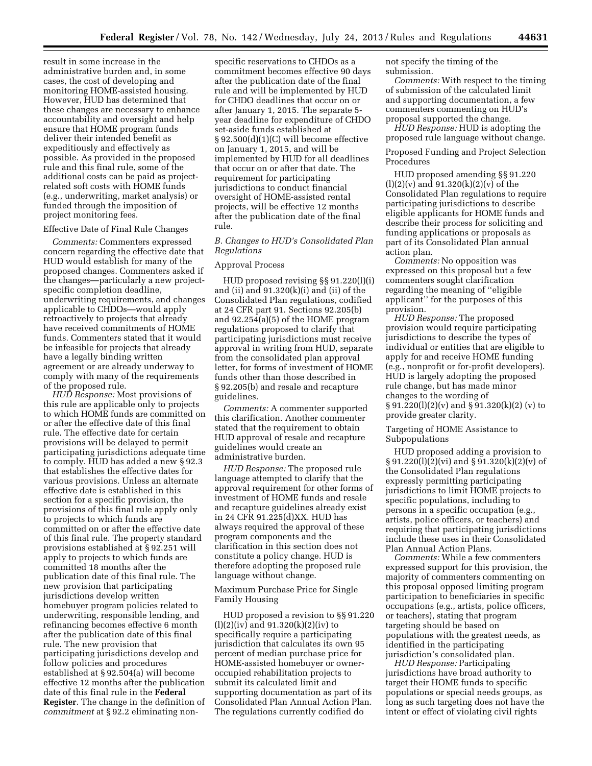result in some increase in the administrative burden and, in some cases, the cost of developing and monitoring HOME-assisted housing. However, HUD has determined that these changes are necessary to enhance accountability and oversight and help ensure that HOME program funds deliver their intended benefit as expeditiously and effectively as possible. As provided in the proposed rule and this final rule, some of the additional costs can be paid as project-related soft costs with HOME funds (e.g., underwriting, market analysis) or funded through the imposition of project monitoring fees.

Effective Date of Final Rule Changes

*Comments:* Commenters expressed concern regarding the effective date that HUD would establish for many of the proposed changes. Commenters asked if the changes—particularly a new project-specific completion deadline, underwriting requirements, and changes applicable to CHDOs—would apply retroactively to projects that already have received commitments of HOME funds. Commenters stated that it would be infeasible for projects that already have a legally binding written agreement or are already underway to comply with many of the requirements of the proposed rule.

*HUD Response:* Most provisions of this rule are applicable only to projects to which HOME funds are committed on or after the effective date of this final rule. The effective date for certain provisions will be delayed to permit participating jurisdictions adequate time to comply. HUD has added a new § 92.3 that establishes the effective dates for various provisions. Unless an alternate effective date is established in this section for a specific provision, the provisions of this final rule apply only to projects to which funds are committed on or after the effective date of this final rule. The property standard provisions established at § 92.251 will apply to projects to which funds are committed 18 months after the publication date of this final rule. The new provision that participating jurisdictions develop written homebuyer program policies related to underwriting, responsible lending, and refinancing becomes effective 6 month after the publication date of this final rule. The new provision that participating jurisdictions develop and follow policies and procedures established at § 92.504(a) will become effective 12 months after the publication date of this final rule in the **Federal Register**. The change in the definition of *commitment* at § 92.2 eliminating non-specific reservations to CHDOs as a commitment becomes effective 90 days after the publication date of the final rule and will be implemented by HUD for CHDO deadlines that occur on or after January 1, 2015. The separate 5-year deadline for expenditure of CHDO set-aside funds established at § 92.500(d)(1)(C) will become effective on January 1, 2015, and will be implemented by HUD for all deadlines that occur on or after that date. The requirement for participating jurisdictions to conduct financial oversight of HOME-assisted rental projects, will be effective 12 months after the publication date of the final rule.

### B. Changes to HUD's Consolidated Plan Regulations

Approval Process

HUD proposed revising §§ 91.220(l)(i) and (ii) and 91.320(k)(i) and (ii) of the Consolidated Plan regulations, codified at 24 CFR part 91. Sections 92.205(b) and 92.254(a)(5) of the HOME program regulations proposed to clarify that participating jurisdictions must receive approval in writing from HUD, separate from the consolidated plan approval letter, for forms of investment of HOME funds other than those described in § 92.205(b) and resale and recapture guidelines.

*Comments:* A commenter supported this clarification. Another commenter stated that the requirement to obtain HUD approval of resale and recapture guidelines would create an administrative burden.

*HUD Response:* The proposed rule language attempted to clarify that the approval requirement for other forms of investment of HOME funds and resale and recapture guidelines already exist in 24 CFR 91.225(d)XX. HUD has always required the approval of these program components and the clarification in this section does not constitute a policy change. HUD is therefore adopting the proposed rule language without change.

Maximum Purchase Price for Single Family Housing

HUD proposed a revision to §§ 91.220 (l)(2)(iv) and 91.320(k)(2)(iv) to specifically require a participating jurisdiction that calculates its own 95 percent of median purchase price for HOME-assisted homebuyer or owner-occupied rehabilitation projects to submit its calculated limit and supporting documentation as part of its Consolidated Plan Annual Action Plan. The regulations currently codified do not specify the timing of the submission.

*Comments:* With respect to the timing of submission of the calculated limit and supporting documentation, a few commenters commenting on HUD's proposal supported the change.

*HUD Response:* HUD is adopting the proposed rule language without change.

Proposed Funding and Project Selection Procedures

HUD proposed amending §§ 91.220 (l)(2)(v) and 91.320(k)(2)(v) of the Consolidated Plan regulations to require participating jurisdictions to describe eligible applicants for HOME funds and describe their process for soliciting and funding applications or proposals as part of its Consolidated Plan annual action plan.

*Comments:* No opposition was expressed on this proposal but a few commenters sought clarification regarding the meaning of "eligible applicant" for the purposes of this provision.

*HUD Response:* The proposed provision would require participating jurisdictions to describe the types of individual or entities that are eligible to apply for and receive HOME funding (e.g., nonprofit or for-profit developers). HUD is largely adopting the proposed rule change, but has made minor changes to the wording of § 91.220(l)(2)(v) and § 91.320(k)(2) (v) to provide greater clarity.

Targeting of HOME Assistance to Subpopulations

HUD proposed adding a provision to § 91.220(l)(2)(vi) and § 91.320(k)(2)(v) of the Consolidated Plan regulations expressly permitting participating jurisdictions to limit HOME projects to specific populations, including to persons in a specific occupation (e.g., artists, police officers, or teachers) and requiring that participating jurisdictions include these uses in their Consolidated Plan Annual Action Plans.

*Comments:* While a few commenters expressed support for this provision, the majority of commenters commenting on this proposal opposed limiting program participation to beneficiaries in specific occupations (e.g., artists, police officers, or teachers), stating that program targeting should be based on populations with the greatest needs, as identified in the participating jurisdiction's consolidated plan.

*HUD Response:* Participating jurisdictions have broad authority to target their HOME funds to specific populations or special needs groups, as long as such targeting does not have the intent or effect of violating civil rights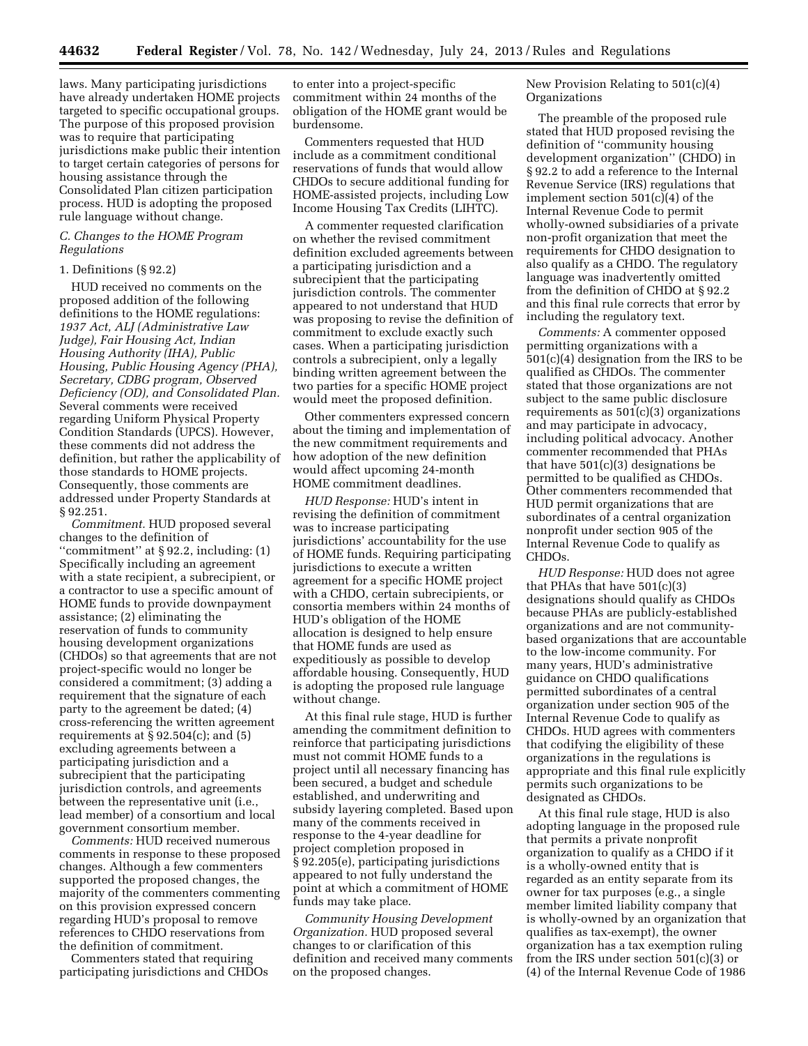laws. Many participating jurisdictions have already undertaken HOME projects targeted to specific occupational groups. The purpose of this proposed provision was to require that participating jurisdictions make public their intention to target certain categories of persons for housing assistance through the Consolidated Plan citizen participation process. HUD is adopting the proposed rule language without change.

### C. Changes to the HOME Program Regulations

#### 1. Definitions (§ 92.2)

HUD received no comments on the proposed addition of the following definitions to the HOME regulations: *1937 Act, ALJ (Administrative Law Judge), Fair Housing Act, Indian Housing Authority (IHA), Public Housing, Public Housing Agency (PHA), Secretary, CDBG program, Observed Deficiency (OD), and Consolidated Plan.* Several comments were received regarding Uniform Physical Property Condition Standards (UPCS). However, these comments did not address the definition, but rather the applicability of those standards to HOME projects. Consequently, those comments are addressed under Property Standards at § 92.251.

*Commitment.* HUD proposed several changes to the definition of ''commitment'' at § 92.2, including: (1) Specifically including an agreement with a state recipient, a subrecipient, or a contractor to use a specific amount of HOME funds to provide downpayment assistance; (2) eliminating the reservation of funds to community housing development organizations (CHDOs) so that agreements that are not project-specific would no longer be considered a commitment; (3) adding a requirement that the signature of each party to the agreement be dated; (4) cross-referencing the written agreement requirements at § 92.504(c); and (5) excluding agreements between a participating jurisdiction and a subrecipient that the participating jurisdiction controls, and agreements between the representative unit (i.e., lead member) of a consortium and local government consortium member.

*Comments:* HUD received numerous comments in response to these proposed changes. Although a few commenters supported the proposed changes, the majority of the commenters commenting on this provision expressed concern regarding HUD's proposal to remove references to CHDO reservations from the definition of commitment.

Commenters stated that requiring participating jurisdictions and CHDOs to enter into a project-specific commitment within 24 months of the obligation of the HOME grant would be burdensome.

Commenters requested that HUD include as a commitment conditional reservations of funds that would allow CHDOs to secure additional funding for HOME-assisted projects, including Low Income Housing Tax Credits (LIHTC).

A commenter requested clarification on whether the revised commitment definition excluded agreements between a participating jurisdiction and a subrecipient that the participating jurisdiction controls. The commenter appeared to not understand that HUD was proposing to revise the definition of commitment to exclude exactly such cases. When a participating jurisdiction controls a subrecipient, only a legally binding written agreement between the two parties for a specific HOME project would meet the proposed definition.

Other commenters expressed concern about the timing and implementation of the new commitment requirements and how adoption of the new definition would affect upcoming 24-month HOME commitment deadlines.

*HUD Response:* HUD's intent in revising the definition of commitment was to increase participating jurisdictions' accountability for the use of HOME funds. Requiring participating jurisdictions to execute a written agreement for a specific HOME project with a CHDO, certain subrecipients, or consortia members within 24 months of HUD's obligation of the HOME allocation is designed to help ensure that HOME funds are used as expeditiously as possible to develop affordable housing. Consequently, HUD is adopting the proposed rule language without change.

At this final rule stage, HUD is further amending the commitment definition to reinforce that participating jurisdictions must not commit HOME funds to a project until all necessary financing has been secured, a budget and schedule established, and underwriting and subsidy layering completed. Based upon many of the comments received in response to the 4-year deadline for project completion proposed in § 92.205(e), participating jurisdictions appeared to not fully understand the point at which a commitment of HOME funds may take place.

*Community Housing Development Organization.* HUD proposed several changes to or clarification of this definition and received many comments on the proposed changes.

New Provision Relating to 501(c)(4) Organizations

The preamble of the proposed rule stated that HUD proposed revising the definition of ''community housing development organization'' (CHDO) in § 92.2 to add a reference to the Internal Revenue Service (IRS) regulations that implement section 501(c)(4) of the Internal Revenue Code to permit wholly-owned subsidiaries of a private non-profit organization that meet the requirements for CHDO designation to also qualify as a CHDO. The regulatory language was inadvertently omitted from the definition of CHDO at § 92.2 and this final rule corrects that error by including the regulatory text.

*Comments:* A commenter opposed permitting organizations with a 501(c)(4) designation from the IRS to be qualified as CHDOs. The commenter stated that those organizations are not subject to the same public disclosure requirements as 501(c)(3) organizations and may participate in advocacy, including political advocacy. Another commenter recommended that PHAs that have 501(c)(3) designations be permitted to be qualified as CHDOs. Other commenters recommended that HUD permit organizations that are subordinates of a central organization nonprofit under section 905 of the Internal Revenue Code to qualify as CHDOs.

*HUD Response:* HUD does not agree that PHAs that have 501(c)(3) designations should qualify as CHDOs because PHAs are publicly-established organizations and are not community-based organizations that are accountable to the low-income community. For many years, HUD's administrative guidance on CHDO qualifications permitted subordinates of a central organization under section 905 of the Internal Revenue Code to qualify as CHDOs. HUD agrees with commenters that codifying the eligibility of these organizations in the regulations is appropriate and this final rule explicitly permits such organizations to be designated as CHDOs.

At this final rule stage, HUD is also adopting language in the proposed rule that permits a private nonprofit organization to qualify as a CHDO if it is a wholly-owned entity that is regarded as an entity separate from its owner for tax purposes (e.g., a single member limited liability company that is wholly-owned by an organization that qualifies as tax-exempt), the owner organization has a tax exemption ruling from the IRS under section 501(c)(3) or (4) of the Internal Revenue Code of 1986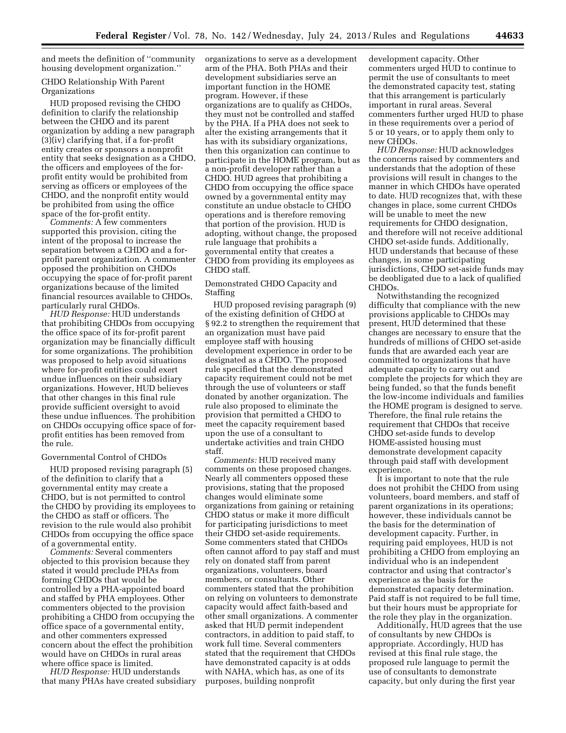and meets the definition of ''community housing development organization.''

CHDO Relationship With Parent Organizations

HUD proposed revising the CHDO definition to clarify the relationship between the CHDO and its parent organization by adding a new paragraph (3)(iv) clarifying that, if a for-profit entity creates or sponsors a nonprofit entity that seeks designation as a CHDO, the officers and employees of the for-profit entity would be prohibited from serving as officers or employees of the CHDO, and the nonprofit entity would be prohibited from using the office space of the for-profit entity.

*Comments:* A few commenters supported this provision, citing the intent of the proposal to increase the separation between a CHDO and a for-profit parent organization. A commenter opposed the prohibition on CHDOs occupying the space of for-profit parent organizations because of the limited financial resources available to CHDOs, particularly rural CHDOs.

*HUD Response:* HUD understands that prohibiting CHDOs from occupying the office space of its for-profit parent organization may be financially difficult for some organizations. The prohibition was proposed to help avoid situations where for-profit entities could exert undue influences on their subsidiary organizations. However, HUD believes that other changes in this final rule provide sufficient oversight to avoid these undue influences. The prohibition on CHDOs occupying office space of for-profit entities has been removed from the rule.

Governmental Control of CHDOs

HUD proposed revising paragraph (5) of the definition to clarify that a governmental entity may create a CHDO, but is not permitted to control the CHDO by providing its employees to the CHDO as staff or officers. The revision to the rule would also prohibit CHDOs from occupying the office space of a governmental entity.

*Comments:* Several commenters objected to this provision because they stated it would preclude PHAs from forming CHDOs that would be controlled by a PHA-appointed board and staffed by PHA employees. Other commenters objected to the provision prohibiting a CHDO from occupying the office space of a governmental entity, and other commenters expressed concern about the effect the prohibition would have on CHDOs in rural areas where office space is limited.

*HUD Response:* HUD understands that many PHAs have created subsidiary organizations to serve as a development arm of the PHA. Both PHAs and their development subsidiaries serve an important function in the HOME program. However, if these organizations are to qualify as CHDOs, they must not be controlled and staffed by the PHA. If a PHA does not seek to alter the existing arrangements that it has with its subsidiary organizations, then this organization can continue to participate in the HOME program, but as a non-profit developer rather than a CHDO. HUD agrees that prohibiting a CHDO from occupying the office space owned by a governmental entity may constitute an undue obstacle to CHDO operations and is therefore removing that portion of the provision. HUD is adopting, without change, the proposed rule language that prohibits a governmental entity that creates a CHDO from providing its employees as CHDO staff.

Demonstrated CHDO Capacity and Staffing

HUD proposed revising paragraph (9) of the existing definition of CHDO at § 92.2 to strengthen the requirement that an organization must have paid employee staff with housing development experience in order to be designated as a CHDO. The proposed rule specified that the demonstrated capacity requirement could not be met through the use of volunteers or staff donated by another organization. The rule also proposed to eliminate the provision that permitted a CHDO to meet the capacity requirement based upon the use of a consultant to undertake activities and train CHDO staff.

*Comments:* HUD received many comments on these proposed changes. Nearly all commenters opposed these provisions, stating that the proposed changes would eliminate some organizations from gaining or retaining CHDO status or make it more difficult for participating jurisdictions to meet their CHDO set-aside requirements. Some commenters stated that CHDOs often cannot afford to pay staff and must rely on donated staff from parent organizations, volunteers, board members, or consultants. Other commenters stated that the prohibition on relying on volunteers to demonstrate capacity would affect faith-based and other small organizations. A commenter asked that HUD permit independent contractors, in addition to paid staff, to work full time. Several commenters stated that the requirement that CHDOs have demonstrated capacity is at odds with NAHA, which has, as one of its purposes, building nonprofit development capacity. Other commenters urged HUD to continue to permit the use of consultants to meet the demonstrated capacity test, stating that this arrangement is particularly important in rural areas. Several commenters further urged HUD to phase in these requirements over a period of 5 or 10 years, or to apply them only to new CHDOs.

*HUD Response:* HUD acknowledges the concerns raised by commenters and understands that the adoption of these provisions will result in changes to the manner in which CHDOs have operated to date. HUD recognizes that, with these changes in place, some current CHDOs will be unable to meet the new requirements for CHDO designation, and therefore will not receive additional CHDO set-aside funds. Additionally, HUD understands that because of these changes, in some participating jurisdictions, CHDO set-aside funds may be deobligated due to a lack of qualified CHDOs.

Notwithstanding the recognized difficulty that compliance with the new provisions applicable to CHDOs may present, HUD determined that these changes are necessary to ensure that the hundreds of millions of CHDO set-aside funds that are awarded each year are committed to organizations that have adequate capacity to carry out and complete the projects for which they are being funded, so that the funds benefit the low-income individuals and families the HOME program is designed to serve. Therefore, the final rule retains the requirement that CHDOs that receive CHDO set-aside funds to develop HOME-assisted housing must demonstrate development capacity through paid staff with development experience.

It is important to note that the rule does not prohibit the CHDO from using volunteers, board members, and staff of parent organizations in its operations; however, these individuals cannot be the basis for the determination of development capacity. Further, in requiring paid employees, HUD is not prohibiting a CHDO from employing an individual who is an independent contractor and using that contractor's experience as the basis for the demonstrated capacity determination. Paid staff is not required to be full time, but their hours must be appropriate for the role they play in the organization.

Additionally, HUD agrees that the use of consultants by new CHDOs is appropriate. Accordingly, HUD has revised at this final rule stage, the proposed rule language to permit the use of consultants to demonstrate capacity, but only during the first year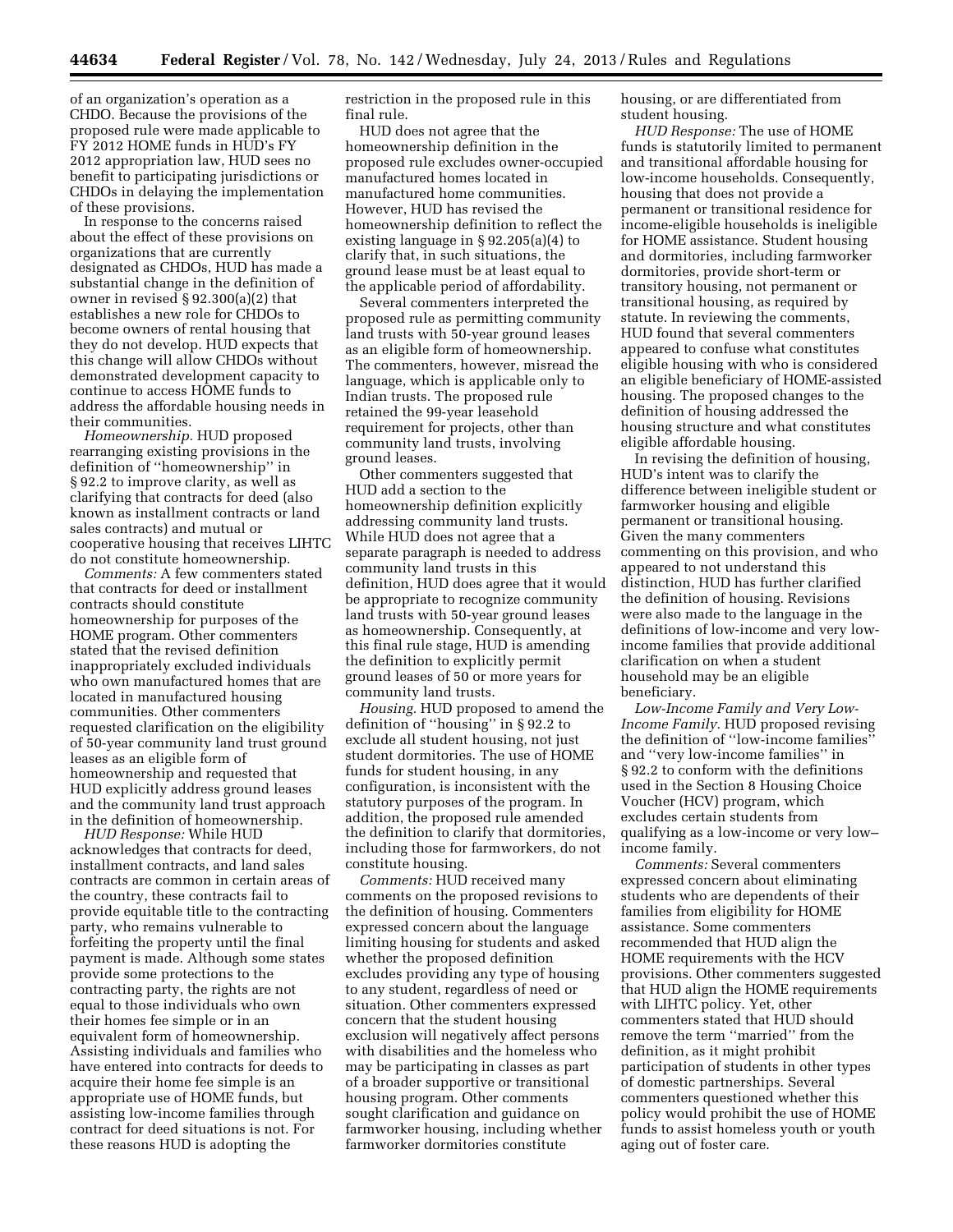of an organization's operation as a CHDO. Because the provisions of the proposed rule were made applicable to FY 2012 HOME funds in HUD's FY 2012 appropriation law, HUD sees no benefit to participating jurisdictions or CHDOs in delaying the implementation of these provisions.

In response to the concerns raised about the effect of these provisions on organizations that are currently designated as CHDOs, HUD has made a substantial change in the definition of owner in revised § 92.300(a)(2) that establishes a new role for CHDOs to become owners of rental housing that they do not develop. HUD expects that this change will allow CHDOs without demonstrated development capacity to continue to access HOME funds to address the affordable housing needs in their communities.

*Homeownership.* HUD proposed rearranging existing provisions in the definition of "homeownership" in § 92.2 to improve clarity, as well as clarifying that contracts for deed (also known as installment contracts or land sales contracts) and mutual or cooperative housing that receives LIHTC do not constitute homeownership.

*Comments:* A few commenters stated that contracts for deed or installment contracts should constitute homeownership for purposes of the HOME program. Other commenters stated that the revised definition inappropriately excluded individuals who own manufactured homes that are located in manufactured housing communities. Other commenters requested clarification on the eligibility of 50-year community land trust ground leases as an eligible form of homeownership and requested that HUD explicitly address ground leases and the community land trust approach in the definition of homeownership.

*HUD Response:* While HUD acknowledges that contracts for deed, installment contracts, and land sales contracts are common in certain areas of the country, these contracts fail to provide equitable title to the contracting party, who remains vulnerable to forfeiting the property until the final payment is made. Although some states provide some protections to the contracting party, the rights are not equal to those individuals who own their homes fee simple or in an equivalent form of homeownership. Assisting individuals and families who have entered into contracts for deeds to acquire their home fee simple is an appropriate use of HOME funds, but assisting low-income families through contract for deed situations is not. For these reasons HUD is adopting the restriction in the proposed rule in this final rule.

HUD does not agree that the homeownership definition in the proposed rule excludes owner-occupied manufactured homes located in manufactured home communities. However, HUD has revised the homeownership definition to reflect the existing language in § 92.205(a)(4) to clarify that, in such situations, the ground lease must be at least equal to the applicable period of affordability.

Several commenters interpreted the proposed rule as permitting community land trusts with 50-year ground leases as an eligible form of homeownership. The commenters, however, misread the language, which is applicable only to Indian trusts. The proposed rule retained the 99-year leasehold requirement for projects, other than community land trusts, involving ground leases.

Other commenters suggested that HUD add a section to the homeownership definition explicitly addressing community land trusts. While HUD does not agree that a separate paragraph is needed to address community land trusts in this definition, HUD does agree that it would be appropriate to recognize community land trusts with 50-year ground leases as homeownership. Consequently, at this final rule stage, HUD is amending the definition to explicitly permit ground leases of 50 or more years for community land trusts.

*Housing.* HUD proposed to amend the definition of "housing" in § 92.2 to exclude all student housing, not just student dormitories. The use of HOME funds for student housing, in any configuration, is inconsistent with the statutory purposes of the program. In addition, the proposed rule amended the definition to clarify that dormitories, including those for farmworkers, do not constitute housing.

*Comments:* HUD received many comments on the proposed revisions to the definition of housing. Commenters expressed concern about the language limiting housing for students and asked whether the proposed definition excludes providing any type of housing to any student, regardless of need or situation. Other commenters expressed concern that the student housing exclusion will negatively affect persons with disabilities and the homeless who may be participating in classes as part of a broader supportive or transitional housing program. Other comments sought clarification and guidance on farmworker housing, including whether farmworker dormitories constitute housing, or are differentiated from student housing.

*HUD Response:* The use of HOME funds is statutorily limited to permanent and transitional affordable housing for low-income households. Consequently, housing that does not provide a permanent or transitional residence for income-eligible households is ineligible for HOME assistance. Student housing and dormitories, including farmworker dormitories, provide short-term or transitory housing, not permanent or transitional housing, as required by statute. In reviewing the comments, HUD found that several commenters appeared to confuse what constitutes eligible housing with who is considered an eligible beneficiary of HOME-assisted housing. The proposed changes to the definition of housing addressed the housing structure and what constitutes eligible affordable housing.

In revising the definition of housing, HUD's intent was to clarify the difference between ineligible student or farmworker housing and eligible permanent or transitional housing. Given the many commenters commenting on this provision, and who appeared to not understand this distinction, HUD has further clarified the definition of housing. Revisions were also made to the language in the definitions of low-income and very low-income families that provide additional clarification on when a student household may be an eligible beneficiary.

*Low-Income Family and Very Low-Income Family.* HUD proposed revising the definition of "low-income families" and "very low-income families" in § 92.2 to conform with the definitions used in the Section 8 Housing Choice Voucher (HCV) program, which excludes certain students from qualifying as a low-income or very low–income family.

*Comments:* Several commenters expressed concern about eliminating students who are dependents of their families from eligibility for HOME assistance. Some commenters recommended that HUD align the HOME requirements with the HCV provisions. Other commenters suggested that HUD align the HOME requirements with LIHTC policy. Yet, other commenters stated that HUD should remove the term "married" from the definition, as it might prohibit participation of students in other types of domestic partnerships. Several commenters questioned whether this policy would prohibit the use of HOME funds to assist homeless youth or youth aging out of foster care.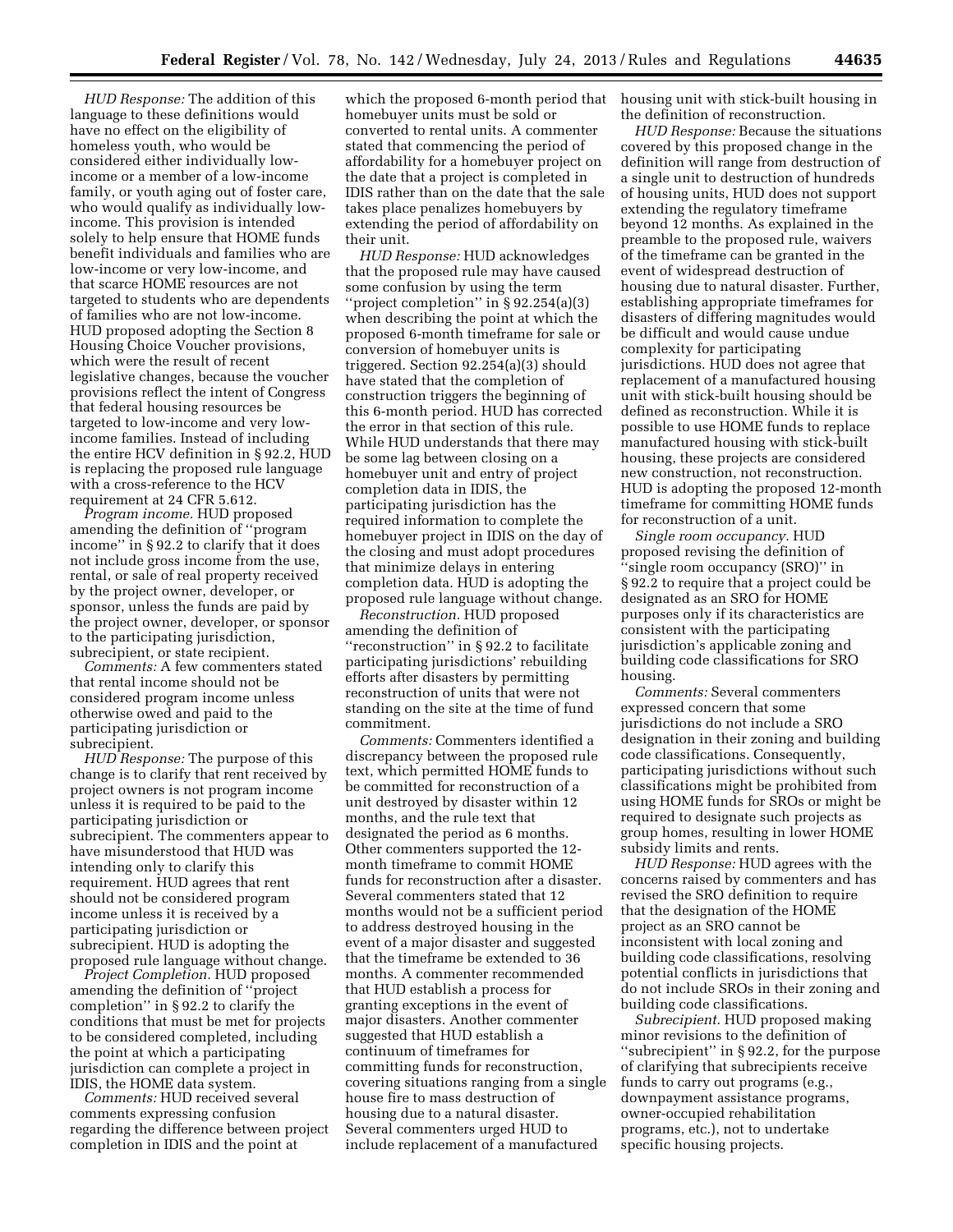*HUD Response:* The addition of this language to these definitions would have no effect on the eligibility of homeless youth, who would be considered either individually low-income or a member of a low-income family, or youth aging out of foster care, who would qualify as individually low-income. This provision is intended solely to help ensure that HOME funds benefit individuals and families who are low-income or very low-income, and that scarce HOME resources are not targeted to students who are dependents of families who are not low-income. HUD proposed adopting the Section 8 Housing Choice Voucher provisions, which were the result of recent legislative changes, because the voucher provisions reflect the intent of Congress that federal housing resources be targeted to low-income and very low-income families. Instead of including the entire HCV definition in § 92.2, HUD is replacing the proposed rule language with a cross-reference to the HCV requirement at 24 CFR 5.612.

*Program income.* HUD proposed amending the definition of ''program income'' in § 92.2 to clarify that it does not include gross income from the use, rental, or sale of real property received by the project owner, developer, or sponsor, unless the funds are paid by the project owner, developer, or sponsor to the participating jurisdiction, subrecipient, or state recipient.

*Comments:* A few commenters stated that rental income should not be considered program income unless otherwise owed and paid to the participating jurisdiction or subrecipient.

*HUD Response:* The purpose of this change is to clarify that rent received by project owners is not program income unless it is required to be paid to the participating jurisdiction or subrecipient. The commenters appear to have misunderstood that HUD was intending only to clarify this requirement. HUD agrees that rent should not be considered program income unless it is received by a participating jurisdiction or subrecipient. HUD is adopting the proposed rule language without change.

*Project Completion.* HUD proposed amending the definition of ''project completion'' in § 92.2 to clarify the conditions that must be met for projects to be considered completed, including the point at which a participating jurisdiction can complete a project in IDIS, the HOME data system.

*Comments:* HUD received several comments expressing confusion regarding the difference between project completion in IDIS and the point at which the proposed 6-month period that homebuyer units must be sold or converted to rental units. A commenter stated that commencing the period of affordability for a homebuyer project on the date that a project is completed in IDIS rather than on the date that the sale takes place penalizes homebuyers by extending the period of affordability on their unit.

*HUD Response:* HUD acknowledges that the proposed rule may have caused some confusion by using the term ''project completion'' in § 92.254(a)(3) when describing the point at which the proposed 6-month timeframe for sale or conversion of homebuyer units is triggered. Section 92.254(a)(3) should have stated that the completion of construction triggers the beginning of this 6-month period. HUD has corrected the error in that section of this rule. While HUD understands that there may be some lag between closing on a homebuyer unit and entry of project completion data in IDIS, the participating jurisdiction has the required information to complete the homebuyer project in IDIS on the day of the closing and must adopt procedures that minimize delays in entering completion data. HUD is adopting the proposed rule language without change.

*Reconstruction.* HUD proposed amending the definition of ''reconstruction'' in § 92.2 to facilitate participating jurisdictions' rebuilding efforts after disasters by permitting reconstruction of units that were not standing on the site at the time of fund commitment.

*Comments:* Commenters identified a discrepancy between the proposed rule text, which permitted HOME funds to be committed for reconstruction of a unit destroyed by disaster within 12 months, and the rule text that designated the period as 6 months. Other commenters supported the 12-month timeframe to commit HOME funds for reconstruction after a disaster. Several commenters stated that 12 months would not be a sufficient period to address destroyed housing in the event of a major disaster and suggested that the timeframe be extended to 36 months. A commenter recommended that HUD establish a process for granting exceptions in the event of major disasters. Another commenter suggested that HUD establish a continuum of timeframes for committing funds for reconstruction, covering situations ranging from a single house fire to mass destruction of housing due to a natural disaster. Several commenters urged HUD to include replacement of a manufactured housing unit with stick-built housing in the definition of reconstruction.

*HUD Response:* Because the situations covered by this proposed change in the definition will range from destruction of a single unit to destruction of hundreds of housing units, HUD does not support extending the regulatory timeframe beyond 12 months. As explained in the preamble to the proposed rule, waivers of the timeframe can be granted in the event of widespread destruction of housing due to natural disaster. Further, establishing appropriate timeframes for disasters of differing magnitudes would be difficult and would cause undue complexity for participating jurisdictions. HUD does not agree that replacement of a manufactured housing unit with stick-built housing should be defined as reconstruction. While it is possible to use HOME funds to replace manufactured housing with stick-built housing, these projects are considered new construction, not reconstruction. HUD is adopting the proposed 12-month timeframe for committing HOME funds for reconstruction of a unit.

*Single room occupancy.* HUD proposed revising the definition of ''single room occupancy (SRO)'' in § 92.2 to require that a project could be designated as an SRO for HOME purposes only if its characteristics are consistent with the participating jurisdiction's applicable zoning and building code classifications for SRO housing.

*Comments:* Several commenters expressed concern that some jurisdictions do not include a SRO designation in their zoning and building code classifications. Consequently, participating jurisdictions without such classifications might be prohibited from using HOME funds for SROs or might be required to designate such projects as group homes, resulting in lower HOME subsidy limits and rents.

*HUD Response:* HUD agrees with the concerns raised by commenters and has revised the SRO definition to require that the designation of the HOME project as an SRO cannot be inconsistent with local zoning and building code classifications, resolving potential conflicts in jurisdictions that do not include SROs in their zoning and building code classifications.

*Subrecipient.* HUD proposed making minor revisions to the definition of ''subrecipient'' in § 92.2, for the purpose of clarifying that subrecipients receive funds to carry out programs (e.g., downpayment assistance programs, owner-occupied rehabilitation programs, etc.), not to undertake specific housing projects.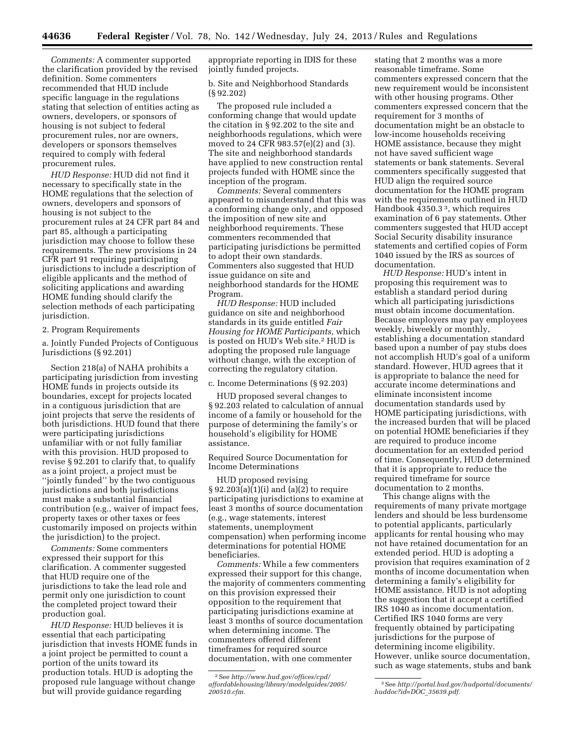*Comments:* A commenter supported the clarification provided by the revised definition. Some commenters recommended that HUD include specific language in the regulations stating that selection of entities acting as owners, developers, or sponsors of housing is not subject to federal procurement rules, nor are owners, developers or sponsors themselves required to comply with federal procurement rules.

*HUD Response:* HUD did not find it necessary to specifically state in the HOME regulations that the selection of owners, developers and sponsors of housing is not subject to the procurement rules at 24 CFR part 84 and part 85, although a participating jurisdiction may choose to follow these requirements. The new provisions in 24 CFR part 91 requiring participating jurisdictions to include a description of eligible applicants and the method of soliciting applications and awarding HOME funding should clarify the selection methods of each participating jurisdiction.

2. Program Requirements

a. Jointly Funded Projects of Contiguous Jurisdictions (§ 92.201)

Section 218(a) of NAHA prohibits a participating jurisdiction from investing HOME funds in projects outside its boundaries, except for projects located in a contiguous jurisdiction that are joint projects that serve the residents of both jurisdictions. HUD found that there were participating jurisdictions unfamiliar with or not fully familiar with this provision. HUD proposed to revise § 92.201 to clarify that, to qualify as a joint project, a project must be ''jointly funded'' by the two contiguous jurisdictions and both jurisdictions must make a substantial financial contribution (e.g., waiver of impact fees, property taxes or other taxes or fees customarily imposed on projects within the jurisdiction) to the project.

*Comments:* Some commenters expressed their support for this clarification. A commenter suggested that HUD require one of the jurisdictions to take the lead role and permit only one jurisdiction to count the completed project toward their production goal.

*HUD Response:* HUD believes it is essential that each participating jurisdiction that invests HOME funds in a joint project be permitted to count a portion of the units toward its production totals. HUD is adopting the proposed rule language without change but will provide guidance regarding appropriate reporting in IDIS for these jointly funded projects.

b. Site and Neighborhood Standards (§ 92.202)

The proposed rule included a conforming change that would update the citation in § 92.202 to the site and neighborhoods regulations, which were moved to 24 CFR 983.57(e)(2) and (3). The site and neighborhood standards have applied to new construction rental projects funded with HOME since the inception of the program.

*Comments:* Several commenters appeared to misunderstand that this was a conforming change only, and opposed the imposition of new site and neighborhood requirements. These commenters recommended that participating jurisdictions be permitted to adopt their own standards. Commenters also suggested that HUD issue guidance on site and neighborhood standards for the HOME Program.

*HUD Response:* HUD included guidance on site and neighborhood standards in its guide entitled *Fair Housing for HOME Participants,* which is posted on HUD's Web site.[2] HUD is adopting the proposed rule language without change, with the exception of correcting the regulatory citation.

c. Income Determinations (§ 92.203)

HUD proposed several changes to § 92.203 related to calculation of annual income of a family or household for the purpose of determining the family's or household's eligibility for HOME assistance.

Required Source Documentation for Income Determinations

HUD proposed revising § 92.203(a)(1)(i) and (a)(2) to require participating jurisdictions to examine at least 3 months of source documentation (e.g., wage statements, interest statements, unemployment compensation) when performing income determinations for potential HOME beneficiaries.

*Comments:* While a few commenters expressed their support for this change, the majority of commenters commenting on this provision expressed their opposition to the requirement that participating jurisdictions examine at least 3 months of source documentation when determining income. The commenters offered different timeframes for required source documentation, with one commenter stating that 2 months was a more reasonable timeframe. Some commenters expressed concern that the new requirement would be inconsistent with other housing programs. Other commenters expressed concern that the requirement for 3 months of documentation might be an obstacle to low-income households receiving HOME assistance, because they might not have saved sufficient wage statements or bank statements. Several commenters specifically suggested that HUD align the required source documentation for the HOME program with the requirements outlined in HUD Handbook 4350.3 [3], which requires examination of 6 pay statements. Other commenters suggested that HUD accept Social Security disability insurance statements and certified copies of Form 1040 issued by the IRS as sources of documentation.

*HUD Response:* HUD's intent in proposing this requirement was to establish a standard period during which all participating jurisdictions must obtain income documentation. Because employers may pay employees weekly, biweekly or monthly, establishing a documentation standard based upon a number of pay stubs does not accomplish HUD's goal of a uniform standard. However, HUD agrees that it is appropriate to balance the need for accurate income determinations and eliminate inconsistent income documentation standards used by HOME participating jurisdictions, with the increased burden that will be placed on potential HOME beneficiaries if they are required to produce income documentation for an extended period of time. Consequently, HUD determined that it is appropriate to reduce the required timeframe for source documentation to 2 months.

This change aligns with the requirements of many private mortgage lenders and should be less burdensome to potential applicants, particularly applicants for rental housing who may not have retained documentation for an extended period. HUD is adopting a provision that requires examination of 2 months of income documentation when determining a family's eligibility for HOME assistance. HUD is not adopting the suggestion that it accept a certified IRS 1040 as income documentation. Certified IRS 1040 forms are very frequently obtained by participating jurisdictions for the purpose of determining income eligibility. However, unlike source documentation, such as wage statements, stubs and bank

---

[2] See *http://www.hud.gov/offices/cpd/affordablehousing/library/modelguides/2005/200510.cfm.*

[3] See *http://portal.hud.gov/hudportal/documents/huddoc?id=DOC_35639.pdf.*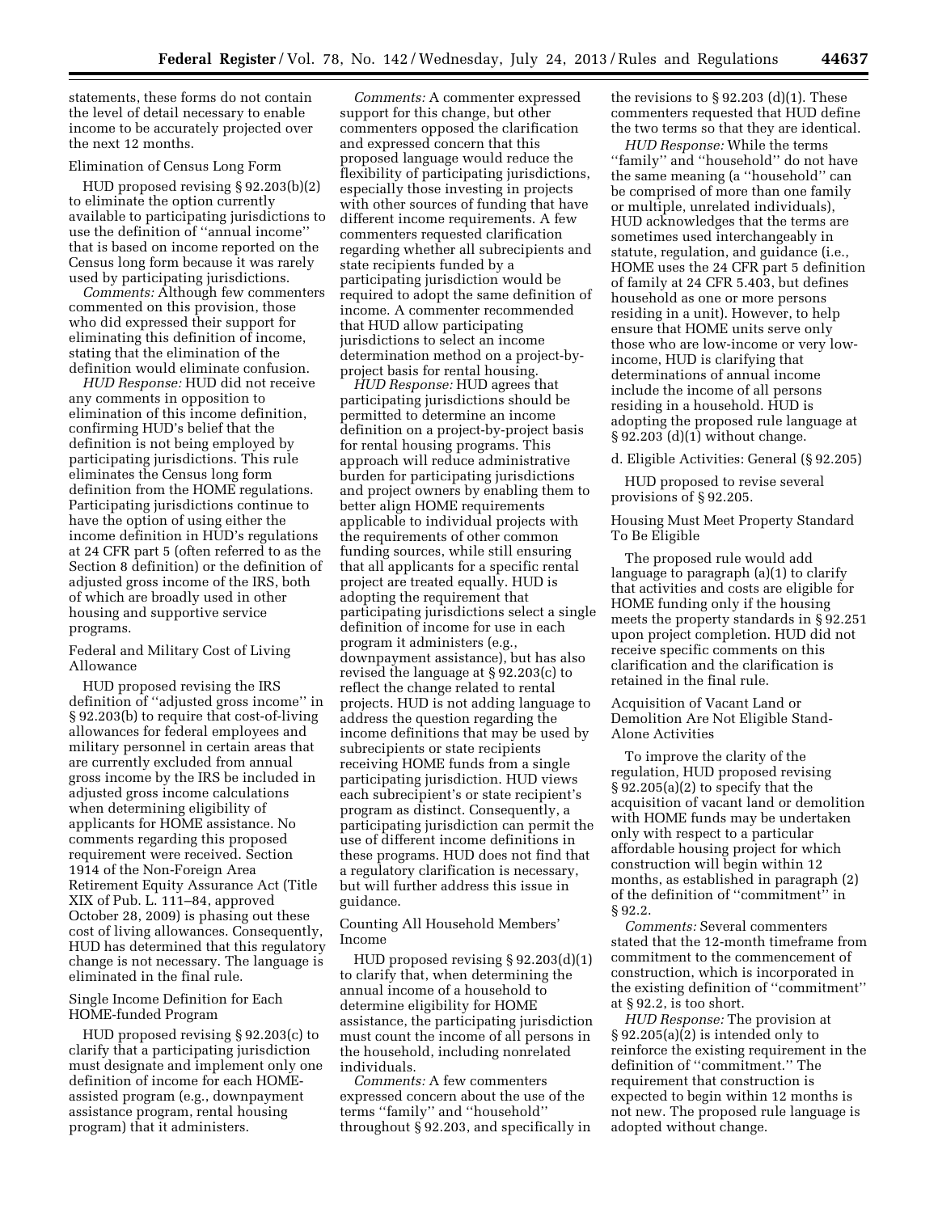statements, these forms do not contain the level of detail necessary to enable income to be accurately projected over the next 12 months.

Elimination of Census Long Form

HUD proposed revising § 92.203(b)(2) to eliminate the option currently available to participating jurisdictions to use the definition of ''annual income'' that is based on income reported on the Census long form because it was rarely used by participating jurisdictions.

*Comments:* Although few commenters commented on this provision, those who did expressed their support for eliminating this definition of income, stating that the elimination of the definition would eliminate confusion.

*HUD Response:* HUD did not receive any comments in opposition to elimination of this income definition, confirming HUD's belief that the definition is not being employed by participating jurisdictions. This rule eliminates the Census long form definition from the HOME regulations. Participating jurisdictions continue to have the option of using either the income definition in HUD's regulations at 24 CFR part 5 (often referred to as the Section 8 definition) or the definition of adjusted gross income of the IRS, both of which are broadly used in other housing and supportive service programs.

Federal and Military Cost of Living Allowance

HUD proposed revising the IRS definition of ''adjusted gross income'' in § 92.203(b) to require that cost-of-living allowances for federal employees and military personnel in certain areas that are currently excluded from annual gross income by the IRS be included in adjusted gross income calculations when determining eligibility of applicants for HOME assistance. No comments regarding this proposed requirement were received. Section 1914 of the Non-Foreign Area Retirement Equity Assurance Act (Title XIX of Pub. L. 111–84, approved October 28, 2009) is phasing out these cost of living allowances. Consequently, HUD has determined that this regulatory change is not necessary. The language is eliminated in the final rule.

Single Income Definition for Each HOME-funded Program

HUD proposed revising § 92.203(c) to clarify that a participating jurisdiction must designate and implement only one definition of income for each HOME-assisted program (e.g., downpayment assistance program, rental housing program) that it administers.

*Comments:* A commenter expressed support for this change, but other commenters opposed the clarification and expressed concern that this proposed language would reduce the flexibility of participating jurisdictions, especially those investing in projects with other sources of funding that have different income requirements. A few commenters requested clarification regarding whether all subrecipients and state recipients funded by a participating jurisdiction would be required to adopt the same definition of income. A commenter recommended that HUD allow participating jurisdictions to select an income determination method on a project-by-project basis for rental housing.

*HUD Response:* HUD agrees that participating jurisdictions should be permitted to determine an income definition on a project-by-project basis for rental housing programs. This approach will reduce administrative burden for participating jurisdictions and project owners by enabling them to better align HOME requirements applicable to individual projects with the requirements of other common funding sources, while still ensuring that all applicants for a specific rental project are treated equally. HUD is adopting the requirement that participating jurisdictions select a single definition of income for use in each program it administers (e.g., downpayment assistance), but has also revised the language at § 92.203(c) to reflect the change related to rental projects. HUD is not adding language to address the question regarding the income definitions that may be used by subrecipients or state recipients receiving HOME funds from a single participating jurisdiction. HUD views each subrecipient's or state recipient's program as distinct. Consequently, a participating jurisdiction can permit the use of different income definitions in these programs. HUD does not find that a regulatory clarification is necessary, but will further address this issue in guidance.

Counting All Household Members' Income

HUD proposed revising § 92.203(d)(1) to clarify that, when determining the annual income of a household to determine eligibility for HOME assistance, the participating jurisdiction must count the income of all persons in the household, including nonrelated individuals.

*Comments:* A few commenters expressed concern about the use of the terms ''family'' and ''household'' throughout § 92.203, and specifically in the revisions to § 92.203 (d)(1). These commenters requested that HUD define the two terms so that they are identical.

*HUD Response:* While the terms ''family'' and ''household'' do not have the same meaning (a ''household'' can be comprised of more than one family or multiple, unrelated individuals), HUD acknowledges that the terms are sometimes used interchangeably in statute, regulation, and guidance (i.e., HOME uses the 24 CFR part 5 definition of family at 24 CFR 5.403, but defines household as one or more persons residing in a unit). However, to help ensure that HOME units serve only those who are low-income or very low-income, HUD is clarifying that determinations of annual income include the income of all persons residing in a household. HUD is adopting the proposed rule language at § 92.203 (d)(1) without change.

d. Eligible Activities: General (§ 92.205)

HUD proposed to revise several provisions of § 92.205.

Housing Must Meet Property Standard To Be Eligible

The proposed rule would add language to paragraph (a)(1) to clarify that activities and costs are eligible for HOME funding only if the housing meets the property standards in § 92.251 upon project completion. HUD did not receive specific comments on this clarification and the clarification is retained in the final rule.

Acquisition of Vacant Land or Demolition Are Not Eligible Stand-Alone Activities

To improve the clarity of the regulation, HUD proposed revising § 92.205(a)(2) to specify that the acquisition of vacant land or demolition with HOME funds may be undertaken only with respect to a particular affordable housing project for which construction will begin within 12 months, as established in paragraph (2) of the definition of ''commitment'' in § 92.2.

*Comments:* Several commenters stated that the 12-month timeframe from commitment to the commencement of construction, which is incorporated in the existing definition of ''commitment'' at § 92.2, is too short.

*HUD Response:* The provision at § 92.205(a)(2) is intended only to reinforce the existing requirement in the definition of ''commitment.'' The requirement that construction is expected to begin within 12 months is not new. The proposed rule language is adopted without change.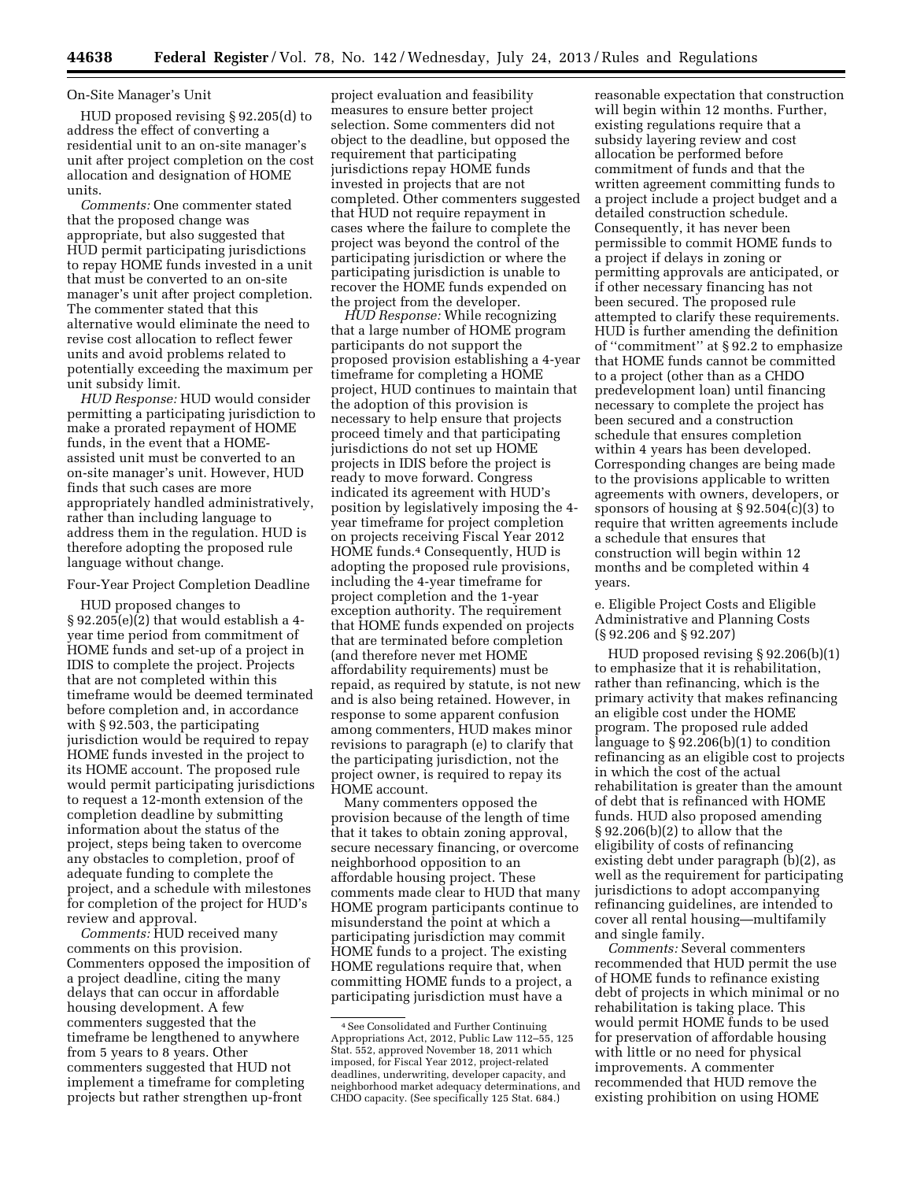On-Site Manager's Unit

HUD proposed revising § 92.205(d) to address the effect of converting a residential unit to an on-site manager's unit after project completion on the cost allocation and designation of HOME units.

*Comments:* One commenter stated that the proposed change was appropriate, but also suggested that HUD permit participating jurisdictions to repay HOME funds invested in a unit that must be converted to an on-site manager's unit after project completion. The commenter stated that this alternative would eliminate the need to revise cost allocation to reflect fewer units and avoid problems related to potentially exceeding the maximum per unit subsidy limit.

*HUD Response:* HUD would consider permitting a participating jurisdiction to make a prorated repayment of HOME funds, in the event that a HOME-assisted unit must be converted to an on-site manager's unit. However, HUD finds that such cases are more appropriately handled administratively, rather than including language to address them in the regulation. HUD is therefore adopting the proposed rule language without change.

Four-Year Project Completion Deadline

HUD proposed changes to § 92.205(e)(2) that would establish a 4-year time period from commitment of HOME funds and set-up of a project in IDIS to complete the project. Projects that are not completed within this timeframe would be deemed terminated before completion and, in accordance with § 92.503, the participating jurisdiction would be required to repay HOME funds invested in the project to its HOME account. The proposed rule would permit participating jurisdictions to request a 12-month extension of the completion deadline by submitting information about the status of the project, steps being taken to overcome any obstacles to completion, proof of adequate funding to complete the project, and a schedule with milestones for completion of the project for HUD's review and approval.

*Comments:* HUD received many comments on this provision. Commenters opposed the imposition of a project deadline, citing the many delays that can occur in affordable housing development. A few commenters suggested that the timeframe be lengthened to anywhere from 5 years to 8 years. Other commenters suggested that HUD not implement a timeframe for completing projects but rather strengthen up-front project evaluation and feasibility measures to ensure better project selection. Some commenters did not object to the deadline, but opposed the requirement that participating jurisdictions repay HOME funds invested in projects that are not completed. Other commenters suggested that HUD not require repayment in cases where the failure to complete the project was beyond the control of the participating jurisdiction or where the participating jurisdiction is unable to recover the HOME funds expended on the project from the developer.

*HUD Response:* While recognizing that a large number of HOME program participants do not support the proposed provision establishing a 4-year timeframe for completing a HOME project, HUD continues to maintain that the adoption of this provision is necessary to help ensure that projects proceed timely and that participating jurisdictions do not set up HOME projects in IDIS before the project is ready to move forward. Congress indicated its agreement with HUD's position by legislatively imposing the 4-year timeframe for project completion on projects receiving Fiscal Year 2012 HOME funds.[4] Consequently, HUD is adopting the proposed rule provisions, including the 4-year timeframe for project completion and the 1-year exception authority. The requirement that HOME funds expended on projects that are terminated before completion (and therefore never met HOME affordability requirements) must be repaid, as required by statute, is not new and is also being retained. However, in response to some apparent confusion among commenters, HUD makes minor revisions to paragraph (e) to clarify that the participating jurisdiction, not the project owner, is required to repay its HOME account.

Many commenters opposed the provision because of the length of time that it takes to obtain zoning approval, secure necessary financing, or overcome neighborhood opposition to an affordable housing project. These comments made clear to HUD that many HOME program participants continue to misunderstand the point at which a participating jurisdiction may commit HOME funds to a project. The existing HOME regulations require that, when committing HOME funds to a project, a participating jurisdiction must have a reasonable expectation that construction will begin within 12 months. Further, existing regulations require that a subsidy layering review and cost allocation be performed before commitment of funds and that the written agreement committing funds to a project include a project budget and a detailed construction schedule. Consequently, it has never been permissible to commit HOME funds to a project if delays in zoning or permitting approvals are anticipated, or if other necessary financing has not been secured. The proposed rule attempted to clarify these requirements. HUD is further amending the definition of "commitment" at § 92.2 to emphasize that HOME funds cannot be committed to a project (other than as a CHDO predevelopment loan) until financing necessary to complete the project has been secured and a construction schedule that ensures completion within 4 years has been developed. Corresponding changes are being made to the provisions applicable to written agreements with owners, developers, or sponsors of housing at § 92.504(c)(3) to require that written agreements include a schedule that ensures that construction will begin within 12 months and be completed within 4 years.

e. Eligible Project Costs and Eligible Administrative and Planning Costs (§ 92.206 and § 92.207)

HUD proposed revising § 92.206(b)(1) to emphasize that it is rehabilitation, rather than refinancing, which is the primary activity that makes refinancing an eligible cost under the HOME program. The proposed rule added language to § 92.206(b)(1) to condition refinancing as an eligible cost to projects in which the cost of the actual rehabilitation is greater than the amount of debt that is refinanced with HOME funds. HUD also proposed amending § 92.206(b)(2) to allow that the eligibility of costs of refinancing existing debt under paragraph (b)(2), as well as the requirement for participating jurisdictions to adopt accompanying refinancing guidelines, are intended to cover all rental housing—multifamily and single family.

*Comments:* Several commenters recommended that HUD permit the use of HOME funds to refinance existing debt of projects in which minimal or no rehabilitation is taking place. This would permit HOME funds to be used for preservation of affordable housing with little or no need for physical improvements. A commenter recommended that HUD remove the existing prohibition on using HOME

[4] See Consolidated and Further Continuing Appropriations Act, 2012, Public Law 112–55, 125 Stat. 552, approved November 18, 2011 which imposed, for Fiscal Year 2012, project-related deadlines, underwriting, developer capacity, and neighborhood market adequacy determinations, and CHDO capacity. (See specifically 125 Stat. 684.)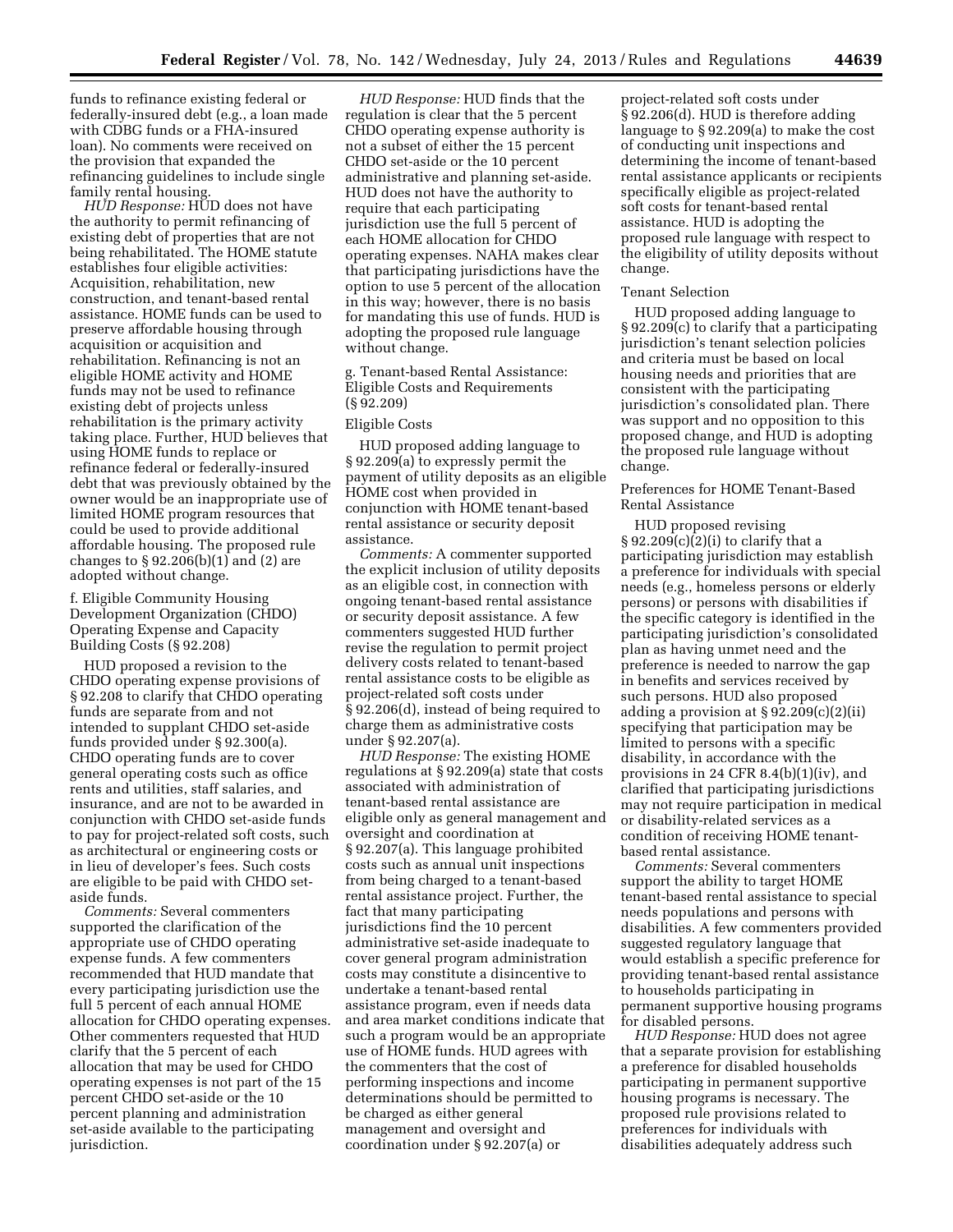funds to refinance existing federal or federally-insured debt (e.g., a loan made with CDBG funds or a FHA-insured loan). No comments were received on the provision that expanded the refinancing guidelines to include single family rental housing.

*HUD Response:* HUD does not have the authority to permit refinancing of existing debt of properties that are not being rehabilitated. The HOME statute establishes four eligible activities: Acquisition, rehabilitation, new construction, and tenant-based rental assistance. HOME funds can be used to preserve affordable housing through acquisition or acquisition and rehabilitation. Refinancing is not an eligible HOME activity and HOME funds may not be used to refinance existing debt of projects unless rehabilitation is the primary activity taking place. Further, HUD believes that using HOME funds to replace or refinance federal or federally-insured debt that was previously obtained by the owner would be an inappropriate use of limited HOME program resources that could be used to provide additional affordable housing. The proposed rule changes to § 92.206(b)(1) and (2) are adopted without change.

f. Eligible Community Housing Development Organization (CHDO) Operating Expense and Capacity Building Costs (§ 92.208)

HUD proposed a revision to the CHDO operating expense provisions of § 92.208 to clarify that CHDO operating funds are separate from and not intended to supplant CHDO set-aside funds provided under § 92.300(a). CHDO operating funds are to cover general operating costs such as office rents and utilities, staff salaries, and insurance, and are not to be awarded in conjunction with CHDO set-aside funds to pay for project-related soft costs, such as architectural or engineering costs or in lieu of developer's fees. Such costs are eligible to be paid with CHDO set-aside funds.

*Comments:* Several commenters supported the clarification of the appropriate use of CHDO operating expense funds. A few commenters recommended that HUD mandate that every participating jurisdiction use the full 5 percent of each annual HOME allocation for CHDO operating expenses. Other commenters requested that HUD clarify that the 5 percent of each allocation that may be used for CHDO operating expenses is not part of the 15 percent CHDO set-aside or the 10 percent planning and administration set-aside available to the participating jurisdiction.

*HUD Response:* HUD finds that the regulation is clear that the 5 percent CHDO operating expense authority is not a subset of either the 15 percent CHDO set-aside or the 10 percent administrative and planning set-aside. HUD does not have the authority to require that each participating jurisdiction use the full 5 percent of each HOME allocation for CHDO operating expenses. NAHA makes clear that participating jurisdictions have the option to use 5 percent of the allocation in this way; however, there is no basis for mandating this use of funds. HUD is adopting the proposed rule language without change.

g. Tenant-based Rental Assistance: Eligible Costs and Requirements (§ 92.209)

Eligible Costs

HUD proposed adding language to § 92.209(a) to expressly permit the payment of utility deposits as an eligible HOME cost when provided in conjunction with HOME tenant-based rental assistance or security deposit assistance.

*Comments:* A commenter supported the explicit inclusion of utility deposits as an eligible cost, in connection with ongoing tenant-based rental assistance or security deposit assistance. A few commenters suggested HUD further revise the regulation to permit project delivery costs related to tenant-based rental assistance costs to be eligible as project-related soft costs under § 92.206(d), instead of being required to charge them as administrative costs under § 92.207(a).

*HUD Response:* The existing HOME regulations at § 92.209(a) state that costs associated with administration of tenant-based rental assistance are eligible only as general management and oversight and coordination at § 92.207(a). This language prohibited costs such as annual unit inspections from being charged to a tenant-based rental assistance project. Further, the fact that many participating jurisdictions find the 10 percent administrative set-aside inadequate to cover general program administration costs may constitute a disincentive to undertake a tenant-based rental assistance program, even if needs data and area market conditions indicate that such a program would be an appropriate use of HOME funds. HUD agrees with the commenters that the cost of performing inspections and income determinations should be permitted to be charged as either general management and oversight and coordination under § 92.207(a) or project-related soft costs under § 92.206(d). HUD is therefore adding language to § 92.209(a) to make the cost of conducting unit inspections and determining the income of tenant-based rental assistance applicants or recipients specifically eligible as project-related soft costs for tenant-based rental assistance. HUD is adopting the proposed rule language with respect to the eligibility of utility deposits without change.

Tenant Selection

HUD proposed adding language to § 92.209(c) to clarify that a participating jurisdiction's tenant selection policies and criteria must be based on local housing needs and priorities that are consistent with the participating jurisdiction's consolidated plan. There was support and no opposition to this proposed change, and HUD is adopting the proposed rule language without change.

Preferences for HOME Tenant-Based Rental Assistance

HUD proposed revising § 92.209(c)(2)(i) to clarify that a participating jurisdiction may establish a preference for individuals with special needs (e.g., homeless persons or elderly persons) or persons with disabilities if the specific category is identified in the participating jurisdiction's consolidated plan as having unmet need and the preference is needed to narrow the gap in benefits and services received by such persons. HUD also proposed adding a provision at § 92.209(c)(2)(ii) specifying that participation may be limited to persons with a specific disability, in accordance with the provisions in 24 CFR 8.4(b)(1)(iv), and clarified that participating jurisdictions may not require participation in medical or disability-related services as a condition of receiving HOME tenant-based rental assistance.

*Comments:* Several commenters support the ability to target HOME tenant-based rental assistance to special needs populations and persons with disabilities. A few commenters provided suggested regulatory language that would establish a specific preference for providing tenant-based rental assistance to households participating in permanent supportive housing programs for disabled persons.

*HUD Response:* HUD does not agree that a separate provision for establishing a preference for disabled households participating in permanent supportive housing programs is necessary. The proposed rule provisions related to preferences for individuals with disabilities adequately address such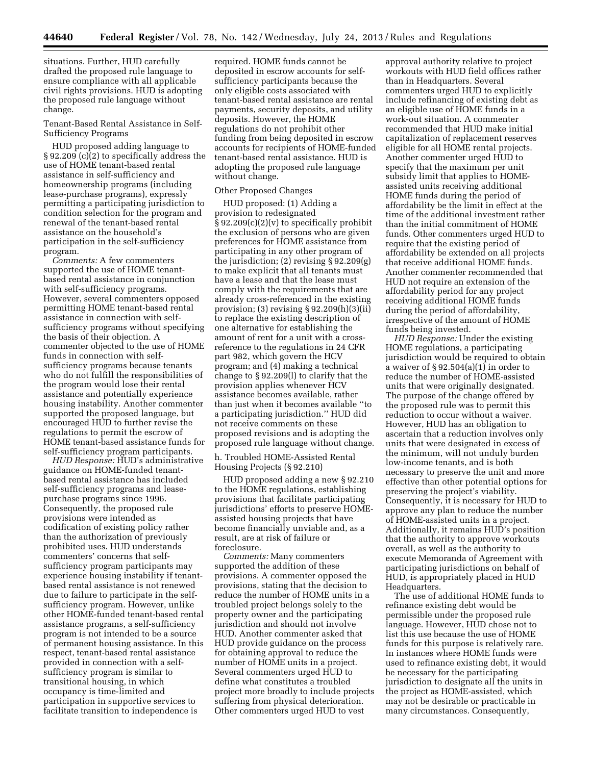situations. Further, HUD carefully drafted the proposed rule language to ensure compliance with all applicable civil rights provisions. HUD is adopting the proposed rule language without change.

Tenant-Based Rental Assistance in Self-Sufficiency Programs

HUD proposed adding language to § 92.209 (c)(2) to specifically address the use of HOME tenant-based rental assistance in self-sufficiency and homeownership programs (including lease-purchase programs), expressly permitting a participating jurisdiction to condition selection for the program and renewal of the tenant-based rental assistance on the household's participation in the self-sufficiency program.

*Comments:* A few commenters supported the use of HOME tenant-based rental assistance in conjunction with self-sufficiency programs. However, several commenters opposed permitting HOME tenant-based rental assistance in connection with self-sufficiency programs without specifying the basis of their objection. A commenter objected to the use of HOME funds in connection with self-sufficiency programs because tenants who do not fulfill the responsibilities of the program would lose their rental assistance and potentially experience housing instability. Another commenter supported the proposed language, but encouraged HUD to further revise the regulations to permit the escrow of HOME tenant-based assistance funds for self-sufficiency program participants.

*HUD Response:* HUD's administrative guidance on HOME-funded tenant-based rental assistance has included self-sufficiency programs and lease-purchase programs since 1996. Consequently, the proposed rule provisions were intended as codification of existing policy rather than the authorization of previously prohibited uses. HUD understands commenters' concerns that self-sufficiency program participants may experience housing instability if tenant-based rental assistance is not renewed due to failure to participate in the self-sufficiency program. However, unlike other HOME-funded tenant-based rental assistance programs, a self-sufficiency program is not intended to be a source of permanent housing assistance. In this respect, tenant-based rental assistance provided in connection with a self-sufficiency program is similar to transitional housing, in which occupancy is time-limited and participation in supportive services to facilitate transition to independence is required. HOME funds cannot be deposited in escrow accounts for self-sufficiency participants because the only eligible costs associated with tenant-based rental assistance are rental payments, security deposits, and utility deposits. However, the HOME regulations do not prohibit other funding from being deposited in escrow accounts for recipients of HOME-funded tenant-based rental assistance. HUD is adopting the proposed rule language without change.

Other Proposed Changes

HUD proposed: (1) Adding a provision to redesignated § 92.209(c)(2)(v) to specifically prohibit the exclusion of persons who are given preferences for HOME assistance from participating in any other program of the jurisdiction; (2) revising § 92.209(g) to make explicit that all tenants must have a lease and that the lease must comply with the requirements that are already cross-referenced in the existing provision; (3) revising § 92.209(h)(3)(ii) to replace the existing description of one alternative for establishing the amount of rent for a unit with a cross-reference to the regulations in 24 CFR part 982, which govern the HCV program; and (4) making a technical change to § 92.209(l) to clarify that the provision applies whenever HCV assistance becomes available, rather than just when it becomes available "to a participating jurisdiction." HUD did not receive comments on these proposed revisions and is adopting the proposed rule language without change.

h. Troubled HOME-Assisted Rental Housing Projects (§ 92.210)

HUD proposed adding a new § 92.210 to the HOME regulations, establishing provisions that facilitate participating jurisdictions' efforts to preserve HOME-assisted housing projects that have become financially unviable and, as a result, are at risk of failure or foreclosure.

*Comments:* Many commenters supported the addition of these provisions. A commenter opposed the provisions, stating that the decision to reduce the number of HOME units in a troubled project belongs solely to the property owner and the participating jurisdiction and should not involve HUD. Another commenter asked that HUD provide guidance on the process for obtaining approval to reduce the number of HOME units in a project. Several commenters urged HUD to define what constitutes a troubled project more broadly to include projects suffering from physical deterioration. Other commenters urged HUD to vest approval authority relative to project workouts with HUD field offices rather than in Headquarters. Several commenters urged HUD to explicitly include refinancing of existing debt as an eligible use of HOME funds in a work-out situation. A commenter recommended that HUD make initial capitalization of replacement reserves eligible for all HOME rental projects. Another commenter urged HUD to specify that the maximum per unit subsidy limit that applies to HOME-assisted units receiving additional HOME funds during the period of affordability be the limit in effect at the time of the additional investment rather than the initial commitment of HOME funds. Other commenters urged HUD to require that the existing period of affordability be extended on all projects that receive additional HOME funds. Another commenter recommended that HUD not require an extension of the affordability period for any project receiving additional HOME funds during the period of affordability, irrespective of the amount of HOME funds being invested.

*HUD Response:* Under the existing HOME regulations, a participating jurisdiction would be required to obtain a waiver of § 92.504(a)(1) in order to reduce the number of HOME-assisted units that were originally designated. The purpose of the change offered by the proposed rule was to permit this reduction to occur without a waiver. However, HUD has an obligation to ascertain that a reduction involves only units that were designated in excess of the minimum, will not unduly burden low-income tenants, and is both necessary to preserve the unit and more effective than other potential options for preserving the project's viability. Consequently, it is necessary for HUD to approve any plan to reduce the number of HOME-assisted units in a project. Additionally, it remains HUD's position that the authority to approve workouts overall, as well as the authority to execute Memoranda of Agreement with participating jurisdictions on behalf of HUD, is appropriately placed in HUD Headquarters.

The use of additional HOME funds to refinance existing debt would be permissible under the proposed rule language. However, HUD chose not to list this use because the use of HOME funds for this purpose is relatively rare. In instances where HOME funds were used to refinance existing debt, it would be necessary for the participating jurisdiction to designate all the units in the project as HOME-assisted, which may not be desirable or practicable in many circumstances. Consequently,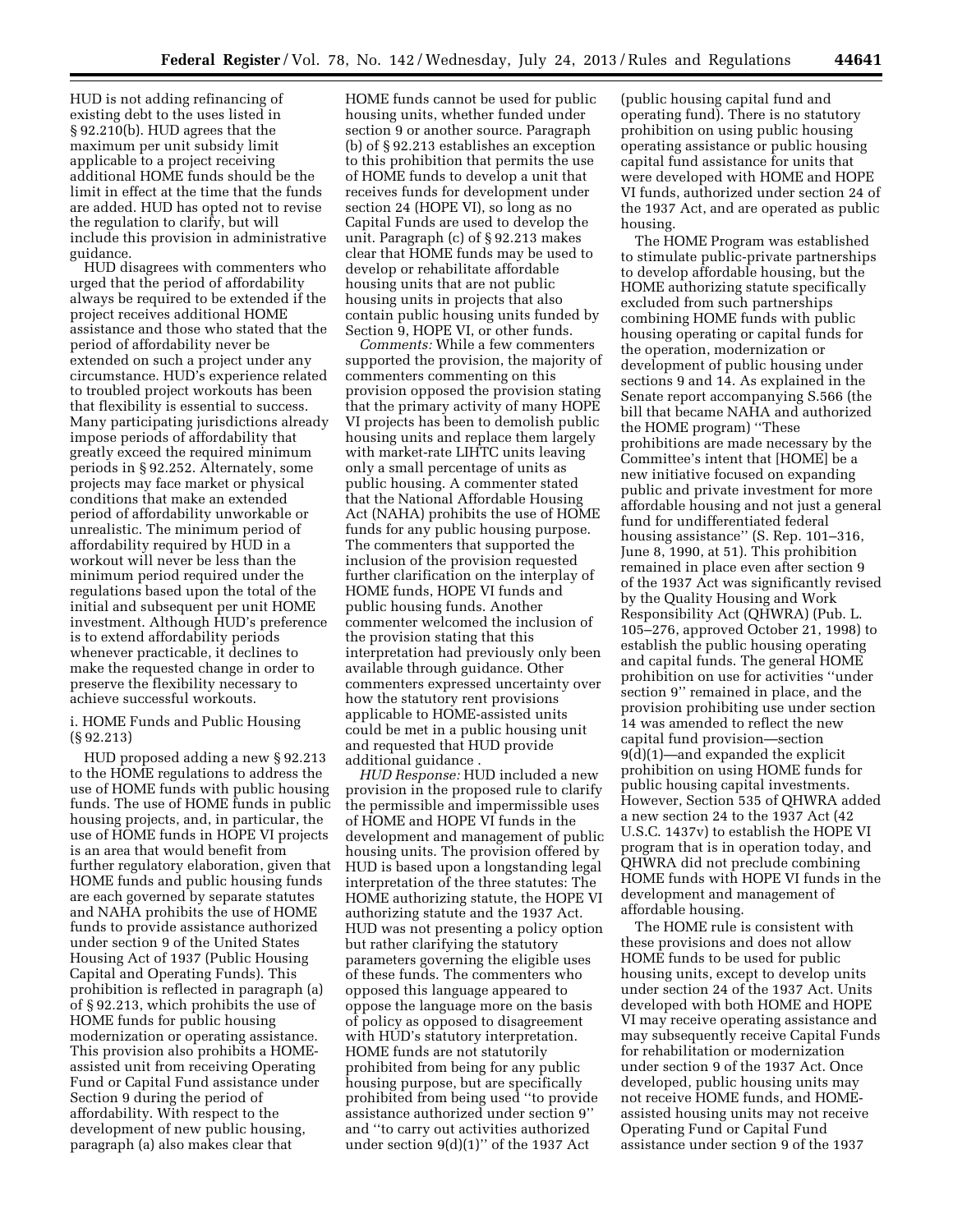HUD is not adding refinancing of existing debt to the uses listed in § 92.210(b). HUD agrees that the maximum per unit subsidy limit applicable to a project receiving additional HOME funds should be the limit in effect at the time that the funds are added. HUD has opted not to revise the regulation to clarify, but will include this provision in administrative guidance.

HUD disagrees with commenters who urged that the period of affordability always be required to be extended if the project receives additional HOME assistance and those who stated that the period of affordability never be extended on such a project under any circumstance. HUD's experience related to troubled project workouts has been that flexibility is essential to success. Many participating jurisdictions already impose periods of affordability that greatly exceed the required minimum periods in § 92.252. Alternately, some projects may face market or physical conditions that make an extended period of affordability unworkable or unrealistic. The minimum period of affordability required by HUD in a workout will never be less than the minimum period required under the regulations based upon the total of the initial and subsequent per unit HOME investment. Although HUD's preference is to extend affordability periods whenever practicable, it declines to make the requested change in order to preserve the flexibility necessary to achieve successful workouts.

i. HOME Funds and Public Housing (§ 92.213)

HUD proposed adding a new § 92.213 to the HOME regulations to address the use of HOME funds with public housing funds. The use of HOME funds in public housing projects, and, in particular, the use of HOME funds in HOPE VI projects is an area that would benefit from further regulatory elaboration, given that HOME funds and public housing funds are each governed by separate statutes and NAHA prohibits the use of HOME funds to provide assistance authorized under section 9 of the United States Housing Act of 1937 (Public Housing Capital and Operating Funds). This prohibition is reflected in paragraph (a) of § 92.213, which prohibits the use of HOME funds for public housing modernization or operating assistance. This provision also prohibits a HOME-assisted unit from receiving Operating Fund or Capital Fund assistance under Section 9 during the period of affordability. With respect to the development of new public housing, paragraph (a) also makes clear that HOME funds cannot be used for public housing units, whether funded under section 9 or another source. Paragraph (b) of § 92.213 establishes an exception to this prohibition that permits the use of HOME funds to develop a unit that receives funds for development under section 24 (HOPE VI), so long as no Capital Funds are used to develop the unit. Paragraph (c) of § 92.213 makes clear that HOME funds may be used to develop or rehabilitate affordable housing units that are not public housing units in projects that also contain public housing units funded by Section 9, HOPE VI, or other funds.

*Comments:* While a few commenters supported the provision, the majority of commenters commenting on this provision opposed the provision stating that the primary activity of many HOPE VI projects has been to demolish public housing units and replace them largely with market-rate LIHTC units leaving only a small percentage of units as public housing. A commenter stated that the National Affordable Housing Act (NAHA) prohibits the use of HOME funds for any public housing purpose. The commenters that supported the inclusion of the provision requested further clarification on the interplay of HOME funds, HOPE VI funds and public housing funds. Another commenter welcomed the inclusion of the provision stating that this interpretation had previously only been available through guidance. Other commenters expressed uncertainty over how the statutory rent provisions applicable to HOME-assisted units could be met in a public housing unit and requested that HUD provide additional guidance .

*HUD Response:* HUD included a new provision in the proposed rule to clarify the permissible and impermissible uses of HOME and HOPE VI funds in the development and management of public housing units. The provision offered by HUD is based upon a longstanding legal interpretation of the three statutes: The HOME authorizing statute, the HOPE VI authorizing statute and the 1937 Act. HUD was not presenting a policy option but rather clarifying the statutory parameters governing the eligible uses of these funds. The commenters who opposed this language appeared to oppose the language more on the basis of policy as opposed to disagreement with HUD's statutory interpretation. HOME funds are not statutorily prohibited from being for any public housing purpose, but are specifically prohibited from being used "to provide assistance authorized under section 9" and "to carry out activities authorized under section 9(d)(1)" of the 1937 Act (public housing capital fund and operating fund). There is no statutory prohibition on using public housing operating assistance or public housing capital fund assistance for units that were developed with HOME and HOPE VI funds, authorized under section 24 of the 1937 Act, and are operated as public housing.

The HOME Program was established to stimulate public-private partnerships to develop affordable housing, but the HOME authorizing statute specifically excluded from such partnerships combining HOME funds with public housing operating or capital funds for the operation, modernization or development of public housing under sections 9 and 14. As explained in the Senate report accompanying S.566 (the bill that became NAHA and authorized the HOME program) "These prohibitions are made necessary by the Committee's intent that [HOME] be a new initiative focused on expanding public and private investment for more affordable housing and not just a general fund for undifferentiated federal housing assistance" (S. Rep. 101–316, June 8, 1990, at 51). This prohibition remained in place even after section 9 of the 1937 Act was significantly revised by the Quality Housing and Work Responsibility Act (QHWRA) (Pub. L. 105–276, approved October 21, 1998) to establish the public housing operating and capital funds. The general HOME prohibition on use for activities "under section 9" remained in place, and the provision prohibiting use under section 14 was amended to reflect the new capital fund provision—section 9(d)(1)—and expanded the explicit prohibition on using HOME funds for public housing capital investments. However, Section 535 of QHWRA added a new section 24 to the 1937 Act (42 U.S.C. 1437v) to establish the HOPE VI program that is in operation today, and QHWRA did not preclude combining HOME funds with HOPE VI funds in the development and management of affordable housing.

The HOME rule is consistent with these provisions and does not allow HOME funds to be used for public housing units, except to develop units under section 24 of the 1937 Act. Units developed with both HOME and HOPE VI may receive operating assistance and may subsequently receive Capital Funds for rehabilitation or modernization under section 9 of the 1937 Act. Once developed, public housing units may not receive HOME funds, and HOME-assisted housing units may not receive Operating Fund or Capital Fund assistance under section 9 of the 1937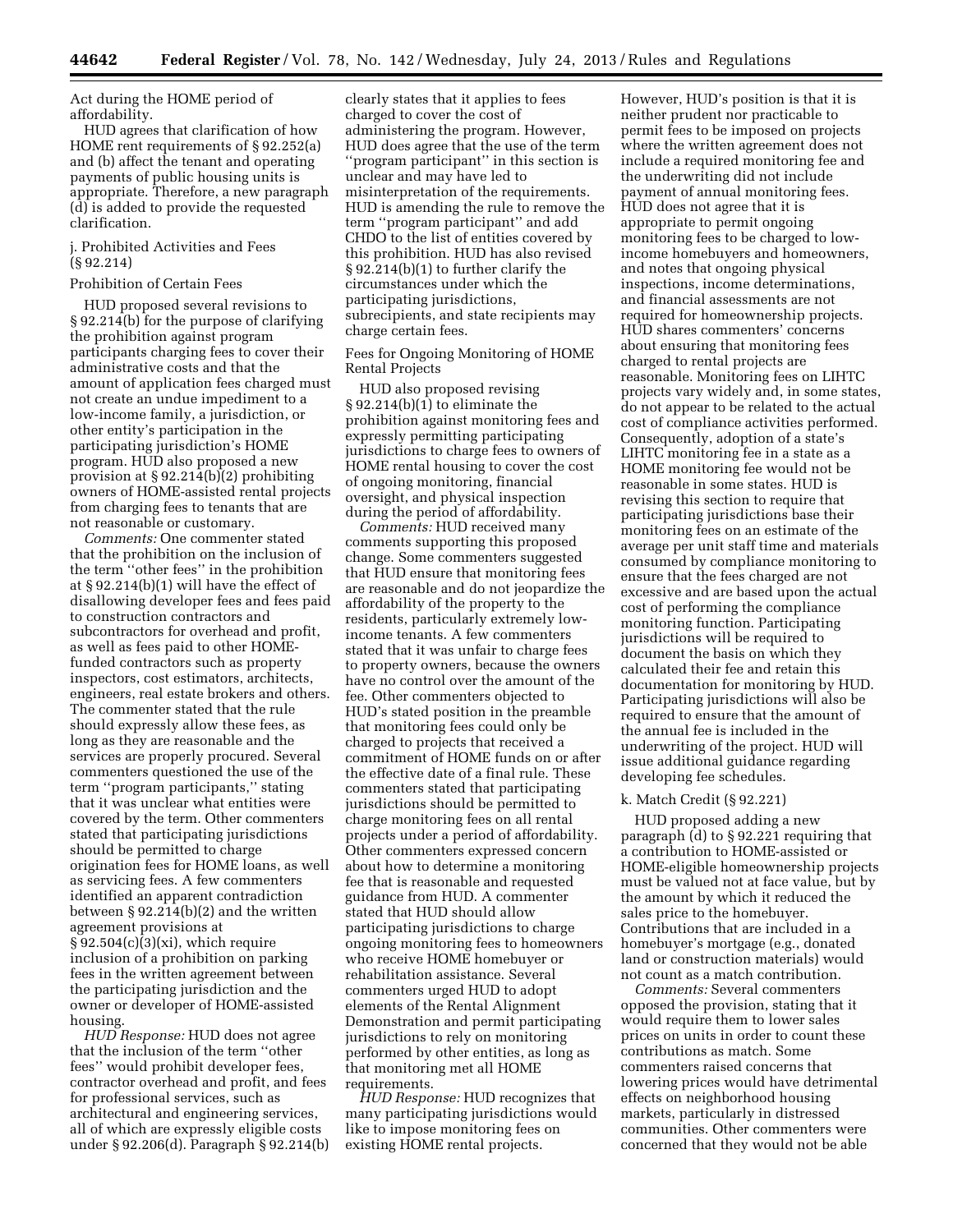Act during the HOME period of affordability.

HUD agrees that clarification of how HOME rent requirements of § 92.252(a) and (b) affect the tenant and operating payments of public housing units is appropriate. Therefore, a new paragraph (d) is added to provide the requested clarification.

j. Prohibited Activities and Fees (§ 92.214)

Prohibition of Certain Fees

HUD proposed several revisions to § 92.214(b) for the purpose of clarifying the prohibition against program participants charging fees to cover their administrative costs and that the amount of application fees charged must not create an undue impediment to a low-income family, a jurisdiction, or other entity's participation in the participating jurisdiction's HOME program. HUD also proposed a new provision at § 92.214(b)(2) prohibiting owners of HOME-assisted rental projects from charging fees to tenants that are not reasonable or customary.

*Comments:* One commenter stated that the prohibition on the inclusion of the term ''other fees'' in the prohibition at § 92.214(b)(1) will have the effect of disallowing developer fees and fees paid to construction contractors and subcontractors for overhead and profit, as well as fees paid to other HOME-funded contractors such as property inspectors, cost estimators, architects, engineers, real estate brokers and others. The commenter stated that the rule should expressly allow these fees, as long as they are reasonable and the services are properly procured. Several commenters questioned the use of the term ''program participants,'' stating that it was unclear what entities were covered by the term. Other commenters stated that participating jurisdictions should be permitted to charge origination fees for HOME loans, as well as servicing fees. A few commenters identified an apparent contradiction between § 92.214(b)(2) and the written agreement provisions at § 92.504(c)(3)(xi), which require inclusion of a prohibition on parking fees in the written agreement between the participating jurisdiction and the owner or developer of HOME-assisted housing.

*HUD Response:* HUD does not agree that the inclusion of the term ''other fees'' would prohibit developer fees, contractor overhead and profit, and fees for professional services, such as architectural and engineering services, all of which are expressly eligible costs under § 92.206(d). Paragraph § 92.214(b) clearly states that it applies to fees charged to cover the cost of administering the program. However, HUD does agree that the use of the term ''program participant'' in this section is unclear and may have led to misinterpretation of the requirements. HUD is amending the rule to remove the term ''program participant'' and add CHDO to the list of entities covered by this prohibition. HUD has also revised § 92.214(b)(1) to further clarify the circumstances under which the participating jurisdictions, subrecipients, and state recipients may charge certain fees.

Fees for Ongoing Monitoring of HOME Rental Projects

HUD also proposed revising § 92.214(b)(1) to eliminate the prohibition against monitoring fees and expressly permitting participating jurisdictions to charge fees to owners of HOME rental housing to cover the cost of ongoing monitoring, financial oversight, and physical inspection during the period of affordability.

*Comments:* HUD received many comments supporting this proposed change. Some commenters suggested that HUD ensure that monitoring fees are reasonable and do not jeopardize the affordability of the property to the residents, particularly extremely low-income tenants. A few commenters stated that it was unfair to charge fees to property owners, because the owners have no control over the amount of the fee. Other commenters objected to HUD's stated position in the preamble that monitoring fees could only be charged to projects that received a commitment of HOME funds on or after the effective date of a final rule. These commenters stated that participating jurisdictions should be permitted to charge monitoring fees on all rental projects under a period of affordability. Other commenters expressed concern about how to determine a monitoring fee that is reasonable and requested guidance from HUD. A commenter stated that HUD should allow participating jurisdictions to charge ongoing monitoring fees to homeowners who receive HOME homebuyer or rehabilitation assistance. Several commenters urged HUD to adopt elements of the Rental Alignment Demonstration and permit participating jurisdictions to rely on monitoring performed by other entities, as long as that monitoring met all HOME requirements.

*HUD Response:* HUD recognizes that many participating jurisdictions would like to impose monitoring fees on existing HOME rental projects. However, HUD's position is that it is neither prudent nor practicable to permit fees to be imposed on projects where the written agreement does not include a required monitoring fee and the underwriting did not include payment of annual monitoring fees. HUD does not agree that it is appropriate to permit ongoing monitoring fees to be charged to low-income homebuyers and homeowners, and notes that ongoing physical inspections, income determinations, and financial assessments are not required for homeownership projects. HUD shares commenters' concerns about ensuring that monitoring fees charged to rental projects are reasonable. Monitoring fees on LIHTC projects vary widely and, in some states, do not appear to be related to the actual cost of compliance activities performed. Consequently, adoption of a state's LIHTC monitoring fee in a state as a HOME monitoring fee would not be reasonable in some states. HUD is revising this section to require that participating jurisdictions base their monitoring fees on an estimate of the average per unit staff time and materials consumed by compliance monitoring to ensure that the fees charged are not excessive and are based upon the actual cost of performing the compliance monitoring function. Participating jurisdictions will be required to document the basis on which they calculated their fee and retain this documentation for monitoring by HUD. Participating jurisdictions will also be required to ensure that the amount of the annual fee is included in the underwriting of the project. HUD will issue additional guidance regarding developing fee schedules.

k. Match Credit (§ 92.221)

HUD proposed adding a new paragraph (d) to § 92.221 requiring that a contribution to HOME-assisted or HOME-eligible homeownership projects must be valued not at face value, but by the amount by which it reduced the sales price to the homebuyer. Contributions that are included in a homebuyer's mortgage (e.g., donated land or construction materials) would not count as a match contribution.

*Comments:* Several commenters opposed the provision, stating that it would require them to lower sales prices on units in order to count these contributions as match. Some commenters raised concerns that lowering prices would have detrimental effects on neighborhood housing markets, particularly in distressed communities. Other commenters were concerned that they would not be able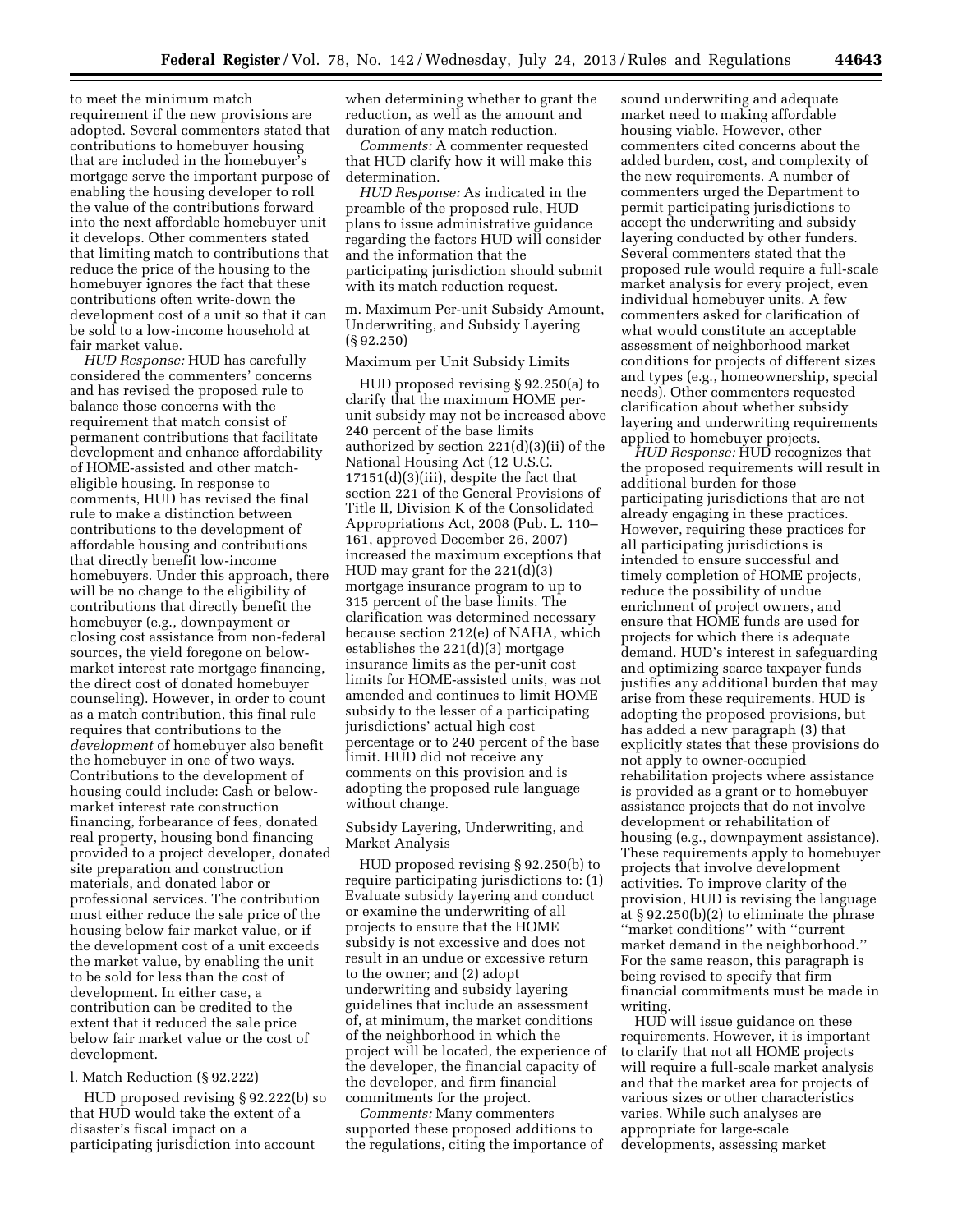to meet the minimum match requirement if the new provisions are adopted. Several commenters stated that contributions to homebuyer housing that are included in the homebuyer's mortgage serve the important purpose of enabling the housing developer to roll the value of the contributions forward into the next affordable homebuyer unit it develops. Other commenters stated that limiting match to contributions that reduce the price of the housing to the homebuyer ignores the fact that these contributions often write-down the development cost of a unit so that it can be sold to a low-income household at fair market value.

*HUD Response:* HUD has carefully considered the commenters' concerns and has revised the proposed rule to balance those concerns with the requirement that match consist of permanent contributions that facilitate development and enhance affordability of HOME-assisted and other match-eligible housing. In response to comments, HUD has revised the final rule to make a distinction between contributions to the development of affordable housing and contributions that directly benefit low-income homebuyers. Under this approach, there will be no change to the eligibility of contributions that directly benefit the homebuyer (e.g., downpayment or closing cost assistance from non-federal sources, the yield foregone on below-market interest rate mortgage financing, the direct cost of donated homebuyer counseling). However, in order to count as a match contribution, this final rule requires that contributions to the *development* of homebuyer also benefit the homebuyer in one of two ways. Contributions to the development of housing could include: Cash or below-market interest rate construction financing, forbearance of fees, donated real property, housing bond financing provided to a project developer, donated site preparation and construction materials, and donated labor or professional services. The contribution must either reduce the sale price of the housing below fair market value, or if the development cost of a unit exceeds the market value, by enabling the unit to be sold for less than the cost of development. In either case, a contribution can be credited to the extent that it reduced the sale price below fair market value or the cost of development.

l. Match Reduction (§ 92.222)

HUD proposed revising § 92.222(b) so that HUD would take the extent of a disaster's fiscal impact on a participating jurisdiction into account when determining whether to grant the reduction, as well as the amount and duration of any match reduction.

*Comments:* A commenter requested that HUD clarify how it will make this determination.

*HUD Response:* As indicated in the preamble of the proposed rule, HUD plans to issue administrative guidance regarding the factors HUD will consider and the information that the participating jurisdiction should submit with its match reduction request.

m. Maximum Per-unit Subsidy Amount, Underwriting, and Subsidy Layering (§ 92.250)

Maximum per Unit Subsidy Limits

HUD proposed revising § 92.250(a) to clarify that the maximum HOME per-unit subsidy may not be increased above 240 percent of the base limits authorized by section 221(d)(3)(ii) of the National Housing Act (12 U.S.C. 17151(d)(3)(iii), despite the fact that section 221 of the General Provisions of Title II, Division K of the Consolidated Appropriations Act, 2008 (Pub. L. 110–161, approved December 26, 2007) increased the maximum exceptions that HUD may grant for the 221(d)(3) mortgage insurance program to up to 315 percent of the base limits. The clarification was determined necessary because section 212(e) of NAHA, which establishes the 221(d)(3) mortgage insurance limits as the per-unit cost limits for HOME-assisted units, was not amended and continues to limit HOME subsidy to the lesser of a participating jurisdictions' actual high cost percentage or to 240 percent of the base limit. HUD did not receive any comments on this provision and is adopting the proposed rule language without change.

Subsidy Layering, Underwriting, and Market Analysis

HUD proposed revising § 92.250(b) to require participating jurisdictions to: (1) Evaluate subsidy layering and conduct or examine the underwriting of all projects to ensure that the HOME subsidy is not excessive and does not result in an undue or excessive return to the owner; and (2) adopt underwriting and subsidy layering guidelines that include an assessment of, at minimum, the market conditions of the neighborhood in which the project will be located, the experience of the developer, the financial capacity of the developer, and firm financial commitments for the project.

*Comments:* Many commenters supported these proposed additions to the regulations, citing the importance of sound underwriting and adequate market need to making affordable housing viable. However, other commenters cited concerns about the added burden, cost, and complexity of the new requirements. A number of commenters urged the Department to permit participating jurisdictions to accept the underwriting and subsidy layering conducted by other funders. Several commenters stated that the proposed rule would require a full-scale market analysis for every project, even individual homebuyer units. A few commenters asked for clarification of what would constitute an acceptable assessment of neighborhood market conditions for projects of different sizes and types (e.g., homeownership, special needs). Other commenters requested clarification about whether subsidy layering and underwriting requirements applied to homebuyer projects.

*HUD Response:* HUD recognizes that the proposed requirements will result in additional burden for those participating jurisdictions that are not already engaging in these practices. However, requiring these practices for all participating jurisdictions is intended to ensure successful and timely completion of HOME projects, reduce the possibility of undue enrichment of project owners, and ensure that HOME funds are used for projects for which there is adequate demand. HUD's interest in safeguarding and optimizing scarce taxpayer funds justifies any additional burden that may arise from these requirements. HUD is adopting the proposed provisions, but has added a new paragraph (3) that explicitly states that these provisions do not apply to owner-occupied rehabilitation projects where assistance is provided as a grant or to homebuyer assistance projects that do not involve development or rehabilitation of housing (e.g., downpayment assistance). These requirements apply to homebuyer projects that involve development activities. To improve clarity of the provision, HUD is revising the language at § 92.250(b)(2) to eliminate the phrase "market conditions" with "current market demand in the neighborhood." For the same reason, this paragraph is being revised to specify that firm financial commitments must be made in writing.

HUD will issue guidance on these requirements. However, it is important to clarify that not all HOME projects will require a full-scale market analysis and that the market area for projects of various sizes or other characteristics varies. While such analyses are appropriate for large-scale developments, assessing market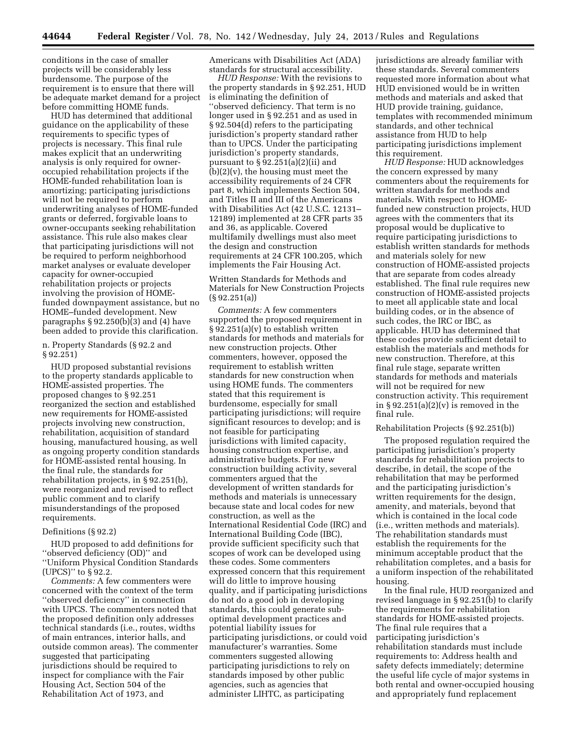conditions in the case of smaller projects will be considerably less burdensome. The purpose of the requirement is to ensure that there will be adequate market demand for a project before committing HOME funds.

HUD has determined that additional guidance on the applicability of these requirements to specific types of projects is necessary. This final rule makes explicit that an underwriting analysis is only required for owner-occupied rehabilitation projects if the HOME-funded rehabilitation loan is amortizing; participating jurisdictions will not be required to perform underwriting analyses of HOME-funded grants or deferred, forgivable loans to owner-occupants seeking rehabilitation assistance. This rule also makes clear that participating jurisdictions will not be required to perform neighborhood market analyses or evaluate developer capacity for owner-occupied rehabilitation projects or projects involving the provision of HOME-funded downpayment assistance, but no HOME–funded development. New paragraphs § 92.250(b)(3) and (4) have been added to provide this clarification.

n. Property Standards (§ 92.2 and § 92.251)

HUD proposed substantial revisions to the property standards applicable to HOME-assisted properties. The proposed changes to § 92.251 reorganized the section and established new requirements for HOME-assisted projects involving new construction, rehabilitation, acquisition of standard housing, manufactured housing, as well as ongoing property condition standards for HOME-assisted rental housing. In the final rule, the standards for rehabilitation projects, in § 92.251(b), were reorganized and revised to reflect public comment and to clarify misunderstandings of the proposed requirements.

Definitions (§ 92.2)

HUD proposed to add definitions for ''observed deficiency (OD)'' and ''Uniform Physical Condition Standards (UPCS)'' to § 92.2.

*Comments:* A few commenters were concerned with the context of the term ''observed deficiency'' in connection with UPCS. The commenters noted that the proposed definition only addresses technical standards (i.e., routes, widths of main entrances, interior halls, and outside common areas). The commenter suggested that participating jurisdictions should be required to inspect for compliance with the Fair Housing Act, Section 504 of the Rehabilitation Act of 1973, and Americans with Disabilities Act (ADA) standards for structural accessibility.

*HUD Response:* With the revisions to the property standards in § 92.251, HUD is eliminating the definition of ''observed deficiency. That term is no longer used in § 92.251 and as used in § 92.504(d) refers to the participating jurisdiction's property standard rather than to UPCS. Under the participating jurisdiction's property standards, pursuant to § 92.251(a)(2)(ii) and (b)(2)(v), the housing must meet the accessibility requirements of 24 CFR part 8, which implements Section 504, and Titles II and III of the Americans with Disabilities Act (42 U.S.C. 12131–12189) implemented at 28 CFR parts 35 and 36, as applicable. Covered multifamily dwellings must also meet the design and construction requirements at 24 CFR 100.205, which implements the Fair Housing Act.

Written Standards for Methods and Materials for New Construction Projects (§ 92.251(a))

*Comments:* A few commenters supported the proposed requirement in § 92.251(a)(v) to establish written standards for methods and materials for new construction projects. Other commenters, however, opposed the requirement to establish written standards for new construction when using HOME funds. The commenters stated that this requirement is burdensome, especially for small participating jurisdictions; will require significant resources to develop; and is not feasible for participating jurisdictions with limited capacity, housing construction expertise, and administrative budgets. For new construction building activity, several commenters argued that the development of written standards for methods and materials is unnecessary because state and local codes for new construction, as well as the International Residential Code (IRC) and International Building Code (IBC), provide sufficient specificity such that scopes of work can be developed using these codes. Some commenters expressed concern that this requirement will do little to improve housing quality, and if participating jurisdictions do not do a good job in developing standards, this could generate sub-optimal development practices and potential liability issues for participating jurisdictions, or could void manufacturer's warranties. Some commenters suggested allowing participating jurisdictions to rely on standards imposed by other public agencies, such as agencies that administer LIHTC, as participating jurisdictions are already familiar with these standards. Several commenters requested more information about what HUD envisioned would be in written methods and materials and asked that HUD provide training, guidance, templates with recommended minimum standards, and other technical assistance from HUD to help participating jurisdictions implement this requirement.

*HUD Response:* HUD acknowledges the concern expressed by many commenters about the requirements for written standards for methods and materials. With respect to HOME-funded new construction projects, HUD agrees with the commenters that its proposal would be duplicative to require participating jurisdictions to establish written standards for methods and materials solely for new construction of HOME-assisted projects that are separate from codes already established. The final rule requires new construction of HOME-assisted projects to meet all applicable state and local building codes, or in the absence of such codes, the IRC or IBC, as applicable. HUD has determined that these codes provide sufficient detail to establish the materials and methods for new construction. Therefore, at this final rule stage, separate written standards for methods and materials will not be required for new construction activity. This requirement in § 92.251(a)(2)(v) is removed in the final rule.

Rehabilitation Projects (§ 92.251(b))

The proposed regulation required the participating jurisdiction's property standards for rehabilitation projects to describe, in detail, the scope of the rehabilitation that may be performed and the participating jurisdiction's written requirements for the design, amenity, and materials, beyond that which is contained in the local code (i.e., written methods and materials). The rehabilitation standards must establish the requirements for the minimum acceptable product that the rehabilitation completes, and a basis for a uniform inspection of the rehabilitated housing.

In the final rule, HUD reorganized and revised language in § 92.251(b) to clarify the requirements for rehabilitation standards for HOME-assisted projects. The final rule requires that a participating jurisdiction's rehabilitation standards must include requirements to: Address health and safety defects immediately; determine the useful life cycle of major systems in both rental and owner-occupied housing and appropriately fund replacement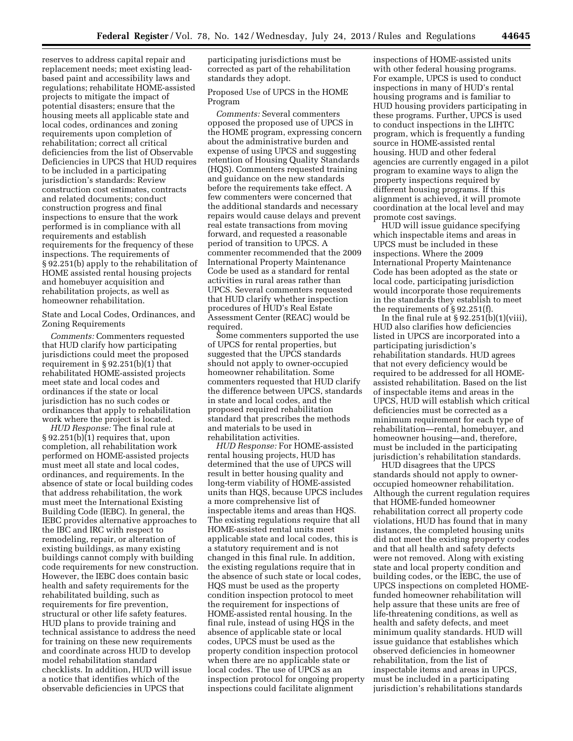reserves to address capital repair and replacement needs; meet existing lead-based paint and accessibility laws and regulations; rehabilitate HOME-assisted projects to mitigate the impact of potential disasters; ensure that the housing meets all applicable state and local codes, ordinances and zoning requirements upon completion of rehabilitation; correct all critical deficiencies from the list of Observable Deficiencies in UPCS that HUD requires to be included in a participating jurisdiction's standards: Review construction cost estimates, contracts and related documents; conduct construction progress and final inspections to ensure that the work performed is in compliance with all requirements and establish requirements for the frequency of these inspections. The requirements of § 92.251(b) apply to the rehabilitation of HOME assisted rental housing projects and homebuyer acquisition and rehabilitation projects, as well as homeowner rehabilitation.

State and Local Codes, Ordinances, and Zoning Requirements

*Comments:* Commenters requested that HUD clarify how participating jurisdictions could meet the proposed requirement in § 92.251(b)(1) that rehabilitated HOME-assisted projects meet state and local codes and ordinances if the state or local jurisdiction has no such codes or ordinances that apply to rehabilitation work where the project is located.

*HUD Response:* The final rule at § 92.251(b)(1) requires that, upon completion, all rehabilitation work performed on HOME-assisted projects must meet all state and local codes, ordinances, and requirements. In the absence of state or local building codes that address rehabilitation, the work must meet the International Existing Building Code (IEBC). In general, the IEBC provides alternative approaches to the IBC and IRC with respect to remodeling, repair, or alteration of existing buildings, as many existing buildings cannot comply with building code requirements for new construction. However, the IEBC does contain basic health and safety requirements for the rehabilitated building, such as requirements for fire prevention, structural or other life safety features. HUD plans to provide training and technical assistance to address the need for training on these new requirements and coordinate across HUD to develop model rehabilitation standard checklists. In addition, HUD will issue a notice that identifies which of the observable deficiencies in UPCS that participating jurisdictions must be corrected as part of the rehabilitation standards they adopt.

Proposed Use of UPCS in the HOME Program

*Comments:* Several commenters opposed the proposed use of UPCS in the HOME program, expressing concern about the administrative burden and expense of using UPCS and suggesting retention of Housing Quality Standards (HQS). Commenters requested training and guidance on the new standards before the requirements take effect. A few commenters were concerned that the additional standards and necessary repairs would cause delays and prevent real estate transactions from moving forward, and requested a reasonable period of transition to UPCS. A commenter recommended that the 2009 International Property Maintenance Code be used as a standard for rental activities in rural areas rather than UPCS. Several commenters requested that HUD clarify whether inspection procedures of HUD's Real Estate Assessment Center (REAC) would be required.

Some commenters supported the use of UPCS for rental properties, but suggested that the UPCS standards should not apply to owner-occupied homeowner rehabilitation. Some commenters requested that HUD clarify the difference between UPCS, standards in state and local codes, and the proposed required rehabilitation standard that prescribes the methods and materials to be used in rehabilitation activities.

*HUD Response:* For HOME-assisted rental housing projects, HUD has determined that the use of UPCS will result in better housing quality and long-term viability of HOME-assisted units than HQS, because UPCS includes a more comprehensive list of inspectable items and areas than HQS. The existing regulations require that all HOME-assisted rental units meet applicable state and local codes, this is a statutory requirement and is not changed in this final rule. In addition, the existing regulations require that in the absence of such state or local codes, HQS must be used as the property condition inspection protocol to meet the requirement for inspections of HOME-assisted rental housing. In the final rule, instead of using HQS in the absence of applicable state or local codes, UPCS must be used as the property condition inspection protocol when there are no applicable state or local codes. The use of UPCS as an inspection protocol for ongoing property inspections could facilitate alignment inspections of HOME-assisted units with other federal housing programs. For example, UPCS is used to conduct inspections in many of HUD's rental housing programs and is familiar to HUD housing providers participating in these programs. Further, UPCS is used to conduct inspections in the LIHTC program, which is frequently a funding source in HOME-assisted rental housing. HUD and other federal agencies are currently engaged in a pilot program to examine ways to align the property inspections required by different housing programs. If this alignment is achieved, it will promote coordination at the local level and may promote cost savings.

HUD will issue guidance specifying which inspectable items and areas in UPCS must be included in these inspections. Where the 2009 International Property Maintenance Code has been adopted as the state or local code, participating jurisdiction would incorporate those requirements in the standards they establish to meet the requirements of § 92.251(f).

In the final rule at § 92.251(b)(1)(viii), HUD also clarifies how deficiencies listed in UPCS are incorporated into a participating jurisdiction's rehabilitation standards. HUD agrees that not every deficiency would be required to be addressed for all HOME-assisted rehabilitation. Based on the list of inspectable items and areas in the UPCS, HUD will establish which critical deficiencies must be corrected as a minimum requirement for each type of rehabilitation—rental, homebuyer, and homeowner housing—and, therefore, must be included in the participating jurisdiction's rehabilitation standards.

HUD disagrees that the UPCS standards should not apply to owner-occupied homeowner rehabilitation. Although the current regulation requires that HOME-funded homeowner rehabilitation correct all property code violations, HUD has found that in many instances, the completed housing units did not meet the existing property codes and that all health and safety defects were not removed. Along with existing state and local property condition and building codes, or the IEBC, the use of UPCS inspections on completed HOME-funded homeowner rehabilitation will help assure that these units are free of life-threatening conditions, as well as health and safety defects, and meet minimum quality standards. HUD will issue guidance that establishes which observed deficiencies in homeowner rehabilitation, from the list of inspectable items and areas in UPCS, must be included in a participating jurisdiction's rehabilitations standards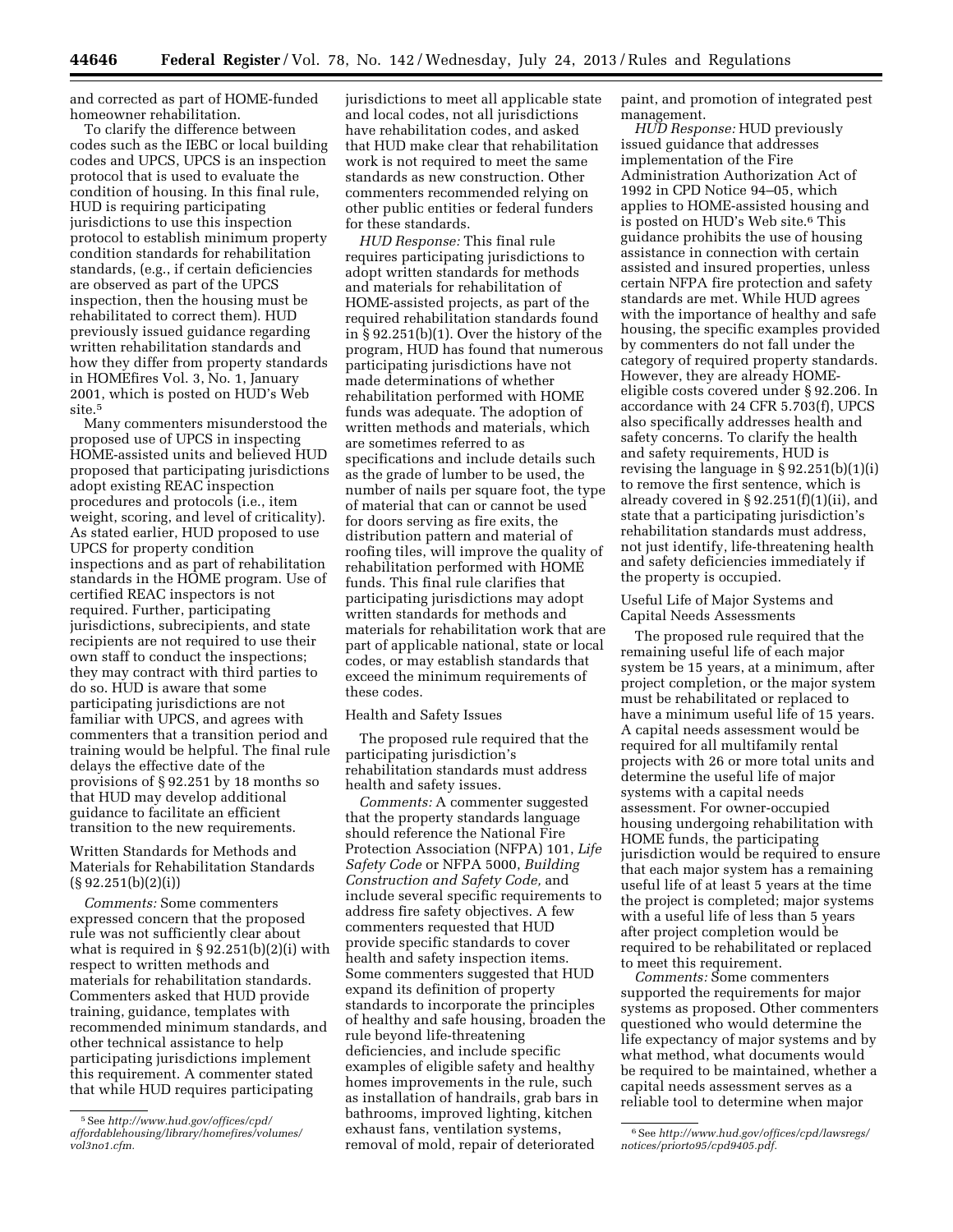and corrected as part of HOME-funded homeowner rehabilitation.

To clarify the difference between codes such as the IEBC or local building codes and UPCS, UPCS is an inspection protocol that is used to evaluate the condition of housing. In this final rule, HUD is requiring participating jurisdictions to use this inspection protocol to establish minimum property condition standards for rehabilitation standards, (e.g., if certain deficiencies are observed as part of the UPCS inspection, then the housing must be rehabilitated to correct them). HUD previously issued guidance regarding written rehabilitation standards and how they differ from property standards in HOMEfires Vol. 3, No. 1, January 2001, which is posted on HUD's Web site.[5]

Many commenters misunderstood the proposed use of UPCS in inspecting HOME-assisted units and believed HUD proposed that participating jurisdictions adopt existing REAC inspection procedures and protocols (i.e., item weight, scoring, and level of criticality). As stated earlier, HUD proposed to use UPCS for property condition inspections and as part of rehabilitation standards in the HOME program. Use of certified REAC inspectors is not required. Further, participating jurisdictions, subrecipients, and state recipients are not required to use their own staff to conduct the inspections; they may contract with third parties to do so. HUD is aware that some participating jurisdictions are not familiar with UPCS, and agrees with commenters that a transition period and training would be helpful. The final rule delays the effective date of the provisions of § 92.251 by 18 months so that HUD may develop additional guidance to facilitate an efficient transition to the new requirements.

Written Standards for Methods and Materials for Rehabilitation Standards (§ 92.251(b)(2)(i))

*Comments:* Some commenters expressed concern that the proposed rule was not sufficiently clear about what is required in § 92.251(b)(2)(i) with respect to written methods and materials for rehabilitation standards. Commenters asked that HUD provide training, guidance, templates with recommended minimum standards, and other technical assistance to help participating jurisdictions implement this requirement. A commenter stated that while HUD requires participating jurisdictions to meet all applicable state and local codes, not all jurisdictions have rehabilitation codes, and asked that HUD make clear that rehabilitation work is not required to meet the same standards as new construction. Other commenters recommended relying on other public entities or federal funders for these standards.

*HUD Response:* This final rule requires participating jurisdictions to adopt written standards for methods and materials for rehabilitation of HOME-assisted projects, as part of the required rehabilitation standards found in § 92.251(b)(1). Over the history of the program, HUD has found that numerous participating jurisdictions have not made determinations of whether rehabilitation performed with HOME funds was adequate. The adoption of written methods and materials, which are sometimes referred to as specifications and include details such as the grade of lumber to be used, the number of nails per square foot, the type of material that can or cannot be used for doors serving as fire exits, the distribution pattern and material of roofing tiles, will improve the quality of rehabilitation performed with HOME funds. This final rule clarifies that participating jurisdictions may adopt written standards for methods and materials for rehabilitation work that are part of applicable national, state or local codes, or may establish standards that exceed the minimum requirements of these codes.

Health and Safety Issues

The proposed rule required that the participating jurisdiction's rehabilitation standards must address health and safety issues.

*Comments:* A commenter suggested that the property standards language should reference the National Fire Protection Association (NFPA) 101, *Life Safety Code* or NFPA 5000, *Building Construction and Safety Code,* and include several specific requirements to address fire safety objectives. A few commenters requested that HUD provide specific standards to cover health and safety inspection items. Some commenters suggested that HUD expand its definition of property standards to incorporate the principles of healthy and safe housing, broaden the rule beyond life-threatening deficiencies, and include specific examples of eligible safety and healthy homes improvements in the rule, such as installation of handrails, grab bars in bathrooms, improved lighting, kitchen exhaust fans, ventilation systems, removal of mold, repair of deteriorated paint, and promotion of integrated pest management.

*HUD Response:* HUD previously issued guidance that addresses implementation of the Fire Administration Authorization Act of 1992 in CPD Notice 94–05, which applies to HOME-assisted housing and is posted on HUD's Web site.[6] This guidance prohibits the use of housing assistance in connection with certain assisted and insured properties, unless certain NFPA fire protection and safety standards are met. While HUD agrees with the importance of healthy and safe housing, the specific examples provided by commenters do not fall under the category of required property standards. However, they are already HOME-eligible costs covered under § 92.206. In accordance with 24 CFR 5.703(f), UPCS also specifically addresses health and safety concerns. To clarify the health and safety requirements, HUD is revising the language in § 92.251(b)(1)(i) to remove the first sentence, which is already covered in § 92.251(f)(1)(ii), and state that a participating jurisdiction's rehabilitation standards must address, not just identify, life-threatening health and safety deficiencies immediately if the property is occupied.

Useful Life of Major Systems and Capital Needs Assessments

The proposed rule required that the remaining useful life of each major system be 15 years, at a minimum, after project completion, or the major system must be rehabilitated or replaced to have a minimum useful life of 15 years. A capital needs assessment would be required for all multifamily rental projects with 26 or more total units and determine the useful life of major systems with a capital needs assessment. For owner-occupied housing undergoing rehabilitation with HOME funds, the participating jurisdiction would be required to ensure that each major system has a remaining useful life of at least 5 years at the time the project is completed; major systems with a useful life of less than 5 years after project completion would be required to be rehabilitated or replaced to meet this requirement.

*Comments:* Some commenters supported the requirements for major systems as proposed. Other commenters questioned who would determine the life expectancy of major systems and by what method, what documents would be required to be maintained, whether a capital needs assessment serves as a reliable tool to determine when major

---

[5] See *http://www.hud.gov/offices/cpd/affordablehousing/library/homefires/volumes/vol3no1.cfm.*

[6] See *http://www.hud.gov/offices/cpd/lawsregs/notices/priorto95/cpd9405.pdf.*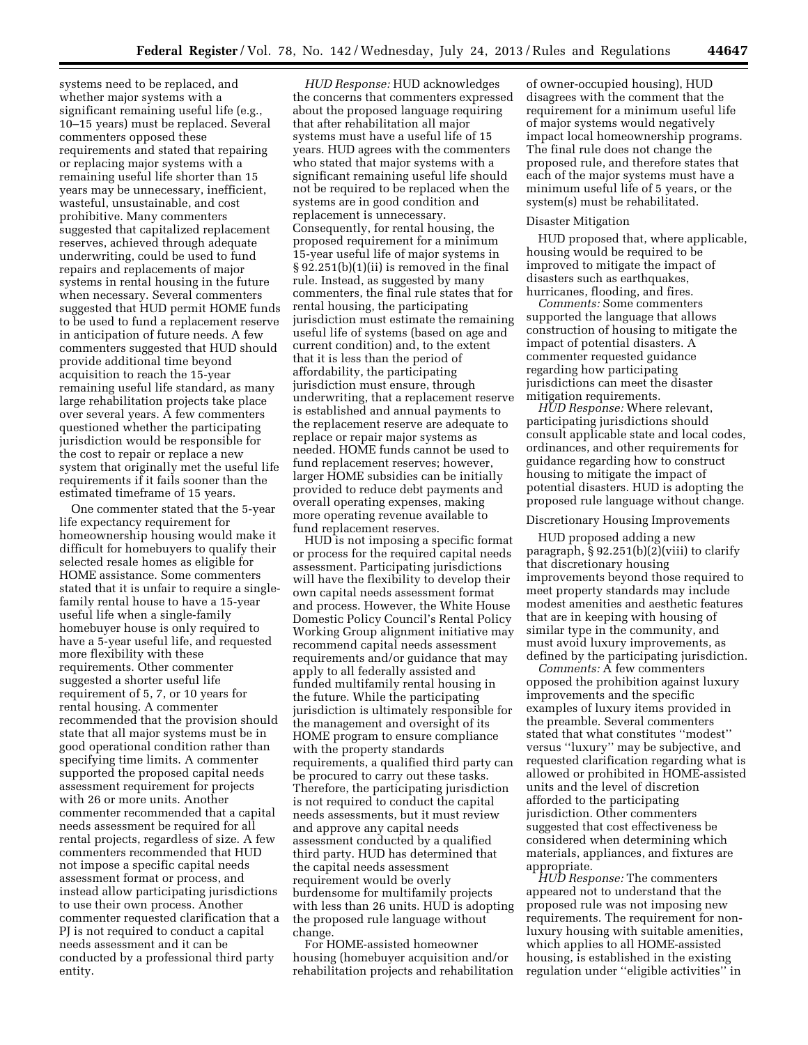systems need to be replaced, and whether major systems with a significant remaining useful life (e.g., 10–15 years) must be replaced. Several commenters opposed these requirements and stated that repairing or replacing major systems with a remaining useful life shorter than 15 years may be unnecessary, inefficient, wasteful, unsustainable, and cost prohibitive. Many commenters suggested that capitalized replacement reserves, achieved through adequate underwriting, could be used to fund repairs and replacements of major systems in rental housing in the future when necessary. Several commenters suggested that HUD permit HOME funds to be used to fund a replacement reserve in anticipation of future needs. A few commenters suggested that HUD should provide additional time beyond acquisition to reach the 15-year remaining useful life standard, as many large rehabilitation projects take place over several years. A few commenters questioned whether the participating jurisdiction would be responsible for the cost to repair or replace a new system that originally met the useful life requirements if it fails sooner than the estimated timeframe of 15 years.

One commenter stated that the 5-year life expectancy requirement for homeownership housing would make it difficult for homebuyers to qualify their selected resale homes as eligible for HOME assistance. Some commenters stated that it is unfair to require a single-family rental house to have a 15-year useful life when a single-family homebuyer house is only required to have a 5-year useful life, and requested more flexibility with these requirements. Other commenter suggested a shorter useful life requirement of 5, 7, or 10 years for rental housing. A commenter recommended that the provision should state that all major systems must be in good operational condition rather than specifying time limits. A commenter supported the proposed capital needs assessment requirement for projects with 26 or more units. Another commenter recommended that a capital needs assessment be required for all rental projects, regardless of size. A few commenters recommended that HUD not impose a specific capital needs assessment format or process, and instead allow participating jurisdictions to use their own process. Another commenter requested clarification that a PJ is not required to conduct a capital needs assessment and it can be conducted by a professional third party entity.

*HUD Response:* HUD acknowledges the concerns that commenters expressed about the proposed language requiring that after rehabilitation all major systems must have a useful life of 15 years. HUD agrees with the commenters who stated that major systems with a significant remaining useful life should not be required to be replaced when the systems are in good condition and replacement is unnecessary. Consequently, for rental housing, the proposed requirement for a minimum 15-year useful life of major systems in § 92.251(b)(1)(ii) is removed in the final rule. Instead, as suggested by many commenters, the final rule states that for rental housing, the participating jurisdiction must estimate the remaining useful life of systems (based on age and current condition) and, to the extent that it is less than the period of affordability, the participating jurisdiction must ensure, through underwriting, that a replacement reserve is established and annual payments to the replacement reserve are adequate to replace or repair major systems as needed. HOME funds cannot be used to fund replacement reserves; however, larger HOME subsidies can be initially provided to reduce debt payments and overall operating expenses, making more operating revenue available to fund replacement reserves.

HUD is not imposing a specific format or process for the required capital needs assessment. Participating jurisdictions will have the flexibility to develop their own capital needs assessment format and process. However, the White House Domestic Policy Council's Rental Policy Working Group alignment initiative may recommend capital needs assessment requirements and/or guidance that may apply to all federally assisted and funded multifamily rental housing in the future. While the participating jurisdiction is ultimately responsible for the management and oversight of its HOME program to ensure compliance with the property standards requirements, a qualified third party can be procured to carry out these tasks. Therefore, the participating jurisdiction is not required to conduct the capital needs assessments, but it must review and approve any capital needs assessment conducted by a qualified third party. HUD has determined that the capital needs assessment requirement would be overly burdensome for multifamily projects with less than 26 units. HUD is adopting the proposed rule language without change.

For HOME-assisted homeowner housing (homebuyer acquisition and/or rehabilitation projects and rehabilitation of owner-occupied housing), HUD disagrees with the comment that the requirement for a minimum useful life of major systems would negatively impact local homeownership programs. The final rule does not change the proposed rule, and therefore states that each of the major systems must have a minimum useful life of 5 years, or the system(s) must be rehabilitated.

### Disaster Mitigation

HUD proposed that, where applicable, housing would be required to be improved to mitigate the impact of disasters such as earthquakes, hurricanes, flooding, and fires.

*Comments:* Some commenters supported the language that allows construction of housing to mitigate the impact of potential disasters. A commenter requested guidance regarding how participating jurisdictions can meet the disaster mitigation requirements.

*HUD Response:* Where relevant, participating jurisdictions should consult applicable state and local codes, ordinances, and other requirements for guidance regarding how to construct housing to mitigate the impact of potential disasters. HUD is adopting the proposed rule language without change.

### Discretionary Housing Improvements

HUD proposed adding a new paragraph, § 92.251(b)(2)(viii) to clarify that discretionary housing improvements beyond those required to meet property standards may include modest amenities and aesthetic features that are in keeping with housing of similar type in the community, and must avoid luxury improvements, as defined by the participating jurisdiction.

*Comments:* A few commenters opposed the prohibition against luxury improvements and the specific examples of luxury items provided in the preamble. Several commenters stated that what constitutes ''modest'' versus ''luxury'' may be subjective, and requested clarification regarding what is allowed or prohibited in HOME-assisted units and the level of discretion afforded to the participating jurisdiction. Other commenters suggested that cost effectiveness be considered when determining which materials, appliances, and fixtures are appropriate.

*HUD Response:* The commenters appeared not to understand that the proposed rule was not imposing new requirements. The requirement for non-luxury housing with suitable amenities, which applies to all HOME-assisted housing, is established in the existing regulation under ''eligible activities'' in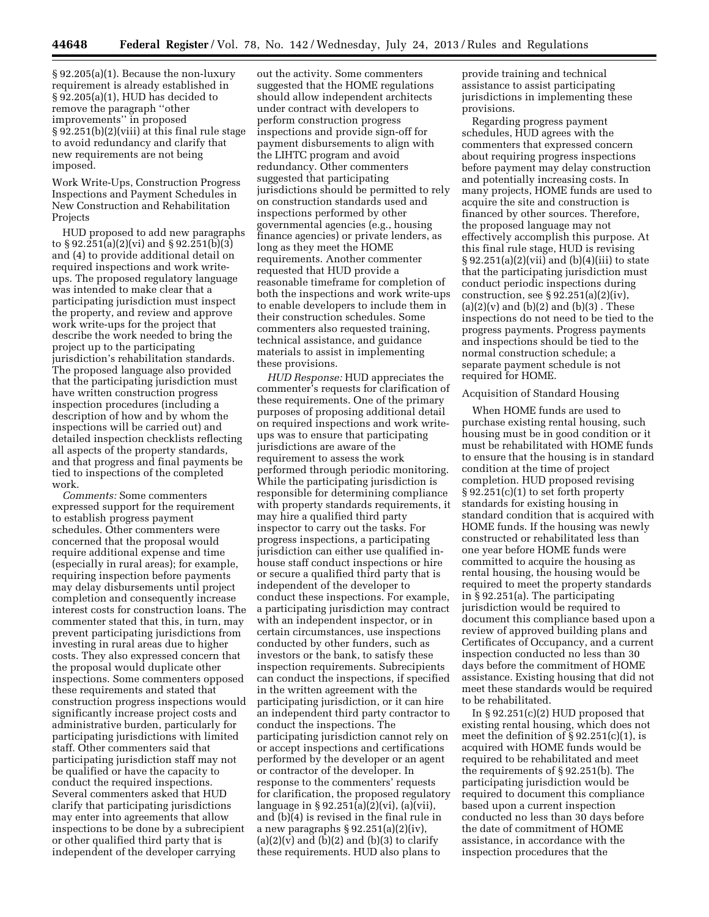§ 92.205(a)(1). Because the non-luxury requirement is already established in § 92.205(a)(1), HUD has decided to remove the paragraph ''other improvements'' in proposed § 92.251(b)(2)(viii) at this final rule stage to avoid redundancy and clarify that new requirements are not being imposed.

Work Write-Ups, Construction Progress Inspections and Payment Schedules in New Construction and Rehabilitation Projects

HUD proposed to add new paragraphs to § 92.251(a)(2)(vi) and § 92.251(b)(3) and (4) to provide additional detail on required inspections and work write-ups. The proposed regulatory language was intended to make clear that a participating jurisdiction must inspect the property, and review and approve work write-ups for the project that describe the work needed to bring the project up to the participating jurisdiction's rehabilitation standards. The proposed language also provided that the participating jurisdiction must have written construction progress inspection procedures (including a description of how and by whom the inspections will be carried out) and detailed inspection checklists reflecting all aspects of the property standards, and that progress and final payments be tied to inspections of the completed work.

*Comments:* Some commenters expressed support for the requirement to establish progress payment schedules. Other commenters were concerned that the proposal would require additional expense and time (especially in rural areas); for example, requiring inspection before payments may delay disbursements until project completion and consequently increase interest costs for construction loans. The commenter stated that this, in turn, may prevent participating jurisdictions from investing in rural areas due to higher costs. They also expressed concern that the proposal would duplicate other inspections. Some commenters opposed these requirements and stated that construction progress inspections would significantly increase project costs and administrative burden, particularly for participating jurisdictions with limited staff. Other commenters said that participating jurisdiction staff may not be qualified or have the capacity to conduct the required inspections. Several commenters asked that HUD clarify that participating jurisdictions may enter into agreements that allow inspections to be done by a subrecipient or other qualified third party that is independent of the developer carrying out the activity. Some commenters suggested that the HOME regulations should allow independent architects under contract with developers to perform construction progress inspections and provide sign-off for payment disbursements to align with the LIHTC program and avoid redundancy. Other commenters suggested that participating jurisdictions should be permitted to rely on construction standards used and inspections performed by other governmental agencies (e.g., housing finance agencies) or private lenders, as long as they meet the HOME requirements. Another commenter requested that HUD provide a reasonable timeframe for completion of both the inspections and work write-ups to enable developers to include them in their construction schedules. Some commenters also requested training, technical assistance, and guidance materials to assist in implementing these provisions.

*HUD Response:* HUD appreciates the commenter's requests for clarification of these requirements. One of the primary purposes of proposing additional detail on required inspections and work write-ups was to ensure that participating jurisdictions are aware of the requirement to assess the work performed through periodic monitoring. While the participating jurisdiction is responsible for determining compliance with property standards requirements, it may hire a qualified third party inspector to carry out the tasks. For progress inspections, a participating jurisdiction can either use qualified in-house staff conduct inspections or hire or secure a qualified third party that is independent of the developer to conduct these inspections. For example, a participating jurisdiction may contract with an independent inspector, or in certain circumstances, use inspections conducted by other funders, such as investors or the bank, to satisfy these inspection requirements. Subrecipients can conduct the inspections, if specified in the written agreement with the participating jurisdiction, or it can hire an independent third party contractor to conduct the inspections. The participating jurisdiction cannot rely on or accept inspections and certifications performed by the developer or an agent or contractor of the developer. In response to the commenters' requests for clarification, the proposed regulatory language in § 92.251(a)(2)(vi), (a)(vii), and (b)(4) is revised in the final rule in a new paragraphs § 92.251(a)(2)(iv), (a)(2)(v) and (b)(2) and (b)(3) to clarify these requirements. HUD also plans to provide training and technical assistance to assist participating jurisdictions in implementing these provisions.

Regarding progress payment schedules, HUD agrees with the commenters that expressed concern about requiring progress inspections before payment may delay construction and potentially increasing costs. In many projects, HOME funds are used to acquire the site and construction is financed by other sources. Therefore, the proposed language may not effectively accomplish this purpose. At this final rule stage, HUD is revising § 92.251(a)(2)(vii) and (b)(4)(iii) to state that the participating jurisdiction must conduct periodic inspections during construction, see § 92.251(a)(2)(iv), (a)(2)(v) and (b)(2) and (b)(3) . These inspections do not need to be tied to the progress payments. Progress payments and inspections should be tied to the normal construction schedule; a separate payment schedule is not required for HOME.

Acquisition of Standard Housing

When HOME funds are used to purchase existing rental housing, such housing must be in good condition or it must be rehabilitated with HOME funds to ensure that the housing is in standard condition at the time of project completion. HUD proposed revising § 92.251(c)(1) to set forth property standards for existing housing in standard condition that is acquired with HOME funds. If the housing was newly constructed or rehabilitated less than one year before HOME funds were committed to acquire the housing as rental housing, the housing would be required to meet the property standards in § 92.251(a). The participating jurisdiction would be required to document this compliance based upon a review of approved building plans and Certificates of Occupancy, and a current inspection conducted no less than 30 days before the commitment of HOME assistance. Existing housing that did not meet these standards would be required to be rehabilitated.

In § 92.251(c)(2) HUD proposed that existing rental housing, which does not meet the definition of § 92.251(c)(1), is acquired with HOME funds would be required to be rehabilitated and meet the requirements of § 92.251(b). The participating jurisdiction would be required to document this compliance based upon a current inspection conducted no less than 30 days before the date of commitment of HOME assistance, in accordance with the inspection procedures that the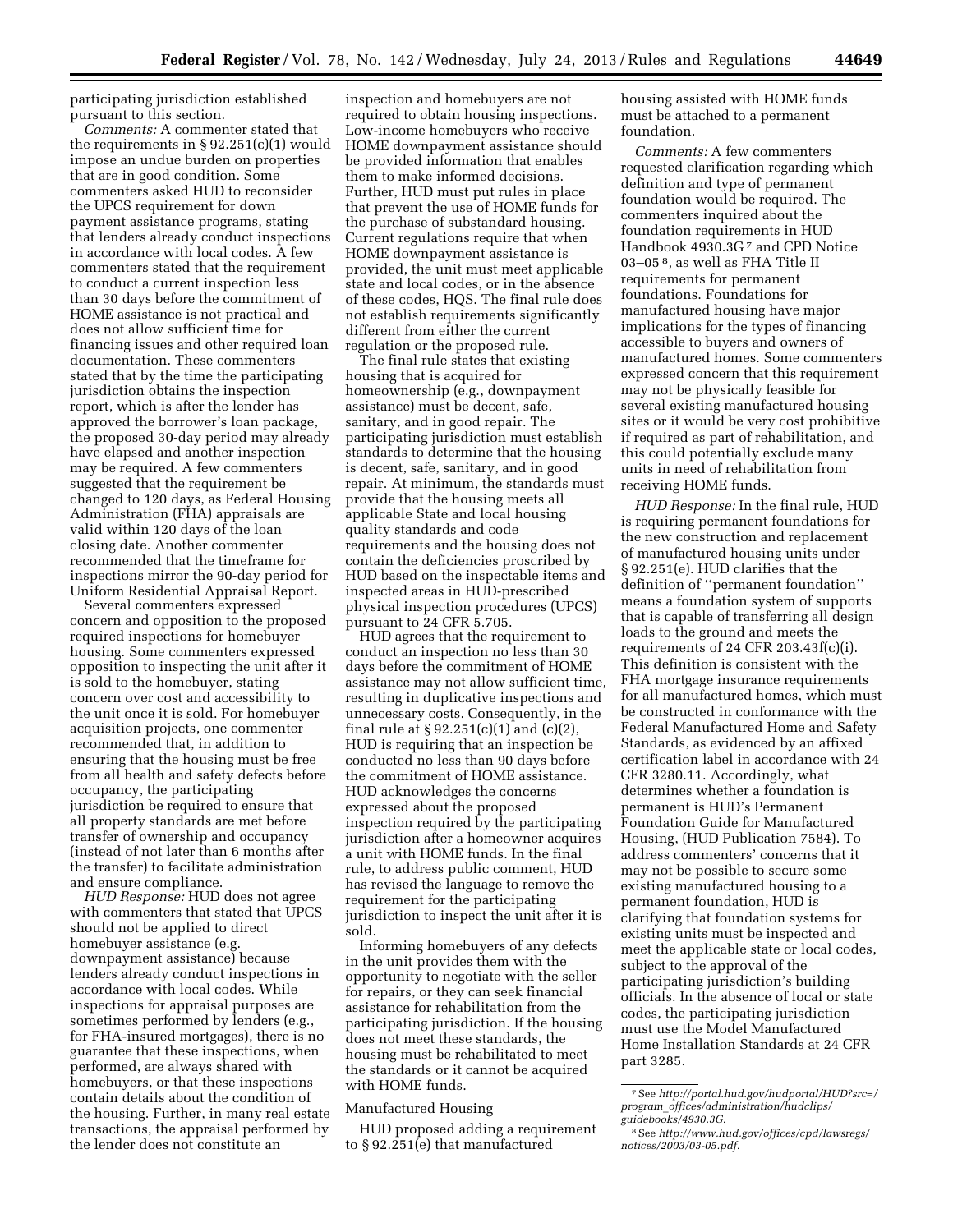participating jurisdiction established pursuant to this section.

*Comments:* A commenter stated that the requirements in § 92.251(c)(1) would impose an undue burden on properties that are in good condition. Some commenters asked HUD to reconsider the UPCS requirement for down payment assistance programs, stating that lenders already conduct inspections in accordance with local codes. A few commenters stated that the requirement to conduct a current inspection less than 30 days before the commitment of HOME assistance is not practical and does not allow sufficient time for financing issues and other required loan documentation. These commenters stated that by the time the participating jurisdiction obtains the inspection report, which is after the lender has approved the borrower's loan package, the proposed 30-day period may already have elapsed and another inspection may be required. A few commenters suggested that the requirement be changed to 120 days, as Federal Housing Administration (FHA) appraisals are valid within 120 days of the loan closing date. Another commenter recommended that the timeframe for inspections mirror the 90-day period for Uniform Residential Appraisal Report.

Several commenters expressed concern and opposition to the proposed required inspections for homebuyer housing. Some commenters expressed opposition to inspecting the unit after it is sold to the homebuyer, stating concern over cost and accessibility to the unit once it is sold. For homebuyer acquisition projects, one commenter recommended that, in addition to ensuring that the housing must be free from all health and safety defects before occupancy, the participating jurisdiction be required to ensure that all property standards are met before transfer of ownership and occupancy (instead of not later than 6 months after the transfer) to facilitate administration and ensure compliance.

*HUD Response:* HUD does not agree with commenters that stated that UPCS should not be applied to direct homebuyer assistance (e.g. downpayment assistance) because lenders already conduct inspections in accordance with local codes. While inspections for appraisal purposes are sometimes performed by lenders (e.g., for FHA-insured mortgages), there is no guarantee that these inspections, when performed, are always shared with homebuyers, or that these inspections contain details about the condition of the housing. Further, in many real estate transactions, the appraisal performed by the lender does not constitute an inspection and homebuyers are not required to obtain housing inspections. Low-income homebuyers who receive HOME downpayment assistance should be provided information that enables them to make informed decisions. Further, HUD must put rules in place that prevent the use of HOME funds for the purchase of substandard housing. Current regulations require that when HOME downpayment assistance is provided, the unit must meet applicable state and local codes, or in the absence of these codes, HQS. The final rule does not establish requirements significantly different from either the current regulation or the proposed rule.

The final rule states that existing housing that is acquired for homeownership (e.g., downpayment assistance) must be decent, safe, sanitary, and in good repair. The participating jurisdiction must establish standards to determine that the housing is decent, safe, sanitary, and in good repair. At minimum, the standards must provide that the housing meets all applicable State and local housing quality standards and code requirements and the housing does not contain the deficiencies proscribed by HUD based on the inspectable items and inspected areas in HUD-prescribed physical inspection procedures (UPCS) pursuant to 24 CFR 5.705.

HUD agrees that the requirement to conduct an inspection no less than 30 days before the commitment of HOME assistance may not allow sufficient time, resulting in duplicative inspections and unnecessary costs. Consequently, in the final rule at § 92.251(c)(1) and (c)(2), HUD is requiring that an inspection be conducted no less than 90 days before the commitment of HOME assistance. HUD acknowledges the concerns expressed about the proposed inspection required by the participating jurisdiction after a homeowner acquires a unit with HOME funds. In the final rule, to address public comment, HUD has revised the language to remove the requirement for the participating jurisdiction to inspect the unit after it is sold.

Informing homebuyers of any defects in the unit provides them with the opportunity to negotiate with the seller for repairs, or they can seek financial assistance for rehabilitation from the participating jurisdiction. If the housing does not meet these standards, the housing must be rehabilitated to meet the standards or it cannot be acquired with HOME funds.

## Manufactured Housing

HUD proposed adding a requirement to § 92.251(e) that manufactured housing assisted with HOME funds must be attached to a permanent foundation.

*Comments:* A few commenters requested clarification regarding which definition and type of permanent foundation would be required. The commenters inquired about the foundation requirements in HUD Handbook 4930.3G[7] and CPD Notice 03–05[8], as well as FHA Title II requirements for permanent foundations. Foundations for manufactured housing have major implications for the types of financing accessible to buyers and owners of manufactured homes. Some commenters expressed concern that this requirement may not be physically feasible for several existing manufactured housing sites or it would be very cost prohibitive if required as part of rehabilitation, and this could potentially exclude many units in need of rehabilitation from receiving HOME funds.

*HUD Response:* In the final rule, HUD is requiring permanent foundations for the new construction and replacement of manufactured housing units under § 92.251(e). HUD clarifies that the definition of ''permanent foundation'' means a foundation system of supports that is capable of transferring all design loads to the ground and meets the requirements of 24 CFR 203.43f(c)(i). This definition is consistent with the FHA mortgage insurance requirements for all manufactured homes, which must be constructed in conformance with the Federal Manufactured Home and Safety Standards, as evidenced by an affixed certification label in accordance with 24 CFR 3280.11. Accordingly, what determines whether a foundation is permanent is HUD's Permanent Foundation Guide for Manufactured Housing, (HUD Publication 7584). To address commenters' concerns that it may not be possible to secure some existing manufactured housing to a permanent foundation, HUD is clarifying that foundation systems for existing units must be inspected and meet the applicable state or local codes, subject to the approval of the participating jurisdiction's building officials. In the absence of local or state codes, the participating jurisdiction must use the Model Manufactured Home Installation Standards at 24 CFR part 3285.

---

[7] See *http://portal.hud.gov/hudportal/HUD?src=/program_offices/administration/hudclips/guidebooks/4930.3G.*

[8] See *http://www.hud.gov/offices/cpd/lawsregs/notices/2003/03-05.pdf.*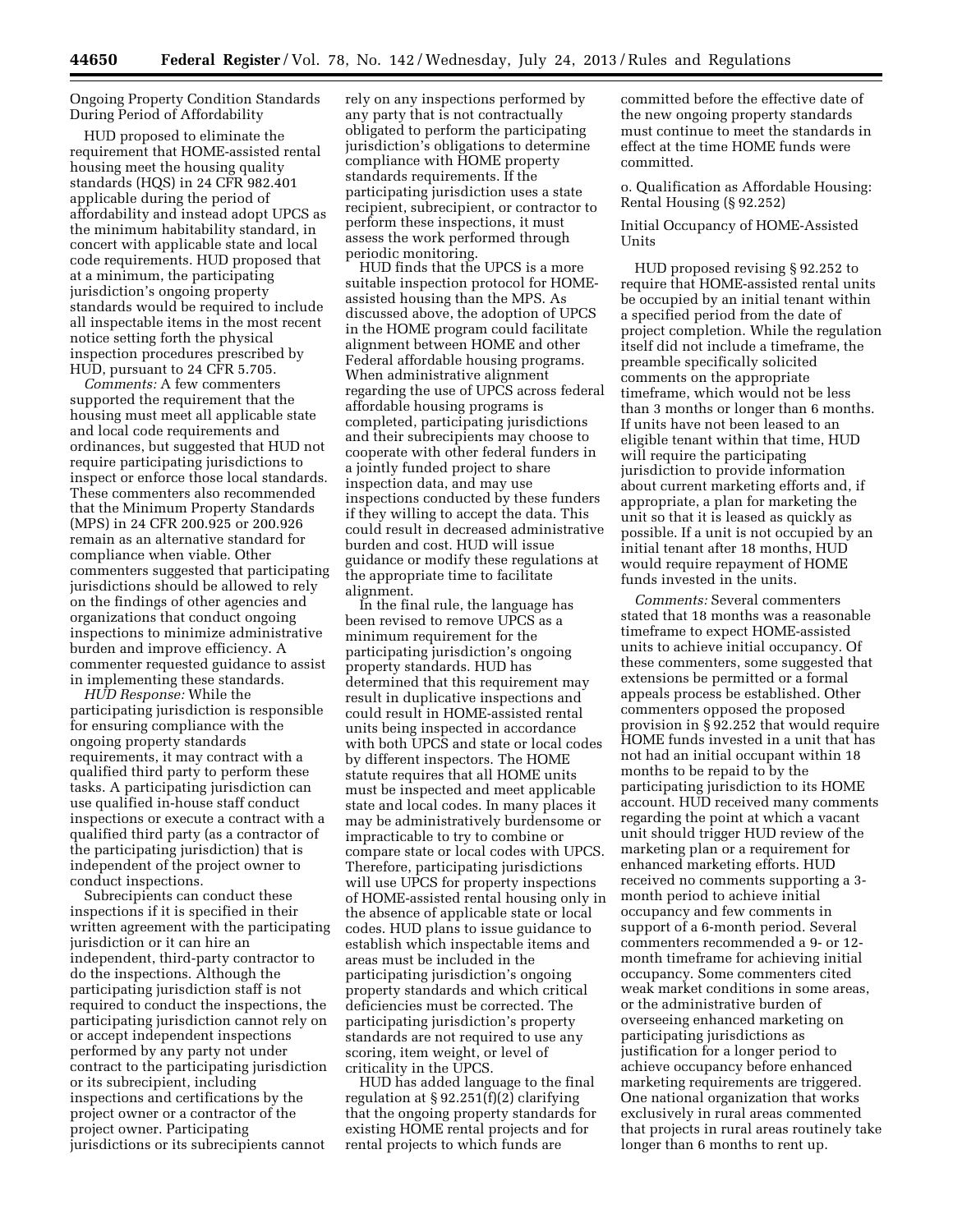Ongoing Property Condition Standards During Period of Affordability

HUD proposed to eliminate the requirement that HOME-assisted rental housing meet the housing quality standards (HQS) in 24 CFR 982.401 applicable during the period of affordability and instead adopt UPCS as the minimum habitability standard, in concert with applicable state and local code requirements. HUD proposed that at a minimum, the participating jurisdiction's ongoing property standards would be required to include all inspectable items in the most recent notice setting forth the physical inspection procedures prescribed by HUD, pursuant to 24 CFR 5.705.

*Comments:* A few commenters supported the requirement that the housing must meet all applicable state and local code requirements and ordinances, but suggested that HUD not require participating jurisdictions to inspect or enforce those local standards. These commenters also recommended that the Minimum Property Standards (MPS) in 24 CFR 200.925 or 200.926 remain as an alternative standard for compliance when viable. Other commenters suggested that participating jurisdictions should be allowed to rely on the findings of other agencies and organizations that conduct ongoing inspections to minimize administrative burden and improve efficiency. A commenter requested guidance to assist in implementing these standards.

*HUD Response:* While the participating jurisdiction is responsible for ensuring compliance with the ongoing property standards requirements, it may contract with a qualified third party to perform these tasks. A participating jurisdiction can use qualified in-house staff conduct inspections or execute a contract with a qualified third party (as a contractor of the participating jurisdiction) that is independent of the project owner to conduct inspections.

Subrecipients can conduct these inspections if it is specified in their written agreement with the participating jurisdiction or it can hire an independent, third-party contractor to do the inspections. Although the participating jurisdiction staff is not required to conduct the inspections, the participating jurisdiction cannot rely on or accept independent inspections performed by any party not under contract to the participating jurisdiction or its subrecipient, including inspections and certifications by the project owner or a contractor of the project owner. Participating jurisdictions or its subrecipients cannot rely on any inspections performed by any party that is not contractually obligated to perform the participating jurisdiction's obligations to determine compliance with HOME property standards requirements. If the participating jurisdiction uses a state recipient, subrecipient, or contractor to perform these inspections, it must assess the work performed through periodic monitoring.

HUD finds that the UPCS is a more suitable inspection protocol for HOME-assisted housing than the MPS. As discussed above, the adoption of UPCS in the HOME program could facilitate alignment between HOME and other Federal affordable housing programs. When administrative alignment regarding the use of UPCS across federal affordable housing programs is completed, participating jurisdictions and their subrecipients may choose to cooperate with other federal funders in a jointly funded project to share inspection data, and may use inspections conducted by these funders if they willing to accept the data. This could result in decreased administrative burden and cost. HUD will issue guidance or modify these regulations at the appropriate time to facilitate alignment.

In the final rule, the language has been revised to remove UPCS as a minimum requirement for the participating jurisdiction's ongoing property standards. HUD has determined that this requirement may result in duplicative inspections and could result in HOME-assisted rental units being inspected in accordance with both UPCS and state or local codes by different inspectors. The HOME statute requires that all HOME units must be inspected and meet applicable state and local codes. In many places it may be administratively burdensome or impracticable to try to combine or compare state or local codes with UPCS. Therefore, participating jurisdictions will use UPCS for property inspections of HOME-assisted rental housing only in the absence of applicable state or local codes. HUD plans to issue guidance to establish which inspectable items and areas must be included in the participating jurisdiction's ongoing property standards and which critical deficiencies must be corrected. The participating jurisdiction's property standards are not required to use any scoring, item weight, or level of criticality in the UPCS.

HUD has added language to the final regulation at § 92.251(f)(2) clarifying that the ongoing property standards for existing HOME rental projects and for rental projects to which funds are committed before the effective date of the new ongoing property standards must continue to meet the standards in effect at the time HOME funds were committed.

o. Qualification as Affordable Housing: Rental Housing (§ 92.252)

Initial Occupancy of HOME-Assisted Units

HUD proposed revising § 92.252 to require that HOME-assisted rental units be occupied by an initial tenant within a specified period from the date of project completion. While the regulation itself did not include a timeframe, the preamble specifically solicited comments on the appropriate timeframe, which would not be less than 3 months or longer than 6 months. If units have not been leased to an eligible tenant within that time, HUD will require the participating jurisdiction to provide information about current marketing efforts and, if appropriate, a plan for marketing the unit so that it is leased as quickly as possible. If a unit is not occupied by an initial tenant after 18 months, HUD would require repayment of HOME funds invested in the units.

*Comments:* Several commenters stated that 18 months was a reasonable timeframe to expect HOME-assisted units to achieve initial occupancy. Of these commenters, some suggested that extensions be permitted or a formal appeals process be established. Other commenters opposed the proposed provision in § 92.252 that would require HOME funds invested in a unit that has not had an initial occupant within 18 months to be repaid to by the participating jurisdiction to its HOME account. HUD received many comments regarding the point at which a vacant unit should trigger HUD review of the marketing plan or a requirement for enhanced marketing efforts. HUD received no comments supporting a 3-month period to achieve initial occupancy and few comments in support of a 6-month period. Several commenters recommended a 9- or 12-month timeframe for achieving initial occupancy. Some commenters cited weak market conditions in some areas, or the administrative burden of overseeing enhanced marketing on participating jurisdictions as justification for a longer period to achieve occupancy before enhanced marketing requirements are triggered. One national organization that works exclusively in rural areas commented that projects in rural areas routinely take longer than 6 months to rent up.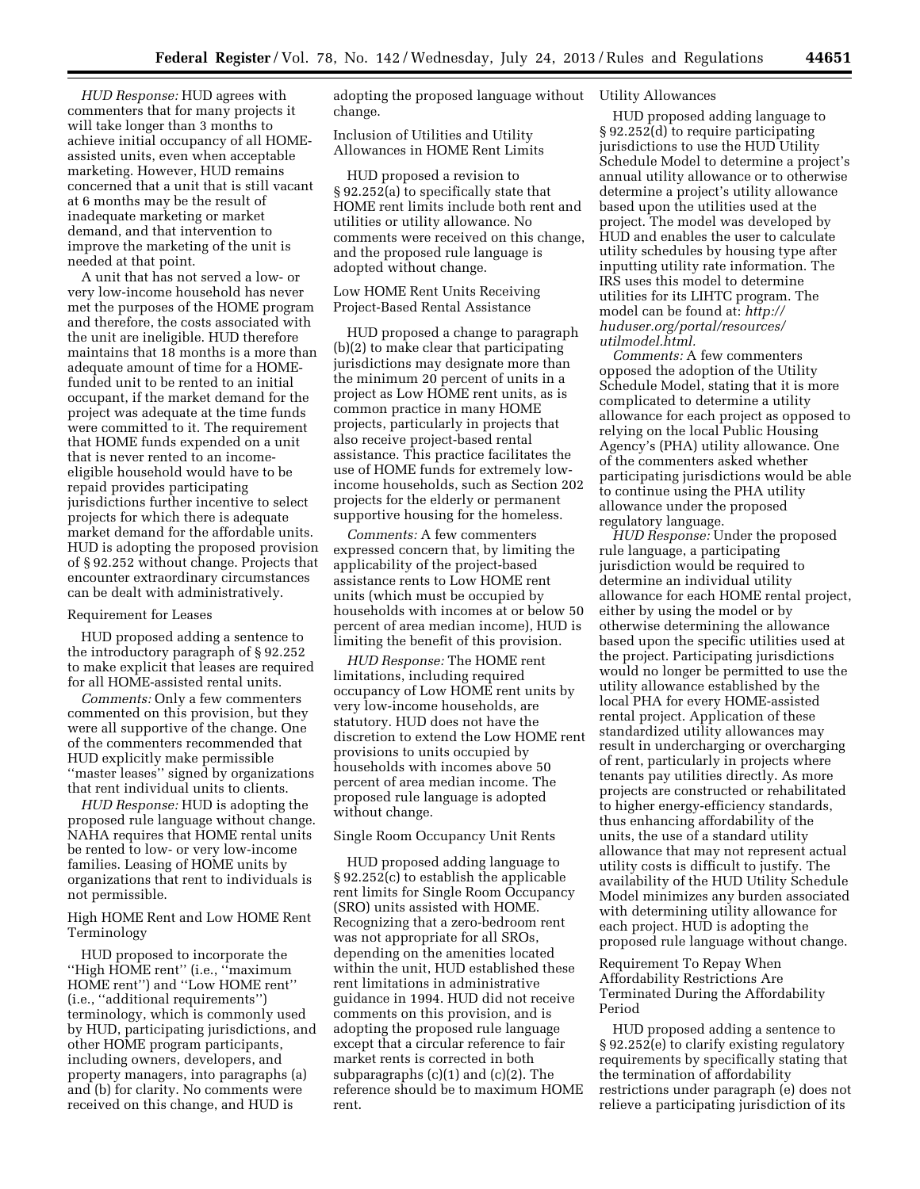*HUD Response:* HUD agrees with commenters that for many projects it will take longer than 3 months to achieve initial occupancy of all HOME-assisted units, even when acceptable marketing. However, HUD remains concerned that a unit that is still vacant at 6 months may be the result of inadequate marketing or market demand, and that intervention to improve the marketing of the unit is needed at that point.

A unit that has not served a low- or very low-income household has never met the purposes of the HOME program and therefore, the costs associated with the unit are ineligible. HUD therefore maintains that 18 months is a more than adequate amount of time for a HOME-funded unit to be rented to an initial occupant, if the market demand for the project was adequate at the time funds were committed to it. The requirement that HOME funds expended on a unit that is never rented to an income-eligible household would have to be repaid provides participating jurisdictions further incentive to select projects for which there is adequate market demand for the affordable units. HUD is adopting the proposed provision of § 92.252 without change. Projects that encounter extraordinary circumstances can be dealt with administratively.

Requirement for Leases

HUD proposed adding a sentence to the introductory paragraph of § 92.252 to make explicit that leases are required for all HOME-assisted rental units.

*Comments:* Only a few commenters commented on this provision, but they were all supportive of the change. One of the commenters recommended that HUD explicitly make permissible ''master leases'' signed by organizations that rent individual units to clients.

*HUD Response:* HUD is adopting the proposed rule language without change. NAHA requires that HOME rental units be rented to low- or very low-income families. Leasing of HOME units by organizations that rent to individuals is not permissible.

High HOME Rent and Low HOME Rent Terminology

HUD proposed to incorporate the ''High HOME rent'' (i.e., ''maximum HOME rent'') and ''Low HOME rent'' (i.e., ''additional requirements'') terminology, which is commonly used by HUD, participating jurisdictions, and other HOME program participants, including owners, developers, and property managers, into paragraphs (a) and (b) for clarity. No comments were received on this change, and HUD is adopting the proposed language without change.

Inclusion of Utilities and Utility Allowances in HOME Rent Limits

HUD proposed a revision to § 92.252(a) to specifically state that HOME rent limits include both rent and utilities or utility allowance. No comments were received on this change, and the proposed rule language is adopted without change.

Low HOME Rent Units Receiving Project-Based Rental Assistance

HUD proposed a change to paragraph (b)(2) to make clear that participating jurisdictions may designate more than the minimum 20 percent of units in a project as Low HOME rent units, as is common practice in many HOME projects, particularly in projects that also receive project-based rental assistance. This practice facilitates the use of HOME funds for extremely low-income households, such as Section 202 projects for the elderly or permanent supportive housing for the homeless.

*Comments:* A few commenters expressed concern that, by limiting the applicability of the project-based assistance rents to Low HOME rent units (which must be occupied by households with incomes at or below 50 percent of area median income), HUD is limiting the benefit of this provision.

*HUD Response:* The HOME rent limitations, including required occupancy of Low HOME rent units by very low-income households, are statutory. HUD does not have the discretion to extend the Low HOME rent provisions to units occupied by households with incomes above 50 percent of area median income. The proposed rule language is adopted without change.

Single Room Occupancy Unit Rents

HUD proposed adding language to § 92.252(c) to establish the applicable rent limits for Single Room Occupancy (SRO) units assisted with HOME. Recognizing that a zero-bedroom rent was not appropriate for all SROs, depending on the amenities located within the unit, HUD established these rent limitations in administrative guidance in 1994. HUD did not receive comments on this provision, and is adopting the proposed rule language except that a circular reference to fair market rents is corrected in both subparagraphs (c)(1) and (c)(2). The reference should be to maximum HOME rent.

Utility Allowances

HUD proposed adding language to § 92.252(d) to require participating jurisdictions to use the HUD Utility Schedule Model to determine a project's annual utility allowance or to otherwise determine a project's utility allowance based upon the utilities used at the project. The model was developed by HUD and enables the user to calculate utility schedules by housing type after inputting utility rate information. The IRS uses this model to determine utilities for its LIHTC program. The model can be found at: *http://huduser.org/portal/resources/utilmodel.html.*

*Comments:* A few commenters opposed the adoption of the Utility Schedule Model, stating that it is more complicated to determine a utility allowance for each project as opposed to relying on the local Public Housing Agency's (PHA) utility allowance. One of the commenters asked whether participating jurisdictions would be able to continue using the PHA utility allowance under the proposed regulatory language.

*HUD Response:* Under the proposed rule language, a participating jurisdiction would be required to determine an individual utility allowance for each HOME rental project, either by using the model or by otherwise determining the allowance based upon the specific utilities used at the project. Participating jurisdictions would no longer be permitted to use the utility allowance established by the local PHA for every HOME-assisted rental project. Application of these standardized utility allowances may result in undercharging or overcharging of rent, particularly in projects where tenants pay utilities directly. As more projects are constructed or rehabilitated to higher energy-efficiency standards, thus enhancing affordability of the units, the use of a standard utility allowance that may not represent actual utility costs is difficult to justify. The availability of the HUD Utility Schedule Model minimizes any burden associated with determining utility allowance for each project. HUD is adopting the proposed rule language without change.

Requirement To Repay When Affordability Restrictions Are Terminated During the Affordability Period

HUD proposed adding a sentence to § 92.252(e) to clarify existing regulatory requirements by specifically stating that the termination of affordability restrictions under paragraph (e) does not relieve a participating jurisdiction of its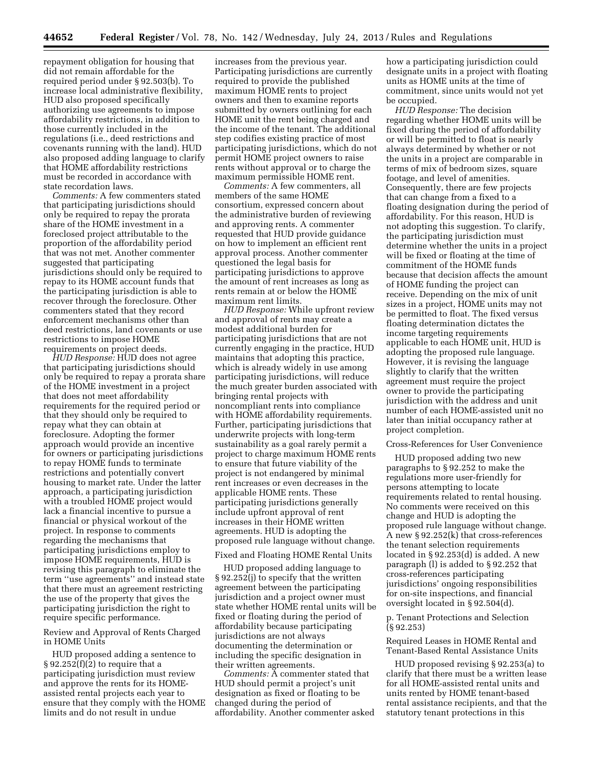repayment obligation for housing that did not remain affordable for the required period under § 92.503(b). To increase local administrative flexibility, HUD also proposed specifically authorizing use agreements to impose affordability restrictions, in addition to those currently included in the regulations (i.e., deed restrictions and covenants running with the land). HUD also proposed adding language to clarify that HOME affordability restrictions must be recorded in accordance with state recordation laws.

*Comments:* A few commenters stated that participating jurisdictions should only be required to repay the prorata share of the HOME investment in a foreclosed project attributable to the proportion of the affordability period that was not met. Another commenter suggested that participating jurisdictions should only be required to repay to its HOME account funds that the participating jurisdiction is able to recover through the foreclosure. Other commenters stated that they record enforcement mechanisms other than deed restrictions, land covenants or use restrictions to impose HOME requirements on project deeds.

*HUD Response:* HUD does not agree that participating jurisdictions should only be required to repay a prorata share of the HOME investment in a project that does not meet affordability requirements for the required period or that they should only be required to repay what they can obtain at foreclosure. Adopting the former approach would provide an incentive for owners or participating jurisdictions to repay HOME funds to terminate restrictions and potentially convert housing to market rate. Under the latter approach, a participating jurisdiction with a troubled HOME project would lack a financial incentive to pursue a financial or physical workout of the project. In response to comments regarding the mechanisms that participating jurisdictions employ to impose HOME requirements, HUD is revising this paragraph to eliminate the term ''use agreements'' and instead state that there must an agreement restricting the use of the property that gives the participating jurisdiction the right to require specific performance.

Review and Approval of Rents Charged in HOME Units

HUD proposed adding a sentence to § 92.252(f)(2) to require that a participating jurisdiction must review and approve the rents for its HOME-assisted rental projects each year to ensure that they comply with the HOME limits and do not result in undue increases from the previous year. Participating jurisdictions are currently required to provide the published maximum HOME rents to project owners and then to examine reports submitted by owners outlining for each HOME unit the rent being charged and the income of the tenant. The additional step codifies existing practice of most participating jurisdictions, which do not permit HOME project owners to raise rents without approval or to charge the maximum permissible HOME rent.

*Comments:* A few commenters, all members of the same HOME consortium, expressed concern about the administrative burden of reviewing and approving rents. A commenter requested that HUD provide guidance on how to implement an efficient rent approval process. Another commenter questioned the legal basis for participating jurisdictions to approve the amount of rent increases as long as rents remain at or below the HOME maximum rent limits.

*HUD Response:* While upfront review and approval of rents may create a modest additional burden for participating jurisdictions that are not currently engaging in the practice, HUD maintains that adopting this practice, which is already widely in use among participating jurisdictions, will reduce the much greater burden associated with bringing rental projects with noncompliant rents into compliance with HOME affordability requirements. Further, participating jurisdictions that underwrite projects with long-term sustainability as a goal rarely permit a project to charge maximum HOME rents to ensure that future viability of the project is not endangered by minimal rent increases or even decreases in the applicable HOME rents. These participating jurisdictions generally include upfront approval of rent increases in their HOME written agreements. HUD is adopting the proposed rule language without change.

Fixed and Floating HOME Rental Units

HUD proposed adding language to § 92.252(j) to specify that the written agreement between the participating jurisdiction and a project owner must state whether HOME rental units will be fixed or floating during the period of affordability because participating jurisdictions are not always documenting the determination or including the specific designation in their written agreements.

*Comments:* A commenter stated that HUD should permit a project's unit designation as fixed or floating to be changed during the period of affordability. Another commenter asked how a participating jurisdiction could designate units in a project with floating units as HOME units at the time of commitment, since units would not yet be occupied.

*HUD Response:* The decision regarding whether HOME units will be fixed during the period of affordability or will be permitted to float is nearly always determined by whether or not the units in a project are comparable in terms of mix of bedroom sizes, square footage, and level of amenities. Consequently, there are few projects that can change from a fixed to a floating designation during the period of affordability. For this reason, HUD is not adopting this suggestion. To clarify, the participating jurisdiction must determine whether the units in a project will be fixed or floating at the time of commitment of the HOME funds because that decision affects the amount of HOME funding the project can receive. Depending on the mix of unit sizes in a project, HOME units may not be permitted to float. The fixed versus floating determination dictates the income targeting requirements applicable to each HOME unit, HUD is adopting the proposed rule language. However, it is revising the language slightly to clarify that the written agreement must require the project owner to provide the participating jurisdiction with the address and unit number of each HOME-assisted unit no later than initial occupancy rather at project completion.

Cross-References for User Convenience

HUD proposed adding two new paragraphs to § 92.252 to make the regulations more user-friendly for persons attempting to locate requirements related to rental housing. No comments were received on this change and HUD is adopting the proposed rule language without change. A new § 92.252(k) that cross-references the tenant selection requirements located in § 92.253(d) is added. A new paragraph (l) is added to § 92.252 that cross-references participating jurisdictions' ongoing responsibilities for on-site inspections, and financial oversight located in § 92.504(d).

p. Tenant Protections and Selection (§ 92.253)

Required Leases in HOME Rental and Tenant-Based Rental Assistance Units

HUD proposed revising § 92.253(a) to clarify that there must be a written lease for all HOME-assisted rental units and units rented by HOME tenant-based rental assistance recipients, and that the statutory tenant protections in this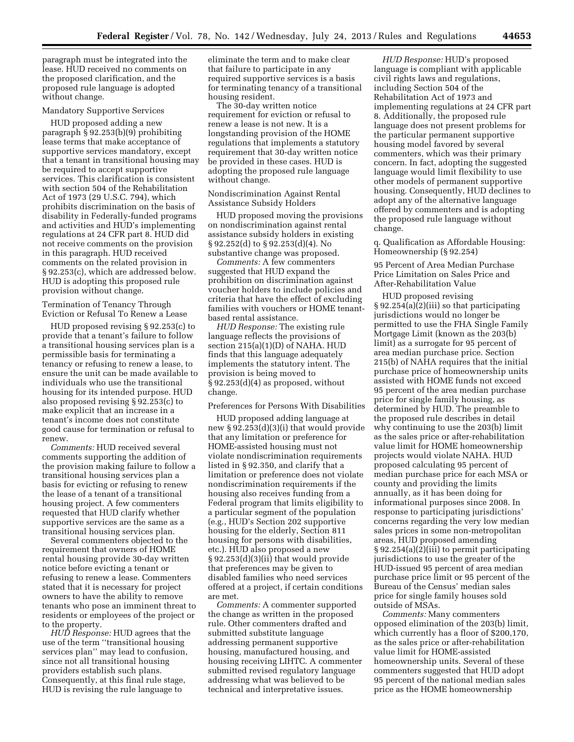paragraph must be integrated into the lease. HUD received no comments on the proposed clarification, and the proposed rule language is adopted without change.

Mandatory Supportive Services

HUD proposed adding a new paragraph § 92.253(b)(9) prohibiting lease terms that make acceptance of supportive services mandatory, except that a tenant in transitional housing may be required to accept supportive services. This clarification is consistent with section 504 of the Rehabilitation Act of 1973 (29 U.S.C. 794), which prohibits discrimination on the basis of disability in Federally-funded programs and activities and HUD's implementing regulations at 24 CFR part 8. HUD did not receive comments on the provision in this paragraph. HUD received comments on the related provision in § 92.253(c), which are addressed below. HUD is adopting this proposed rule provision without change.

Termination of Tenancy Through Eviction or Refusal To Renew a Lease

HUD proposed revising § 92.253(c) to provide that a tenant's failure to follow a transitional housing services plan is a permissible basis for terminating a tenancy or refusing to renew a lease, to ensure the unit can be made available to individuals who use the transitional housing for its intended purpose. HUD also proposed revising § 92.253(c) to make explicit that an increase in a tenant's income does not constitute good cause for termination or refusal to renew.

*Comments:* HUD received several comments supporting the addition of the provision making failure to follow a transitional housing services plan a basis for evicting or refusing to renew the lease of a tenant of a transitional housing project. A few commenters requested that HUD clarify whether supportive services are the same as a transitional housing services plan.

Several commenters objected to the requirement that owners of HOME rental housing provide 30-day written notice before evicting a tenant or refusing to renew a lease. Commenters stated that it is necessary for project owners to have the ability to remove tenants who pose an imminent threat to residents or employees of the project or to the property.

*HUD Response:* HUD agrees that the use of the term "transitional housing services plan" may lead to confusion, since not all transitional housing providers establish such plans. Consequently, at this final rule stage, HUD is revising the rule language to eliminate the term and to make clear that failure to participate in any required supportive services is a basis for terminating tenancy of a transitional housing resident.

The 30-day written notice requirement for eviction or refusal to renew a lease is not new. It is a longstanding provision of the HOME regulations that implements a statutory requirement that 30-day written notice be provided in these cases. HUD is adopting the proposed rule language without change.

Nondiscrimination Against Rental Assistance Subsidy Holders

HUD proposed moving the provisions on nondiscrimination against rental assistance subsidy holders in existing § 92.252(d) to § 92.253(d)(4). No substantive change was proposed.

*Comments:* A few commenters suggested that HUD expand the prohibition on discrimination against voucher holders to include policies and criteria that have the effect of excluding families with vouchers or HOME tenant-based rental assistance.

*HUD Response:* The existing rule language reflects the provisions of section 215(a)(1)(D) of NAHA. HUD finds that this language adequately implements the statutory intent. The provision is being moved to § 92.253(d)(4) as proposed, without change.

Preferences for Persons With Disabilities

HUD proposed adding language at new § 92.253(d)(3)(i) that would provide that any limitation or preference for HOME-assisted housing must not violate nondiscrimination requirements listed in § 92.350, and clarify that a limitation or preference does not violate nondiscrimination requirements if the housing also receives funding from a Federal program that limits eligibility to a particular segment of the population (e.g., HUD's Section 202 supportive housing for the elderly, Section 811 housing for persons with disabilities, etc.). HUD also proposed a new § 92.253(d)(3)(ii) that would provide that preferences may be given to disabled families who need services offered at a project, if certain conditions are met.

*Comments:* A commenter supported the change as written in the proposed rule. Other commenters drafted and submitted substitute language addressing permanent supportive housing, manufactured housing, and housing receiving LIHTC. A commenter submitted revised regulatory language addressing what was believed to be technical and interpretative issues.

*HUD Response:* HUD's proposed language is compliant with applicable civil rights laws and regulations, including Section 504 of the Rehabilitation Act of 1973 and implementing regulations at 24 CFR part 8. Additionally, the proposed rule language does not present problems for the particular permanent supportive housing model favored by several commenters, which was their primary concern. In fact, adopting the suggested language would limit flexibility to use other models of permanent supportive housing. Consequently, HUD declines to adopt any of the alternative language offered by commenters and is adopting the proposed rule language without change.

q. Qualification as Affordable Housing: Homeownership (§ 92.254)

95 Percent of Area Median Purchase Price Limitation on Sales Price and After-Rehabilitation Value

HUD proposed revising § 92.254(a)(2)(iii) so that participating jurisdictions would no longer be permitted to use the FHA Single Family Mortgage Limit (known as the 203(b) limit) as a surrogate for 95 percent of area median purchase price. Section 215(b) of NAHA requires that the initial purchase price of homeownership units assisted with HOME funds not exceed 95 percent of the area median purchase price for single family housing, as determined by HUD. The preamble to the proposed rule describes in detail why continuing to use the 203(b) limit as the sales price or after-rehabilitation value limit for HOME homeownership projects would violate NAHA. HUD proposed calculating 95 percent of median purchase price for each MSA or county and providing the limits annually, as it has been doing for informational purposes since 2008. In response to participating jurisdictions' concerns regarding the very low median sales prices in some non-metropolitan areas, HUD proposed amending § 92.254(a)(2)(iii) to permit participating jurisdictions to use the greater of the HUD-issued 95 percent of area median purchase price limit or 95 percent of the Bureau of the Census' median sales price for single family houses sold outside of MSAs.

*Comments:* Many commenters opposed elimination of the 203(b) limit, which currently has a floor of $200,170, as the sales price or after-rehabilitation value limit for HOME-assisted homeownership units. Several of these commenters suggested that HUD adopt 95 percent of the national median sales price as the HOME homeownership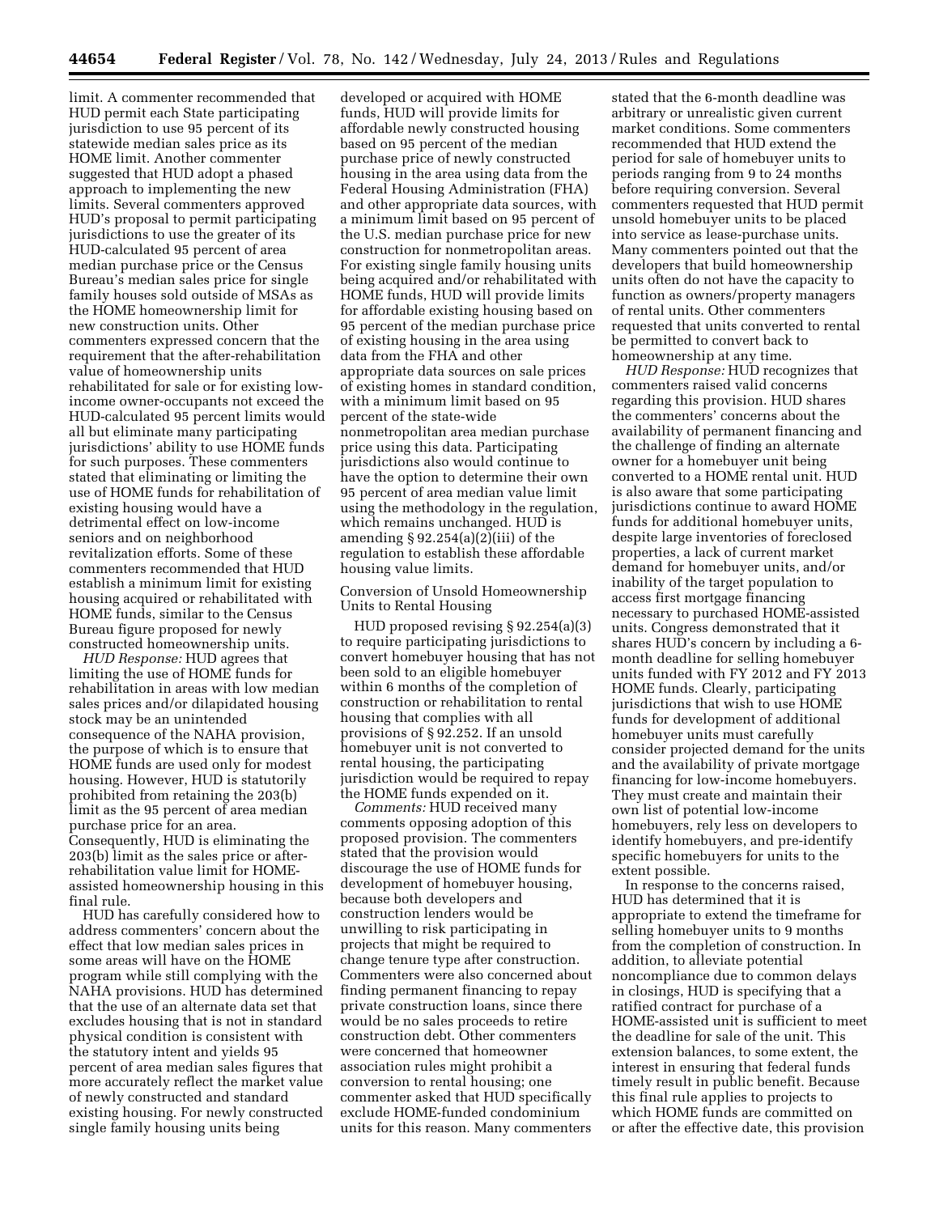limit. A commenter recommended that HUD permit each State participating jurisdiction to use 95 percent of its statewide median sales price as its HOME limit. Another commenter suggested that HUD adopt a phased approach to implementing the new limits. Several commenters approved HUD's proposal to permit participating jurisdictions to use the greater of its HUD-calculated 95 percent of area median purchase price or the Census Bureau's median sales price for single family houses sold outside of MSAs as the HOME homeownership limit for new construction units. Other commenters expressed concern that the requirement that the after-rehabilitation value of homeownership units rehabilitated for sale or for existing low-income owner-occupants not exceed the HUD-calculated 95 percent limits would all but eliminate many participating jurisdictions' ability to use HOME funds for such purposes. These commenters stated that eliminating or limiting the use of HOME funds for rehabilitation of existing housing would have a detrimental effect on low-income seniors and on neighborhood revitalization efforts. Some of these commenters recommended that HUD establish a minimum limit for existing housing acquired or rehabilitated with HOME funds, similar to the Census Bureau figure proposed for newly constructed homeownership units.

*HUD Response:* HUD agrees that limiting the use of HOME funds for rehabilitation in areas with low median sales prices and/or dilapidated housing stock may be an unintended consequence of the NAHA provision, the purpose of which is to ensure that HOME funds are used only for modest housing. However, HUD is statutorily prohibited from retaining the 203(b) limit as the 95 percent of area median purchase price for an area. Consequently, HUD is eliminating the 203(b) limit as the sales price or after-rehabilitation value limit for HOME-assisted homeownership housing in this final rule.

HUD has carefully considered how to address commenters' concern about the effect that low median sales prices in some areas will have on the HOME program while still complying with the NAHA provisions. HUD has determined that the use of an alternate data set that excludes housing that is not in standard physical condition is consistent with the statutory intent and yields 95 percent of area median sales figures that more accurately reflect the market value of newly constructed and standard existing housing. For newly constructed single family housing units being developed or acquired with HOME funds, HUD will provide limits for affordable newly constructed housing based on 95 percent of the median purchase price of newly constructed housing in the area using data from the Federal Housing Administration (FHA) and other appropriate data sources, with a minimum limit based on 95 percent of the U.S. median purchase price for new construction for nonmetropolitan areas. For existing single family housing units being acquired and/or rehabilitated with HOME funds, HUD will provide limits for affordable existing housing based on 95 percent of the median purchase price of existing housing in the area using data from the FHA and other appropriate data sources on sale prices of existing homes in standard condition, with a minimum limit based on 95 percent of the state-wide nonmetropolitan area median purchase price using this data. Participating jurisdictions also would continue to have the option to determine their own 95 percent of area median value limit using the methodology in the regulation, which remains unchanged. HUD is amending § 92.254(a)(2)(iii) of the regulation to establish these affordable housing value limits.

Conversion of Unsold Homeownership Units to Rental Housing

HUD proposed revising § 92.254(a)(3) to require participating jurisdictions to convert homebuyer housing that has not been sold to an eligible homebuyer within 6 months of the completion of construction or rehabilitation to rental housing that complies with all provisions of § 92.252. If an unsold homebuyer unit is not converted to rental housing, the participating jurisdiction would be required to repay the HOME funds expended on it.

*Comments:* HUD received many comments opposing adoption of this proposed provision. The commenters stated that the provision would discourage the use of HOME funds for development of homebuyer housing, because both developers and construction lenders would be unwilling to risk participating in projects that might be required to change tenure type after construction. Commenters were also concerned about finding permanent financing to repay private construction loans, since there would be no sales proceeds to retire construction debt. Other commenters were concerned that homeowner association rules might prohibit a conversion to rental housing; one commenter asked that HUD specifically exclude HOME-funded condominium units for this reason. Many commenters stated that the 6-month deadline was arbitrary or unrealistic given current market conditions. Some commenters recommended that HUD extend the period for sale of homebuyer units to periods ranging from 9 to 24 months before requiring conversion. Several commenters requested that HUD permit unsold homebuyer units to be placed into service as lease-purchase units. Many commenters pointed out that the developers that build homeownership units often do not have the capacity to function as owners/property managers of rental units. Other commenters requested that units converted to rental be permitted to convert back to homeownership at any time.

*HUD Response:* HUD recognizes that commenters raised valid concerns regarding this provision. HUD shares the commenters' concerns about the availability of permanent financing and the challenge of finding an alternate owner for a homebuyer unit being converted to a HOME rental unit. HUD is also aware that some participating jurisdictions continue to award HOME funds for additional homebuyer units, despite large inventories of foreclosed properties, a lack of current market demand for homebuyer units, and/or inability of the target population to access first mortgage financing necessary to purchased HOME-assisted units. Congress demonstrated that it shares HUD's concern by including a 6-month deadline for selling homebuyer units funded with FY 2012 and FY 2013 HOME funds. Clearly, participating jurisdictions that wish to use HOME funds for development of additional homebuyer units must carefully consider projected demand for the units and the availability of private mortgage financing for low-income homebuyers. They must create and maintain their own list of potential low-income homebuyers, rely less on developers to identify homebuyers, and pre-identify specific homebuyers for units to the extent possible.

In response to the concerns raised, HUD has determined that it is appropriate to extend the timeframe for selling homebuyer units to 9 months from the completion of construction. In addition, to alleviate potential noncompliance due to common delays in closings, HUD is specifying that a ratified contract for purchase of a HOME-assisted unit is sufficient to meet the deadline for sale of the unit. This extension balances, to some extent, the interest in ensuring that federal funds timely result in public benefit. Because this final rule applies to projects to which HOME funds are committed on or after the effective date, this provision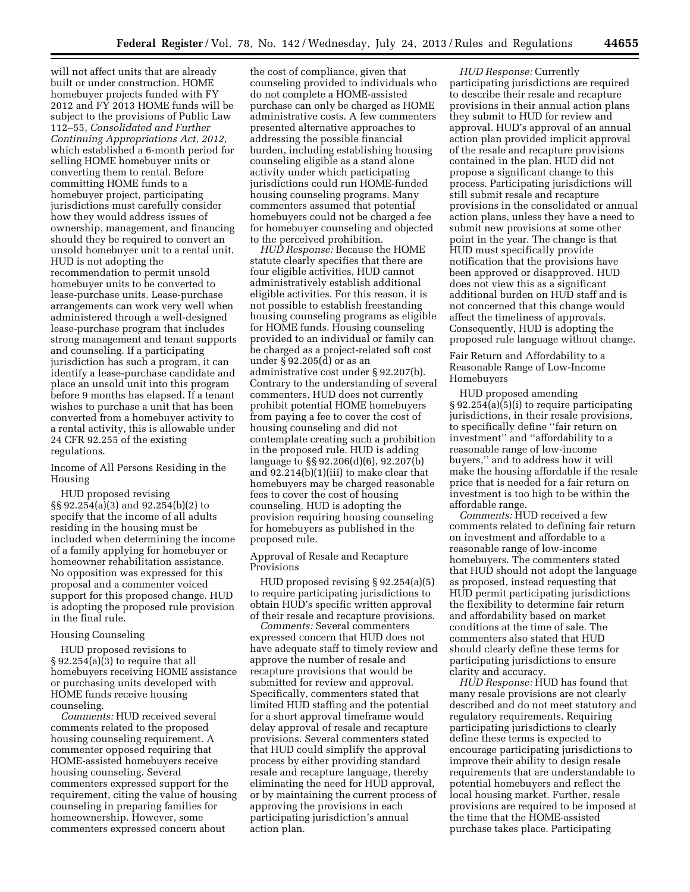will not affect units that are already built or under construction. HOME homebuyer projects funded with FY 2012 and FY 2013 HOME funds will be subject to the provisions of Public Law 112–55, *Consolidated and Further Continuing Appropriations Act, 2012,* which established a 6-month period for selling HOME homebuyer units or converting them to rental. Before committing HOME funds to a homebuyer project, participating jurisdictions must carefully consider how they would address issues of ownership, management, and financing should they be required to convert an unsold homebuyer unit to a rental unit. HUD is not adopting the recommendation to permit unsold homebuyer units to be converted to lease-purchase units. Lease-purchase arrangements can work very well when administered through a well-designed lease-purchase program that includes strong management and tenant supports and counseling. If a participating jurisdiction has such a program, it can identify a lease-purchase candidate and place an unsold unit into this program before 9 months has elapsed. If a tenant wishes to purchase a unit that has been converted from a homebuyer activity to a rental activity, this is allowable under 24 CFR 92.255 of the existing regulations.

Income of All Persons Residing in the Housing

HUD proposed revising §§ 92.254(a)(3) and 92.254(b)(2) to specify that the income of all adults residing in the housing must be included when determining the income of a family applying for homebuyer or homeowner rehabilitation assistance. No opposition was expressed for this proposal and a commenter voiced support for this proposed change. HUD is adopting the proposed rule provision in the final rule.

Housing Counseling

HUD proposed revisions to § 92.254(a)(3) to require that all homebuyers receiving HOME assistance or purchasing units developed with HOME funds receive housing counseling.

*Comments:* HUD received several comments related to the proposed housing counseling requirement. A commenter opposed requiring that HOME-assisted homebuyers receive housing counseling. Several commenters expressed support for the requirement, citing the value of housing counseling in preparing families for homeownership. However, some commenters expressed concern about the cost of compliance, given that counseling provided to individuals who do not complete a HOME-assisted purchase can only be charged as HOME administrative costs. A few commenters presented alternative approaches to addressing the possible financial burden, including establishing housing counseling eligible as a stand alone activity under which participating jurisdictions could run HOME-funded housing counseling programs. Many commenters assumed that potential homebuyers could not be charged a fee for homebuyer counseling and objected to the perceived prohibition.

*HUD Response:* Because the HOME statute clearly specifies that there are four eligible activities, HUD cannot administratively establish additional eligible activities. For this reason, it is not possible to establish freestanding housing counseling programs as eligible for HOME funds. Housing counseling provided to an individual or family can be charged as a project-related soft cost under § 92.205(d) or as an administrative cost under § 92.207(b). Contrary to the understanding of several commenters, HUD does not currently prohibit potential HOME homebuyers from paying a fee to cover the cost of housing counseling and did not contemplate creating such a prohibition in the proposed rule. HUD is adding language to §§ 92.206(d)(6), 92.207(b) and 92.214(b)(1)(iii) to make clear that homebuyers may be charged reasonable fees to cover the cost of housing counseling. HUD is adopting the provision requiring housing counseling for homebuyers as published in the proposed rule.

Approval of Resale and Recapture Provisions

HUD proposed revising § 92.254(a)(5) to require participating jurisdictions to obtain HUD's specific written approval of their resale and recapture provisions.

*Comments:* Several commenters expressed concern that HUD does not have adequate staff to timely review and approve the number of resale and recapture provisions that would be submitted for review and approval. Specifically, commenters stated that limited HUD staffing and the potential for a short approval timeframe would delay approval of resale and recapture provisions. Several commenters stated that HUD could simplify the approval process by either providing standard resale and recapture language, thereby eliminating the need for HUD approval, or by maintaining the current process of approving the provisions in each participating jurisdiction's annual action plan.

*HUD Response:* Currently participating jurisdictions are required to describe their resale and recapture provisions in their annual action plans they submit to HUD for review and approval. HUD's approval of an annual action plan provided implicit approval of the resale and recapture provisions contained in the plan. HUD did not propose a significant change to this process. Participating jurisdictions will still submit resale and recapture provisions in the consolidated or annual action plans, unless they have a need to submit new provisions at some other point in the year. The change is that HUD must specifically provide notification that the provisions have been approved or disapproved. HUD does not view this as a significant additional burden on HUD staff and is not concerned that this change would affect the timeliness of approvals. Consequently, HUD is adopting the proposed rule language without change.

Fair Return and Affordability to a Reasonable Range of Low-Income Homebuyers

HUD proposed amending § 92.254(a)(5)(i) to require participating jurisdictions, in their resale provisions, to specifically define "fair return on investment" and "affordability to a reasonable range of low-income buyers," and to address how it will make the housing affordable if the resale price that is needed for a fair return on investment is too high to be within the affordable range.

*Comments:* HUD received a few comments related to defining fair return on investment and affordable to a reasonable range of low-income homebuyers. The commenters stated that HUD should not adopt the language as proposed, instead requesting that HUD permit participating jurisdictions the flexibility to determine fair return and affordability based on market conditions at the time of sale. The commenters also stated that HUD should clearly define these terms for participating jurisdictions to ensure clarity and accuracy.

*HUD Response:* HUD has found that many resale provisions are not clearly described and do not meet statutory and regulatory requirements. Requiring participating jurisdictions to clearly define these terms is expected to encourage participating jurisdictions to improve their ability to design resale requirements that are understandable to potential homebuyers and reflect the local housing market. Further, resale provisions are required to be imposed at the time that the HOME-assisted purchase takes place. Participating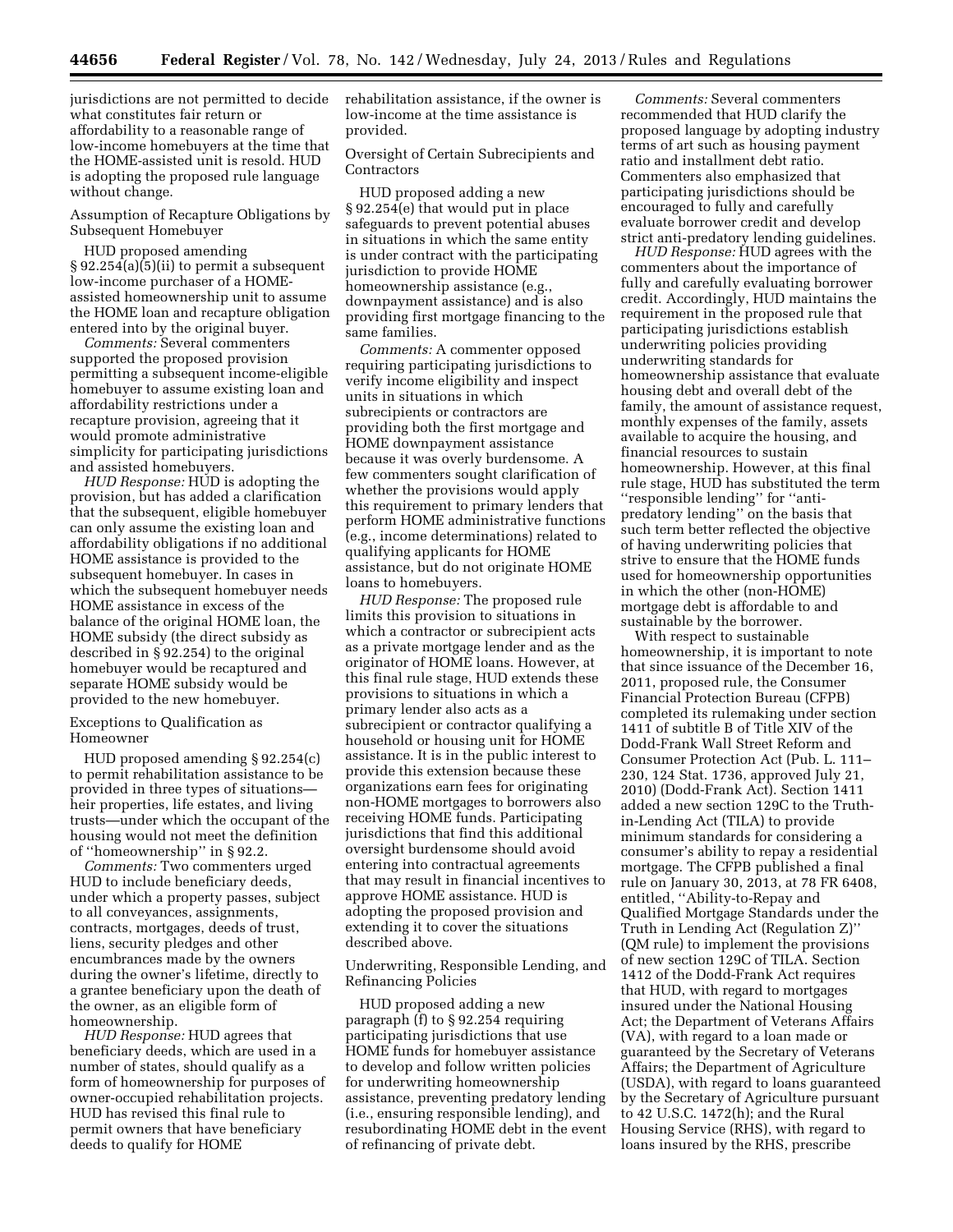jurisdictions are not permitted to decide what constitutes fair return or affordability to a reasonable range of low-income homebuyers at the time that the HOME-assisted unit is resold. HUD is adopting the proposed rule language without change.

Assumption of Recapture Obligations by Subsequent Homebuyer

HUD proposed amending § 92.254(a)(5)(ii) to permit a subsequent low-income purchaser of a HOME-assisted homeownership unit to assume the HOME loan and recapture obligation entered into by the original buyer.

*Comments:* Several commenters supported the proposed provision permitting a subsequent income-eligible homebuyer to assume existing loan and affordability restrictions under a recapture provision, agreeing that it would promote administrative simplicity for participating jurisdictions and assisted homebuyers.

*HUD Response:* HUD is adopting the provision, but has added a clarification that the subsequent, eligible homebuyer can only assume the existing loan and affordability obligations if no additional HOME assistance is provided to the subsequent homebuyer. In cases in which the subsequent homebuyer needs HOME assistance in excess of the balance of the original HOME loan, the HOME subsidy (the direct subsidy as described in § 92.254) to the original homebuyer would be recaptured and separate HOME subsidy would be provided to the new homebuyer.

Exceptions to Qualification as Homeowner

HUD proposed amending § 92.254(c) to permit rehabilitation assistance to be provided in three types of situations—heir properties, life estates, and living trusts—under which the occupant of the housing would not meet the definition of ''homeownership'' in § 92.2.

*Comments:* Two commenters urged HUD to include beneficiary deeds, under which a property passes, subject to all conveyances, assignments, contracts, mortgages, deeds of trust, liens, security pledges and other encumbrances made by the owners during the owner's lifetime, directly to a grantee beneficiary upon the death of the owner, as an eligible form of homeownership.

*HUD Response:* HUD agrees that beneficiary deeds, which are used in a number of states, should qualify as a form of homeownership for purposes of owner-occupied rehabilitation projects. HUD has revised this final rule to permit owners that have beneficiary deeds to qualify for HOME rehabilitation assistance, if the owner is low-income at the time assistance is provided.

Oversight of Certain Subrecipients and Contractors

HUD proposed adding a new § 92.254(e) that would put in place safeguards to prevent potential abuses in situations in which the same entity is under contract with the participating jurisdiction to provide HOME homeownership assistance (e.g., downpayment assistance) and is also providing first mortgage financing to the same families.

*Comments:* A commenter opposed requiring participating jurisdictions to verify income eligibility and inspect units in situations in which subrecipients or contractors are providing both the first mortgage and HOME downpayment assistance because it was overly burdensome. A few commenters sought clarification of whether the provisions would apply this requirement to primary lenders that perform HOME administrative functions (e.g., income determinations) related to qualifying applicants for HOME assistance, but do not originate HOME loans to homebuyers.

*HUD Response:* The proposed rule limits this provision to situations in which a contractor or subrecipient acts as a private mortgage lender and as the originator of HOME loans. However, at this final rule stage, HUD extends these provisions to situations in which a primary lender also acts as a subrecipient or contractor qualifying a household or housing unit for HOME assistance. It is in the public interest to provide this extension because these organizations earn fees for originating non-HOME mortgages to borrowers also receiving HOME funds. Participating jurisdictions that find this additional oversight burdensome should avoid entering into contractual agreements that may result in financial incentives to approve HOME assistance. HUD is adopting the proposed provision and extending it to cover the situations described above.

Underwriting, Responsible Lending, and Refinancing Policies

HUD proposed adding a new paragraph (f) to § 92.254 requiring participating jurisdictions that use HOME funds for homebuyer assistance to develop and follow written policies for underwriting homeownership assistance, preventing predatory lending (i.e., ensuring responsible lending), and resubordinating HOME debt in the event of refinancing of private debt.

*Comments:* Several commenters recommended that HUD clarify the proposed language by adopting industry terms of art such as housing payment ratio and installment debt ratio. Commenters also emphasized that participating jurisdictions should be encouraged to fully and carefully evaluate borrower credit and develop strict anti-predatory lending guidelines.

*HUD Response:* HUD agrees with the commenters about the importance of fully and carefully evaluating borrower credit. Accordingly, HUD maintains the requirement in the proposed rule that participating jurisdictions establish underwriting policies providing underwriting standards for homeownership assistance that evaluate housing debt and overall debt of the family, the amount of assistance request, monthly expenses of the family, assets available to acquire the housing, and financial resources to sustain homeownership. However, at this final rule stage, HUD has substituted the term ''responsible lending'' for ''anti-predatory lending'' on the basis that such term better reflected the objective of having underwriting policies that strive to ensure that the HOME funds used for homeownership opportunities in which the other (non-HOME) mortgage debt is affordable to and sustainable by the borrower.

With respect to sustainable homeownership, it is important to note that since issuance of the December 16, 2011, proposed rule, the Consumer Financial Protection Bureau (CFPB) completed its rulemaking under section 1411 of subtitle B of Title XIV of the Dodd-Frank Wall Street Reform and Consumer Protection Act (Pub. L. 111–230, 124 Stat. 1736, approved July 21, 2010) (Dodd-Frank Act). Section 1411 added a new section 129C to the Truth-in-Lending Act (TILA) to provide minimum standards for considering a consumer's ability to repay a residential mortgage. The CFPB published a final rule on January 30, 2013, at 78 FR 6408, entitled, ''Ability-to-Repay and Qualified Mortgage Standards under the Truth in Lending Act (Regulation Z)'' (QM rule) to implement the provisions of new section 129C of TILA. Section 1412 of the Dodd-Frank Act requires that HUD, with regard to mortgages insured under the National Housing Act; the Department of Veterans Affairs (VA), with regard to a loan made or guaranteed by the Secretary of Veterans Affairs; the Department of Agriculture (USDA), with regard to loans guaranteed by the Secretary of Agriculture pursuant to 42 U.S.C. 1472(h); and the Rural Housing Service (RHS), with regard to loans insured by the RHS, prescribe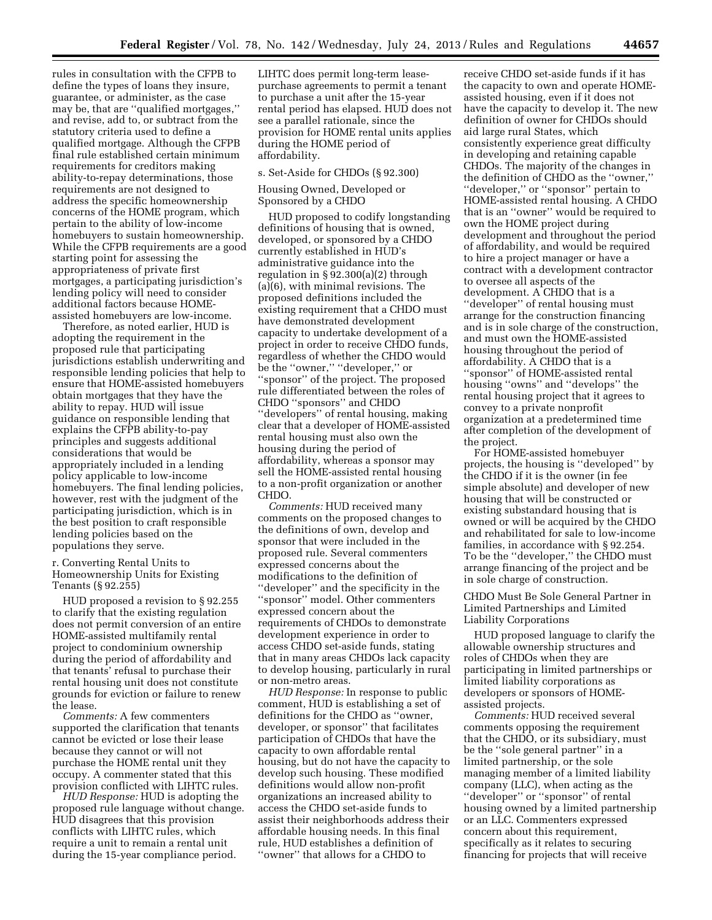rules in consultation with the CFPB to define the types of loans they insure, guarantee, or administer, as the case may be, that are ''qualified mortgages,'' and revise, add to, or subtract from the statutory criteria used to define a qualified mortgage. Although the CFPB final rule established certain minimum requirements for creditors making ability-to-repay determinations, those requirements are not designed to address the specific homeownership concerns of the HOME program, which pertain to the ability of low-income homebuyers to sustain homeownership. While the CFPB requirements are a good starting point for assessing the appropriateness of private first mortgages, a participating jurisdiction's lending policy will need to consider additional factors because HOME-assisted homebuyers are low-income.

Therefore, as noted earlier, HUD is adopting the requirement in the proposed rule that participating jurisdictions establish underwriting and responsible lending policies that help to ensure that HOME-assisted homebuyers obtain mortgages that they have the ability to repay. HUD will issue guidance on responsible lending that explains the CFPB ability-to-pay principles and suggests additional considerations that would be appropriately included in a lending policy applicable to low-income homebuyers. The final lending policies, however, rest with the judgment of the participating jurisdiction, which is in the best position to craft responsible lending policies based on the populations they serve.

r. Converting Rental Units to Homeownership Units for Existing Tenants (§ 92.255)

HUD proposed a revision to § 92.255 to clarify that the existing regulation does not permit conversion of an entire HOME-assisted multifamily rental project to condominium ownership during the period of affordability and that tenants' refusal to purchase their rental housing unit does not constitute grounds for eviction or failure to renew the lease.

*Comments:* A few commenters supported the clarification that tenants cannot be evicted or lose their lease because they cannot or will not purchase the HOME rental unit they occupy. A commenter stated that this provision conflicted with LIHTC rules.

*HUD Response:* HUD is adopting the proposed rule language without change. HUD disagrees that this provision conflicts with LIHTC rules, which require a unit to remain a rental unit during the 15-year compliance period. LIHTC does permit long-term lease-purchase agreements to permit a tenant to purchase a unit after the 15-year rental period has elapsed. HUD does not see a parallel rationale, since the provision for HOME rental units applies during the HOME period of affordability.

s. Set-Aside for CHDOs (§ 92.300)

Housing Owned, Developed or Sponsored by a CHDO

HUD proposed to codify longstanding definitions of housing that is owned, developed, or sponsored by a CHDO currently established in HUD's administrative guidance into the regulation in § 92.300(a)(2) through (a)(6), with minimal revisions. The proposed definitions included the existing requirement that a CHDO must have demonstrated development capacity to undertake development of a project in order to receive CHDO funds, regardless of whether the CHDO would be the ''owner,'' ''developer,'' or ''sponsor'' of the project. The proposed rule differentiated between the roles of CHDO ''sponsors'' and CHDO ''developers'' of rental housing, making clear that a developer of HOME-assisted rental housing must also own the housing during the period of affordability, whereas a sponsor may sell the HOME-assisted rental housing to a non-profit organization or another CHDO.

*Comments:* HUD received many comments on the proposed changes to the definitions of own, develop and sponsor that were included in the proposed rule. Several commenters expressed concerns about the modifications to the definition of ''developer'' and the specificity in the ''sponsor'' model. Other commenters expressed concern about the requirements of CHDOs to demonstrate development experience in order to access CHDO set-aside funds, stating that in many areas CHDOs lack capacity to develop housing, particularly in rural or non-metro areas.

*HUD Response:* In response to public comment, HUD is establishing a set of definitions for the CHDO as ''owner, developer, or sponsor'' that facilitates participation of CHDOs that have the capacity to own affordable rental housing, but do not have the capacity to develop such housing. These modified definitions would allow non-profit organizations an increased ability to access the CHDO set-aside funds to assist their neighborhoods address their affordable housing needs. In this final rule, HUD establishes a definition of ''owner'' that allows for a CHDO to receive CHDO set-aside funds if it has the capacity to own and operate HOME-assisted housing, even if it does not have the capacity to develop it. The new definition of owner for CHDOs should aid large rural States, which consistently experience great difficulty in developing and retaining capable CHDOs. The majority of the changes in the definition of CHDO as the ''owner,'' ''developer,'' or ''sponsor'' pertain to HOME-assisted rental housing. A CHDO that is an ''owner'' would be required to own the HOME project during development and throughout the period of affordability, and would be required to hire a project manager or have a contract with a development contractor to oversee all aspects of the development. A CHDO that is a ''developer'' of rental housing must arrange for the construction financing and is in sole charge of the construction, and must own the HOME-assisted housing throughout the period of affordability. A CHDO that is a ''sponsor'' of HOME-assisted rental housing ''owns'' and ''develops'' the rental housing project that it agrees to convey to a private nonprofit organization at a predetermined time after completion of the development of the project.

For HOME-assisted homebuyer projects, the housing is ''developed'' by the CHDO if it is the owner (in fee simple absolute) and developer of new housing that will be constructed or existing substandard housing that is owned or will be acquired by the CHDO and rehabilitated for sale to low-income families, in accordance with § 92.254. To be the ''developer,'' the CHDO must arrange financing of the project and be in sole charge of construction.

CHDO Must Be Sole General Partner in Limited Partnerships and Limited Liability Corporations

HUD proposed language to clarify the allowable ownership structures and roles of CHDOs when they are participating in limited partnerships or limited liability corporations as developers or sponsors of HOME-assisted projects.

*Comments:* HUD received several comments opposing the requirement that the CHDO, or its subsidiary, must be the ''sole general partner'' in a limited partnership, or the sole managing member of a limited liability company (LLC), when acting as the ''developer'' or ''sponsor'' of rental housing owned by a limited partnership or an LLC. Commenters expressed concern about this requirement, specifically as it relates to securing financing for projects that will receive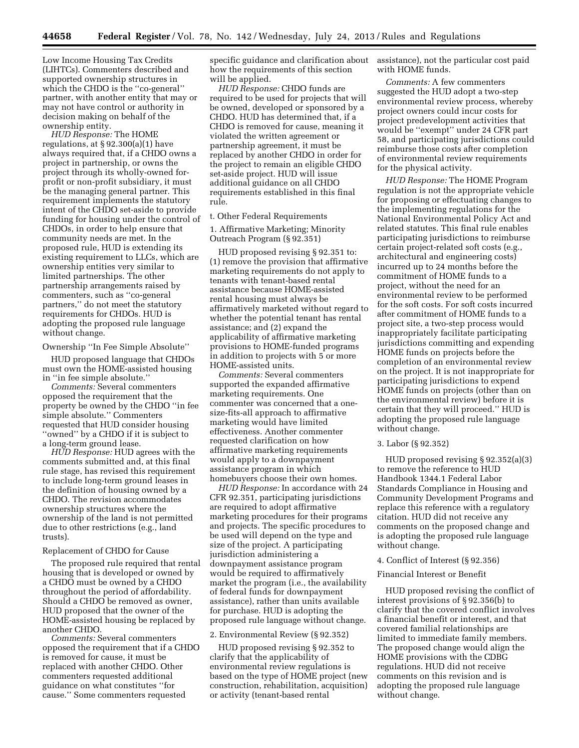Low Income Housing Tax Credits (LIHTCs). Commenters described and supported ownership structures in which the CHDO is the ''co-general'' partner, with another entity that may or may not have control or authority in decision making on behalf of the ownership entity.

*HUD Response:* The HOME regulations, at § 92.300(a)(1) have always required that, if a CHDO owns a project in partnership, or owns the project through its wholly-owned for-profit or non-profit subsidiary, it must be the managing general partner. This requirement implements the statutory intent of the CHDO set-aside to provide funding for housing under the control of CHDOs, in order to help ensure that community needs are met. In the proposed rule, HUD is extending its existing requirement to LLCs, which are ownership entities very similar to limited partnerships. The other partnership arrangements raised by commenters, such as ''co-general partners,'' do not meet the statutory requirements for CHDOs. HUD is adopting the proposed rule language without change.

Ownership ''In Fee Simple Absolute''

HUD proposed language that CHDOs must own the HOME-assisted housing in ''in fee simple absolute.''

*Comments:* Several commenters opposed the requirement that the property be owned by the CHDO ''in fee simple absolute.'' Commenters requested that HUD consider housing ''owned'' by a CHDO if it is subject to a long-term ground lease.

*HUD Response:* HUD agrees with the comments submitted and, at this final rule stage, has revised this requirement to include long-term ground leases in the definition of housing owned by a CHDO. The revision accommodates ownership structures where the ownership of the land is not permitted due to other restrictions (e.g., land trusts).

Replacement of CHDO for Cause

The proposed rule required that rental housing that is developed or owned by a CHDO must be owned by a CHDO throughout the period of affordability. Should a CHDO be removed as owner, HUD proposed that the owner of the HOME-assisted housing be replaced by another CHDO.

*Comments:* Several commenters opposed the requirement that if a CHDO is removed for cause, it must be replaced with another CHDO. Other commenters requested additional guidance on what constitutes ''for cause.'' Some commenters requested specific guidance and clarification about how the requirements of this section will be applied.

*HUD Response:* CHDO funds are required to be used for projects that will be owned, developed or sponsored by a CHDO. HUD has determined that, if a CHDO is removed for cause, meaning it violated the written agreement or partnership agreement, it must be replaced by another CHDO in order for the project to remain an eligible CHDO set-aside project. HUD will issue additional guidance on all CHDO requirements established in this final rule.

t. Other Federal Requirements

1. Affirmative Marketing; Minority Outreach Program (§ 92.351)

HUD proposed revising § 92.351 to: (1) remove the provision that affirmative marketing requirements do not apply to tenants with tenant-based rental assistance because HOME-assisted rental housing must always be affirmatively marketed without regard to whether the potential tenant has rental assistance; and (2) expand the applicability of affirmative marketing provisions to HOME-funded programs in addition to projects with 5 or more HOME-assisted units.

*Comments:* Several commenters supported the expanded affirmative marketing requirements. One commenter was concerned that a one-size-fits-all approach to affirmative marketing would have limited effectiveness. Another commenter requested clarification on how affirmative marketing requirements would apply to a downpayment assistance program in which homebuyers choose their own homes.

*HUD Response:* In accordance with 24 CFR 92.351, participating jurisdictions are required to adopt affirmative marketing procedures for their programs and projects. The specific procedures to be used will depend on the type and size of the project. A participating jurisdiction administering a downpayment assistance program would be required to affirmatively market the program (i.e., the availability of federal funds for downpayment assistance), rather than units available for purchase. HUD is adopting the proposed rule language without change.

2. Environmental Review (§ 92.352)

HUD proposed revising § 92.352 to clarify that the applicability of environmental review regulations is based on the type of HOME project (new construction, rehabilitation, acquisition) or activity (tenant-based rental assistance), not the particular cost paid with HOME funds.

*Comments:* A few commenters suggested the HUD adopt a two-step environmental review process, whereby project owners could incur costs for project predevelopment activities that would be ''exempt'' under 24 CFR part 58, and participating jurisdictions could reimburse those costs after completion of environmental review requirements for the physical activity.

*HUD Response:* The HOME Program regulation is not the appropriate vehicle for proposing or effectuating changes to the implementing regulations for the National Environmental Policy Act and related statutes. This final rule enables participating jurisdictions to reimburse certain project-related soft costs (e.g., architectural and engineering costs) incurred up to 24 months before the commitment of HOME funds to a project, without the need for an environmental review to be performed for the soft costs. For soft costs incurred after commitment of HOME funds to a project site, a two-step process would inappropriately facilitate participating jurisdictions committing and expending HOME funds on projects before the completion of an environmental review on the project. It is not inappropriate for participating jurisdictions to expend HOME funds on projects (other than on the environmental review) before it is certain that they will proceed.'' HUD is adopting the proposed rule language without change.

3. Labor (§ 92.352)

HUD proposed revising § 92.352(a)(3) to remove the reference to HUD Handbook 1344.1 Federal Labor Standards Compliance in Housing and Community Development Programs and replace this reference with a regulatory citation. HUD did not receive any comments on the proposed change and is adopting the proposed rule language without change.

4. Conflict of Interest (§ 92.356)

Financial Interest or Benefit

HUD proposed revising the conflict of interest provisions of § 92.356(b) to clarify that the covered conflict involves a financial benefit or interest, and that covered familial relationships are limited to immediate family members. The proposed change would align the HOME provisions with the CDBG regulations. HUD did not receive comments on this revision and is adopting the proposed rule language without change.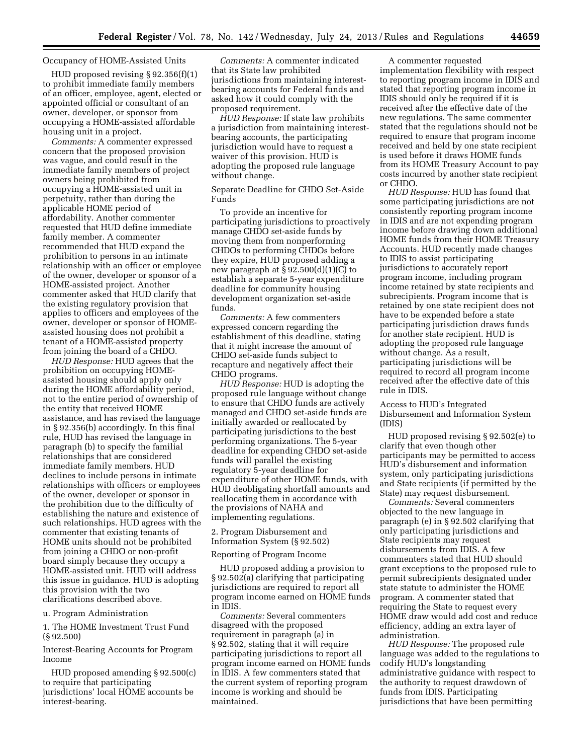Occupancy of HOME-Assisted Units

HUD proposed revising § 92.356(f)(1) to prohibit immediate family members of an officer, employee, agent, elected or appointed official or consultant of an owner, developer, or sponsor from occupying a HOME-assisted affordable housing unit in a project.

*Comments:* A commenter expressed concern that the proposed provision was vague, and could result in the immediate family members of project owners being prohibited from occupying a HOME-assisted unit in perpetuity, rather than during the applicable HOME period of affordability. Another commenter requested that HUD define immediate family member. A commenter recommended that HUD expand the prohibition to persons in an intimate relationship with an officer or employee of the owner, developer or sponsor of a HOME-assisted project. Another commenter asked that HUD clarify that the existing regulatory provision that applies to officers and employees of the owner, developer or sponsor of HOME-assisted housing does not prohibit a tenant of a HOME-assisted property from joining the board of a CHDO.

*HUD Response:* HUD agrees that the prohibition on occupying HOME-assisted housing should apply only during the HOME affordability period, not to the entire period of ownership of the entity that received HOME assistance, and has revised the language in § 92.356(b) accordingly. In this final rule, HUD has revised the language in paragraph (b) to specify the familial relationships that are considered immediate family members. HUD declines to include persons in intimate relationships with officers or employees of the owner, developer or sponsor in the prohibition due to the difficulty of establishing the nature and existence of such relationships. HUD agrees with the commenter that existing tenants of HOME units should not be prohibited from joining a CHDO or non-profit board simply because they occupy a HOME-assisted unit. HUD will address this issue in guidance. HUD is adopting this provision with the two clarifications described above.

u. Program Administration

1. The HOME Investment Trust Fund (§ 92.500)

Interest-Bearing Accounts for Program Income

HUD proposed amending § 92.500(c) to require that participating jurisdictions' local HOME accounts be interest-bearing.

*Comments:* A commenter indicated that its State law prohibited jurisdictions from maintaining interest-bearing accounts for Federal funds and asked how it could comply with the proposed requirement.

*HUD Response:* If state law prohibits a jurisdiction from maintaining interest-bearing accounts, the participating jurisdiction would have to request a waiver of this provision. HUD is adopting the proposed rule language without change.

Separate Deadline for CHDO Set-Aside Funds

To provide an incentive for participating jurisdictions to proactively manage CHDO set-aside funds by moving them from nonperforming CHDOs to performing CHDOs before they expire, HUD proposed adding a new paragraph at § 92.500(d)(1)(C) to establish a separate 5-year expenditure deadline for community housing development organization set-aside funds.

*Comments:* A few commenters expressed concern regarding the establishment of this deadline, stating that it might increase the amount of CHDO set-aside funds subject to recapture and negatively affect their CHDO programs.

*HUD Response:* HUD is adopting the proposed rule language without change to ensure that CHDO funds are actively managed and CHDO set-aside funds are initially awarded or reallocated by participating jurisdictions to the best performing organizations. The 5-year deadline for expending CHDO set-aside funds will parallel the existing regulatory 5-year deadline for expenditure of other HOME funds, with HUD deobligating shortfall amounts and reallocating them in accordance with the provisions of NAHA and implementing regulations.

2. Program Disbursement and Information System (§ 92.502)

Reporting of Program Income

HUD proposed adding a provision to § 92.502(a) clarifying that participating jurisdictions are required to report all program income earned on HOME funds in IDIS.

*Comments:* Several commenters disagreed with the proposed requirement in paragraph (a) in § 92.502, stating that it will require participating jurisdictions to report all program income earned on HOME funds in IDIS. A few commenters stated that the current system of reporting program income is working and should be maintained.

A commenter requested implementation flexibility with respect to reporting program income in IDIS and stated that reporting program income in IDIS should only be required if it is received after the effective date of the new regulations. The same commenter stated that the regulations should not be required to ensure that program income received and held by one state recipient is used before it draws HOME funds from its HOME Treasury Account to pay costs incurred by another state recipient or CHDO.

*HUD Response:* HUD has found that some participating jurisdictions are not consistently reporting program income in IDIS and are not expending program income before drawing down additional HOME funds from their HOME Treasury Accounts. HUD recently made changes to IDIS to assist participating jurisdictions to accurately report program income, including program income retained by state recipients and subrecipients. Program income that is retained by one state recipient does not have to be expended before a state participating jurisdiction draws funds for another state recipient. HUD is adopting the proposed rule language without change. As a result, participating jurisdictions will be required to record all program income received after the effective date of this rule in IDIS.

Access to HUD's Integrated Disbursement and Information System (IDIS)

HUD proposed revising § 92.502(e) to clarify that even though other participants may be permitted to access HUD's disbursement and information system, only participating jurisdictions and State recipients (if permitted by the State) may request disbursement.

*Comments:* Several commenters objected to the new language in paragraph (e) in § 92.502 clarifying that only participating jurisdictions and State recipients may request disbursements from IDIS. A few commenters stated that HUD should grant exceptions to the proposed rule to permit subrecipients designated under state statute to administer the HOME program. A commenter stated that requiring the State to request every HOME draw would add cost and reduce efficiency, adding an extra layer of administration.

*HUD Response:* The proposed rule language was added to the regulations to codify HUD's longstanding administrative guidance with respect to the authority to request drawdown of funds from IDIS. Participating jurisdictions that have been permitting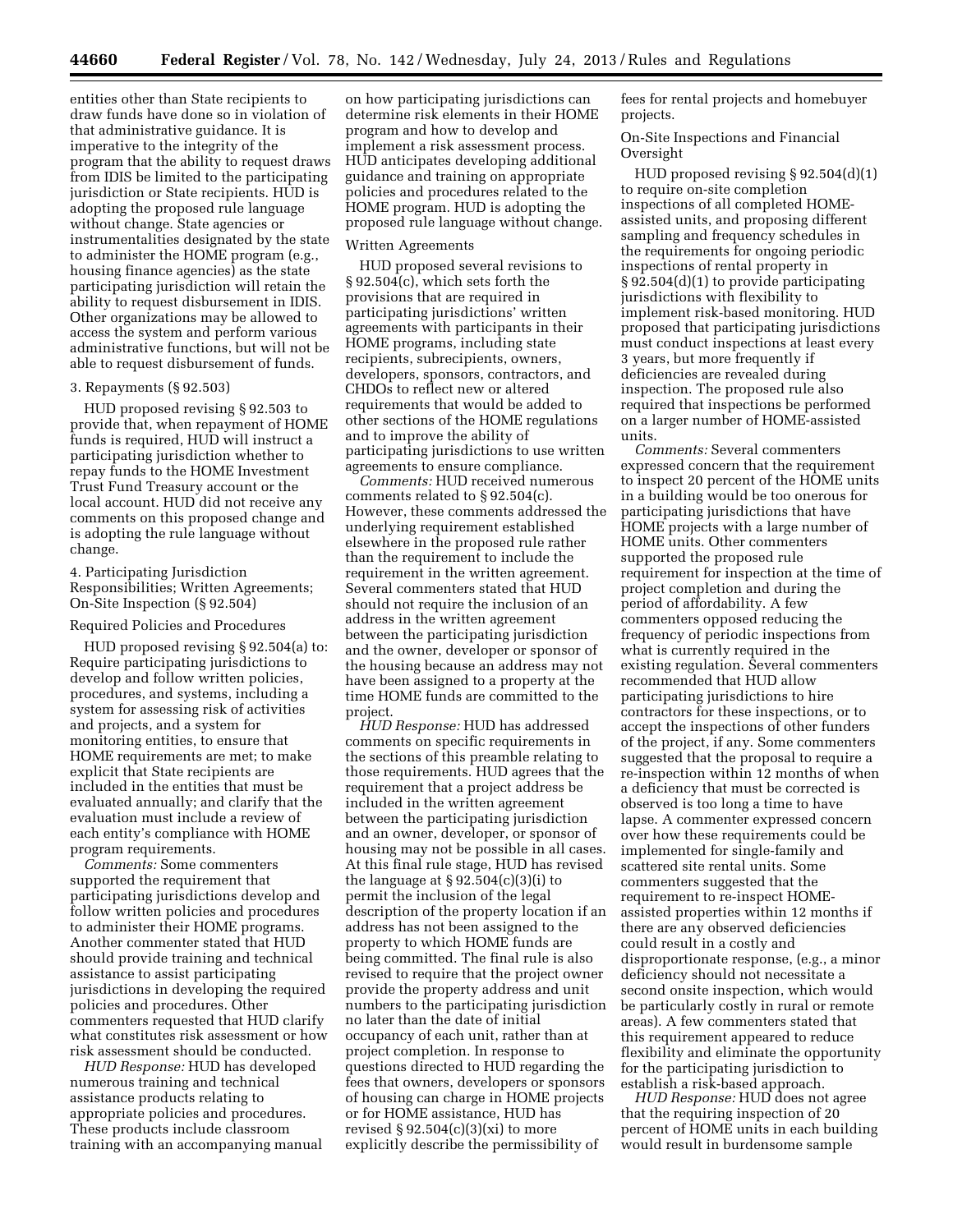entities other than State recipients to draw funds have done so in violation of that administrative guidance. It is imperative to the integrity of the program that the ability to request draws from IDIS be limited to the participating jurisdiction or State recipients. HUD is adopting the proposed rule language without change. State agencies or instrumentalities designated by the state to administer the HOME program (e.g., housing finance agencies) as the state participating jurisdiction will retain the ability to request disbursement in IDIS. Other organizations may be allowed to access the system and perform various administrative functions, but will not be able to request disbursement of funds.

3. Repayments (§ 92.503)

HUD proposed revising § 92.503 to provide that, when repayment of HOME funds is required, HUD will instruct a participating jurisdiction whether to repay funds to the HOME Investment Trust Fund Treasury account or the local account. HUD did not receive any comments on this proposed change and is adopting the rule language without change.

4. Participating Jurisdiction Responsibilities; Written Agreements; On-Site Inspection (§ 92.504)

Required Policies and Procedures

HUD proposed revising § 92.504(a) to: Require participating jurisdictions to develop and follow written policies, procedures, and systems, including a system for assessing risk of activities and projects, and a system for monitoring entities, to ensure that HOME requirements are met; to make explicit that State recipients are included in the entities that must be evaluated annually; and clarify that the evaluation must include a review of each entity's compliance with HOME program requirements.

*Comments:* Some commenters supported the requirement that participating jurisdictions develop and follow written policies and procedures to administer their HOME programs. Another commenter stated that HUD should provide training and technical assistance to assist participating jurisdictions in developing the required policies and procedures. Other commenters requested that HUD clarify what constitutes risk assessment or how risk assessment should be conducted.

*HUD Response:* HUD has developed numerous training and technical assistance products relating to appropriate policies and procedures. These products include classroom training with an accompanying manual on how participating jurisdictions can determine risk elements in their HOME program and how to develop and implement a risk assessment process. HUD anticipates developing additional guidance and training on appropriate policies and procedures related to the HOME program. HUD is adopting the proposed rule language without change.

Written Agreements

HUD proposed several revisions to § 92.504(c), which sets forth the provisions that are required in participating jurisdictions' written agreements with participants in their HOME programs, including state recipients, subrecipients, owners, developers, sponsors, contractors, and CHDOs to reflect new or altered requirements that would be added to other sections of the HOME regulations and to improve the ability of participating jurisdictions to use written agreements to ensure compliance.

*Comments:* HUD received numerous comments related to § 92.504(c). However, these comments addressed the underlying requirement established elsewhere in the proposed rule rather than the requirement to include the requirement in the written agreement. Several commenters stated that HUD should not require the inclusion of an address in the written agreement between the participating jurisdiction and the owner, developer or sponsor of the housing because an address may not have been assigned to a property at the time HOME funds are committed to the project.

*HUD Response:* HUD has addressed comments on specific requirements in the sections of this preamble relating to those requirements. HUD agrees that the requirement that a project address be included in the written agreement between the participating jurisdiction and an owner, developer, or sponsor of housing may not be possible in all cases. At this final rule stage, HUD has revised the language at § 92.504(c)(3)(i) to permit the inclusion of the legal description of the property location if an address has not been assigned to the property to which HOME funds are being committed. The final rule is also revised to require that the project owner provide the property address and unit numbers to the participating jurisdiction no later than the date of initial occupancy of each unit, rather than at project completion. In response to questions directed to HUD regarding the fees that owners, developers or sponsors of housing can charge in HOME projects or for HOME assistance, HUD has revised § 92.504(c)(3)(xi) to more explicitly describe the permissibility of fees for rental projects and homebuyer projects.

On-Site Inspections and Financial Oversight

HUD proposed revising § 92.504(d)(1) to require on-site completion inspections of all completed HOME-assisted units, and proposing different sampling and frequency schedules in the requirements for ongoing periodic inspections of rental property in § 92.504(d)(1) to provide participating jurisdictions with flexibility to implement risk-based monitoring. HUD proposed that participating jurisdictions must conduct inspections at least every 3 years, but more frequently if deficiencies are revealed during inspection. The proposed rule also required that inspections be performed on a larger number of HOME-assisted units.

*Comments:* Several commenters expressed concern that the requirement to inspect 20 percent of the HOME units in a building would be too onerous for participating jurisdictions that have HOME projects with a large number of HOME units. Other commenters supported the proposed rule requirement for inspection at the time of project completion and during the period of affordability. A few commenters opposed reducing the frequency of periodic inspections from what is currently required in the existing regulation. Several commenters recommended that HUD allow participating jurisdictions to hire contractors for these inspections, or to accept the inspections of other funders of the project, if any. Some commenters suggested that the proposal to require a re-inspection within 12 months of when a deficiency that must be corrected is observed is too long a time to have lapse. A commenter expressed concern over how these requirements could be implemented for single-family and scattered site rental units. Some commenters suggested that the requirement to re-inspect HOME-assisted properties within 12 months if there are any observed deficiencies could result in a costly and disproportionate response, (e.g., a minor deficiency should not necessitate a second onsite inspection, which would be particularly costly in rural or remote areas). A few commenters stated that this requirement appeared to reduce flexibility and eliminate the opportunity for the participating jurisdiction to establish a risk-based approach.

*HUD Response:* HUD does not agree that the requiring inspection of 20 percent of HOME units in each building would result in burdensome sample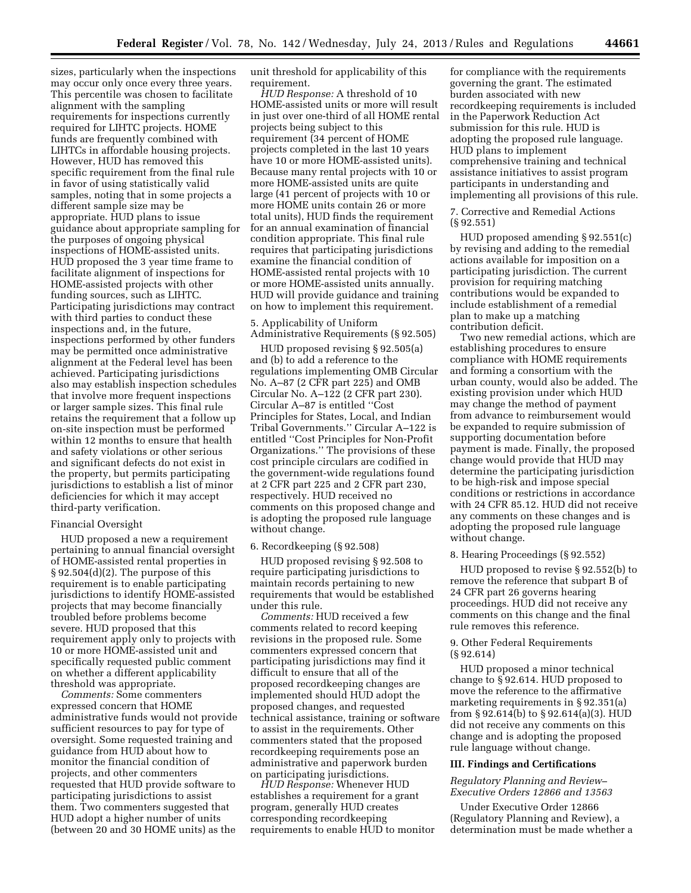sizes, particularly when the inspections may occur only once every three years. This percentile was chosen to facilitate alignment with the sampling requirements for inspections currently required for LIHTC projects. HOME funds are frequently combined with LIHTCs in affordable housing projects. However, HUD has removed this specific requirement from the final rule in favor of using statistically valid samples, noting that in some projects a different sample size may be appropriate. HUD plans to issue guidance about appropriate sampling for the purposes of ongoing physical inspections of HOME-assisted units. HUD proposed the 3 year time frame to facilitate alignment of inspections for HOME-assisted projects with other funding sources, such as LIHTC. Participating jurisdictions may contract with third parties to conduct these inspections and, in the future, inspections performed by other funders may be permitted once administrative alignment at the Federal level has been achieved. Participating jurisdictions also may establish inspection schedules that involve more frequent inspections or larger sample sizes. This final rule retains the requirement that a follow up on-site inspection must be performed within 12 months to ensure that health and safety violations or other serious and significant defects do not exist in the property, but permits participating jurisdictions to establish a list of minor deficiencies for which it may accept third-party verification.

Financial Oversight

HUD proposed a new a requirement pertaining to annual financial oversight of HOME-assisted rental properties in § 92.504(d)(2). The purpose of this requirement is to enable participating jurisdictions to identify HOME-assisted projects that may become financially troubled before problems become severe. HUD proposed that this requirement apply only to projects with 10 or more HOME-assisted unit and specifically requested public comment on whether a different applicability threshold was appropriate.

*Comments:* Some commenters expressed concern that HOME administrative funds would not provide sufficient resources to pay for type of oversight. Some requested training and guidance from HUD about how to monitor the financial condition of projects, and other commenters requested that HUD provide software to participating jurisdictions to assist them. Two commenters suggested that HUD adopt a higher number of units (between 20 and 30 HOME units) as the unit threshold for applicability of this requirement.

*HUD Response:* A threshold of 10 HOME-assisted units or more will result in just over one-third of all HOME rental projects being subject to this requirement (34 percent of HOME projects completed in the last 10 years have 10 or more HOME-assisted units). Because many rental projects with 10 or more HOME-assisted units are quite large (41 percent of projects with 10 or more HOME units contain 26 or more total units), HUD finds the requirement for an annual examination of financial condition appropriate. This final rule requires that participating jurisdictions examine the financial condition of HOME-assisted rental projects with 10 or more HOME-assisted units annually. HUD will provide guidance and training on how to implement this requirement.

5. Applicability of Uniform Administrative Requirements (§ 92.505)

HUD proposed revising § 92.505(a) and (b) to add a reference to the regulations implementing OMB Circular No. A–87 (2 CFR part 225) and OMB Circular No. A–122 (2 CFR part 230). Circular A–87 is entitled "Cost Principles for States, Local, and Indian Tribal Governments." Circular A–122 is entitled "Cost Principles for Non-Profit Organizations." The provisions of these cost principle circulars are codified in the government-wide regulations found at 2 CFR part 225 and 2 CFR part 230, respectively. HUD received no comments on this proposed change and is adopting the proposed rule language without change.

6. Recordkeeping (§ 92.508)

HUD proposed revising § 92.508 to require participating jurisdictions to maintain records pertaining to new requirements that would be established under this rule.

*Comments:* HUD received a few comments related to record keeping revisions in the proposed rule. Some commenters expressed concern that participating jurisdictions may find it difficult to ensure that all of the proposed recordkeeping changes are implemented should HUD adopt the proposed changes, and requested technical assistance, training or software to assist in the requirements. Other commenters stated that the proposed recordkeeping requirements pose an administrative and paperwork burden on participating jurisdictions.

*HUD Response:* Whenever HUD establishes a requirement for a grant program, generally HUD creates corresponding recordkeeping requirements to enable HUD to monitor for compliance with the requirements governing the grant. The estimated burden associated with new recordkeeping requirements is included in the Paperwork Reduction Act submission for this rule. HUD is adopting the proposed rule language. HUD plans to implement comprehensive training and technical assistance initiatives to assist program participants in understanding and implementing all provisions of this rule.

7. Corrective and Remedial Actions (§ 92.551)

HUD proposed amending § 92.551(c) by revising and adding to the remedial actions available for imposition on a participating jurisdiction. The current provision for requiring matching contributions would be expanded to include establishment of a remedial plan to make up a matching contribution deficit.

Two new remedial actions, which are establishing procedures to ensure compliance with HOME requirements and forming a consortium with the urban county, would also be added. The existing provision under which HUD may change the method of payment from advance to reimbursement would be expanded to require submission of supporting documentation before payment is made. Finally, the proposed change would provide that HUD may determine the participating jurisdiction to be high-risk and impose special conditions or restrictions in accordance with 24 CFR 85.12. HUD did not receive any comments on these changes and is adopting the proposed rule language without change.

8. Hearing Proceedings (§ 92.552)

HUD proposed to revise § 92.552(b) to remove the reference that subpart B of 24 CFR part 26 governs hearing proceedings. HUD did not receive any comments on this change and the final rule removes this reference.

9. Other Federal Requirements (§ 92.614)

HUD proposed a minor technical change to § 92.614. HUD proposed to move the reference to the affirmative marketing requirements in § 92.351(a) from § 92.614(b) to § 92.614(a)(3). HUD did not receive any comments on this change and is adopting the proposed rule language without change.

## III. Findings and Certifications

*Regulatory Planning and Review–Executive Orders 12866 and 13563*

Under Executive Order 12866 (Regulatory Planning and Review), a determination must be made whether a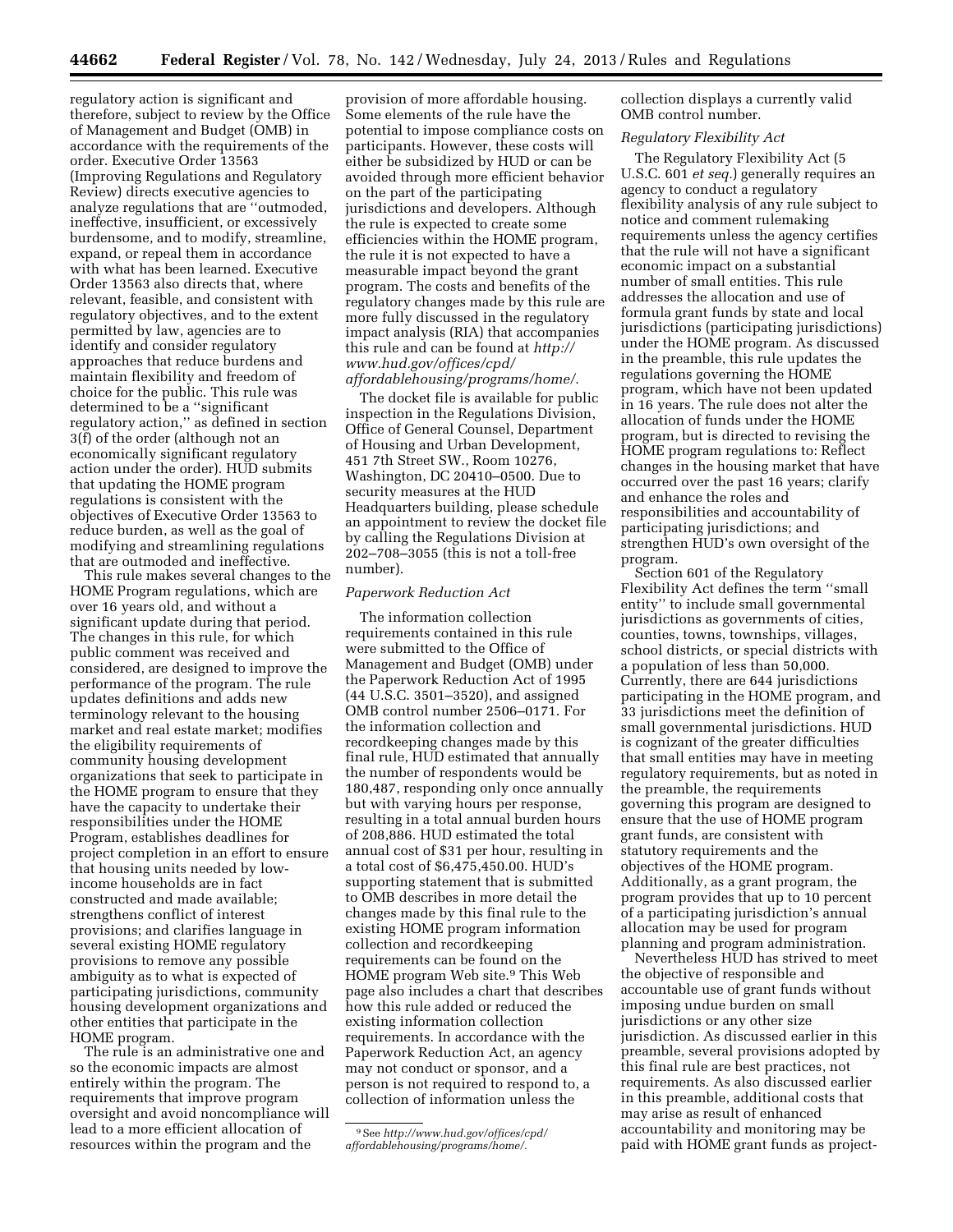regulatory action is significant and therefore, subject to review by the Office of Management and Budget (OMB) in accordance with the requirements of the order. Executive Order 13563 (Improving Regulations and Regulatory Review) directs executive agencies to analyze regulations that are ''outmoded, ineffective, insufficient, or excessively burdensome, and to modify, streamline, expand, or repeal them in accordance with what has been learned. Executive Order 13563 also directs that, where relevant, feasible, and consistent with regulatory objectives, and to the extent permitted by law, agencies are to identify and consider regulatory approaches that reduce burdens and maintain flexibility and freedom of choice for the public. This rule was determined to be a ''significant regulatory action,'' as defined in section 3(f) of the order (although not an economically significant regulatory action under the order). HUD submits that updating the HOME program regulations is consistent with the objectives of Executive Order 13563 to reduce burden, as well as the goal of modifying and streamlining regulations that are outmoded and ineffective.

This rule makes several changes to the HOME Program regulations, which are over 16 years old, and without a significant update during that period. The changes in this rule, for which public comment was received and considered, are designed to improve the performance of the program. The rule updates definitions and adds new terminology relevant to the housing market and real estate market; modifies the eligibility requirements of community housing development organizations that seek to participate in the HOME program to ensure that they have the capacity to undertake their responsibilities under the HOME Program, establishes deadlines for project completion in an effort to ensure that housing units needed by low-income households are in fact constructed and made available; strengthens conflict of interest provisions; and clarifies language in several existing HOME regulatory provisions to remove any possible ambiguity as to what is expected of participating jurisdictions, community housing development organizations and other entities that participate in the HOME program.

The rule is an administrative one and so the economic impacts are almost entirely within the program. The requirements that improve program oversight and avoid noncompliance will lead to a more efficient allocation of resources within the program and the provision of more affordable housing. Some elements of the rule have the potential to impose compliance costs on participants. However, these costs will either be subsidized by HUD or can be avoided through more efficient behavior on the part of the participating jurisdictions and developers. Although the rule is expected to create some efficiencies within the HOME program, the rule it is not expected to have a measurable impact beyond the grant program. The costs and benefits of the regulatory changes made by this rule are more fully discussed in the regulatory impact analysis (RIA) that accompanies this rule and can be found at *http://www.hud.gov/offices/cpd/affordablehousing/programs/home/.*

The docket file is available for public inspection in the Regulations Division, Office of General Counsel, Department of Housing and Urban Development, 451 7th Street SW., Room 10276, Washington, DC 20410–0500. Due to security measures at the HUD Headquarters building, please schedule an appointment to review the docket file by calling the Regulations Division at 202–708–3055 (this is not a toll-free number).

### *Paperwork Reduction Act*

The information collection requirements contained in this rule were submitted to the Office of Management and Budget (OMB) under the Paperwork Reduction Act of 1995 (44 U.S.C. 3501–3520), and assigned OMB control number 2506–0171. For the information collection and recordkeeping changes made by this final rule, HUD estimated that annually the number of respondents would be 180,487, responding only once annually but with varying hours per response, resulting in a total annual burden hours of 208,886. HUD estimated the total annual cost of $31 per hour, resulting in a total cost of $6,475,450.00. HUD's supporting statement that is submitted to OMB describes in more detail the changes made by this final rule to the existing HOME program information collection and recordkeeping requirements can be found on the HOME program Web site.[9] This Web page also includes a chart that describes how this rule added or reduced the existing information collection requirements. In accordance with the Paperwork Reduction Act, an agency may not conduct or sponsor, and a person is not required to respond to, a collection of information unless the collection displays a currently valid OMB control number.

### *Regulatory Flexibility Act*

The Regulatory Flexibility Act (5 U.S.C. 601 *et seq.*) generally requires an agency to conduct a regulatory flexibility analysis of any rule subject to notice and comment rulemaking requirements unless the agency certifies that the rule will not have a significant economic impact on a substantial number of small entities. This rule addresses the allocation and use of formula grant funds by state and local jurisdictions (participating jurisdictions) under the HOME program. As discussed in the preamble, this rule updates the regulations governing the HOME program, which have not been updated in 16 years. The rule does not alter the allocation of funds under the HOME program, but is directed to revising the HOME program regulations to: Reflect changes in the housing market that have occurred over the past 16 years; clarify and enhance the roles and responsibilities and accountability of participating jurisdictions; and strengthen HUD's own oversight of the program.

Section 601 of the Regulatory Flexibility Act defines the term ''small entity'' to include small governmental jurisdictions as governments of cities, counties, towns, townships, villages, school districts, or special districts with a population of less than 50,000. Currently, there are 644 jurisdictions participating in the HOME program, and 33 jurisdictions meet the definition of small governmental jurisdictions. HUD is cognizant of the greater difficulties that small entities may have in meeting regulatory requirements, but as noted in the preamble, the requirements governing this program are designed to ensure that the use of HOME program grant funds, are consistent with statutory requirements and the objectives of the HOME program. Additionally, as a grant program, the program provides that up to 10 percent of a participating jurisdiction's annual allocation may be used for program planning and program administration.

Nevertheless HUD has strived to meet the objective of responsible and accountable use of grant funds without imposing undue burden on small jurisdictions or any other size jurisdiction. As discussed earlier in this preamble, several provisions adopted by this final rule are best practices, not requirements. As also discussed earlier in this preamble, additional costs that may arise as result of enhanced accountability and monitoring may be paid with HOME grant funds as project-

---

[9] See *http://www.hud.gov/offices/cpd/affordablehousing/programs/home/.*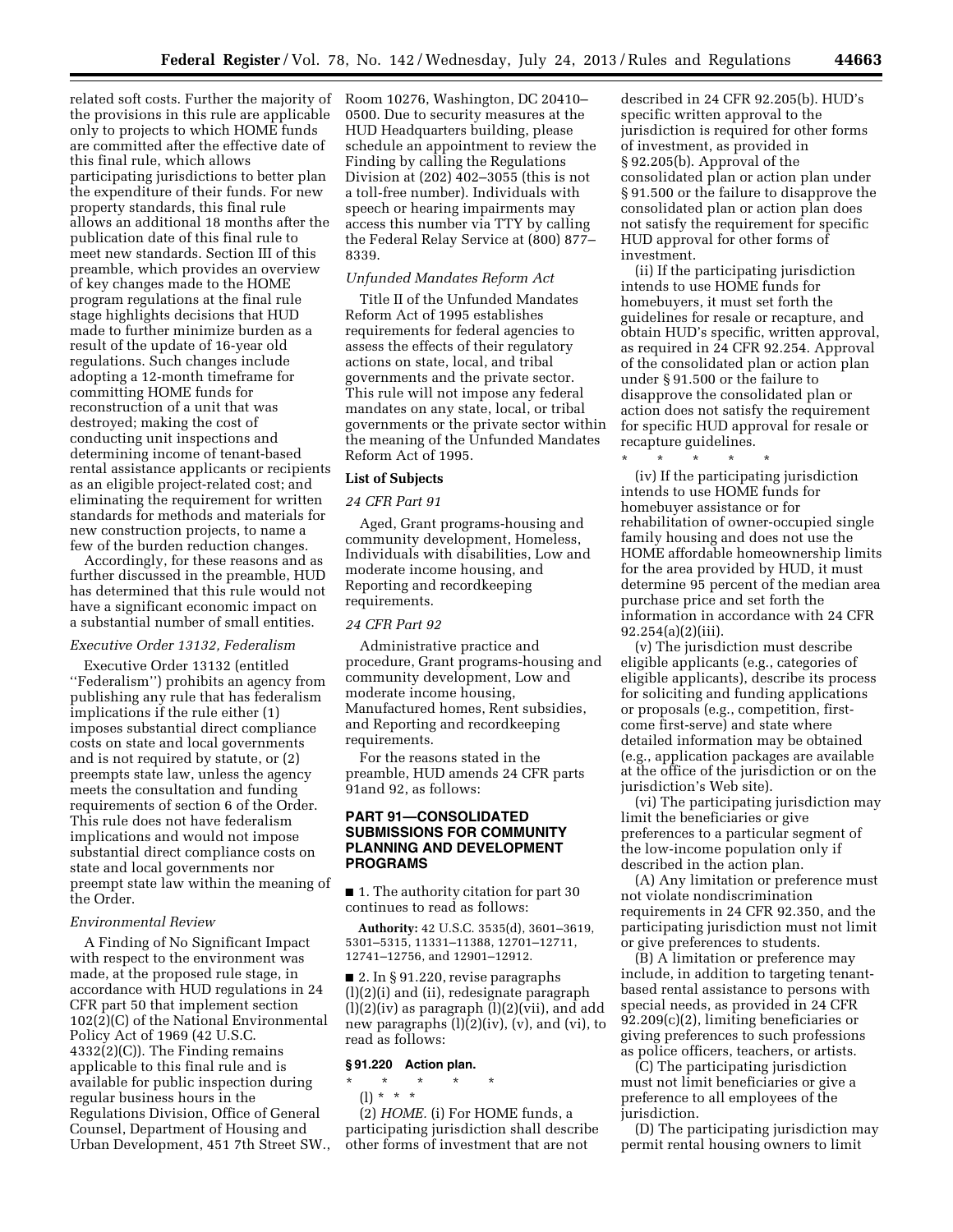related soft costs. Further the majority of the provisions in this rule are applicable only to projects to which HOME funds are committed after the effective date of this final rule, which allows participating jurisdictions to better plan the expenditure of their funds. For new property standards, this final rule allows an additional 18 months after the publication date of this final rule to meet new standards. Section III of this preamble, which provides an overview of key changes made to the HOME program regulations at the final rule stage highlights decisions that HUD made to further minimize burden as a result of the update of 16-year old regulations. Such changes include adopting a 12-month timeframe for committing HOME funds for reconstruction of a unit that was destroyed; making the cost of conducting unit inspections and determining income of tenant-based rental assistance applicants or recipients as an eligible project-related cost; and eliminating the requirement for written standards for methods and materials for new construction projects, to name a few of the burden reduction changes.

Accordingly, for these reasons and as further discussed in the preamble, HUD has determined that this rule would not have a significant economic impact on a substantial number of small entities.

*Executive Order 13132, Federalism*

Executive Order 13132 (entitled ''Federalism'') prohibits an agency from publishing any rule that has federalism implications if the rule either (1) imposes substantial direct compliance costs on state and local governments and is not required by statute, or (2) preempts state law, unless the agency meets the consultation and funding requirements of section 6 of the Order. This rule does not have federalism implications and would not impose substantial direct compliance costs on state and local governments nor preempt state law within the meaning of the Order.

*Environmental Review*

A Finding of No Significant Impact with respect to the environment was made, at the proposed rule stage, in accordance with HUD regulations in 24 CFR part 50 that implement section 102(2)(C) of the National Environmental Policy Act of 1969 (42 U.S.C. 4332(2)(C)). The Finding remains applicable to this final rule and is available for public inspection during regular business hours in the Regulations Division, Office of General Counsel, Department of Housing and Urban Development, 451 7th Street SW., Room 10276, Washington, DC 20410–0500. Due to security measures at the HUD Headquarters building, please schedule an appointment to review the Finding by calling the Regulations Division at (202) 402–3055 (this is not a toll-free number). Individuals with speech or hearing impairments may access this number via TTY by calling the Federal Relay Service at (800) 877–8339.

*Unfunded Mandates Reform Act*

Title II of the Unfunded Mandates Reform Act of 1995 establishes requirements for federal agencies to assess the effects of their regulatory actions on state, local, and tribal governments and the private sector. This rule will not impose any federal mandates on any state, local, or tribal governments or the private sector within the meaning of the Unfunded Mandates Reform Act of 1995.

**List of Subjects**

*24 CFR Part 91*

Aged, Grant programs-housing and community development, Homeless, Individuals with disabilities, Low and moderate income housing, and Reporting and recordkeeping requirements.

*24 CFR Part 92*

Administrative practice and procedure, Grant programs-housing and community development, Low and moderate income housing, Manufactured homes, Rent subsidies, and Reporting and recordkeeping requirements.

For the reasons stated in the preamble, HUD amends 24 CFR parts 91and 92, as follows:

**PART 91—CONSOLIDATED SUBMISSIONS FOR COMMUNITY PLANNING AND DEVELOPMENT PROGRAMS**

■ 1. The authority citation for part 30 continues to read as follows:

**Authority:** 42 U.S.C. 3535(d), 3601–3619, 5301–5315, 11331–11388, 12701–12711, 12741–12756, and 12901–12912.

■ 2. In § 91.220, revise paragraphs (l)(2)(i) and (ii), redesignate paragraph (l)(2)(iv) as paragraph (l)(2)(vii), and add new paragraphs (l)(2)(iv), (v), and (vi), to read as follows:

**§ 91.220 Action plan.**

\* \* \* \* \*

(l) \* \* \*

(2) *HOME.* (i) For HOME funds, a participating jurisdiction shall describe other forms of investment that are not described in 24 CFR 92.205(b). HUD's specific written approval to the jurisdiction is required for other forms of investment, as provided in § 92.205(b). Approval of the consolidated plan or action plan under § 91.500 or the failure to disapprove the consolidated plan or action plan does not satisfy the requirement for specific HUD approval for other forms of investment.

(ii) If the participating jurisdiction intends to use HOME funds for homebuyers, it must set forth the guidelines for resale or recapture, and obtain HUD's specific, written approval, as required in 24 CFR 92.254. Approval of the consolidated plan or action plan under § 91.500 or the failure to disapprove the consolidated plan or action does not satisfy the requirement for specific HUD approval for resale or recapture guidelines.

\* \* \* \* \*

(iv) If the participating jurisdiction intends to use HOME funds for homebuyer assistance or for rehabilitation of owner-occupied single family housing and does not use the HOME affordable homeownership limits for the area provided by HUD, it must determine 95 percent of the median area purchase price and set forth the information in accordance with 24 CFR 92.254(a)(2)(iii).

(v) The jurisdiction must describe eligible applicants (e.g., categories of eligible applicants), describe its process for soliciting and funding applications or proposals (e.g., competition, first-come first-serve) and state where detailed information may be obtained (e.g., application packages are available at the office of the jurisdiction or on the jurisdiction's Web site).

(vi) The participating jurisdiction may limit the beneficiaries or give preferences to a particular segment of the low-income population only if described in the action plan.

(A) Any limitation or preference must not violate nondiscrimination requirements in 24 CFR 92.350, and the participating jurisdiction must not limit or give preferences to students.

(B) A limitation or preference may include, in addition to targeting tenant-based rental assistance to persons with special needs, as provided in 24 CFR 92.209(c)(2), limiting beneficiaries or giving preferences to such professions as police officers, teachers, or artists.

(C) The participating jurisdiction must not limit beneficiaries or give a preference to all employees of the jurisdiction.

(D) The participating jurisdiction may permit rental housing owners to limit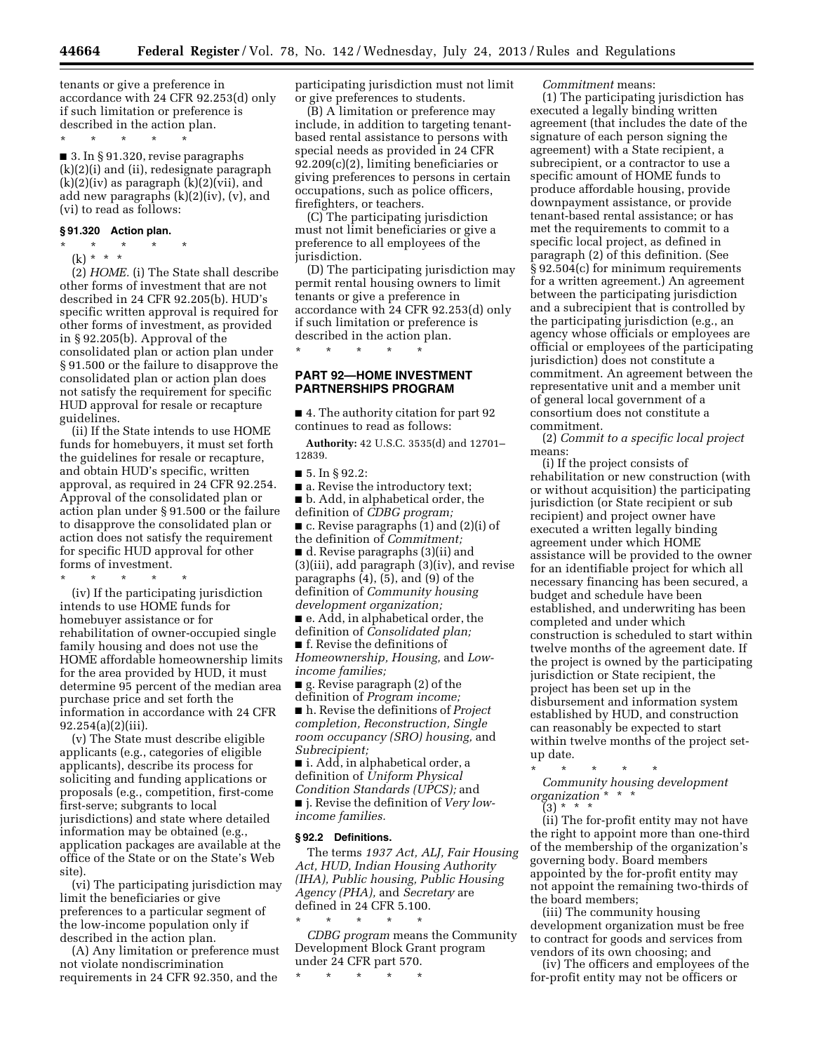tenants or give a preference in accordance with 24 CFR 92.253(d) only if such limitation or preference is described in the action plan.

\* \* \* \* \*

■ 3. In § 91.320, revise paragraphs (k)(2)(i) and (ii), redesignate paragraph (k)(2)(iv) as paragraph (k)(2)(vii), and add new paragraphs (k)(2)(iv), (v), and (vi) to read as follows:

### § 91.320 Action plan.

\* \* \* \* \*

(k) \* \* \*

(2) *HOME.* (i) The State shall describe other forms of investment that are not described in 24 CFR 92.205(b). HUD's specific written approval is required for other forms of investment, as provided in § 92.205(b). Approval of the consolidated plan or action plan under § 91.500 or the failure to disapprove the consolidated plan or action plan does not satisfy the requirement for specific HUD approval for resale or recapture guidelines.

(ii) If the State intends to use HOME funds for homebuyers, it must set forth the guidelines for resale or recapture, and obtain HUD's specific, written approval, as required in 24 CFR 92.254. Approval of the consolidated plan or action plan under § 91.500 or the failure to disapprove the consolidated plan or action does not satisfy the requirement for specific HUD approval for other forms of investment.

\* \* \* \* \*

(iv) If the participating jurisdiction intends to use HOME funds for homebuyer assistance or for rehabilitation of owner-occupied single family housing and does not use the HOME affordable homeownership limits for the area provided by HUD, it must determine 95 percent of the median area purchase price and set forth the information in accordance with 24 CFR 92.254(a)(2)(iii).

(v) The State must describe eligible applicants (e.g., categories of eligible applicants), describe its process for soliciting and funding applications or proposals (e.g., competition, first-come first-serve; subgrants to local jurisdictions) and state where detailed information may be obtained (e.g., application packages are available at the office of the State or on the State's Web site).

(vi) The participating jurisdiction may limit the beneficiaries or give preferences to a particular segment of the low-income population only if described in the action plan.

(A) Any limitation or preference must not violate nondiscrimination requirements in 24 CFR 92.350, and the participating jurisdiction must not limit or give preferences to students.

(B) A limitation or preference may include, in addition to targeting tenant-based rental assistance to persons with special needs as provided in 24 CFR 92.209(c)(2), limiting beneficiaries or giving preferences to persons in certain occupations, such as police officers, firefighters, or teachers.

(C) The participating jurisdiction must not limit beneficiaries or give a preference to all employees of the jurisdiction.

(D) The participating jurisdiction may permit rental housing owners to limit tenants or give a preference in accordance with 24 CFR 92.253(d) only if such limitation or preference is described in the action plan.

\* \* \* \* \*

## PART 92—HOME INVESTMENT PARTNERSHIPS PROGRAM

■ 4. The authority citation for part 92 continues to read as follows:

**Authority:** 42 U.S.C. 3535(d) and 12701–12839.

■ 5. In § 92.2:

■ a. Revise the introductory text;

■ b. Add, in alphabetical order, the definition of *CDBG program;*

■ c. Revise paragraphs (1) and (2)(i) of the definition of *Commitment;*

■ d. Revise paragraphs (3)(ii) and (3)(iii), add paragraph (3)(iv), and revise paragraphs (4), (5), and (9) of the definition of *Community housing development organization;*

■ e. Add, in alphabetical order, the definition of *Consolidated plan;*

■ f. Revise the definitions of *Homeownership, Housing,* and *Low-income families;*

■ g. Revise paragraph (2) of the definition of *Program income;*

■ h. Revise the definitions of *Project completion, Reconstruction, Single room occupancy (SRO) housing,* and *Subrecipient;*

■ i. Add, in alphabetical order, a definition of *Uniform Physical Condition Standards (UPCS);* and

■ j. Revise the definition of *Very low-income families.*

### § 92.2 Definitions.

The terms *1937 Act, ALJ, Fair Housing Act, HUD, Indian Housing Authority (IHA), Public housing, Public Housing Agency (PHA),* and *Secretary* are defined in 24 CFR 5.100.

\* \* \* \* \*

*CDBG program* means the Community Development Block Grant program under 24 CFR part 570.

\* \* \* \* \*

*Commitment* means:

(1) The participating jurisdiction has executed a legally binding written agreement (that includes the date of the signature of each person signing the agreement) with a State recipient, a subrecipient, or a contractor to use a specific amount of HOME funds to produce affordable housing, provide downpayment assistance, or provide tenant-based rental assistance; or has met the requirements to commit to a specific local project, as defined in paragraph (2) of this definition. (See § 92.504(c) for minimum requirements for a written agreement.) An agreement between the participating jurisdiction and a subrecipient that is controlled by the participating jurisdiction (e.g., an agency whose officials or employees are official or employees of the participating jurisdiction) does not constitute a commitment. An agreement between the representative unit and a member unit of general local government of a consortium does not constitute a commitment.

(2) *Commit to a specific local project* means:

(i) If the project consists of rehabilitation or new construction (with or without acquisition) the participating jurisdiction (or State recipient or sub recipient) and project owner have executed a written legally binding agreement under which HOME assistance will be provided to the owner for an identifiable project for which all necessary financing has been secured, a budget and schedule have been established, and underwriting has been completed and under which construction is scheduled to start within twelve months of the agreement date. If the project is owned by the participating jurisdiction or State recipient, the project has been set up in the disbursement and information system established by HUD, and construction can reasonably be expected to start within twelve months of the project set-up date.

\* \* \* \* \*

*Community housing development organization* \* \* \*

(3) \* \* \*

(ii) The for-profit entity may not have the right to appoint more than one-third of the membership of the organization's governing body. Board members appointed by the for-profit entity may not appoint the remaining two-thirds of the board members;

(iii) The community housing development organization must be free to contract for goods and services from vendors of its own choosing; and

(iv) The officers and employees of the for-profit entity may not be officers or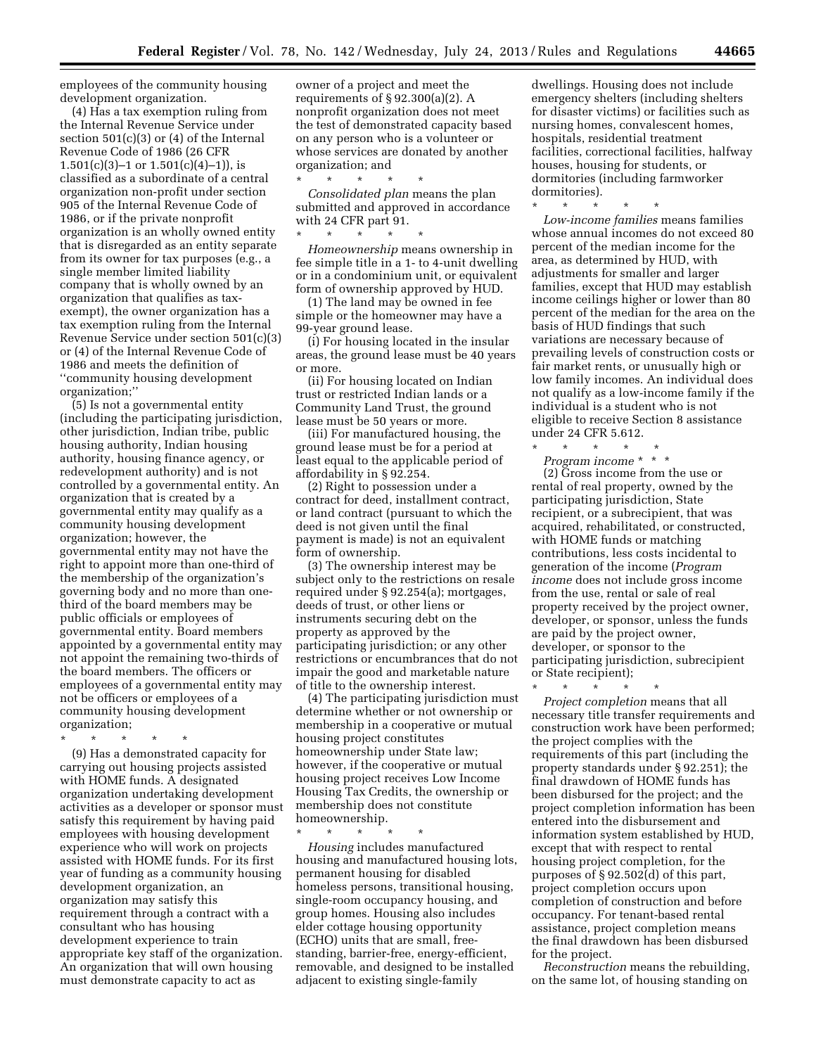employees of the community housing development organization.

(4) Has a tax exemption ruling from the Internal Revenue Service under section 501(c)(3) or (4) of the Internal Revenue Code of 1986 (26 CFR 1.501(c)(3)–1 or 1.501(c)(4)–1)), is classified as a subordinate of a central organization non-profit under section 905 of the Internal Revenue Code of 1986, or if the private nonprofit organization is an wholly owned entity that is disregarded as an entity separate from its owner for tax purposes (e.g., a single member limited liability company that is wholly owned by an organization that qualifies as tax-exempt), the owner organization has a tax exemption ruling from the Internal Revenue Service under section 501(c)(3) or (4) of the Internal Revenue Code of 1986 and meets the definition of ''community housing development organization;''

(5) Is not a governmental entity (including the participating jurisdiction, other jurisdiction, Indian tribe, public housing authority, Indian housing authority, housing finance agency, or redevelopment authority) and is not controlled by a governmental entity. An organization that is created by a governmental entity may qualify as a community housing development organization; however, the governmental entity may not have the right to appoint more than one-third of the membership of the organization's governing body and no more than one-third of the board members may be public officials or employees of governmental entity. Board members appointed by a governmental entity may not appoint the remaining two-thirds of the board members. The officers or employees of a governmental entity may not be officers or employees of a community housing development organization;

\* \* \* \* \*

(9) Has a demonstrated capacity for carrying out housing projects assisted with HOME funds. A designated organization undertaking development activities as a developer or sponsor must satisfy this requirement by having paid employees with housing development experience who will work on projects assisted with HOME funds. For its first year of funding as a community housing development organization, an organization may satisfy this requirement through a contract with a consultant who has housing development experience to train appropriate key staff of the organization. An organization that will own housing must demonstrate capacity to act as owner of a project and meet the requirements of § 92.300(a)(2). A nonprofit organization does not meet the test of demonstrated capacity based on any person who is a volunteer or whose services are donated by another organization; and

\* \* \* \* \*

*Consolidated plan* means the plan submitted and approved in accordance with 24 CFR part 91.

\* \* \* \* \*

*Homeownership* means ownership in fee simple title in a 1- to 4-unit dwelling or in a condominium unit, or equivalent form of ownership approved by HUD.

(1) The land may be owned in fee simple or the homeowner may have a 99-year ground lease.

(i) For housing located in the insular areas, the ground lease must be 40 years or more.

(ii) For housing located on Indian trust or restricted Indian lands or a Community Land Trust, the ground lease must be 50 years or more.

(iii) For manufactured housing, the ground lease must be for a period at least equal to the applicable period of affordability in § 92.254.

(2) Right to possession under a contract for deed, installment contract, or land contract (pursuant to which the deed is not given until the final payment is made) is not an equivalent form of ownership.

(3) The ownership interest may be subject only to the restrictions on resale required under § 92.254(a); mortgages, deeds of trust, or other liens or instruments securing debt on the property as approved by the participating jurisdiction; or any other restrictions or encumbrances that do not impair the good and marketable nature of title to the ownership interest.

(4) The participating jurisdiction must determine whether or not ownership or membership in a cooperative or mutual housing project constitutes homeownership under State law; however, if the cooperative or mutual housing project receives Low Income Housing Tax Credits, the ownership or membership does not constitute homeownership.

\* \* \* \* \*

*Housing* includes manufactured housing and manufactured housing lots, permanent housing for disabled homeless persons, transitional housing, single-room occupancy housing, and group homes. Housing also includes elder cottage housing opportunity (ECHO) units that are small, free-standing, barrier-free, energy-efficient, removable, and designed to be installed adjacent to existing single-family dwellings. Housing does not include emergency shelters (including shelters for disaster victims) or facilities such as nursing homes, convalescent homes, hospitals, residential treatment facilities, correctional facilities, halfway houses, housing for students, or dormitories (including farmworker dormitories).

\* \* \* \* \*

*Low-income families* means families whose annual incomes do not exceed 80 percent of the median income for the area, as determined by HUD, with adjustments for smaller and larger families, except that HUD may establish income ceilings higher or lower than 80 percent of the median for the area on the basis of HUD findings that such variations are necessary because of prevailing levels of construction costs or fair market rents, or unusually high or low family incomes. An individual does not qualify as a low-income family if the individual is a student who is not eligible to receive Section 8 assistance under 24 CFR 5.612.

\* \* \* \* \*

*Program income* \* \* \*

(2) Gross income from the use or rental of real property, owned by the participating jurisdiction, State recipient, or a subrecipient, that was acquired, rehabilitated, or constructed, with HOME funds or matching contributions, less costs incidental to generation of the income (*Program income* does not include gross income from the use, rental or sale of real property received by the project owner, developer, or sponsor, unless the funds are paid by the project owner, developer, or sponsor to the participating jurisdiction, subrecipient or State recipient);

\* \* \* \* \*

*Project completion* means that all necessary title transfer requirements and construction work have been performed; the project complies with the requirements of this part (including the property standards under § 92.251); the final drawdown of HOME funds has been disbursed for the project; and the project completion information has been entered into the disbursement and information system established by HUD, except that with respect to rental housing project completion, for the purposes of § 92.502(d) of this part, project completion occurs upon completion of construction and before occupancy. For tenant-based rental assistance, project completion means the final drawdown has been disbursed for the project.

*Reconstruction* means the rebuilding, on the same lot, of housing standing on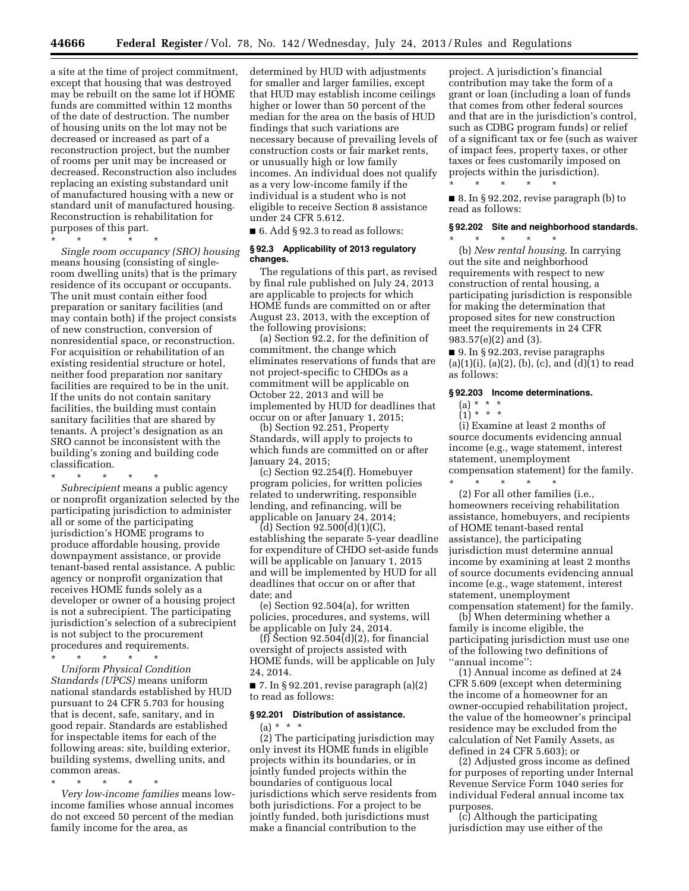a site at the time of project commitment, except that housing that was destroyed may be rebuilt on the same lot if HOME funds are committed within 12 months of the date of destruction. The number of housing units on the lot may not be decreased or increased as part of a reconstruction project, but the number of rooms per unit may be increased or decreased. Reconstruction also includes replacing an existing substandard unit of manufactured housing with a new or standard unit of manufactured housing. Reconstruction is rehabilitation for purposes of this part.

* * * * *

*Single room occupancy (SRO) housing* means housing (consisting of single-room dwelling units) that is the primary residence of its occupant or occupants. The unit must contain either food preparation or sanitary facilities (and may contain both) if the project consists of new construction, conversion of nonresidential space, or reconstruction. For acquisition or rehabilitation of an existing residential structure or hotel, neither food preparation nor sanitary facilities are required to be in the unit. If the units do not contain sanitary facilities, the building must contain sanitary facilities that are shared by tenants. A project's designation as an SRO cannot be inconsistent with the building's zoning and building code classification.

* * * * *

*Subrecipient* means a public agency or nonprofit organization selected by the participating jurisdiction to administer all or some of the participating jurisdiction's HOME programs to produce affordable housing, provide downpayment assistance, or provide tenant-based rental assistance. A public agency or nonprofit organization that receives HOME funds solely as a developer or owner of a housing project is not a subrecipient. The participating jurisdiction's selection of a subrecipient is not subject to the procurement procedures and requirements.

* * * * *

*Uniform Physical Condition Standards (UPCS)* means uniform national standards established by HUD pursuant to 24 CFR 5.703 for housing that is decent, safe, sanitary, and in good repair. Standards are established for inspectable items for each of the following areas: site, building exterior, building systems, dwelling units, and common areas.

* * * * *

*Very low-income families* means low-income families whose annual incomes do not exceed 50 percent of the median family income for the area, as determined by HUD with adjustments for smaller and larger families, except that HUD may establish income ceilings higher or lower than 50 percent of the median for the area on the basis of HUD findings that such variations are necessary because of prevailing levels of construction costs or fair market rents, or unusually high or low family incomes. An individual does not qualify as a very low-income family if the individual is a student who is not eligible to receive Section 8 assistance under 24 CFR 5.612.

■ 6. Add § 92.3 to read as follows:

### § 92.3 Applicability of 2013 regulatory changes.

The regulations of this part, as revised by final rule published on July 24, 2013 are applicable to projects for which HOME funds are committed on or after August 23, 2013, with the exception of the following provisions;

(a) Section 92.2, for the definition of commitment, the change which eliminates reservations of funds that are not project-specific to CHDOs as a commitment will be applicable on October 22, 2013 and will be implemented by HUD for deadlines that occur on or after January 1, 2015;

(b) Section 92.251, Property Standards, will apply to projects to which funds are committed on or after January 24, 2015;

(c) Section 92.254(f). Homebuyer program policies, for written policies related to underwriting, responsible lending, and refinancing, will be applicable on January 24, 2014;

(d) Section 92.500(d)(1)(C), establishing the separate 5-year deadline for expenditure of CHDO set-aside funds will be applicable on January 1, 2015 and will be implemented by HUD for all deadlines that occur on or after that date; and

(e) Section 92.504(a), for written policies, procedures, and systems, will be applicable on July 24, 2014.

(f) Section 92.504(d)(2), for financial oversight of projects assisted with HOME funds, will be applicable on July 24, 2014.

■ 7. In § 92.201, revise paragraph (a)(2) to read as follows:

### § 92.201 Distribution of assistance.

(a) * * *

(2) The participating jurisdiction may only invest its HOME funds in eligible projects within its boundaries, or in jointly funded projects within the boundaries of contiguous local jurisdictions which serve residents from both jurisdictions. For a project to be jointly funded, both jurisdictions must make a financial contribution to the project. A jurisdiction's financial contribution may take the form of a grant or loan (including a loan of funds that comes from other federal sources and that are in the jurisdiction's control, such as CDBG program funds) or relief of a significant tax or fee (such as waiver of impact fees, property taxes, or other taxes or fees customarily imposed on projects within the jurisdiction).

* * * * *

■ 8. In § 92.202, revise paragraph (b) to read as follows:

### § 92.202 Site and neighborhood standards.

* * * * *

(b) *New rental housing.* In carrying out the site and neighborhood requirements with respect to new construction of rental housing, a participating jurisdiction is responsible for making the determination that proposed sites for new construction meet the requirements in 24 CFR 983.57(e)(2) and (3).

■ 9. In § 92.203, revise paragraphs (a)(1)(i), (a)(2), (b), (c), and (d)(1) to read as follows:

### § 92.203 Income determinations.

(a) * * *

(1) * * *

(i) Examine at least 2 months of source documents evidencing annual income (e.g., wage statement, interest statement, unemployment compensation statement) for the family.

* * * * *

(2) For all other families (i.e., homeowners receiving rehabilitation assistance, homebuyers, and recipients of HOME tenant-based rental assistance), the participating jurisdiction must determine annual income by examining at least 2 months of source documents evidencing annual income (e.g., wage statement, interest statement, unemployment compensation statement) for the family.

(b) When determining whether a family is income eligible, the participating jurisdiction must use one of the following two definitions of "annual income":

(1) Annual income as defined at 24 CFR 5.609 (except when determining the income of a homeowner for an owner-occupied rehabilitation project, the value of the homeowner's principal residence may be excluded from the calculation of Net Family Assets, as defined in 24 CFR 5.603); or

(2) Adjusted gross income as defined for purposes of reporting under Internal Revenue Service Form 1040 series for individual Federal annual income tax purposes.

(c) Although the participating jurisdiction may use either of the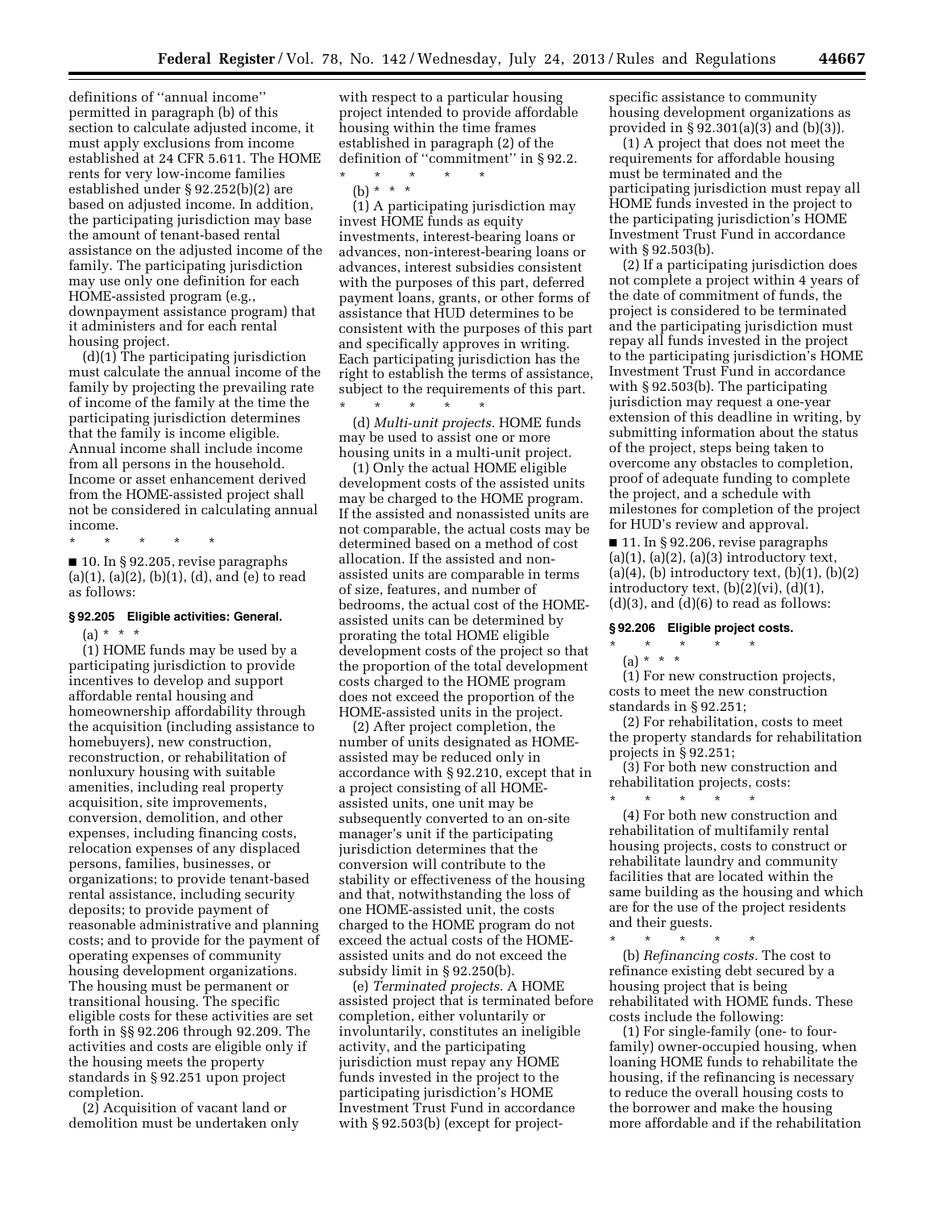definitions of ''annual income'' permitted in paragraph (b) of this section to calculate adjusted income, it must apply exclusions from income established at 24 CFR 5.611. The HOME rents for very low-income families established under § 92.252(b)(2) are based on adjusted income. In addition, the participating jurisdiction may base the amount of tenant-based rental assistance on the adjusted income of the family. The participating jurisdiction may use only one definition for each HOME-assisted program (e.g., downpayment assistance program) that it administers and for each rental housing project.

(d)(1) The participating jurisdiction must calculate the annual income of the family by projecting the prevailing rate of income of the family at the time the participating jurisdiction determines that the family is income eligible. Annual income shall include income from all persons in the household. Income or asset enhancement derived from the HOME-assisted project shall not be considered in calculating annual income.

\* \* \* \* \*

■ 10. In § 92.205, revise paragraphs (a)(1), (a)(2), (b)(1), (d), and (e) to read as follows:

### § 92.205 Eligible activities: General.

(a) \* \* \*

(1) HOME funds may be used by a participating jurisdiction to provide incentives to develop and support affordable rental housing and homeownership affordability through the acquisition (including assistance to homebuyers), new construction, reconstruction, or rehabilitation of nonluxury housing with suitable amenities, including real property acquisition, site improvements, conversion, demolition, and other expenses, including financing costs, relocation expenses of any displaced persons, families, businesses, or organizations; to provide tenant-based rental assistance, including security deposits; to provide payment of reasonable administrative and planning costs; and to provide for the payment of operating expenses of community housing development organizations. The housing must be permanent or transitional housing. The specific eligible costs for these activities are set forth in §§ 92.206 through 92.209. The activities and costs are eligible only if the housing meets the property standards in § 92.251 upon project completion.

(2) Acquisition of vacant land or demolition must be undertaken only with respect to a particular housing project intended to provide affordable housing within the time frames established in paragraph (2) of the definition of ''commitment'' in § 92.2.

\* \* \* \* \*

(b) \* \* \*

(1) A participating jurisdiction may invest HOME funds as equity investments, interest-bearing loans or advances, non-interest-bearing loans or advances, interest subsidies consistent with the purposes of this part, deferred payment loans, grants, or other forms of assistance that HUD determines to be consistent with the purposes of this part and specifically approves in writing. Each participating jurisdiction has the right to establish the terms of assistance, subject to the requirements of this part.

\* \* \* \* \*

(d) *Multi-unit projects.* HOME funds may be used to assist one or more housing units in a multi-unit project.

(1) Only the actual HOME eligible development costs of the assisted units may be charged to the HOME program. If the assisted and nonassisted units are not comparable, the actual costs may be determined based on a method of cost allocation. If the assisted and non-assisted units are comparable in terms of size, features, and number of bedrooms, the actual cost of the HOME-assisted units can be determined by prorating the total HOME eligible development costs of the project so that the proportion of the total development costs charged to the HOME program does not exceed the proportion of the HOME-assisted units in the project.

(2) After project completion, the number of units designated as HOME-assisted may be reduced only in accordance with § 92.210, except that in a project consisting of all HOME-assisted units, one unit may be subsequently converted to an on-site manager's unit if the participating jurisdiction determines that the conversion will contribute to the stability or effectiveness of the housing and that, notwithstanding the loss of one HOME-assisted unit, the costs charged to the HOME program do not exceed the actual costs of the HOME-assisted units and do not exceed the subsidy limit in § 92.250(b).

(e) *Terminated projects.* A HOME assisted project that is terminated before completion, either voluntarily or involuntarily, constitutes an ineligible activity, and the participating jurisdiction must repay any HOME funds invested in the project to the participating jurisdiction's HOME Investment Trust Fund in accordance with § 92.503(b) (except for project-specific assistance to community housing development organizations as provided in § 92.301(a)(3) and (b)(3)).

(1) A project that does not meet the requirements for affordable housing must be terminated and the participating jurisdiction must repay all HOME funds invested in the project to the participating jurisdiction's HOME Investment Trust Fund in accordance with § 92.503(b).

(2) If a participating jurisdiction does not complete a project within 4 years of the date of commitment of funds, the project is considered to be terminated and the participating jurisdiction must repay all funds invested in the project to the participating jurisdiction's HOME Investment Trust Fund in accordance with § 92.503(b). The participating jurisdiction may request a one-year extension of this deadline in writing, by submitting information about the status of the project, steps being taken to overcome any obstacles to completion, proof of adequate funding to complete the project, and a schedule with milestones for completion of the project for HUD's review and approval.

■ 11. In § 92.206, revise paragraphs (a)(1), (a)(2), (a)(3) introductory text, (a)(4), (b) introductory text, (b)(1), (b)(2) introductory text, (b)(2)(vi), (d)(1), (d)(3), and (d)(6) to read as follows:

### § 92.206 Eligible project costs.

\* \* \* \* \*

(a) \* \* \*

(1) For new construction projects, costs to meet the new construction standards in § 92.251;

(2) For rehabilitation, costs to meet the property standards for rehabilitation projects in § 92.251;

(3) For both new construction and rehabilitation projects, costs:

\* \* \* \* \*

(4) For both new construction and rehabilitation of multifamily rental housing projects, costs to construct or rehabilitate laundry and community facilities that are located within the same building as the housing and which are for the use of the project residents and their guests.

\* \* \* \* \*

(b) *Refinancing costs.* The cost to refinance existing debt secured by a housing project that is being rehabilitated with HOME funds. These costs include the following:

(1) For single-family (one- to four-family) owner-occupied housing, when loaning HOME funds to rehabilitate the housing, if the refinancing is necessary to reduce the overall housing costs to the borrower and make the housing more affordable and if the rehabilitation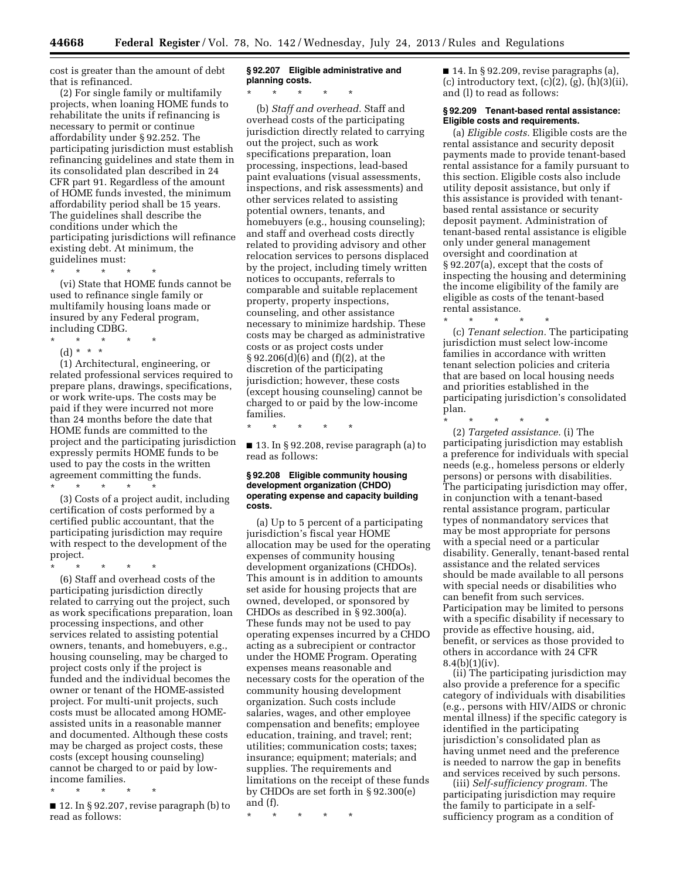cost is greater than the amount of debt that is refinanced.

(2) For single family or multifamily projects, when loaning HOME funds to rehabilitate the units if refinancing is necessary to permit or continue affordability under § 92.252. The participating jurisdiction must establish refinancing guidelines and state them in its consolidated plan described in 24 CFR part 91. Regardless of the amount of HOME funds invested, the minimum affordability period shall be 15 years. The guidelines shall describe the conditions under which the participating jurisdictions will refinance existing debt. At minimum, the guidelines must:

\* \* \* \* \*

(vi) State that HOME funds cannot be used to refinance single family or multifamily housing loans made or insured by any Federal program, including CDBG.

\* \* \* \* \*

(d) \* \* \*

(1) Architectural, engineering, or related professional services required to prepare plans, drawings, specifications, or work write-ups. The costs may be paid if they were incurred not more than 24 months before the date that HOME funds are committed to the project and the participating jurisdiction expressly permits HOME funds to be used to pay the costs in the written agreement committing the funds.

\* \* \* \* \*

(3) Costs of a project audit, including certification of costs performed by a certified public accountant, that the participating jurisdiction may require with respect to the development of the project.

\* \* \* \* \*

(6) Staff and overhead costs of the participating jurisdiction directly related to carrying out the project, such as work specifications preparation, loan processing inspections, and other services related to assisting potential owners, tenants, and homebuyers, e.g., housing counseling, may be charged to project costs only if the project is funded and the individual becomes the owner or tenant of the HOME-assisted project. For multi-unit projects, such costs must be allocated among HOME-assisted units in a reasonable manner and documented. Although these costs may be charged as project costs, these costs (except housing counseling) cannot be charged to or paid by low-income families.

\* \* \* \* \*

■ 12. In § 92.207, revise paragraph (b) to read as follows:

**§ 92.207 Eligible administrative and planning costs.**

\* \* \* \* \*

(b) *Staff and overhead.* Staff and overhead costs of the participating jurisdiction directly related to carrying out the project, such as work specifications preparation, loan processing, inspections, lead-based paint evaluations (visual assessments, inspections, and risk assessments) and other services related to assisting potential owners, tenants, and homebuyers (e.g., housing counseling); and staff and overhead costs directly related to providing advisory and other relocation services to persons displaced by the project, including timely written notices to occupants, referrals to comparable and suitable replacement property, property inspections, counseling, and other assistance necessary to minimize hardship. These costs may be charged as administrative costs or as project costs under § 92.206(d)(6) and (f)(2), at the discretion of the participating jurisdiction; however, these costs (except housing counseling) cannot be charged to or paid by the low-income families.

\* \* \* \* \*

■ 13. In § 92.208, revise paragraph (a) to read as follows:

**§ 92.208 Eligible community housing development organization (CHDO) operating expense and capacity building costs.**

(a) Up to 5 percent of a participating jurisdiction's fiscal year HOME allocation may be used for the operating expenses of community housing development organizations (CHDOs). This amount is in addition to amounts set aside for housing projects that are owned, developed, or sponsored by CHDOs as described in § 92.300(a). These funds may not be used to pay operating expenses incurred by a CHDO acting as a subrecipient or contractor under the HOME Program. Operating expenses means reasonable and necessary costs for the operation of the community housing development organization. Such costs include salaries, wages, and other employee compensation and benefits; employee education, training, and travel; rent; utilities; communication costs; taxes; insurance; equipment; materials; and supplies. The requirements and limitations on the receipt of these funds by CHDOs are set forth in § 92.300(e) and (f).

\* \* \* \* \*

■ 14. In § 92.209, revise paragraphs (a), (c) introductory text, (c)(2), (g), (h)(3)(ii), and (l) to read as follows:

**§ 92.209 Tenant-based rental assistance: Eligible costs and requirements.**

(a) *Eligible costs.* Eligible costs are the rental assistance and security deposit payments made to provide tenant-based rental assistance for a family pursuant to this section. Eligible costs also include utility deposit assistance, but only if this assistance is provided with tenant-based rental assistance or security deposit payment. Administration of tenant-based rental assistance is eligible only under general management oversight and coordination at § 92.207(a), except that the costs of inspecting the housing and determining the income eligibility of the family are eligible as costs of the tenant-based rental assistance.

\* \* \* \* \*

(c) *Tenant selection.* The participating jurisdiction must select low-income families in accordance with written tenant selection policies and criteria that are based on local housing needs and priorities established in the participating jurisdiction's consolidated plan.

\* \* \* \* \*

(2) *Targeted assistance.* (i) The participating jurisdiction may establish a preference for individuals with special needs (e.g., homeless persons or elderly persons) or persons with disabilities. The participating jurisdiction may offer, in conjunction with a tenant-based rental assistance program, particular types of nonmandatory services that may be most appropriate for persons with a special need or a particular disability. Generally, tenant-based rental assistance and the related services should be made available to all persons with special needs or disabilities who can benefit from such services. Participation may be limited to persons with a specific disability if necessary to provide as effective housing, aid, benefit, or services as those provided to others in accordance with 24 CFR 8.4(b)(1)(iv).

(ii) The participating jurisdiction may also provide a preference for a specific category of individuals with disabilities (e.g., persons with HIV/AIDS or chronic mental illness) if the specific category is identified in the participating jurisdiction's consolidated plan as having unmet need and the preference is needed to narrow the gap in benefits and services received by such persons.

(iii) *Self-sufficiency program.* The participating jurisdiction may require the family to participate in a self-sufficiency program as a condition of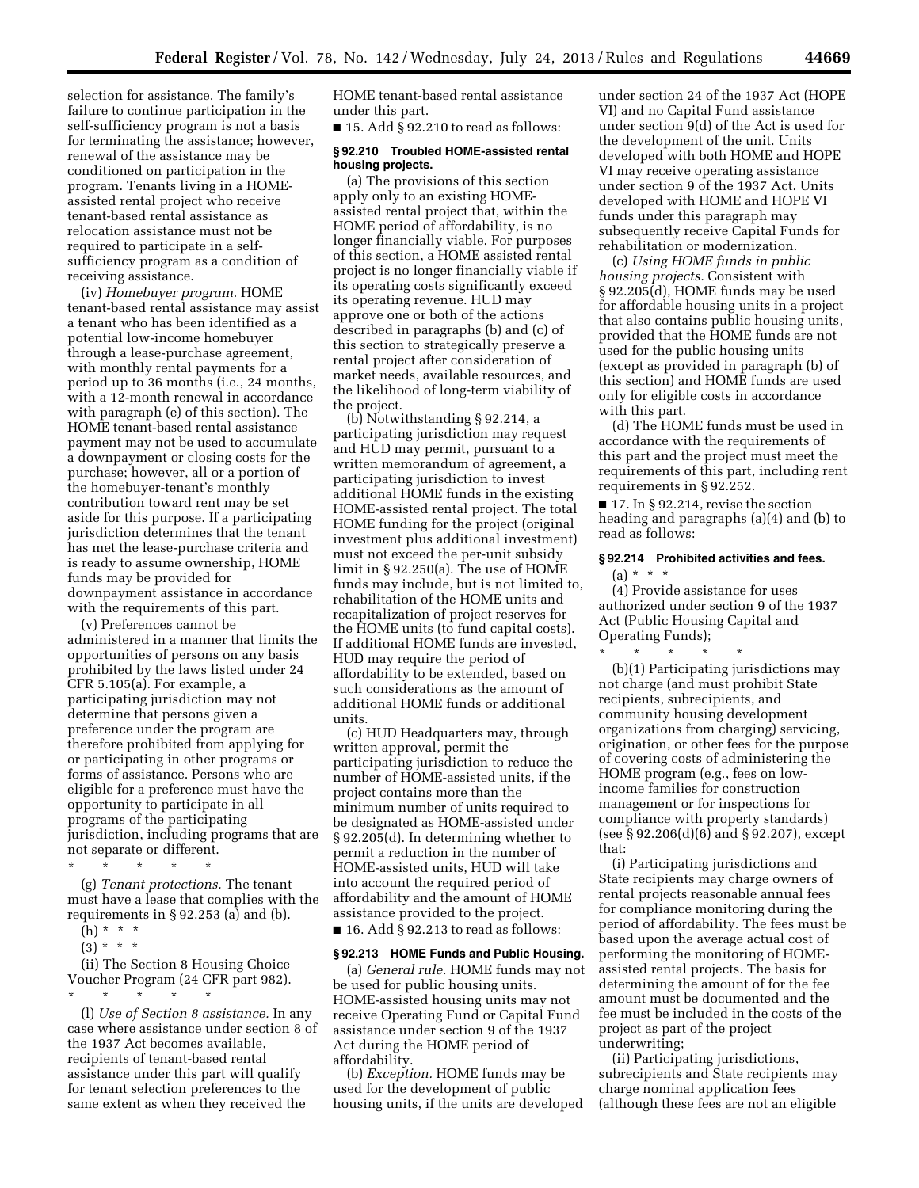selection for assistance. The family's failure to continue participation in the self-sufficiency program is not a basis for terminating the assistance; however, renewal of the assistance may be conditioned on participation in the program. Tenants living in a HOME-assisted rental project who receive tenant-based rental assistance as relocation assistance must not be required to participate in a self-sufficiency program as a condition of receiving assistance.

(iv) *Homebuyer program.* HOME tenant-based rental assistance may assist a tenant who has been identified as a potential low-income homebuyer through a lease-purchase agreement, with monthly rental payments for a period up to 36 months (i.e., 24 months, with a 12-month renewal in accordance with paragraph (e) of this section). The HOME tenant-based rental assistance payment may not be used to accumulate a downpayment or closing costs for the purchase; however, all or a portion of the homebuyer-tenant's monthly contribution toward rent may be set aside for this purpose. If a participating jurisdiction determines that the tenant has met the lease-purchase criteria and is ready to assume ownership, HOME funds may be provided for downpayment assistance in accordance with the requirements of this part.

(v) Preferences cannot be administered in a manner that limits the opportunities of persons on any basis prohibited by the laws listed under 24 CFR 5.105(a). For example, a participating jurisdiction may not determine that persons given a preference under the program are therefore prohibited from applying for or participating in other programs or forms of assistance. Persons who are eligible for a preference must have the opportunity to participate in all programs of the participating jurisdiction, including programs that are not separate or different.

\* \* \* \* \*

(g) *Tenant protections.* The tenant must have a lease that complies with the requirements in § 92.253 (a) and (b).

(h) \* \* \*

(3) \* \* \*

(ii) The Section 8 Housing Choice Voucher Program (24 CFR part 982).

\* \* \* \* \*

(l) *Use of Section 8 assistance.* In any case where assistance under section 8 of the 1937 Act becomes available, recipients of tenant-based rental assistance under this part will qualify for tenant selection preferences to the same extent as when they received the HOME tenant-based rental assistance under this part.

■ 15. Add § 92.210 to read as follows:

**§ 92.210 Troubled HOME-assisted rental housing projects.**

(a) The provisions of this section apply only to an existing HOME-assisted rental project that, within the HOME period of affordability, is no longer financially viable. For purposes of this section, a HOME assisted rental project is no longer financially viable if its operating costs significantly exceed its operating revenue. HUD may approve one or both of the actions described in paragraphs (b) and (c) of this section to strategically preserve a rental project after consideration of market needs, available resources, and the likelihood of long-term viability of the project.

(b) Notwithstanding § 92.214, a participating jurisdiction may request and HUD may permit, pursuant to a written memorandum of agreement, a participating jurisdiction to invest additional HOME funds in the existing HOME-assisted rental project. The total HOME funding for the project (original investment plus additional investment) must not exceed the per-unit subsidy limit in § 92.250(a). The use of HOME funds may include, but is not limited to, rehabilitation of the HOME units and recapitalization of project reserves for the HOME units (to fund capital costs). If additional HOME funds are invested, HUD may require the period of affordability to be extended, based on such considerations as the amount of additional HOME funds or additional units.

(c) HUD Headquarters may, through written approval, permit the participating jurisdiction to reduce the number of HOME-assisted units, if the project contains more than the minimum number of units required to be designated as HOME-assisted under § 92.205(d). In determining whether to permit a reduction in the number of HOME-assisted units, HUD will take into account the required period of affordability and the amount of HOME assistance provided to the project.

■ 16. Add § 92.213 to read as follows:

**§ 92.213 HOME Funds and Public Housing.**

(a) *General rule.* HOME funds may not be used for public housing units. HOME-assisted housing units may not receive Operating Fund or Capital Fund assistance under section 9 of the 1937 Act during the HOME period of affordability.

(b) *Exception.* HOME funds may be used for the development of public housing units, if the units are developed under section 24 of the 1937 Act (HOPE VI) and no Capital Fund assistance under section 9(d) of the Act is used for the development of the unit. Units developed with both HOME and HOPE VI may receive operating assistance under section 9 of the 1937 Act. Units developed with HOME and HOPE VI funds under this paragraph may subsequently receive Capital Funds for rehabilitation or modernization.

(c) *Using HOME funds in public housing projects.* Consistent with § 92.205(d), HOME funds may be used for affordable housing units in a project that also contains public housing units, provided that the HOME funds are not used for the public housing units (except as provided in paragraph (b) of this section) and HOME funds are used only for eligible costs in accordance with this part.

(d) The HOME funds must be used in accordance with the requirements of this part and the project must meet the requirements of this part, including rent requirements in § 92.252.

■ 17. In § 92.214, revise the section heading and paragraphs (a)(4) and (b) to read as follows:

**§ 92.214 Prohibited activities and fees.**

(a) \* \* \*

(4) Provide assistance for uses authorized under section 9 of the 1937 Act (Public Housing Capital and Operating Funds);

\* \* \* \* \*

(b)(1) Participating jurisdictions may not charge (and must prohibit State recipients, subrecipients, and community housing development organizations from charging) servicing, origination, or other fees for the purpose of covering costs of administering the HOME program (e.g., fees on low-income families for construction management or for inspections for compliance with property standards) (see § 92.206(d)(6) and § 92.207), except that:

(i) Participating jurisdictions and State recipients may charge owners of rental projects reasonable annual fees for compliance monitoring during the period of affordability. The fees must be based upon the average actual cost of performing the monitoring of HOME-assisted rental projects. The basis for determining the amount of for the fee amount must be documented and the fee must be included in the costs of the project as part of the project underwriting;

(ii) Participating jurisdictions, subrecipients and State recipients may charge nominal application fees (although these fees are not an eligible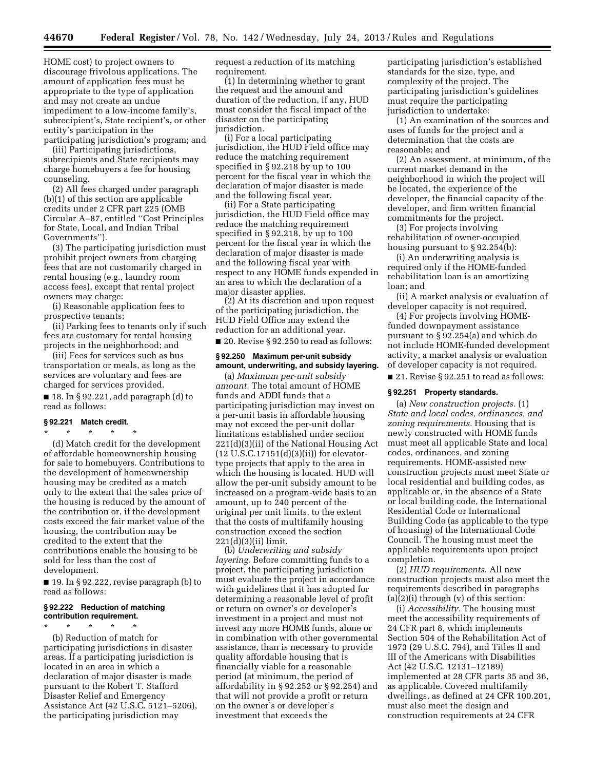HOME cost) to project owners to discourage frivolous applications. The amount of application fees must be appropriate to the type of application and may not create an undue impediment to a low-income family's, subrecipient's, State recipient's, or other entity's participation in the participating jurisdiction's program; and

(iii) Participating jurisdictions, subrecipients and State recipients may charge homebuyers a fee for housing counseling.

(2) All fees charged under paragraph (b)(1) of this section are applicable credits under 2 CFR part 225 (OMB Circular A–87, entitled ''Cost Principles for State, Local, and Indian Tribal Governments'').

(3) The participating jurisdiction must prohibit project owners from charging fees that are not customarily charged in rental housing (e.g., laundry room access fees), except that rental project owners may charge:

(i) Reasonable application fees to prospective tenants;

(ii) Parking fees to tenants only if such fees are customary for rental housing projects in the neighborhood; and

(iii) Fees for services such as bus transportation or meals, as long as the services are voluntary and fees are charged for services provided.

■ 18. In § 92.221, add paragraph (d) to read as follows:

### § 92.221 Match credit.

\* \* \* \* \*

(d) Match credit for the development of affordable homeownership housing for sale to homebuyers. Contributions to the development of homeownership housing may be credited as a match only to the extent that the sales price of the housing is reduced by the amount of the contribution or, if the development costs exceed the fair market value of the housing, the contribution may be credited to the extent that the contributions enable the housing to be sold for less than the cost of development.

■ 19. In § 92.222, revise paragraph (b) to read as follows:

### § 92.222 Reduction of matching contribution requirement.

\* \* \* \* \*

(b) Reduction of match for participating jurisdictions in disaster areas. If a participating jurisdiction is located in an area in which a declaration of major disaster is made pursuant to the Robert T. Stafford Disaster Relief and Emergency Assistance Act (42 U.S.C. 5121–5206), the participating jurisdiction may request a reduction of its matching requirement.

(1) In determining whether to grant the request and the amount and duration of the reduction, if any, HUD must consider the fiscal impact of the disaster on the participating jurisdiction.

(i) For a local participating jurisdiction, the HUD Field office may reduce the matching requirement specified in § 92.218 by up to 100 percent for the fiscal year in which the declaration of major disaster is made and the following fiscal year.

(ii) For a State participating jurisdiction, the HUD Field office may reduce the matching requirement specified in § 92.218, by up to 100 percent for the fiscal year in which the declaration of major disaster is made and the following fiscal year with respect to any HOME funds expended in an area to which the declaration of a major disaster applies.

(2) At its discretion and upon request of the participating jurisdiction, the HUD Field Office may extend the reduction for an additional year.

■ 20. Revise § 92.250 to read as follows:

### § 92.250 Maximum per-unit subsidy amount, underwriting, and subsidy layering.

(a) *Maximum per-unit subsidy amount.* The total amount of HOME funds and ADDI funds that a participating jurisdiction may invest on a per-unit basis in affordable housing may not exceed the per-unit dollar limitations established under section 221(d)(3)(ii) of the National Housing Act (12 U.S.C.17151(d)(3)(ii)) for elevator-type projects that apply to the area in which the housing is located. HUD will allow the per-unit subsidy amount to be increased on a program-wide basis to an amount, up to 240 percent of the original per unit limits, to the extent that the costs of multifamily housing construction exceed the section 221(d)(3)(ii) limit.

(b) *Underwriting and subsidy layering.* Before committing funds to a project, the participating jurisdiction must evaluate the project in accordance with guidelines that it has adopted for determining a reasonable level of profit or return on owner's or developer's investment in a project and must not invest any more HOME funds, alone or in combination with other governmental assistance, than is necessary to provide quality affordable housing that is financially viable for a reasonable period (at minimum, the period of affordability in § 92.252 or § 92.254) and that will not provide a profit or return on the owner's or developer's investment that exceeds the participating jurisdiction's established standards for the size, type, and complexity of the project. The participating jurisdiction's guidelines must require the participating jurisdiction to undertake:

(1) An examination of the sources and uses of funds for the project and a determination that the costs are reasonable; and

(2) An assessment, at minimum, of the current market demand in the neighborhood in which the project will be located, the experience of the developer, the financial capacity of the developer, and firm written financial commitments for the project.

(3) For projects involving rehabilitation of owner-occupied housing pursuant to § 92.254(b):

(i) An underwriting analysis is required only if the HOME-funded rehabilitation loan is an amortizing loan; and

(ii) A market analysis or evaluation of developer capacity is not required.

(4) For projects involving HOME-funded downpayment assistance pursuant to § 92.254(a) and which do not include HOME-funded development activity, a market analysis or evaluation of developer capacity is not required.

■ 21. Revise § 92.251 to read as follows:

### § 92.251 Property standards.

(a) *New construction projects.* (1) *State and local codes, ordinances, and zoning requirements.* Housing that is newly constructed with HOME funds must meet all applicable State and local codes, ordinances, and zoning requirements. HOME-assisted new construction projects must meet State or local residential and building codes, as applicable or, in the absence of a State or local building code, the International Residential Code or International Building Code (as applicable to the type of housing) of the International Code Council. The housing must meet the applicable requirements upon project completion.

(2) *HUD requirements.* All new construction projects must also meet the requirements described in paragraphs (a)(2)(i) through (v) of this section:

(i) *Accessibility.* The housing must meet the accessibility requirements of 24 CFR part 8, which implements Section 504 of the Rehabilitation Act of 1973 (29 U.S.C. 794), and Titles II and III of the Americans with Disabilities Act (42 U.S.C. 12131–12189) implemented at 28 CFR parts 35 and 36, as applicable. Covered multifamily dwellings, as defined at 24 CFR 100.201, must also meet the design and construction requirements at 24 CFR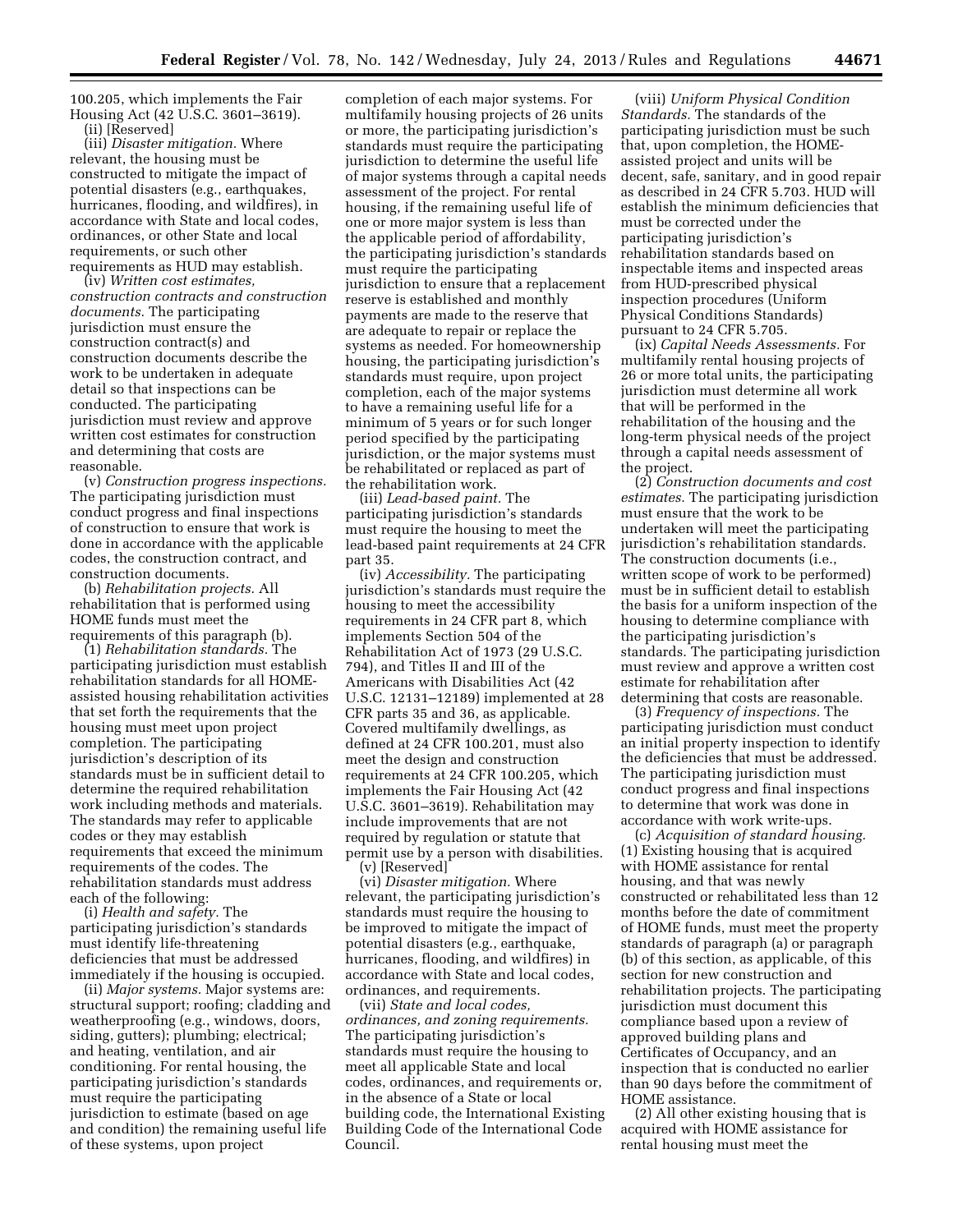100.205, which implements the Fair Housing Act (42 U.S.C. 3601–3619).

(ii) [Reserved]

(iii) *Disaster mitigation.* Where relevant, the housing must be constructed to mitigate the impact of potential disasters (e.g., earthquakes, hurricanes, flooding, and wildfires), in accordance with State and local codes, ordinances, or other State and local requirements, or such other requirements as HUD may establish.

(iv) *Written cost estimates, construction contracts and construction documents.* The participating jurisdiction must ensure the construction contract(s) and construction documents describe the work to be undertaken in adequate detail so that inspections can be conducted. The participating jurisdiction must review and approve written cost estimates for construction and determining that costs are reasonable.

(v) *Construction progress inspections.* The participating jurisdiction must conduct progress and final inspections of construction to ensure that work is done in accordance with the applicable codes, the construction contract, and construction documents.

(b) *Rehabilitation projects.* All rehabilitation that is performed using HOME funds must meet the requirements of this paragraph (b).

(1) *Rehabilitation standards.* The participating jurisdiction must establish rehabilitation standards for all HOME-assisted housing rehabilitation activities that set forth the requirements that the housing must meet upon project completion. The participating jurisdiction's description of its standards must be in sufficient detail to determine the required rehabilitation work including methods and materials. The standards may refer to applicable codes or they may establish requirements that exceed the minimum requirements of the codes. The rehabilitation standards must address each of the following:

(i) *Health and safety.* The participating jurisdiction's standards must identify life-threatening deficiencies that must be addressed immediately if the housing is occupied.

(ii) *Major systems.* Major systems are: structural support; roofing; cladding and weatherproofing (e.g., windows, doors, siding, gutters); plumbing; electrical; and heating, ventilation, and air conditioning. For rental housing, the participating jurisdiction's standards must require the participating jurisdiction to estimate (based on age and condition) the remaining useful life of these systems, upon project completion of each major systems. For multifamily housing projects of 26 units or more, the participating jurisdiction's standards must require the participating jurisdiction to determine the useful life of major systems through a capital needs assessment of the project. For rental housing, if the remaining useful life of one or more major system is less than the applicable period of affordability, the participating jurisdiction's standards must require the participating jurisdiction to ensure that a replacement reserve is established and monthly payments are made to the reserve that are adequate to repair or replace the systems as needed. For homeownership housing, the participating jurisdiction's standards must require, upon project completion, each of the major systems to have a remaining useful life for a minimum of 5 years or for such longer period specified by the participating jurisdiction, or the major systems must be rehabilitated or replaced as part of the rehabilitation work.

(iii) *Lead-based paint.* The participating jurisdiction's standards must require the housing to meet the lead-based paint requirements at 24 CFR part 35.

(iv) *Accessibility.* The participating jurisdiction's standards must require the housing to meet the accessibility requirements in 24 CFR part 8, which implements Section 504 of the Rehabilitation Act of 1973 (29 U.S.C. 794), and Titles II and III of the Americans with Disabilities Act (42 U.S.C. 12131–12189) implemented at 28 CFR parts 35 and 36, as applicable. Covered multifamily dwellings, as defined at 24 CFR 100.201, must also meet the design and construction requirements at 24 CFR 100.205, which implements the Fair Housing Act (42 U.S.C. 3601–3619). Rehabilitation may include improvements that are not required by regulation or statute that permit use by a person with disabilities.

(v) [Reserved]

(vi) *Disaster mitigation.* Where relevant, the participating jurisdiction's standards must require the housing to be improved to mitigate the impact of potential disasters (e.g., earthquake, hurricanes, flooding, and wildfires) in accordance with State and local codes, ordinances, and requirements.

(vii) *State and local codes, ordinances, and zoning requirements.* The participating jurisdiction's standards must require the housing to meet all applicable State and local codes, ordinances, and requirements or, in the absence of a State or local building code, the International Existing Building Code of the International Code Council.

(viii) *Uniform Physical Condition Standards.* The standards of the participating jurisdiction must be such that, upon completion, the HOME-assisted project and units will be decent, safe, sanitary, and in good repair as described in 24 CFR 5.703. HUD will establish the minimum deficiencies that must be corrected under the participating jurisdiction's rehabilitation standards based on inspectable items and inspected areas from HUD-prescribed physical inspection procedures (Uniform Physical Conditions Standards) pursuant to 24 CFR 5.705.

(ix) *Capital Needs Assessments.* For multifamily rental housing projects of 26 or more total units, the participating jurisdiction must determine all work that will be performed in the rehabilitation of the housing and the long-term physical needs of the project through a capital needs assessment of the project.

(2) *Construction documents and cost estimates.* The participating jurisdiction must ensure that the work to be undertaken will meet the participating jurisdiction's rehabilitation standards. The construction documents (i.e., written scope of work to be performed) must be in sufficient detail to establish the basis for a uniform inspection of the housing to determine compliance with the participating jurisdiction's standards. The participating jurisdiction must review and approve a written cost estimate for rehabilitation after determining that costs are reasonable.

(3) *Frequency of inspections.* The participating jurisdiction must conduct an initial property inspection to identify the deficiencies that must be addressed. The participating jurisdiction must conduct progress and final inspections to determine that work was done in accordance with work write-ups.

(c) *Acquisition of standard housing.* (1) Existing housing that is acquired with HOME assistance for rental housing, and that was newly constructed or rehabilitated less than 12 months before the date of commitment of HOME funds, must meet the property standards of paragraph (a) or paragraph (b) of this section, as applicable, of this section for new construction and rehabilitation projects. The participating jurisdiction must document this compliance based upon a review of approved building plans and Certificates of Occupancy, and an inspection that is conducted no earlier than 90 days before the commitment of HOME assistance.

(2) All other existing housing that is acquired with HOME assistance for rental housing must meet the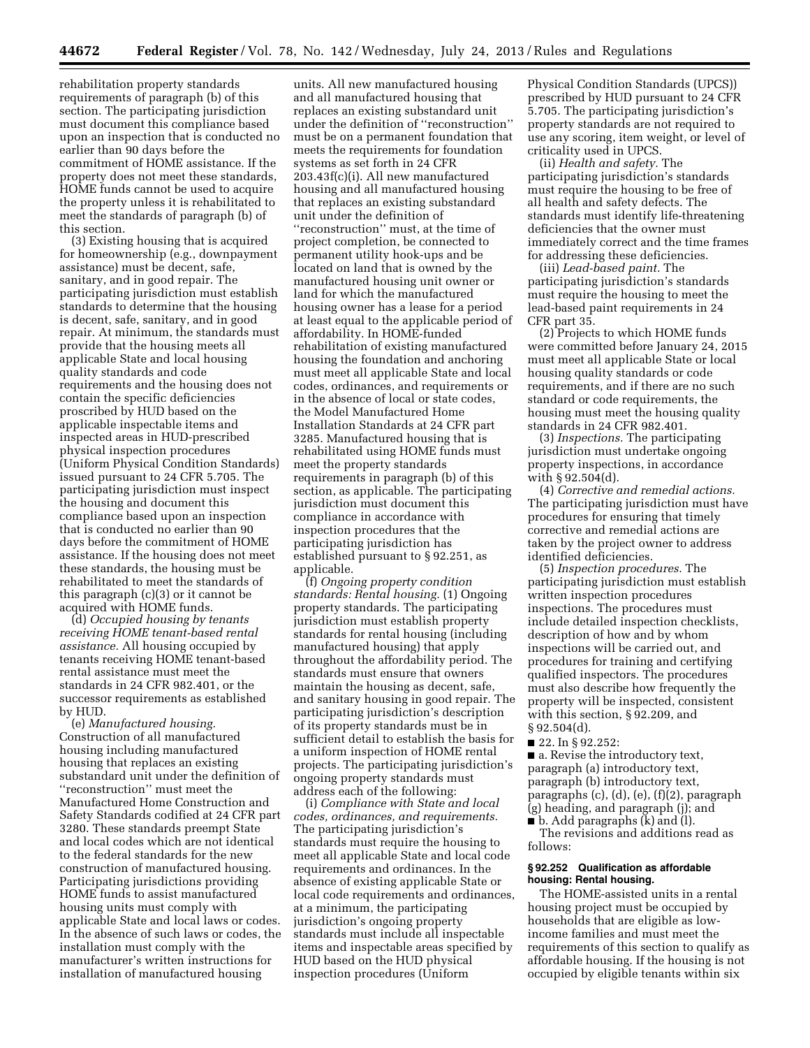rehabilitation property standards requirements of paragraph (b) of this section. The participating jurisdiction must document this compliance based upon an inspection that is conducted no earlier than 90 days before the commitment of HOME assistance. If the property does not meet these standards, HOME funds cannot be used to acquire the property unless it is rehabilitated to meet the standards of paragraph (b) of this section.

(3) Existing housing that is acquired for homeownership (e.g., downpayment assistance) must be decent, safe, sanitary, and in good repair. The participating jurisdiction must establish standards to determine that the housing is decent, safe, sanitary, and in good repair. At minimum, the standards must provide that the housing meets all applicable State and local housing quality standards and code requirements and the housing does not contain the specific deficiencies proscribed by HUD based on the applicable inspectable items and inspected areas in HUD-prescribed physical inspection procedures (Uniform Physical Condition Standards) issued pursuant to 24 CFR 5.705. The participating jurisdiction must inspect the housing and document this compliance based upon an inspection that is conducted no earlier than 90 days before the commitment of HOME assistance. If the housing does not meet these standards, the housing must be rehabilitated to meet the standards of this paragraph (c)(3) or it cannot be acquired with HOME funds.

(d) *Occupied housing by tenants receiving HOME tenant-based rental assistance.* All housing occupied by tenants receiving HOME tenant-based rental assistance must meet the standards in 24 CFR 982.401, or the successor requirements as established by HUD.

(e) *Manufactured housing.* Construction of all manufactured housing including manufactured housing that replaces an existing substandard unit under the definition of ''reconstruction'' must meet the Manufactured Home Construction and Safety Standards codified at 24 CFR part 3280. These standards preempt State and local codes which are not identical to the federal standards for the new construction of manufactured housing. Participating jurisdictions providing HOME funds to assist manufactured housing units must comply with applicable State and local laws or codes. In the absence of such laws or codes, the installation must comply with the manufacturer's written instructions for installation of manufactured housing units. All new manufactured housing and all manufactured housing that replaces an existing substandard unit under the definition of ''reconstruction'' must be on a permanent foundation that meets the requirements for foundation systems as set forth in 24 CFR 203.43f(c)(i). All new manufactured housing and all manufactured housing that replaces an existing substandard unit under the definition of ''reconstruction'' must, at the time of project completion, be connected to permanent utility hook-ups and be located on land that is owned by the manufactured housing unit owner or land for which the manufactured housing owner has a lease for a period at least equal to the applicable period of affordability. In HOME-funded rehabilitation of existing manufactured housing the foundation and anchoring must meet all applicable State and local codes, ordinances, and requirements or in the absence of local or state codes, the Model Manufactured Home Installation Standards at 24 CFR part 3285. Manufactured housing that is rehabilitated using HOME funds must meet the property standards requirements in paragraph (b) of this section, as applicable. The participating jurisdiction must document this compliance in accordance with inspection procedures that the participating jurisdiction has established pursuant to § 92.251, as applicable.

(f) *Ongoing property condition standards: Rental housing.* (1) Ongoing property standards. The participating jurisdiction must establish property standards for rental housing (including manufactured housing) that apply throughout the affordability period. The standards must ensure that owners maintain the housing as decent, safe, and sanitary housing in good repair. The participating jurisdiction's description of its property standards must be in sufficient detail to establish the basis for a uniform inspection of HOME rental projects. The participating jurisdiction's ongoing property standards must address each of the following:

(i) *Compliance with State and local codes, ordinances, and requirements.* The participating jurisdiction's standards must require the housing to meet all applicable State and local code requirements and ordinances. In the absence of existing applicable State or local code requirements and ordinances, at a minimum, the participating jurisdiction's ongoing property standards must include all inspectable items and inspectable areas specified by HUD based on the HUD physical inspection procedures (Uniform Physical Condition Standards (UPCS)) prescribed by HUD pursuant to 24 CFR 5.705. The participating jurisdiction's property standards are not required to use any scoring, item weight, or level of criticality used in UPCS.

(ii) *Health and safety.* The participating jurisdiction's standards must require the housing to be free of all health and safety defects. The standards must identify life-threatening deficiencies that the owner must immediately correct and the time frames for addressing these deficiencies.

(iii) *Lead-based paint.* The participating jurisdiction's standards must require the housing to meet the lead-based paint requirements in 24 CFR part 35.

(2) Projects to which HOME funds were committed before January 24, 2015 must meet all applicable State or local housing quality standards or code requirements, and if there are no such standard or code requirements, the housing must meet the housing quality standards in 24 CFR 982.401.

(3) *Inspections.* The participating jurisdiction must undertake ongoing property inspections, in accordance with § 92.504(d).

(4) *Corrective and remedial actions.* The participating jurisdiction must have procedures for ensuring that timely corrective and remedial actions are taken by the project owner to address identified deficiencies.

(5) *Inspection procedures.* The participating jurisdiction must establish written inspection procedures inspections. The procedures must include detailed inspection checklists, description of how and by whom inspections will be carried out, and procedures for training and certifying qualified inspectors. The procedures must also describe how frequently the property will be inspected, consistent with this section, § 92.209, and § 92.504(d).

■ 22. In § 92.252:

■ a. Revise the introductory text, paragraph (a) introductory text, paragraph (b) introductory text, paragraphs (c), (d), (e), (f)(2), paragraph (g) heading, and paragraph (j); and

■ b. Add paragraphs (k) and (l).

The revisions and additions read as follows:

#### § 92.252 Qualification as affordable housing: Rental housing.

The HOME-assisted units in a rental housing project must be occupied by households that are eligible as low-income families and must meet the requirements of this section to qualify as affordable housing. If the housing is not occupied by eligible tenants within six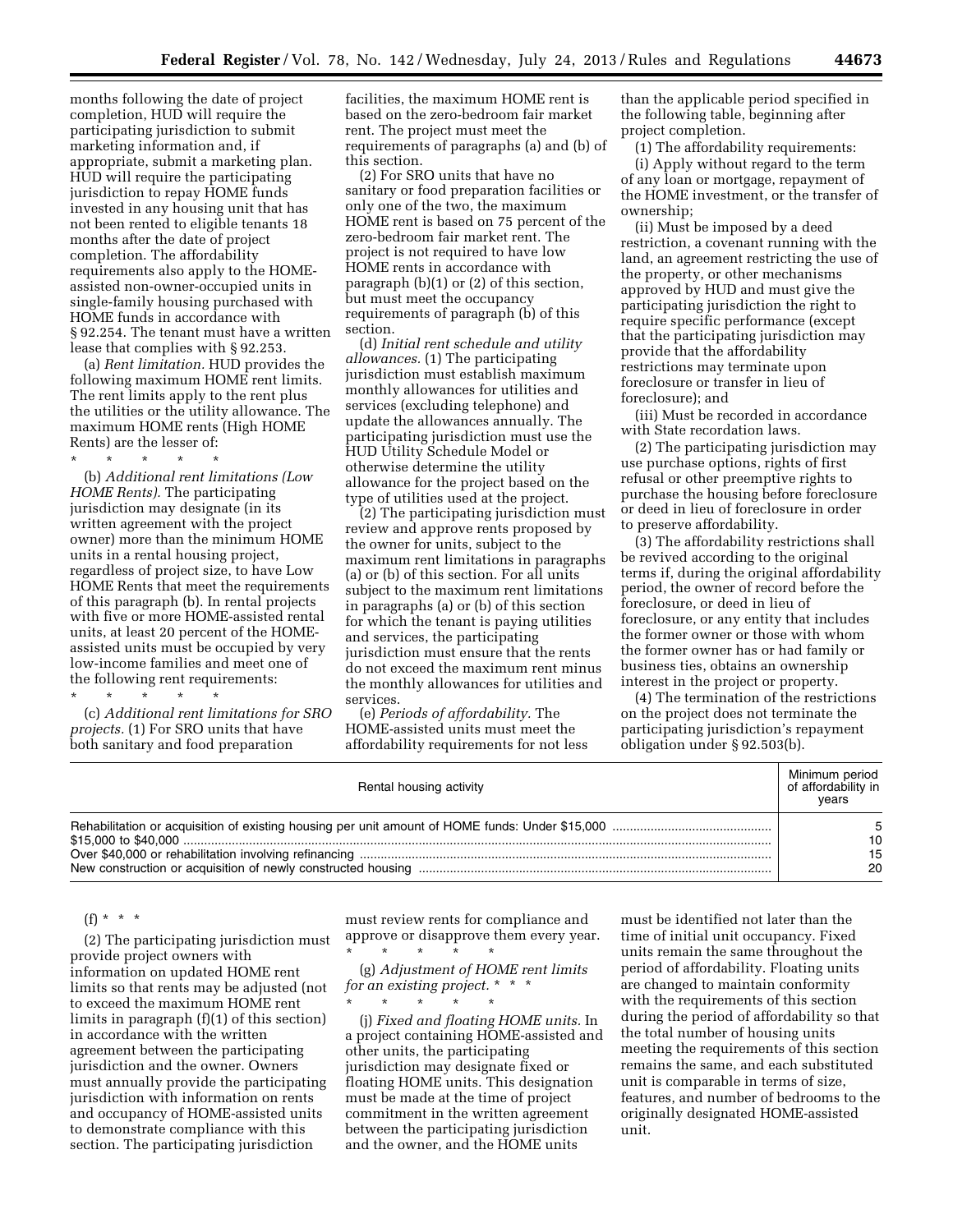months following the date of project completion, HUD will require the participating jurisdiction to submit marketing information and, if appropriate, submit a marketing plan. HUD will require the participating jurisdiction to repay HOME funds invested in any housing unit that has not been rented to eligible tenants 18 months after the date of project completion. The affordability requirements also apply to the HOME-assisted non-owner-occupied units in single-family housing purchased with HOME funds in accordance with § 92.254. The tenant must have a written lease that complies with § 92.253.

(a) *Rent limitation.* HUD provides the following maximum HOME rent limits. The rent limits apply to the rent plus the utilities or the utility allowance. The maximum HOME rents (High HOME Rents) are the lesser of:

\* \* \* \* \*

(b) *Additional rent limitations (Low HOME Rents).* The participating jurisdiction may designate (in its written agreement with the project owner) more than the minimum HOME units in a rental housing project, regardless of project size, to have Low HOME Rents that meet the requirements of this paragraph (b). In rental projects with five or more HOME-assisted rental units, at least 20 percent of the HOME-assisted units must be occupied by very low-income families and meet one of the following rent requirements:

\* \* \* \* \*

(c) *Additional rent limitations for SRO projects.* (1) For SRO units that have both sanitary and food preparation facilities, the maximum HOME rent is based on the zero-bedroom fair market rent. The project must meet the requirements of paragraphs (a) and (b) of this section.

(2) For SRO units that have no sanitary or food preparation facilities or only one of the two, the maximum HOME rent is based on 75 percent of the zero-bedroom fair market rent. The project is not required to have low HOME rents in accordance with paragraph (b)(1) or (2) of this section, but must meet the occupancy requirements of paragraph (b) of this section.

(d) *Initial rent schedule and utility allowances.* (1) The participating jurisdiction must establish maximum monthly allowances for utilities and services (excluding telephone) and update the allowances annually. The participating jurisdiction must use the HUD Utility Schedule Model or otherwise determine the utility allowance for the project based on the type of utilities used at the project.

(2) The participating jurisdiction must review and approve rents proposed by the owner for units, subject to the maximum rent limitations in paragraphs (a) or (b) of this section. For all units subject to the maximum rent limitations in paragraphs (a) or (b) of this section for which the tenant is paying utilities and services, the participating jurisdiction must ensure that the rents do not exceed the maximum rent minus the monthly allowances for utilities and services.

(e) *Periods of affordability.* The HOME-assisted units must meet the affordability requirements for not less than the applicable period specified in the following table, beginning after project completion.

(1) The affordability requirements:

(i) Apply without regard to the term of any loan or mortgage, repayment of the HOME investment, or the transfer of ownership;

(ii) Must be imposed by a deed restriction, a covenant running with the land, an agreement restricting the use of the property, or other mechanisms approved by HUD and must give the participating jurisdiction the right to require specific performance (except that the participating jurisdiction may provide that the affordability restrictions may terminate upon foreclosure or transfer in lieu of foreclosure); and

(iii) Must be recorded in accordance with State recordation laws.

(2) The participating jurisdiction may use purchase options, rights of first refusal or other preemptive rights to purchase the housing before foreclosure or deed in lieu of foreclosure in order to preserve affordability.

(3) The affordability restrictions shall be revived according to the original terms if, during the original affordability period, the owner of record before the foreclosure, or deed in lieu of foreclosure, or any entity that includes the former owner or those with whom the former owner has or had family or business ties, obtains an ownership interest in the project or property.

(4) The termination of the restrictions on the project does not terminate the participating jurisdiction's repayment obligation under § 92.503(b).

| Rental housing activity | Minimum period of affordability in years |
|---|---|
| Rehabilitation or acquisition of existing housing per unit amount of HOME funds: Under $15,000 | 5 |
| $15,000 to $40,000 | 10 |
| Over $40,000 or rehabilitation involving refinancing | 15 |
| New construction or acquisition of newly constructed housing | 20 |

(f) \* \* \*

(2) The participating jurisdiction must provide project owners with information on updated HOME rent limits so that rents may be adjusted (not to exceed the maximum HOME rent limits in paragraph (f)(1) of this section) in accordance with the written agreement between the participating jurisdiction and the owner. Owners must annually provide the participating jurisdiction with information on rents and occupancy of HOME-assisted units to demonstrate compliance with this section. The participating jurisdiction must review rents for compliance and approve or disapprove them every year.

\* \* \* \* \*

(g) *Adjustment of HOME rent limits for an existing project.* \* \* \*

\* \* \* \* \*

(j) *Fixed and floating HOME units.* In a project containing HOME-assisted and other units, the participating jurisdiction may designate fixed or floating HOME units. This designation must be made at the time of project commitment in the written agreement between the participating jurisdiction and the owner, and the HOME units must be identified not later than the time of initial unit occupancy. Fixed units remain the same throughout the period of affordability. Floating units are changed to maintain conformity with the requirements of this section during the period of affordability so that the total number of housing units meeting the requirements of this section remains the same, and each substituted unit is comparable in terms of size, features, and number of bedrooms to the originally designated HOME-assisted unit.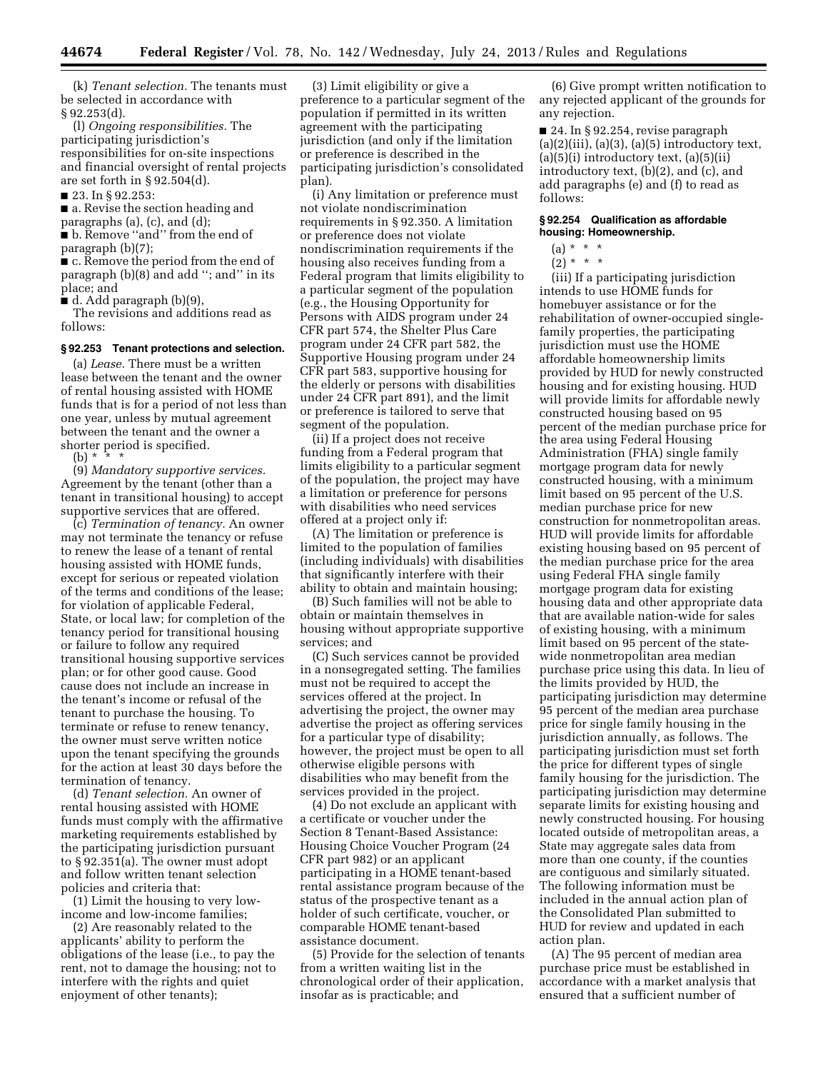(k) *Tenant selection.* The tenants must be selected in accordance with § 92.253(d).

(l) *Ongoing responsibilities.* The participating jurisdiction's responsibilities for on-site inspections and financial oversight of rental projects are set forth in § 92.504(d).

■ 23. In § 92.253:

■ a. Revise the section heading and paragraphs (a), (c), and (d);

■ b. Remove "and" from the end of paragraph (b)(7);

■ c. Remove the period from the end of paragraph (b)(8) and add "; and" in its place; and

■ d. Add paragraph (b)(9),

The revisions and additions read as follows:

### § 92.253 Tenant protections and selection.

(a) *Lease.* There must be a written lease between the tenant and the owner of rental housing assisted with HOME funds that is for a period of not less than one year, unless by mutual agreement between the tenant and the owner a shorter period is specified.

(b) * * *

(9) *Mandatory supportive services.* Agreement by the tenant (other than a tenant in transitional housing) to accept supportive services that are offered.

(c) *Termination of tenancy.* An owner may not terminate the tenancy or refuse to renew the lease of a tenant of rental housing assisted with HOME funds, except for serious or repeated violation of the terms and conditions of the lease; for violation of applicable Federal, State, or local law; for completion of the tenancy period for transitional housing or failure to follow any required transitional housing supportive services plan; or for other good cause. Good cause does not include an increase in the tenant's income or refusal of the tenant to purchase the housing. To terminate or refuse to renew tenancy, the owner must serve written notice upon the tenant specifying the grounds for the action at least 30 days before the termination of tenancy.

(d) *Tenant selection.* An owner of rental housing assisted with HOME funds must comply with the affirmative marketing requirements established by the participating jurisdiction pursuant to § 92.351(a). The owner must adopt and follow written tenant selection policies and criteria that:

(1) Limit the housing to very low-income and low-income families;

(2) Are reasonably related to the applicants' ability to perform the obligations of the lease (i.e., to pay the rent, not to damage the housing; not to interfere with the rights and quiet enjoyment of other tenants);

(3) Limit eligibility or give a preference to a particular segment of the population if permitted in its written agreement with the participating jurisdiction (and only if the limitation or preference is described in the participating jurisdiction's consolidated plan).

(i) Any limitation or preference must not violate nondiscrimination requirements in § 92.350. A limitation or preference does not violate nondiscrimination requirements if the housing also receives funding from a Federal program that limits eligibility to a particular segment of the population (e.g., the Housing Opportunity for Persons with AIDS program under 24 CFR part 574, the Shelter Plus Care program under 24 CFR part 582, the Supportive Housing program under 24 CFR part 583, supportive housing for the elderly or persons with disabilities under 24 CFR part 891), and the limit or preference is tailored to serve that segment of the population.

(ii) If a project does not receive funding from a Federal program that limits eligibility to a particular segment of the population, the project may have a limitation or preference for persons with disabilities who need services offered at a project only if:

(A) The limitation or preference is limited to the population of families (including individuals) with disabilities that significantly interfere with their ability to obtain and maintain housing;

(B) Such families will not be able to obtain or maintain themselves in housing without appropriate supportive services; and

(C) Such services cannot be provided in a nonsegregated setting. The families must not be required to accept the services offered at the project. In advertising the project, the owner may advertise the project as offering services for a particular type of disability; however, the project must be open to all otherwise eligible persons with disabilities who may benefit from the services provided in the project.

(4) Do not exclude an applicant with a certificate or voucher under the Section 8 Tenant-Based Assistance: Housing Choice Voucher Program (24 CFR part 982) or an applicant participating in a HOME tenant-based rental assistance program because of the status of the prospective tenant as a holder of such certificate, voucher, or comparable HOME tenant-based assistance document.

(5) Provide for the selection of tenants from a written waiting list in the chronological order of their application, insofar as is practicable; and

(6) Give prompt written notification to any rejected applicant of the grounds for any rejection.

■ 24. In § 92.254, revise paragraph (a)(2)(iii), (a)(3), (a)(5) introductory text, (a)(5)(i) introductory text, (a)(5)(ii) introductory text, (b)(2), and (c), and add paragraphs (e) and (f) to read as follows:

### § 92.254 Qualification as affordable housing: Homeownership.

(a) * * *

(2) * * *

(iii) If a participating jurisdiction intends to use HOME funds for homebuyer assistance or for the rehabilitation of owner-occupied single-family properties, the participating jurisdiction must use the HOME affordable homeownership limits provided by HUD for newly constructed housing and for existing housing. HUD will provide limits for affordable newly constructed housing based on 95 percent of the median purchase price for the area using Federal Housing Administration (FHA) single family mortgage program data for newly constructed housing, with a minimum limit based on 95 percent of the U.S. median purchase price for new construction for nonmetropolitan areas. HUD will provide limits for affordable existing housing based on 95 percent of the median purchase price for the area using Federal FHA single family mortgage program data for existing housing data and other appropriate data that are available nation-wide for sales of existing housing, with a minimum limit based on 95 percent of the state-wide nonmetropolitan area median purchase price using this data. In lieu of the limits provided by HUD, the participating jurisdiction may determine 95 percent of the median area purchase price for single family housing in the jurisdiction annually, as follows. The participating jurisdiction must set forth the price for different types of single family housing for the jurisdiction. The participating jurisdiction may determine separate limits for existing housing and newly constructed housing. For housing located outside of metropolitan areas, a State may aggregate sales data from more than one county, if the counties are contiguous and similarly situated. The following information must be included in the annual action plan of the Consolidated Plan submitted to HUD for review and updated in each action plan.

(A) The 95 percent of median area purchase price must be established in accordance with a market analysis that ensured that a sufficient number of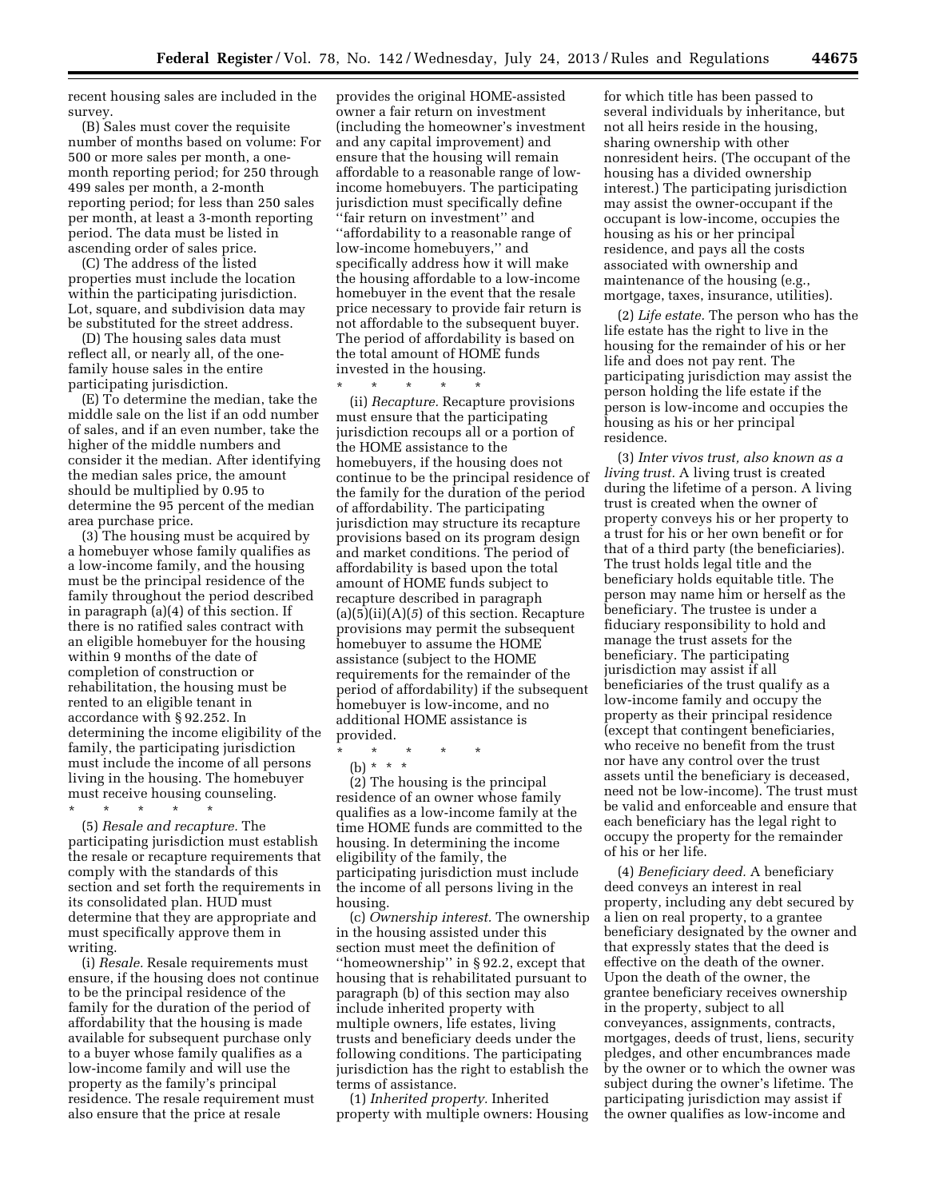recent housing sales are included in the survey.

(B) Sales must cover the requisite number of months based on volume: For 500 or more sales per month, a one-month reporting period; for 250 through 499 sales per month, a 2-month reporting period; for less than 250 sales per month, at least a 3-month reporting period. The data must be listed in ascending order of sales price.

(C) The address of the listed properties must include the location within the participating jurisdiction. Lot, square, and subdivision data may be substituted for the street address.

(D) The housing sales data must reflect all, or nearly all, of the one-family house sales in the entire participating jurisdiction.

(E) To determine the median, take the middle sale on the list if an odd number of sales, and if an even number, take the higher of the middle numbers and consider it the median. After identifying the median sales price, the amount should be multiplied by 0.95 to determine the 95 percent of the median area purchase price.

(3) The housing must be acquired by a homebuyer whose family qualifies as a low-income family, and the housing must be the principal residence of the family throughout the period described in paragraph (a)(4) of this section. If there is no ratified sales contract with an eligible homebuyer for the housing within 9 months of the date of completion of construction or rehabilitation, the housing must be rented to an eligible tenant in accordance with § 92.252. In determining the income eligibility of the family, the participating jurisdiction must include the income of all persons living in the housing. The homebuyer must receive housing counseling.

\* \* \* \* \*

(5) *Resale and recapture.* The participating jurisdiction must establish the resale or recapture requirements that comply with the standards of this section and set forth the requirements in its consolidated plan. HUD must determine that they are appropriate and must specifically approve them in writing.

(i) *Resale.* Resale requirements must ensure, if the housing does not continue to be the principal residence of the family for the duration of the period of affordability that the housing is made available for subsequent purchase only to a buyer whose family qualifies as a low-income family and will use the property as the family's principal residence. The resale requirement must also ensure that the price at resale provides the original HOME-assisted owner a fair return on investment (including the homeowner's investment and any capital improvement) and ensure that the housing will remain affordable to a reasonable range of low-income homebuyers. The participating jurisdiction must specifically define "fair return on investment" and "affordability to a reasonable range of low-income homebuyers," and specifically address how it will make the housing affordable to a low-income homebuyer in the event that the resale price necessary to provide fair return is not affordable to the subsequent buyer. The period of affordability is based on the total amount of HOME funds invested in the housing.

\* \* \* \* \*

(ii) *Recapture.* Recapture provisions must ensure that the participating jurisdiction recoups all or a portion of the HOME assistance to the homebuyers, if the housing does not continue to be the principal residence of the family for the duration of the period of affordability. The participating jurisdiction may structure its recapture provisions based on its program design and market conditions. The period of affordability is based upon the total amount of HOME funds subject to recapture described in paragraph (a)(5)(ii)(A)(*5*) of this section. Recapture provisions may permit the subsequent homebuyer to assume the HOME assistance (subject to the HOME requirements for the remainder of the period of affordability) if the subsequent homebuyer is low-income, and no additional HOME assistance is provided.

\* \* \* \* \*

(b) \* \* \*

(2) The housing is the principal residence of an owner whose family qualifies as a low-income family at the time HOME funds are committed to the housing. In determining the income eligibility of the family, the participating jurisdiction must include the income of all persons living in the housing.

(c) *Ownership interest.* The ownership in the housing assisted under this section must meet the definition of "homeownership" in § 92.2, except that housing that is rehabilitated pursuant to paragraph (b) of this section may also include inherited property with multiple owners, life estates, living trusts and beneficiary deeds under the following conditions. The participating jurisdiction has the right to establish the terms of assistance.

(1) *Inherited property.* Inherited property with multiple owners: Housing for which title has been passed to several individuals by inheritance, but not all heirs reside in the housing, sharing ownership with other nonresident heirs. (The occupant of the housing has a divided ownership interest.) The participating jurisdiction may assist the owner-occupant if the occupant is low-income, occupies the housing as his or her principal residence, and pays all the costs associated with ownership and maintenance of the housing (e.g., mortgage, taxes, insurance, utilities).

(2) *Life estate.* The person who has the life estate has the right to live in the housing for the remainder of his or her life and does not pay rent. The participating jurisdiction may assist the person holding the life estate if the person is low-income and occupies the housing as his or her principal residence.

(3) *Inter vivos trust, also known as a living trust.* A living trust is created during the lifetime of a person. A living trust is created when the owner of property conveys his or her property to a trust for his or her own benefit or for that of a third party (the beneficiaries). The trust holds legal title and the beneficiary holds equitable title. The person may name him or herself as the beneficiary. The trustee is under a fiduciary responsibility to hold and manage the trust assets for the beneficiary. The participating jurisdiction may assist if all beneficiaries of the trust qualify as a low-income family and occupy the property as their principal residence (except that contingent beneficiaries, who receive no benefit from the trust nor have any control over the trust assets until the beneficiary is deceased, need not be low-income). The trust must be valid and enforceable and ensure that each beneficiary has the legal right to occupy the property for the remainder of his or her life.

(4) *Beneficiary deed.* A beneficiary deed conveys an interest in real property, including any debt secured by a lien on real property, to a grantee beneficiary designated by the owner and that expressly states that the deed is effective on the death of the owner. Upon the death of the owner, the grantee beneficiary receives ownership in the property, subject to all conveyances, assignments, contracts, mortgages, deeds of trust, liens, security pledges, and other encumbrances made by the owner or to which the owner was subject during the owner's lifetime. The participating jurisdiction may assist if the owner qualifies as low-income and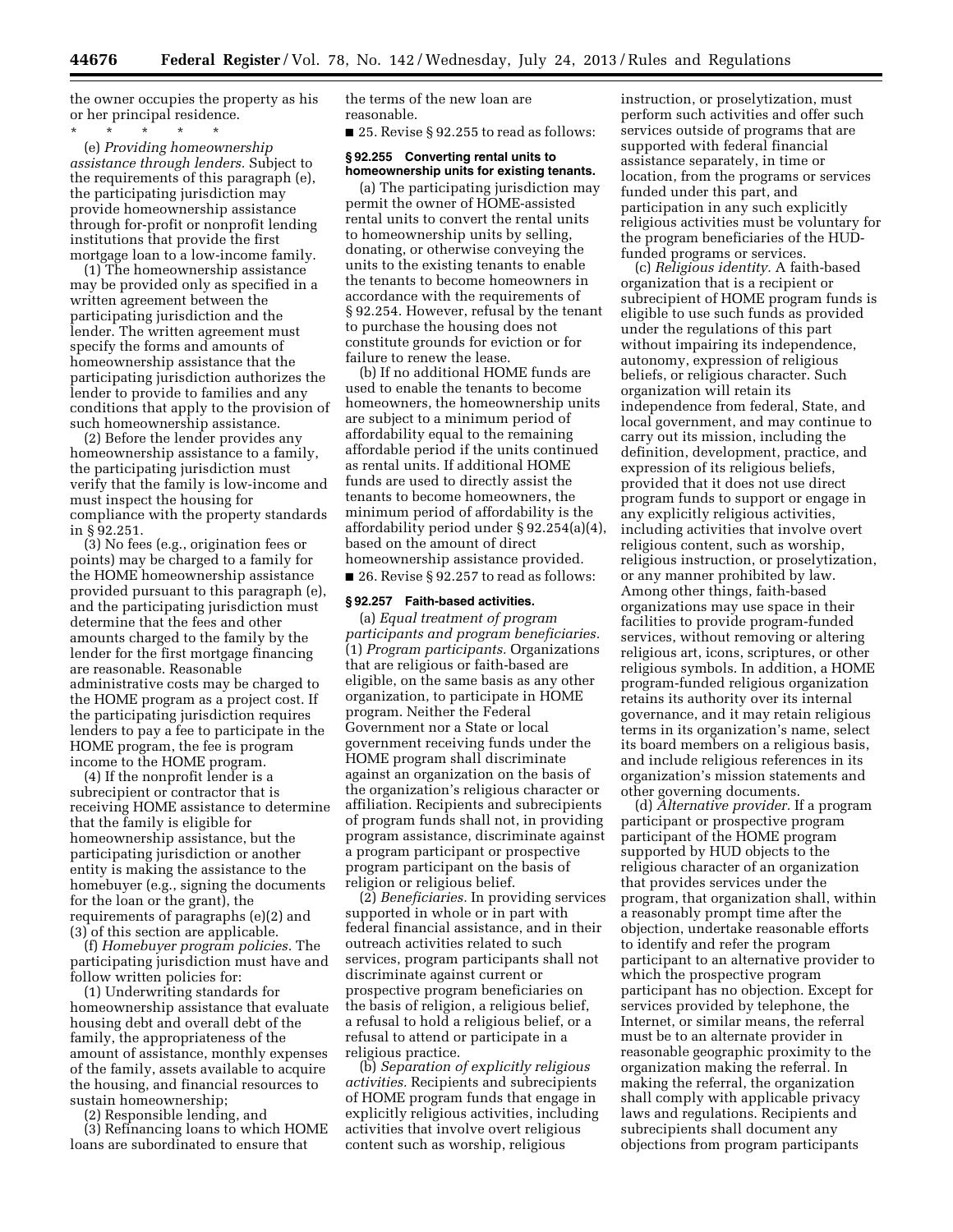the owner occupies the property as his or her principal residence.

\* \* \* \* \*

(e) *Providing homeownership assistance through lenders.* Subject to the requirements of this paragraph (e), the participating jurisdiction may provide homeownership assistance through for-profit or nonprofit lending institutions that provide the first mortgage loan to a low-income family.

(1) The homeownership assistance may be provided only as specified in a written agreement between the participating jurisdiction and the lender. The written agreement must specify the forms and amounts of homeownership assistance that the participating jurisdiction authorizes the lender to provide to families and any conditions that apply to the provision of such homeownership assistance.

(2) Before the lender provides any homeownership assistance to a family, the participating jurisdiction must verify that the family is low-income and must inspect the housing for compliance with the property standards in § 92.251.

(3) No fees (e.g., origination fees or points) may be charged to a family for the HOME homeownership assistance provided pursuant to this paragraph (e), and the participating jurisdiction must determine that the fees and other amounts charged to the family by the lender for the first mortgage financing are reasonable. Reasonable administrative costs may be charged to the HOME program as a project cost. If the participating jurisdiction requires lenders to pay a fee to participate in the HOME program, the fee is program income to the HOME program.

(4) If the nonprofit lender is a subrecipient or contractor that is receiving HOME assistance to determine that the family is eligible for homeownership assistance, but the participating jurisdiction or another entity is making the assistance to the homebuyer (e.g., signing the documents for the loan or the grant), the requirements of paragraphs (e)(2) and (3) of this section are applicable.

(f) *Homebuyer program policies.* The participating jurisdiction must have and follow written policies for:

(1) Underwriting standards for homeownership assistance that evaluate housing debt and overall debt of the family, the appropriateness of the amount of assistance, monthly expenses of the family, assets available to acquire the housing, and financial resources to sustain homeownership;

(2) Responsible lending, and

(3) Refinancing loans to which HOME loans are subordinated to ensure that the terms of the new loan are reasonable.

■ 25. Revise § 92.255 to read as follows:

### § 92.255 Converting rental units to homeownership units for existing tenants.

(a) The participating jurisdiction may permit the owner of HOME-assisted rental units to convert the rental units to homeownership units by selling, donating, or otherwise conveying the units to the existing tenants to enable the tenants to become homeowners in accordance with the requirements of § 92.254. However, refusal by the tenant to purchase the housing does not constitute grounds for eviction or for failure to renew the lease.

(b) If no additional HOME funds are used to enable the tenants to become homeowners, the homeownership units are subject to a minimum period of affordability equal to the remaining affordable period if the units continued as rental units. If additional HOME funds are used to directly assist the tenants to become homeowners, the minimum period of affordability is the affordability period under § 92.254(a)(4), based on the amount of direct homeownership assistance provided.

■ 26. Revise § 92.257 to read as follows:

### § 92.257 Faith-based activities.

(a) *Equal treatment of program participants and program beneficiaries.* (1) *Program participants.* Organizations that are religious or faith-based are eligible, on the same basis as any other organization, to participate in HOME program. Neither the Federal Government nor a State or local government receiving funds under the HOME program shall discriminate against an organization on the basis of the organization's religious character or affiliation. Recipients and subrecipients of program funds shall not, in providing program assistance, discriminate against a program participant or prospective program participant on the basis of religion or religious belief.

(2) *Beneficiaries.* In providing services supported in whole or in part with federal financial assistance, and in their outreach activities related to such services, program participants shall not discriminate against current or prospective program beneficiaries on the basis of religion, a religious belief, a refusal to hold a religious belief, or a refusal to attend or participate in a religious practice.

(b) *Separation of explicitly religious activities.* Recipients and subrecipients of HOME program funds that engage in explicitly religious activities, including activities that involve overt religious content such as worship, religious instruction, or proselytization, must perform such activities and offer such services outside of programs that are supported with federal financial assistance separately, in time or location, from the programs or services funded under this part, and participation in any such explicitly religious activities must be voluntary for the program beneficiaries of the HUD-funded programs or services.

(c) *Religious identity.* A faith-based organization that is a recipient or subrecipient of HOME program funds is eligible to use such funds as provided under the regulations of this part without impairing its independence, autonomy, expression of religious beliefs, or religious character. Such organization will retain its independence from federal, State, and local government, and may continue to carry out its mission, including the definition, development, practice, and expression of its religious beliefs, provided that it does not use direct program funds to support or engage in any explicitly religious activities, including activities that involve overt religious content, such as worship, religious instruction, or proselytization, or any manner prohibited by law. Among other things, faith-based organizations may use space in their facilities to provide program-funded services, without removing or altering religious art, icons, scriptures, or other religious symbols. In addition, a HOME program-funded religious organization retains its authority over its internal governance, and it may retain religious terms in its organization's name, select its board members on a religious basis, and include religious references in its organization's mission statements and other governing documents.

(d) *Alternative provider.* If a program participant or prospective program participant of the HOME program supported by HUD objects to the religious character of an organization that provides services under the program, that organization shall, within a reasonably prompt time after the objection, undertake reasonable efforts to identify and refer the program participant to an alternative provider to which the prospective program participant has no objection. Except for services provided by telephone, the Internet, or similar means, the referral must be to an alternate provider in reasonable geographic proximity to the organization making the referral. In making the referral, the organization shall comply with applicable privacy laws and regulations. Recipients and subrecipients shall document any objections from program participants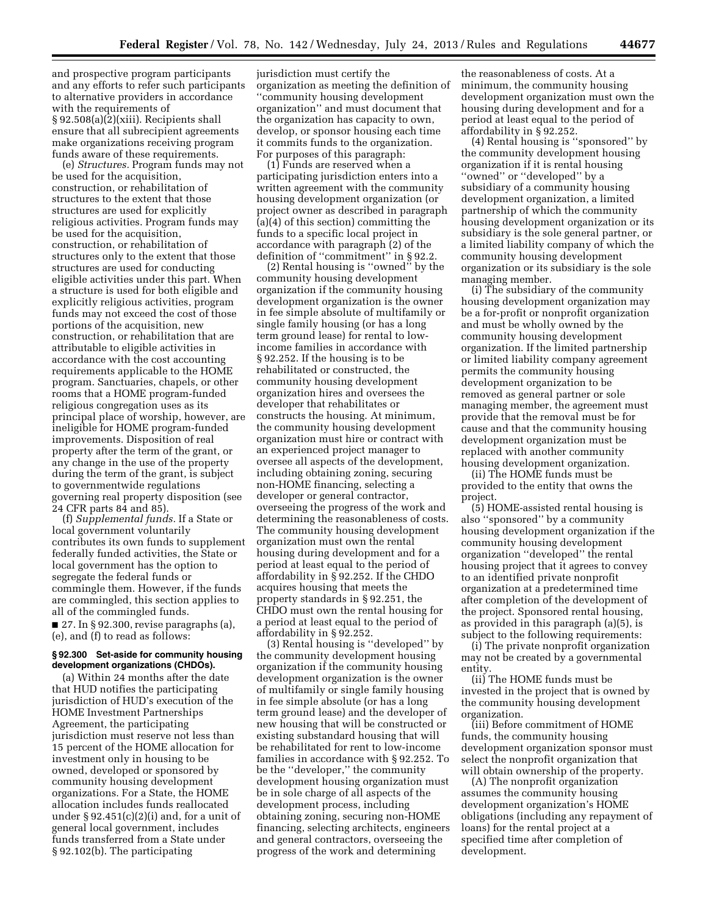and prospective program participants and any efforts to refer such participants to alternative providers in accordance with the requirements of § 92.508(a)(2)(xiii). Recipients shall ensure that all subrecipient agreements make organizations receiving program funds aware of these requirements.

(e) *Structures.* Program funds may not be used for the acquisition, construction, or rehabilitation of structures to the extent that those structures are used for explicitly religious activities. Program funds may be used for the acquisition, construction, or rehabilitation of structures only to the extent that those structures are used for conducting eligible activities under this part. When a structure is used for both eligible and explicitly religious activities, program funds may not exceed the cost of those portions of the acquisition, new construction, or rehabilitation that are attributable to eligible activities in accordance with the cost accounting requirements applicable to the HOME program. Sanctuaries, chapels, or other rooms that a HOME program-funded religious congregation uses as its principal place of worship, however, are ineligible for HOME program-funded improvements. Disposition of real property after the term of the grant, or any change in the use of the property during the term of the grant, is subject to governmentwide regulations governing real property disposition (see 24 CFR parts 84 and 85).

(f) *Supplemental funds.* If a State or local government voluntarily contributes its own funds to supplement federally funded activities, the State or local government has the option to segregate the federal funds or commingle them. However, if the funds are commingled, this section applies to all of the commingled funds.

■ 27. In § 92.300, revise paragraphs (a), (e), and (f) to read as follows:

**§ 92.300 Set-aside for community housing development organizations (CHDOs).**

(a) Within 24 months after the date that HUD notifies the participating jurisdiction of HUD's execution of the HOME Investment Partnerships Agreement, the participating jurisdiction must reserve not less than 15 percent of the HOME allocation for investment only in housing to be owned, developed or sponsored by community housing development organizations. For a State, the HOME allocation includes funds reallocated under § 92.451(c)(2)(i) and, for a unit of general local government, includes funds transferred from a State under § 92.102(b). The participating jurisdiction must certify the organization as meeting the definition of ''community housing development organization'' and must document that the organization has capacity to own, develop, or sponsor housing each time it commits funds to the organization. For purposes of this paragraph:

(1) Funds are reserved when a participating jurisdiction enters into a written agreement with the community housing development organization (or project owner as described in paragraph (a)(4) of this section) committing the funds to a specific local project in accordance with paragraph (2) of the definition of ''commitment'' in § 92.2.

(2) Rental housing is ''owned'' by the community housing development organization if the community housing development organization is the owner in fee simple absolute of multifamily or single family housing (or has a long term ground lease) for rental to low-income families in accordance with § 92.252. If the housing is to be rehabilitated or constructed, the community housing development organization hires and oversees the developer that rehabilitates or constructs the housing. At minimum, the community housing development organization must hire or contract with an experienced project manager to oversee all aspects of the development, including obtaining zoning, securing non-HOME financing, selecting a developer or general contractor, overseeing the progress of the work and determining the reasonableness of costs. The community housing development organization must own the rental housing during development and for a period at least equal to the period of affordability in § 92.252. If the CHDO acquires housing that meets the property standards in § 92.251, the CHDO must own the rental housing for a period at least equal to the period of affordability in § 92.252.

(3) Rental housing is ''developed'' by the community development housing organization if the community housing development organization is the owner of multifamily or single family housing in fee simple absolute (or has a long term ground lease) and the developer of new housing that will be constructed or existing substandard housing that will be rehabilitated for rent to low-income families in accordance with § 92.252. To be the ''developer,'' the community development housing organization must be in sole charge of all aspects of the development process, including obtaining zoning, securing non-HOME financing, selecting architects, engineers and general contractors, overseeing the progress of the work and determining the reasonableness of costs. At a minimum, the community housing development organization must own the housing during development and for a period at least equal to the period of affordability in § 92.252.

(4) Rental housing is ''sponsored'' by the community development housing organization if it is rental housing ''owned'' or ''developed'' by a subsidiary of a community housing development organization, a limited partnership of which the community housing development organization or its subsidiary is the sole general partner, or a limited liability company of which the community housing development organization or its subsidiary is the sole managing member.

(i) The subsidiary of the community housing development organization may be a for-profit or nonprofit organization and must be wholly owned by the community housing development organization. If the limited partnership or limited liability company agreement permits the community housing development organization to be removed as general partner or sole managing member, the agreement must provide that the removal must be for cause and that the community housing development organization must be replaced with another community housing development organization.

(ii) The HOME funds must be provided to the entity that owns the project.

(5) HOME-assisted rental housing is also ''sponsored'' by a community housing development organization if the community housing development organization ''developed'' the rental housing project that it agrees to convey to an identified private nonprofit organization at a predetermined time after completion of the development of the project. Sponsored rental housing, as provided in this paragraph (a)(5), is subject to the following requirements:

(i) The private nonprofit organization may not be created by a governmental entity.

(ii) The HOME funds must be invested in the project that is owned by the community housing development organization.

(iii) Before commitment of HOME funds, the community housing development organization sponsor must select the nonprofit organization that will obtain ownership of the property.

(A) The nonprofit organization assumes the community housing development organization's HOME obligations (including any repayment of loans) for the rental project at a specified time after completion of development.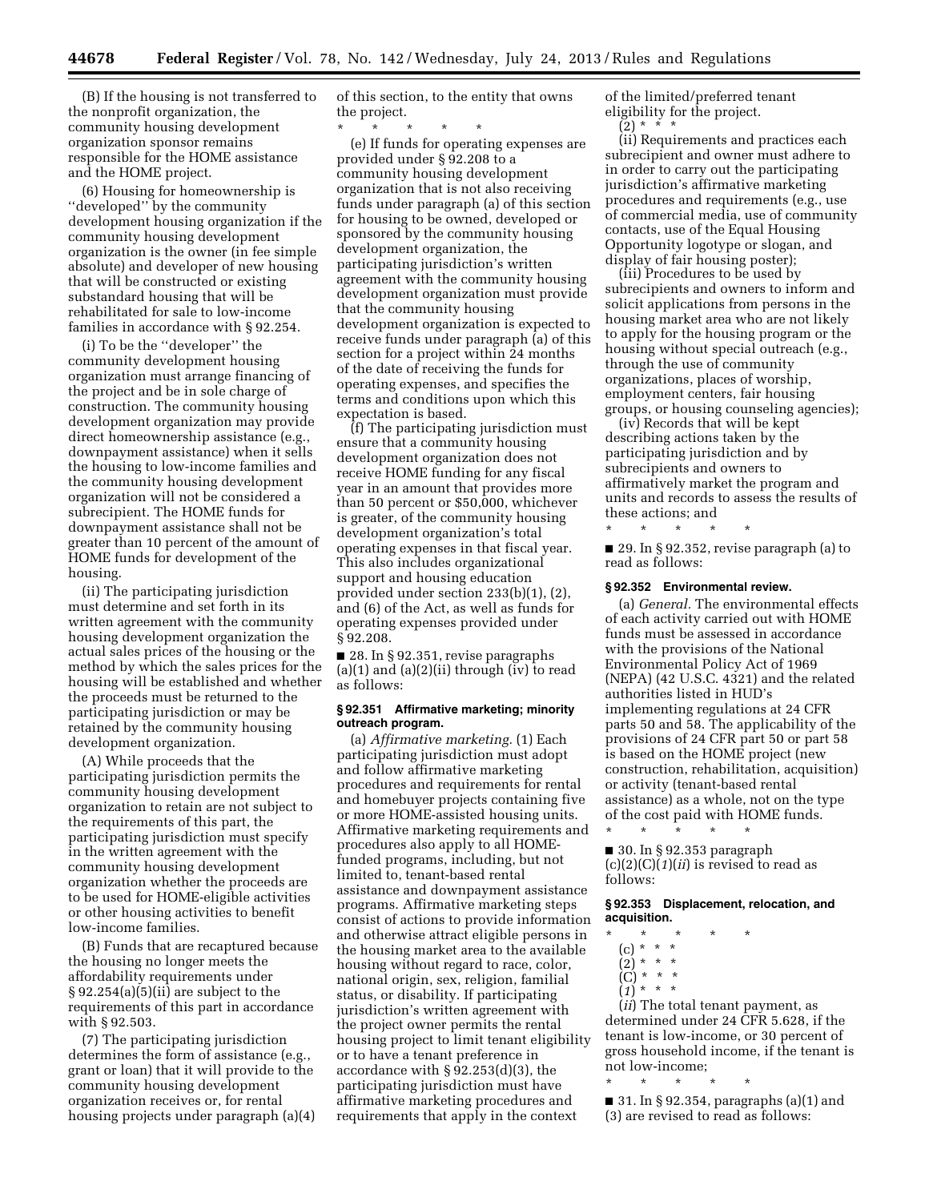(B) If the housing is not transferred to the nonprofit organization, the community housing development organization sponsor remains responsible for the HOME assistance and the HOME project.

(6) Housing for homeownership is ''developed'' by the community development housing organization if the community housing development organization is the owner (in fee simple absolute) and developer of new housing that will be constructed or existing substandard housing that will be rehabilitated for sale to low-income families in accordance with § 92.254.

(i) To be the ''developer'' the community development housing organization must arrange financing of the project and be in sole charge of construction. The community housing development organization may provide direct homeownership assistance (e.g., downpayment assistance) when it sells the housing to low-income families and the community housing development organization will not be considered a subrecipient. The HOME funds for downpayment assistance shall not be greater than 10 percent of the amount of HOME funds for development of the housing.

(ii) The participating jurisdiction must determine and set forth in its written agreement with the community housing development organization the actual sales prices of the housing or the method by which the sales prices for the housing will be established and whether the proceeds must be returned to the participating jurisdiction or may be retained by the community housing development organization.

(A) While proceeds that the participating jurisdiction permits the community housing development organization to retain are not subject to the requirements of this part, the participating jurisdiction must specify in the written agreement with the community housing development organization whether the proceeds are to be used for HOME-eligible activities or other housing activities to benefit low-income families.

(B) Funds that are recaptured because the housing no longer meets the affordability requirements under § 92.254(a)(5)(ii) are subject to the requirements of this part in accordance with § 92.503.

(7) The participating jurisdiction determines the form of assistance (e.g., grant or loan) that it will provide to the community housing development organization receives or, for rental housing projects under paragraph (a)(4) of this section, to the entity that owns the project.

\* \* \* \* \*

(e) If funds for operating expenses are provided under § 92.208 to a community housing development organization that is not also receiving funds under paragraph (a) of this section for housing to be owned, developed or sponsored by the community housing development organization, the participating jurisdiction's written agreement with the community housing development organization must provide that the community housing development organization is expected to receive funds under paragraph (a) of this section for a project within 24 months of the date of receiving the funds for operating expenses, and specifies the terms and conditions upon which this expectation is based.

(f) The participating jurisdiction must ensure that a community housing development organization does not receive HOME funding for any fiscal year in an amount that provides more than 50 percent or $50,000, whichever is greater, of the community housing development organization's total operating expenses in that fiscal year. This also includes organizational support and housing education provided under section 233(b)(1), (2), and (6) of the Act, as well as funds for operating expenses provided under § 92.208.

■ 28. In § 92.351, revise paragraphs (a)(1) and (a)(2)(ii) through (iv) to read as follows:

### § 92.351 Affirmative marketing; minority outreach program.

(a) *Affirmative marketing.* (1) Each participating jurisdiction must adopt and follow affirmative marketing procedures and requirements for rental and homebuyer projects containing five or more HOME-assisted housing units. Affirmative marketing requirements and procedures also apply to all HOME-funded programs, including, but not limited to, tenant-based rental assistance and downpayment assistance programs. Affirmative marketing steps consist of actions to provide information and otherwise attract eligible persons in the housing market area to the available housing without regard to race, color, national origin, sex, religion, familial status, or disability. If participating jurisdiction's written agreement with the project owner permits the rental housing project to limit tenant eligibility or to have a tenant preference in accordance with § 92.253(d)(3), the participating jurisdiction must have affirmative marketing procedures and requirements that apply in the context of the limited/preferred tenant eligibility for the project.

(2) \* \* \*

(ii) Requirements and practices each subrecipient and owner must adhere to in order to carry out the participating jurisdiction's affirmative marketing procedures and requirements (e.g., use of commercial media, use of community contacts, use of the Equal Housing Opportunity logotype or slogan, and display of fair housing poster);

(iii) Procedures to be used by subrecipients and owners to inform and solicit applications from persons in the housing market area who are not likely to apply for the housing program or the housing without special outreach (e.g., through the use of community organizations, places of worship, employment centers, fair housing groups, or housing counseling agencies);

(iv) Records that will be kept describing actions taken by the participating jurisdiction and by subrecipients and owners to affirmatively market the program and units and records to assess the results of these actions; and

\* \* \* \* \*

■ 29. In § 92.352, revise paragraph (a) to read as follows:

### § 92.352 Environmental review.

(a) *General.* The environmental effects of each activity carried out with HOME funds must be assessed in accordance with the provisions of the National Environmental Policy Act of 1969 (NEPA) (42 U.S.C. 4321) and the related authorities listed in HUD's implementing regulations at 24 CFR parts 50 and 58. The applicability of the provisions of 24 CFR part 50 or part 58 is based on the HOME project (new construction, rehabilitation, acquisition) or activity (tenant-based rental assistance) as a whole, not on the type of the cost paid with HOME funds.

\* \* \* \* \*

■ 30. In § 92.353 paragraph (c)(2)(C)(*1*)(*ii*) is revised to read as follows:

### § 92.353 Displacement, relocation, and acquisition.

\* \* \* \* \*

(c) \* \* \*

(2) \* \* \*

(C) \* \* \*

(*1*) \* \* \*

(*ii*) The total tenant payment, as determined under 24 CFR 5.628, if the tenant is low-income, or 30 percent of gross household income, if the tenant is not low-income;

\* \* \* \* \*

■ 31. In § 92.354, paragraphs (a)(1) and (3) are revised to read as follows: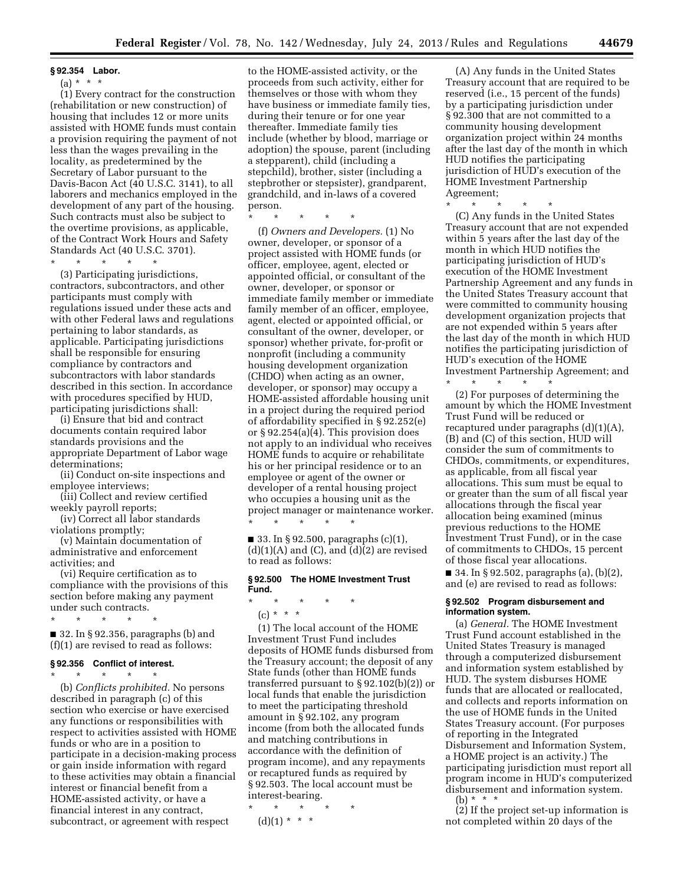### § 92.354 Labor.

(a) * * *

(1) Every contract for the construction (rehabilitation or new construction) of housing that includes 12 or more units assisted with HOME funds must contain a provision requiring the payment of not less than the wages prevailing in the locality, as predetermined by the Secretary of Labor pursuant to the Davis-Bacon Act (40 U.S.C. 3141), to all laborers and mechanics employed in the development of any part of the housing. Such contracts must also be subject to the overtime provisions, as applicable, of the Contract Work Hours and Safety Standards Act (40 U.S.C. 3701).

\* \* \* \* \*

(3) Participating jurisdictions, contractors, subcontractors, and other participants must comply with regulations issued under these acts and with other Federal laws and regulations pertaining to labor standards, as applicable. Participating jurisdictions shall be responsible for ensuring compliance by contractors and subcontractors with labor standards described in this section. In accordance with procedures specified by HUD, participating jurisdictions shall:

(i) Ensure that bid and contract documents contain required labor standards provisions and the appropriate Department of Labor wage determinations;

(ii) Conduct on-site inspections and employee interviews;

(iii) Collect and review certified weekly payroll reports;

(iv) Correct all labor standards violations promptly;

(v) Maintain documentation of administrative and enforcement activities; and

(vi) Require certification as to compliance with the provisions of this section before making any payment under such contracts.

\* \* \* \* \*

■ 32. In § 92.356, paragraphs (b) and (f)(1) are revised to read as follows:

### § 92.356 Conflict of interest.

\* \* \* \* \*

(b) *Conflicts prohibited.* No persons described in paragraph (c) of this section who exercise or have exercised any functions or responsibilities with respect to activities assisted with HOME funds or who are in a position to participate in a decision-making process or gain inside information with regard to these activities may obtain a financial interest or financial benefit from a HOME-assisted activity, or have a financial interest in any contract, subcontract, or agreement with respect to the HOME-assisted activity, or the proceeds from such activity, either for themselves or those with whom they have business or immediate family ties, during their tenure or for one year thereafter. Immediate family ties include (whether by blood, marriage or adoption) the spouse, parent (including a stepparent), child (including a stepchild), brother, sister (including a stepbrother or stepsister), grandparent, grandchild, and in-laws of a covered person.

\* \* \* \* \*

(f) *Owners and Developers.* (1) No owner, developer, or sponsor of a project assisted with HOME funds (or officer, employee, agent, elected or appointed official, or consultant of the owner, developer, or sponsor or immediate family member or immediate family member of an officer, employee, agent, elected or appointed official, or consultant of the owner, developer, or sponsor) whether private, for-profit or nonprofit (including a community housing development organization (CHDO) when acting as an owner, developer, or sponsor) may occupy a HOME-assisted affordable housing unit in a project during the required period of affordability specified in § 92.252(e) or § 92.254(a)(4). This provision does not apply to an individual who receives HOME funds to acquire or rehabilitate his or her principal residence or to an employee or agent of the owner or developer of a rental housing project who occupies a housing unit as the project manager or maintenance worker.

\* \* \* \* \*

■ 33. In § 92.500, paragraphs (c)(1), (d)(1)(A) and (C), and (d)(2) are revised to read as follows:

### § 92.500 The HOME Investment Trust Fund.

\* \* \* \* \*

(c) * * *

(1) The local account of the HOME Investment Trust Fund includes deposits of HOME funds disbursed from the Treasury account; the deposit of any State funds (other than HOME funds transferred pursuant to § 92.102(b)(2)) or local funds that enable the jurisdiction to meet the participating threshold amount in § 92.102, any program income (from both the allocated funds and matching contributions in accordance with the definition of program income), and any repayments or recaptured funds as required by § 92.503. The local account must be interest-bearing.

\* \* \* \* \*

(d)(1) * * *

(A) Any funds in the United States Treasury account that are required to be reserved (i.e., 15 percent of the funds) by a participating jurisdiction under § 92.300 that are not committed to a community housing development organization project within 24 months after the last day of the month in which HUD notifies the participating jurisdiction of HUD's execution of the HOME Investment Partnership Agreement;

\* \* \* \* \*

(C) Any funds in the United States Treasury account that are not expended within 5 years after the last day of the month in which HUD notifies the participating jurisdiction of HUD's execution of the HOME Investment Partnership Agreement and any funds in the United States Treasury account that were committed to community housing development organization projects that are not expended within 5 years after the last day of the month in which HUD notifies the participating jurisdiction of HUD's execution of the HOME Investment Partnership Agreement; and

\* \* \* \* \*

(2) For purposes of determining the amount by which the HOME Investment Trust Fund will be reduced or recaptured under paragraphs (d)(1)(A), (B) and (C) of this section, HUD will consider the sum of commitments to CHDOs, commitments, or expenditures, as applicable, from all fiscal year allocations. This sum must be equal to or greater than the sum of all fiscal year allocations through the fiscal year allocation being examined (minus previous reductions to the HOME Investment Trust Fund), or in the case of commitments to CHDOs, 15 percent of those fiscal year allocations.

■ 34. In § 92.502, paragraphs (a), (b)(2), and (e) are revised to read as follows:

### § 92.502 Program disbursement and information system.

(a) *General.* The HOME Investment Trust Fund account established in the United States Treasury is managed through a computerized disbursement and information system established by HUD. The system disburses HOME funds that are allocated or reallocated, and collects and reports information on the use of HOME funds in the United States Treasury account. (For purposes of reporting in the Integrated Disbursement and Information System, a HOME project is an activity.) The participating jurisdiction must report all program income in HUD's computerized disbursement and information system.

(b) * * *

(2) If the project set-up information is not completed within 20 days of the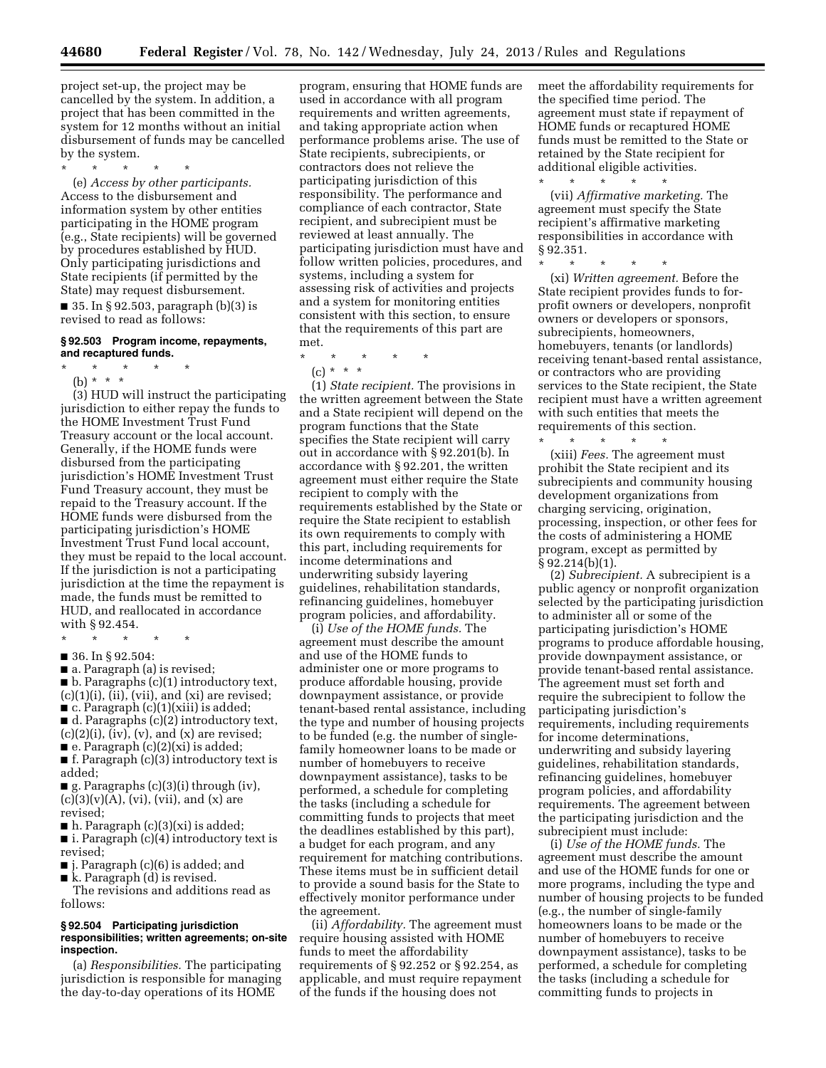project set-up, the project may be cancelled by the system. In addition, a project that has been committed in the system for 12 months without an initial disbursement of funds may be cancelled by the system.

\* \* \* \* \*

(e) *Access by other participants.* Access to the disbursement and information system by other entities participating in the HOME program (e.g., State recipients) will be governed by procedures established by HUD. Only participating jurisdictions and State recipients (if permitted by the State) may request disbursement.

■ 35. In § 92.503, paragraph (b)(3) is revised to read as follows:

### § 92.503 Program income, repayments, and recaptured funds.

\* \* \* \* \*

(b) \* \* \*

(3) HUD will instruct the participating jurisdiction to either repay the funds to the HOME Investment Trust Fund Treasury account or the local account. Generally, if the HOME funds were disbursed from the participating jurisdiction's HOME Investment Trust Fund Treasury account, they must be repaid to the Treasury account. If the HOME funds were disbursed from the participating jurisdiction's HOME Investment Trust Fund local account, they must be repaid to the local account. If the jurisdiction is not a participating jurisdiction at the time the repayment is made, the funds must be remitted to HUD, and reallocated in accordance with § 92.454.

\* \* \* \* \*

■ 36. In § 92.504:

■ a. Paragraph (a) is revised;

■ b. Paragraphs (c)(1) introductory text, (c)(1)(i), (ii), (vii), and (xi) are revised;

■ c. Paragraph (c)(1)(xiii) is added;

■ d. Paragraphs (c)(2) introductory text, (c)(2)(i), (iv), (v), and (x) are revised;

■ e. Paragraph (c)(2)(xi) is added;

■ f. Paragraph (c)(3) introductory text is added;

■ g. Paragraphs (c)(3)(i) through (iv), (c)(3)(v)(A), (vi), (vii), and (x) are revised;

■ h. Paragraph (c)(3)(xi) is added;

■ i. Paragraph (c)(4) introductory text is revised;

■ j. Paragraph (c)(6) is added; and

■ k. Paragraph (d) is revised.

The revisions and additions read as follows:

### § 92.504 Participating jurisdiction responsibilities; written agreements; on-site inspection.

(a) *Responsibilities.* The participating jurisdiction is responsible for managing the day-to-day operations of its HOME program, ensuring that HOME funds are used in accordance with all program requirements and written agreements, and taking appropriate action when performance problems arise. The use of State recipients, subrecipients, or contractors does not relieve the participating jurisdiction of this responsibility. The performance and compliance of each contractor, State recipient, and subrecipient must be reviewed at least annually. The participating jurisdiction must have and follow written policies, procedures, and systems, including a system for assessing risk of activities and projects and a system for monitoring entities consistent with this section, to ensure that the requirements of this part are met.

\* \* \* \* \*

(c) \* \* \*

(1) *State recipient.* The provisions in the written agreement between the State and a State recipient will depend on the program functions that the State specifies the State recipient will carry out in accordance with § 92.201(b). In accordance with § 92.201, the written agreement must either require the State recipient to comply with the requirements established by the State or require the State recipient to establish its own requirements to comply with this part, including requirements for income determinations and underwriting subsidy layering guidelines, rehabilitation standards, refinancing guidelines, homebuyer program policies, and affordability.

(i) *Use of the HOME funds.* The agreement must describe the amount and use of the HOME funds to administer one or more programs to produce affordable housing, provide downpayment assistance, or provide tenant-based rental assistance, including the type and number of housing projects to be funded (e.g. the number of single-family homeowner loans to be made or number of homebuyers to receive downpayment assistance), tasks to be performed, a schedule for completing the tasks (including a schedule for committing funds to projects that meet the deadlines established by this part), a budget for each program, and any requirement for matching contributions. These items must be in sufficient detail to provide a sound basis for the State to effectively monitor performance under the agreement.

(ii) *Affordability.* The agreement must require housing assisted with HOME funds to meet the affordability requirements of § 92.252 or § 92.254, as applicable, and must require repayment of the funds if the housing does not meet the affordability requirements for the specified time period. The agreement must state if repayment of HOME funds or recaptured HOME funds must be remitted to the State or retained by the State recipient for additional eligible activities.

\* \* \* \* \*

(vii) *Affirmative marketing.* The agreement must specify the State recipient's affirmative marketing responsibilities in accordance with § 92.351.

\* \* \* \* \*

(xi) *Written agreement.* Before the State recipient provides funds to for-profit owners or developers, nonprofit owners or developers or sponsors, subrecipients, homeowners, homebuyers, tenants (or landlords) receiving tenant-based rental assistance, or contractors who are providing services to the State recipient, the State recipient must have a written agreement with such entities that meets the requirements of this section.

\* \* \* \* \*

(xiii) *Fees.* The agreement must prohibit the State recipient and its subrecipients and community housing development organizations from charging servicing, origination, processing, inspection, or other fees for the costs of administering a HOME program, except as permitted by § 92.214(b)(1).

(2) *Subrecipient.* A subrecipient is a public agency or nonprofit organization selected by the participating jurisdiction to administer all or some of the participating jurisdiction's HOME programs to produce affordable housing, provide downpayment assistance, or provide tenant-based rental assistance. The agreement must set forth and require the subrecipient to follow the participating jurisdiction's requirements, including requirements for income determinations, underwriting and subsidy layering guidelines, rehabilitation standards, refinancing guidelines, homebuyer program policies, and affordability requirements. The agreement between the participating jurisdiction and the subrecipient must include:

(i) *Use of the HOME funds.* The agreement must describe the amount and use of the HOME funds for one or more programs, including the type and number of housing projects to be funded (e.g., the number of single-family homeowners loans to be made or the number of homebuyers to receive downpayment assistance), tasks to be performed, a schedule for completing the tasks (including a schedule for committing funds to projects in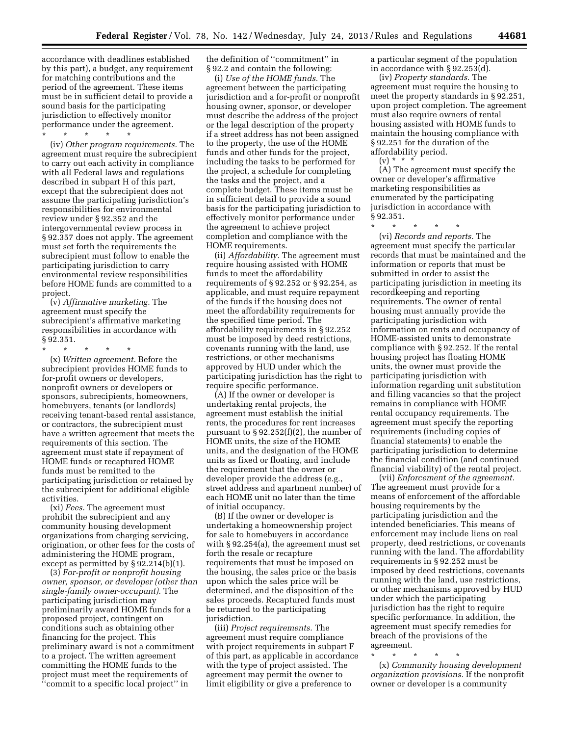accordance with deadlines established by this part), a budget, any requirement for matching contributions and the period of the agreement. These items must be in sufficient detail to provide a sound basis for the participating jurisdiction to effectively monitor performance under the agreement.

\* \* \* \* \*

(iv) *Other program requirements.* The agreement must require the subrecipient to carry out each activity in compliance with all Federal laws and regulations described in subpart H of this part, except that the subrecipient does not assume the participating jurisdiction's responsibilities for environmental review under § 92.352 and the intergovernmental review process in § 92.357 does not apply. The agreement must set forth the requirements the subrecipient must follow to enable the participating jurisdiction to carry environmental review responsibilities before HOME funds are committed to a project.

(v) *Affirmative marketing.* The agreement must specify the subrecipient's affirmative marketing responsibilities in accordance with § 92.351.

\* \* \* \* \*

(x) *Written agreement.* Before the subrecipient provides HOME funds to for-profit owners or developers, nonprofit owners or developers or sponsors, subrecipients, homeowners, homebuyers, tenants (or landlords) receiving tenant-based rental assistance, or contractors, the subrecipient must have a written agreement that meets the requirements of this section. The agreement must state if repayment of HOME funds or recaptured HOME funds must be remitted to the participating jurisdiction or retained by the subrecipient for additional eligible activities.

(xi) *Fees.* The agreement must prohibit the subrecipient and any community housing development organizations from charging servicing, origination, or other fees for the costs of administering the HOME program, except as permitted by § 92.214(b)(1).

(3) *For-profit or nonprofit housing owner, sponsor, or developer (other than single-family owner-occupant).* The participating jurisdiction may preliminarily award HOME funds for a proposed project, contingent on conditions such as obtaining other financing for the project. This preliminary award is not a commitment to a project. The written agreement committing the HOME funds to the project must meet the requirements of ''commit to a specific local project'' in the definition of ''commitment'' in § 92.2 and contain the following:

(i) *Use of the HOME funds.* The agreement between the participating jurisdiction and a for-profit or nonprofit housing owner, sponsor, or developer must describe the address of the project or the legal description of the property if a street address has not been assigned to the property, the use of the HOME funds and other funds for the project, including the tasks to be performed for the project, a schedule for completing the tasks and the project, and a complete budget. These items must be in sufficient detail to provide a sound basis for the participating jurisdiction to effectively monitor performance under the agreement to achieve project completion and compliance with the HOME requirements.

(ii) *Affordability.* The agreement must require housing assisted with HOME funds to meet the affordability requirements of § 92.252 or § 92.254, as applicable, and must require repayment of the funds if the housing does not meet the affordability requirements for the specified time period. The affordability requirements in § 92.252 must be imposed by deed restrictions, covenants running with the land, use restrictions, or other mechanisms approved by HUD under which the participating jurisdiction has the right to require specific performance.

(A) If the owner or developer is undertaking rental projects, the agreement must establish the initial rents, the procedures for rent increases pursuant to § 92.252(f)(2), the number of HOME units, the size of the HOME units, and the designation of the HOME units as fixed or floating, and include the requirement that the owner or developer provide the address (e.g., street address and apartment number) of each HOME unit no later than the time of initial occupancy.

(B) If the owner or developer is undertaking a homeownership project for sale to homebuyers in accordance with § 92.254(a), the agreement must set forth the resale or recapture requirements that must be imposed on the housing, the sales price or the basis upon which the sales price will be determined, and the disposition of the sales proceeds. Recaptured funds must be returned to the participating jurisdiction.

(iii) *Project requirements.* The agreement must require compliance with project requirements in subpart F of this part, as applicable in accordance with the type of project assisted. The agreement may permit the owner to limit eligibility or give a preference to a particular segment of the population in accordance with § 92.253(d).

(iv) *Property standards.* The agreement must require the housing to meet the property standards in § 92.251, upon project completion. The agreement must also require owners of rental housing assisted with HOME funds to maintain the housing compliance with § 92.251 for the duration of the affordability period.

(v) \* \* \*

(A) The agreement must specify the owner or developer's affirmative marketing responsibilities as enumerated by the participating jurisdiction in accordance with § 92.351.

\* \* \* \* \*

(vi) *Records and reports.* The agreement must specify the particular records that must be maintained and the information or reports that must be submitted in order to assist the participating jurisdiction in meeting its recordkeeping and reporting requirements. The owner of rental housing must annually provide the participating jurisdiction with information on rents and occupancy of HOME-assisted units to demonstrate compliance with § 92.252. If the rental housing project has floating HOME units, the owner must provide the participating jurisdiction with information regarding unit substitution and filling vacancies so that the project remains in compliance with HOME rental occupancy requirements. The agreement must specify the reporting requirements (including copies of financial statements) to enable the participating jurisdiction to determine the financial condition (and continued financial viability) of the rental project.

(vii) *Enforcement of the agreement.* The agreement must provide for a means of enforcement of the affordable housing requirements by the participating jurisdiction and the intended beneficiaries. This means of enforcement may include liens on real property, deed restrictions, or covenants running with the land. The affordability requirements in § 92.252 must be imposed by deed restrictions, covenants running with the land, use restrictions, or other mechanisms approved by HUD under which the participating jurisdiction has the right to require specific performance. In addition, the agreement must specify remedies for breach of the provisions of the agreement.

\* \* \* \* \*

(x) *Community housing development organization provisions.* If the nonprofit owner or developer is a community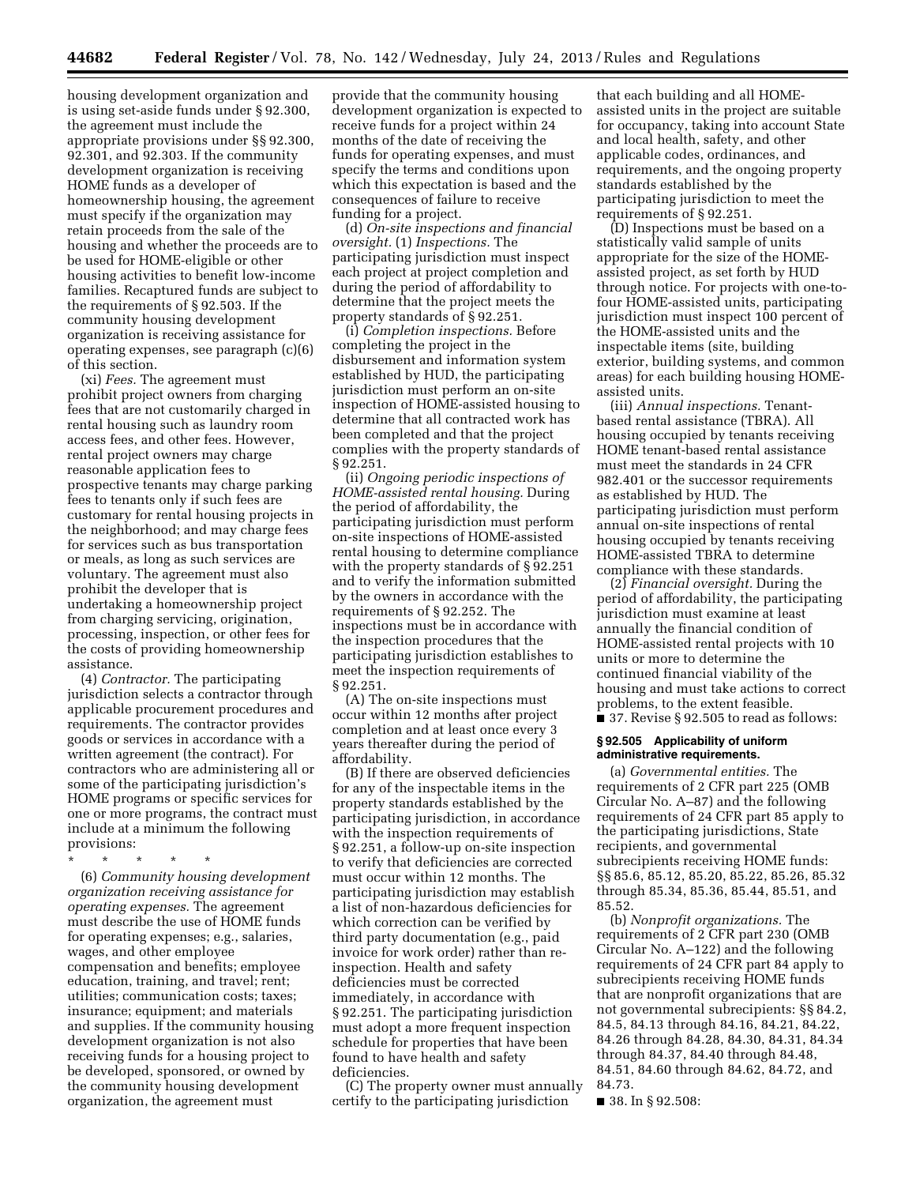housing development organization and is using set-aside funds under § 92.300, the agreement must include the appropriate provisions under §§ 92.300, 92.301, and 92.303. If the community development organization is receiving HOME funds as a developer of homeownership housing, the agreement must specify if the organization may retain proceeds from the sale of the housing and whether the proceeds are to be used for HOME-eligible or other housing activities to benefit low-income families. Recaptured funds are subject to the requirements of § 92.503. If the community housing development organization is receiving assistance for operating expenses, see paragraph (c)(6) of this section.

(xi) *Fees.* The agreement must prohibit project owners from charging fees that are not customarily charged in rental housing such as laundry room access fees, and other fees. However, rental project owners may charge reasonable application fees to prospective tenants may charge parking fees to tenants only if such fees are customary for rental housing projects in the neighborhood; and may charge fees for services such as bus transportation or meals, as long as such services are voluntary. The agreement must also prohibit the developer that is undertaking a homeownership project from charging servicing, origination, processing, inspection, or other fees for the costs of providing homeownership assistance.

(4) *Contractor.* The participating jurisdiction selects a contractor through applicable procurement procedures and requirements. The contractor provides goods or services in accordance with a written agreement (the contract). For contractors who are administering all or some of the participating jurisdiction's HOME programs or specific services for one or more programs, the contract must include at a minimum the following provisions:

\* \* \* \* \*

(6) *Community housing development organization receiving assistance for operating expenses.* The agreement must describe the use of HOME funds for operating expenses; e.g., salaries, wages, and other employee compensation and benefits; employee education, training, and travel; rent; utilities; communication costs; taxes; insurance; equipment; and materials and supplies. If the community housing development organization is not also receiving funds for a housing project to be developed, sponsored, or owned by the community housing development organization, the agreement must provide that the community housing development organization is expected to receive funds for a project within 24 months of the date of receiving the funds for operating expenses, and must specify the terms and conditions upon which this expectation is based and the consequences of failure to receive funding for a project.

(d) *On-site inspections and financial oversight.* (1) *Inspections.* The participating jurisdiction must inspect each project at project completion and during the period of affordability to determine that the project meets the property standards of § 92.251.

(i) *Completion inspections.* Before completing the project in the disbursement and information system established by HUD, the participating jurisdiction must perform an on-site inspection of HOME-assisted housing to determine that all contracted work has been completed and that the project complies with the property standards of § 92.251.

(ii) *Ongoing periodic inspections of HOME-assisted rental housing.* During the period of affordability, the participating jurisdiction must perform on-site inspections of HOME-assisted rental housing to determine compliance with the property standards of § 92.251 and to verify the information submitted by the owners in accordance with the requirements of § 92.252. The inspections must be in accordance with the inspection procedures that the participating jurisdiction establishes to meet the inspection requirements of § 92.251.

(A) The on-site inspections must occur within 12 months after project completion and at least once every 3 years thereafter during the period of affordability.

(B) If there are observed deficiencies for any of the inspectable items in the property standards established by the participating jurisdiction, in accordance with the inspection requirements of § 92.251, a follow-up on-site inspection to verify that deficiencies are corrected must occur within 12 months. The participating jurisdiction may establish a list of non-hazardous deficiencies for which correction can be verified by third party documentation (e.g., paid invoice for work order) rather than re-inspection. Health and safety deficiencies must be corrected immediately, in accordance with § 92.251. The participating jurisdiction must adopt a more frequent inspection schedule for properties that have been found to have health and safety deficiencies.

(C) The property owner must annually certify to the participating jurisdiction that each building and all HOME-assisted units in the project are suitable for occupancy, taking into account State and local health, safety, and other applicable codes, ordinances, and requirements, and the ongoing property standards established by the participating jurisdiction to meet the requirements of § 92.251.

(D) Inspections must be based on a statistically valid sample of units appropriate for the size of the HOME-assisted project, as set forth by HUD through notice. For projects with one-to-four HOME-assisted units, participating jurisdiction must inspect 100 percent of the HOME-assisted units and the inspectable items (site, building exterior, building systems, and common areas) for each building housing HOME-assisted units.

(iii) *Annual inspections.* Tenant-based rental assistance (TBRA). All housing occupied by tenants receiving HOME tenant-based rental assistance must meet the standards in 24 CFR 982.401 or the successor requirements as established by HUD. The participating jurisdiction must perform annual on-site inspections of rental housing occupied by tenants receiving HOME-assisted TBRA to determine compliance with these standards.

(2) *Financial oversight.* During the period of affordability, the participating jurisdiction must examine at least annually the financial condition of HOME-assisted rental projects with 10 units or more to determine the continued financial viability of the housing and must take actions to correct problems, to the extent feasible.

■ 37. Revise § 92.505 to read as follows:

**§ 92.505 Applicability of uniform administrative requirements.**

(a) *Governmental entities.* The requirements of 2 CFR part 225 (OMB Circular No. A–87) and the following requirements of 24 CFR part 85 apply to the participating jurisdictions, State recipients, and governmental subrecipients receiving HOME funds: §§ 85.6, 85.12, 85.20, 85.22, 85.26, 85.32 through 85.34, 85.36, 85.44, 85.51, and 85.52.

(b) *Nonprofit organizations.* The requirements of 2 CFR part 230 (OMB Circular No. A–122) and the following requirements of 24 CFR part 84 apply to subrecipients receiving HOME funds that are nonprofit organizations that are not governmental subrecipients: §§ 84.2, 84.5, 84.13 through 84.16, 84.21, 84.22, 84.26 through 84.28, 84.30, 84.31, 84.34 through 84.37, 84.40 through 84.48, 84.51, 84.60 through 84.62, 84.72, and 84.73.

■ 38. In § 92.508: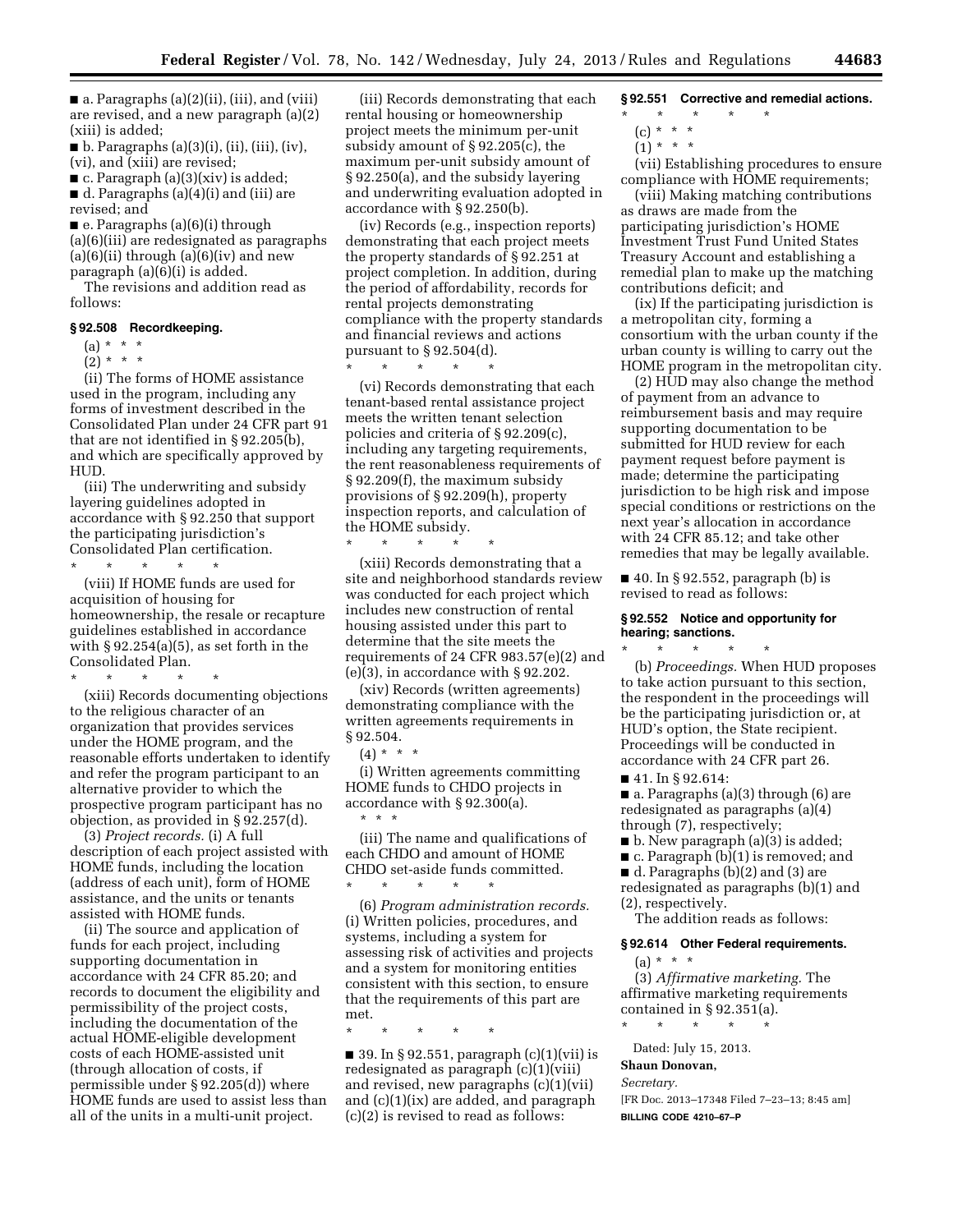■ a. Paragraphs (a)(2)(ii), (iii), and (viii) are revised, and a new paragraph (a)(2)(xiii) is added;

■ b. Paragraphs (a)(3)(i), (ii), (iii), (iv), (vi), and (xiii) are revised;

■ c. Paragraph (a)(3)(xiv) is added;

■ d. Paragraphs (a)(4)(i) and (iii) are revised; and

■ e. Paragraphs (a)(6)(i) through (a)(6)(iii) are redesignated as paragraphs (a)(6)(ii) through (a)(6)(iv) and new paragraph (a)(6)(i) is added.

The revisions and addition read as follows:

### § 92.508 Recordkeeping.

(a) * * *

(2) * * *

(ii) The forms of HOME assistance used in the program, including any forms of investment described in the Consolidated Plan under 24 CFR part 91 that are not identified in § 92.205(b), and which are specifically approved by HUD.

(iii) The underwriting and subsidy layering guidelines adopted in accordance with § 92.250 that support the participating jurisdiction's Consolidated Plan certification.

\* \* \* \* \*

(viii) If HOME funds are used for acquisition of housing for homeownership, the resale or recapture guidelines established in accordance with § 92.254(a)(5), as set forth in the Consolidated Plan.

\* \* \* \* \*

(xiii) Records documenting objections to the religious character of an organization that provides services under the HOME program, and the reasonable efforts undertaken to identify and refer the program participant to an alternative provider to which the prospective program participant has no objection, as provided in § 92.257(d).

(3) *Project records.* (i) A full description of each project assisted with HOME funds, including the location (address of each unit), form of HOME assistance, and the units or tenants assisted with HOME funds.

(ii) The source and application of funds for each project, including supporting documentation in accordance with 24 CFR 85.20; and records to document the eligibility and permissibility of the project costs, including the documentation of the actual HOME-eligible development costs of each HOME-assisted unit (through allocation of costs, if permissible under § 92.205(d)) where HOME funds are used to assist less than all of the units in a multi-unit project.

(iii) Records demonstrating that each rental housing or homeownership project meets the minimum per-unit subsidy amount of § 92.205(c), the maximum per-unit subsidy amount of § 92.250(a), and the subsidy layering and underwriting evaluation adopted in accordance with § 92.250(b).

(iv) Records (e.g., inspection reports) demonstrating that each project meets the property standards of § 92.251 at project completion. In addition, during the period of affordability, records for rental projects demonstrating compliance with the property standards and financial reviews and actions pursuant to § 92.504(d).

\* \* \* \* \*

(vi) Records demonstrating that each tenant-based rental assistance project meets the written tenant selection policies and criteria of § 92.209(c), including any targeting requirements, the rent reasonableness requirements of § 92.209(f), the maximum subsidy provisions of § 92.209(h), property inspection reports, and calculation of the HOME subsidy.

\* \* \* \* \*

(xiii) Records demonstrating that a site and neighborhood standards review was conducted for each project which includes new construction of rental housing assisted under this part to determine that the site meets the requirements of 24 CFR 983.57(e)(2) and (e)(3), in accordance with § 92.202.

(xiv) Records (written agreements) demonstrating compliance with the written agreements requirements in § 92.504.

(4) * * *

(i) Written agreements committing HOME funds to CHDO projects in accordance with § 92.300(a).

\* \* \*

(iii) The name and qualifications of each CHDO and amount of HOME CHDO set-aside funds committed.

\* \* \* \* \*

(6) *Program administration records.* (i) Written policies, procedures, and systems, including a system for assessing risk of activities and projects and a system for monitoring entities consistent with this section, to ensure that the requirements of this part are met.

\* \* \* \* \*

■ 39. In § 92.551, paragraph (c)(1)(vii) is redesignated as paragraph (c)(1)(viii) and revised, new paragraphs (c)(1)(vii) and (c)(1)(ix) are added, and paragraph (c)(2) is revised to read as follows:

### § 92.551 Corrective and remedial actions.

\* \* \* \* \*

(c) * * *

(1) * * *

(vii) Establishing procedures to ensure compliance with HOME requirements;

(viii) Making matching contributions as draws are made from the participating jurisdiction's HOME Investment Trust Fund United States Treasury Account and establishing a remedial plan to make up the matching contributions deficit; and

(ix) If the participating jurisdiction is a metropolitan city, forming a consortium with the urban county if the urban county is willing to carry out the HOME program in the metropolitan city.

(2) HUD may also change the method of payment from an advance to reimbursement basis and may require supporting documentation to be submitted for HUD review for each payment request before payment is made; determine the participating jurisdiction to be high risk and impose special conditions or restrictions on the next year's allocation in accordance with 24 CFR 85.12; and take other remedies that may be legally available.

■ 40. In § 92.552, paragraph (b) is revised to read as follows:

### § 92.552 Notice and opportunity for hearing; sanctions.

\* \* \* \* \*

(b) *Proceedings.* When HUD proposes to take action pursuant to this section, the respondent in the proceedings will be the participating jurisdiction or, at HUD's option, the State recipient. Proceedings will be conducted in accordance with 24 CFR part 26.

■ 41. In § 92.614:

■ a. Paragraphs (a)(3) through (6) are redesignated as paragraphs (a)(4) through (7), respectively;

■ b. New paragraph (a)(3) is added;

■ c. Paragraph (b)(1) is removed; and

■ d. Paragraphs (b)(2) and (3) are redesignated as paragraphs (b)(1) and (2), respectively.

The addition reads as follows:

### § 92.614 Other Federal requirements.

(a) * * *

(3) *Affirmative marketing.* The affirmative marketing requirements contained in § 92.351(a).

\* \* \* \* \*

Dated: July 15, 2013.

**Shaun Donovan,**

*Secretary.*

[FR Doc. 2013–17348 Filed 7–23–13; 8:45 am]

**BILLING CODE 4210–67–P**